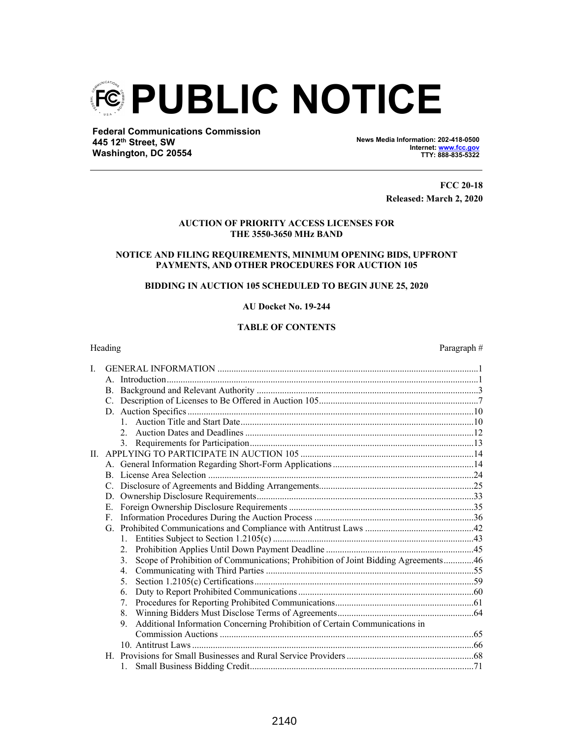# PUBLIC NOTICE

**Federal Communications Commission**
**445 12th Street, SW**
**Washington, DC 20554**

**News Media Information: 202-418-0500**
**Internet: www.fcc.gov**
**TTY: 888-835-5322**

**FCC 20-18**
**Released: March 2, 2020**

**AUCTION OF PRIORITY ACCESS LICENSES FOR THE 3550-3650 MHz BAND**

**NOTICE AND FILING REQUIREMENTS, MINIMUM OPENING BIDS, UPFRONT PAYMENTS, AND OTHER PROCEDURES FOR AUCTION 105**

**BIDDING IN AUCTION 105 SCHEDULED TO BEGIN JUNE 25, 2020**

**AU Docket No. 19-244**

**TABLE OF CONTENTS**

| Heading | Paragraph # |
|---|---|
| I. GENERAL INFORMATION | 1 |
| A. Introduction | 1 |
| B. Background and Relevant Authority | 3 |
| C. Description of Licenses to Be Offered in Auction 105 | 7 |
| D. Auction Specifics | 10 |
| 1. Auction Title and Start Date | 10 |
| 2. Auction Dates and Deadlines | 12 |
| 3. Requirements for Participation | 13 |
| II. APPLYING TO PARTICIPATE IN AUCTION 105 | 14 |
| A. General Information Regarding Short-Form Applications | 14 |
| B. License Area Selection | 24 |
| C. Disclosure of Agreements and Bidding Arrangements | 25 |
| D. Ownership Disclosure Requirements | 33 |
| E. Foreign Ownership Disclosure Requirements | 35 |
| F. Information Procedures During the Auction Process | 36 |
| G. Prohibited Communications and Compliance with Antitrust Laws | 42 |
| 1. Entities Subject to Section 1.2105(c) | 43 |
| 2. Prohibition Applies Until Down Payment Deadline | 45 |
| 3. Scope of Prohibition of Communications; Prohibition of Joint Bidding Agreements | 46 |
| 4. Communicating with Third Parties | 55 |
| 5. Section 1.2105(c) Certifications | 59 |
| 6. Duty to Report Prohibited Communications | 60 |
| 7. Procedures for Reporting Prohibited Communications | 61 |
| 8. Winning Bidders Must Disclose Terms of Agreements | 64 |
| 9. Additional Information Concerning Prohibition of Certain Communications in Commission Auctions | 65 |
| 10. Antitrust Laws | 66 |
| H. Provisions for Small Businesses and Rural Service Providers | 68 |
| 1. Small Business Bidding Credit | 71 |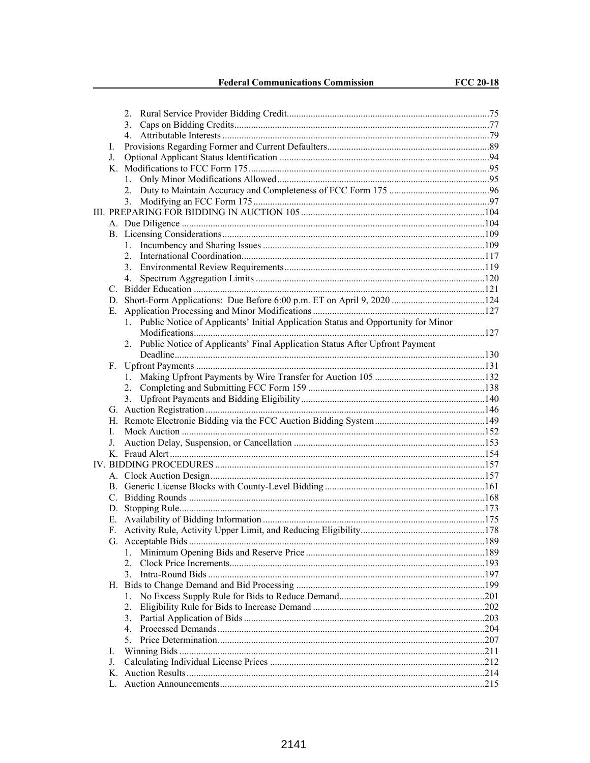2. Rural Service Provider Bidding Credit ....................................................75
3. Caps on Bidding Credits ....................................................77
4. Attributable Interests ....................................................79

I. Provisions Regarding Former and Current Defaulters ....................................................89

J. Optional Applicant Status Identification ....................................................94

K. Modifications to FCC Form 175 ....................................................95
1. Only Minor Modifications Allowed ....................................................95
2. Duty to Maintain Accuracy and Completeness of FCC Form 175 ....................................................96
3. Modifying an FCC Form 175 ....................................................97

III. PREPARING FOR BIDDING IN AUCTION 105 ....................................................104

A. Due Diligence ....................................................104

B. Licensing Considerations ....................................................109
1. Incumbency and Sharing Issues ....................................................109
2. International Coordination ....................................................117
3. Environmental Review Requirements ....................................................119
4. Spectrum Aggregation Limits ....................................................120

C. Bidder Education ....................................................121

D. Short-Form Applications: Due Before 6:00 p.m. ET on April 9, 2020 ....................................................124

E. Application Processing and Minor Modifications ....................................................127
1. Public Notice of Applicants' Initial Application Status and Opportunity for Minor Modifications ....................................................127
2. Public Notice of Applicants' Final Application Status After Upfront Payment Deadline ....................................................130

F. Upfront Payments ....................................................131
1. Making Upfront Payments by Wire Transfer for Auction 105 ....................................................132
2. Completing and Submitting FCC Form 159 ....................................................138
3. Upfront Payments and Bidding Eligibility ....................................................140

G. Auction Registration ....................................................146

H. Remote Electronic Bidding via the FCC Auction Bidding System ....................................................149

I. Mock Auction ....................................................152

J. Auction Delay, Suspension, or Cancellation ....................................................153

K. Fraud Alert ....................................................154

IV. BIDDING PROCEDURES ....................................................157

A. Clock Auction Design ....................................................157

B. Generic License Blocks with County-Level Bidding ....................................................161

C. Bidding Rounds ....................................................168

D. Stopping Rule ....................................................173

E. Availability of Bidding Information ....................................................175

F. Activity Rule, Activity Upper Limit, and Reducing Eligibility ....................................................178

G. Acceptable Bids ....................................................189
1. Minimum Opening Bids and Reserve Price ....................................................189
2. Clock Price Increments ....................................................193
3. Intra-Round Bids ....................................................197

H. Bids to Change Demand and Bid Processing ....................................................199
1. No Excess Supply Rule for Bids to Reduce Demand ....................................................201
2. Eligibility Rule for Bids to Increase Demand ....................................................202
3. Partial Application of Bids ....................................................203
4. Processed Demands ....................................................204
5. Price Determination ....................................................207

I. Winning Bids ....................................................211

J. Calculating Individual License Prices ....................................................212

K. Auction Results ....................................................214

L. Auction Announcements ....................................................215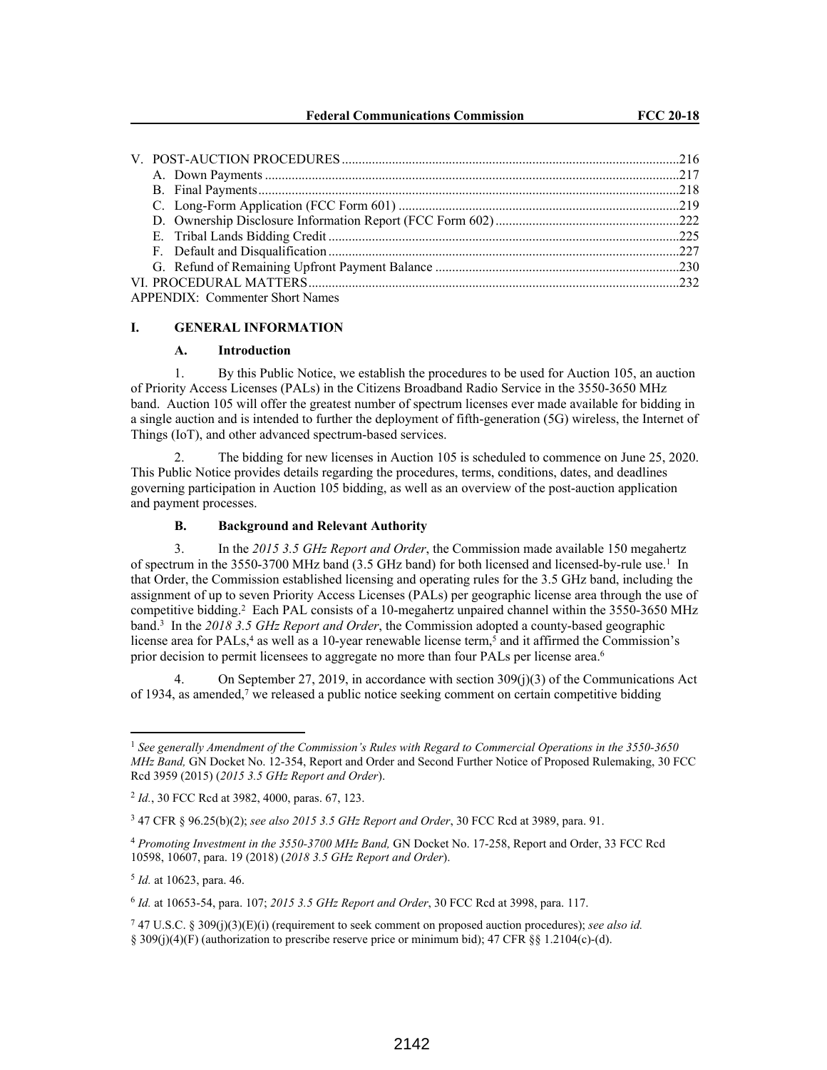V. POST-AUCTION PROCEDURES....................................................................................................216
  A. Down Payments ...........................................................................................................................217
  B. Final Payments.............................................................................................................................218
  C. Long-Form Application (FCC Form 601) ....................................................................................219
  D. Ownership Disclosure Information Report (FCC Form 602) .......................................................222
  E. Tribal Lands Bidding Credit .........................................................................................................225
  F. Default and Disqualification .........................................................................................................227
  G. Refund of Remaining Upfront Payment Balance .........................................................................230
VI. PROCEDURAL MATTERS..............................................................................................................232
APPENDIX: Commenter Short Names

## I. GENERAL INFORMATION

### A. Introduction

1. By this Public Notice, we establish the procedures to be used for Auction 105, an auction of Priority Access Licenses (PALs) in the Citizens Broadband Radio Service in the 3550-3650 MHz band. Auction 105 will offer the greatest number of spectrum licenses ever made available for bidding in a single auction and is intended to further the deployment of fifth-generation (5G) wireless, the Internet of Things (IoT), and other advanced spectrum-based services.

2. The bidding for new licenses in Auction 105 is scheduled to commence on June 25, 2020. This Public Notice provides details regarding the procedures, terms, conditions, dates, and deadlines governing participation in Auction 105 bidding, as well as an overview of the post-auction application and payment processes.

### B. Background and Relevant Authority

3. In the *2015 3.5 GHz Report and Order*, the Commission made available 150 megahertz of spectrum in the 3550-3700 MHz band (3.5 GHz band) for both licensed and licensed-by-rule use.[1] In that Order, the Commission established licensing and operating rules for the 3.5 GHz band, including the assignment of up to seven Priority Access Licenses (PALs) per geographic license area through the use of competitive bidding.[2] Each PAL consists of a 10-megahertz unpaired channel within the 3550-3650 MHz band.[3] In the *2018 3.5 GHz Report and Order*, the Commission adopted a county-based geographic license area for PALs,[4] as well as a 10-year renewable license term,[5] and it affirmed the Commission's prior decision to permit licensees to aggregate no more than four PALs per license area.[6]

4. On September 27, 2019, in accordance with section 309(j)(3) of the Communications Act of 1934, as amended,[7] we released a public notice seeking comment on certain competitive bidding

---

[1] *See generally Amendment of the Commission's Rules with Regard to Commercial Operations in the 3550-3650 MHz Band,* GN Docket No. 12-354, Report and Order and Second Further Notice of Proposed Rulemaking, 30 FCC Rcd 3959 (2015) (*2015 3.5 GHz Report and Order*).

[2] *Id.*, 30 FCC Rcd at 3982, 4000, paras. 67, 123.

[3] 47 CFR § 96.25(b)(2); *see also 2015 3.5 GHz Report and Order*, 30 FCC Rcd at 3989, para. 91.

[4] *Promoting Investment in the 3550-3700 MHz Band,* GN Docket No. 17-258, Report and Order, 33 FCC Rcd 10598, 10607, para. 19 (2018) (*2018 3.5 GHz Report and Order*).

[5] *Id.* at 10623, para. 46.

[6] *Id.* at 10653-54, para. 107; *2015 3.5 GHz Report and Order*, 30 FCC Rcd at 3998, para. 117.

[7] 47 U.S.C. § 309(j)(3)(E)(i) (requirement to seek comment on proposed auction procedures); *see also id.* § 309(j)(4)(F) (authorization to prescribe reserve price or minimum bid); 47 CFR §§ 1.2104(c)-(d).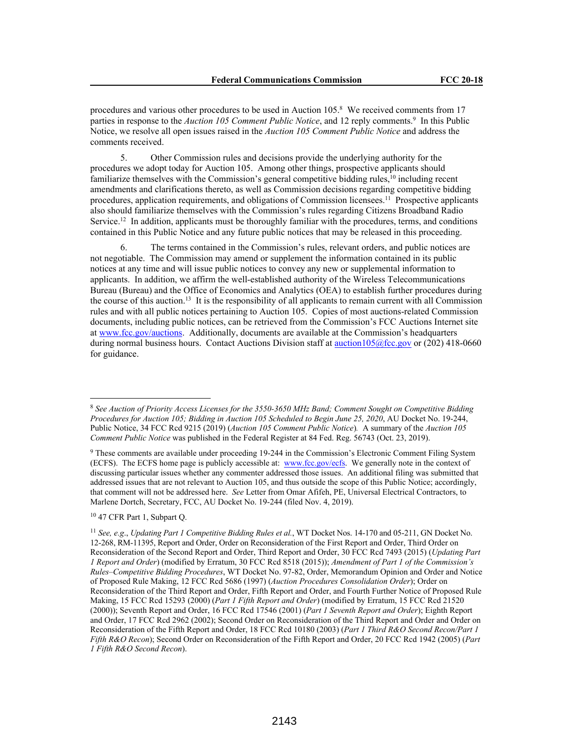procedures and various other procedures to be used in Auction 105.[8] We received comments from 17 parties in response to the *Auction 105 Comment Public Notice*, and 12 reply comments.[9] In this Public Notice, we resolve all open issues raised in the *Auction 105 Comment Public Notice* and address the comments received.

5. Other Commission rules and decisions provide the underlying authority for the procedures we adopt today for Auction 105. Among other things, prospective applicants should familiarize themselves with the Commission's general competitive bidding rules,[10] including recent amendments and clarifications thereto, as well as Commission decisions regarding competitive bidding procedures, application requirements, and obligations of Commission licensees.[11] Prospective applicants also should familiarize themselves with the Commission's rules regarding Citizens Broadband Radio Service.[12] In addition, applicants must be thoroughly familiar with the procedures, terms, and conditions contained in this Public Notice and any future public notices that may be released in this proceeding.

6. The terms contained in the Commission's rules, relevant orders, and public notices are not negotiable. The Commission may amend or supplement the information contained in its public notices at any time and will issue public notices to convey any new or supplemental information to applicants. In addition, we affirm the well-established authority of the Wireless Telecommunications Bureau (Bureau) and the Office of Economics and Analytics (OEA) to establish further procedures during the course of this auction.[13] It is the responsibility of all applicants to remain current with all Commission rules and with all public notices pertaining to Auction 105. Copies of most auctions-related Commission documents, including public notices, can be retrieved from the Commission's FCC Auctions Internet site at www.fcc.gov/auctions. Additionally, documents are available at the Commission's headquarters during normal business hours. Contact Auctions Division staff at auction105@fcc.gov or (202) 418-0660 for guidance.

---

[8] *See Auction of Priority Access Licenses for the 3550-3650 MHz Band; Comment Sought on Competitive Bidding Procedures for Auction 105; Bidding in Auction 105 Scheduled to Begin June 25, 2020*, AU Docket No. 19-244, Public Notice, 34 FCC Rcd 9215 (2019) (*Auction 105 Comment Public Notice*). A summary of the *Auction 105 Comment Public Notice* was published in the Federal Register at 84 Fed. Reg. 56743 (Oct. 23, 2019).

[9] These comments are available under proceeding 19-244 in the Commission's Electronic Comment Filing System (ECFS). The ECFS home page is publicly accessible at: www.fcc.gov/ecfs. We generally note in the context of discussing particular issues whether any commenter addressed those issues. An additional filing was submitted that addressed issues that are not relevant to Auction 105, and thus outside the scope of this Public Notice; accordingly, that comment will not be addressed here. *See* Letter from Omar Afifeh, PE, Universal Electrical Contractors, to Marlene Dortch, Secretary, FCC, AU Docket No. 19-244 (filed Nov. 4, 2019).

[10] 47 CFR Part 1, Subpart Q.

[11] *See, e.g.*, *Updating Part 1 Competitive Bidding Rules et al.*, WT Docket Nos. 14-170 and 05-211, GN Docket No. 12-268, RM-11395, Report and Order, Order on Reconsideration of the First Report and Order, Third Order on Reconsideration of the Second Report and Order, Third Report and Order, 30 FCC Rcd 7493 (2015) (*Updating Part 1 Report and Order*) (modified by Erratum, 30 FCC Rcd 8518 (2015)); *Amendment of Part 1 of the Commission's Rules–Competitive Bidding Procedures*, WT Docket No. 97-82, Order, Memorandum Opinion and Order and Notice of Proposed Rule Making, 12 FCC Rcd 5686 (1997) (*Auction Procedures Consolidation Order*); Order on Reconsideration of the Third Report and Order, Fifth Report and Order, and Fourth Further Notice of Proposed Rule Making, 15 FCC Rcd 15293 (2000) (*Part 1 Fifth Report and Order*) (modified by Erratum, 15 FCC Rcd 21520 (2000)); Seventh Report and Order, 16 FCC Rcd 17546 (2001) (*Part 1 Seventh Report and Order*); Eighth Report and Order, 17 FCC Rcd 2962 (2002); Second Order on Reconsideration of the Third Report and Order and Order on Reconsideration of the Fifth Report and Order, 18 FCC Rcd 10180 (2003) (*Part 1 Third R&O Second Recon/Part 1 Fifth R&O Recon*); Second Order on Reconsideration of the Fifth Report and Order, 20 FCC Rcd 1942 (2005) (*Part 1 Fifth R&O Second Recon*).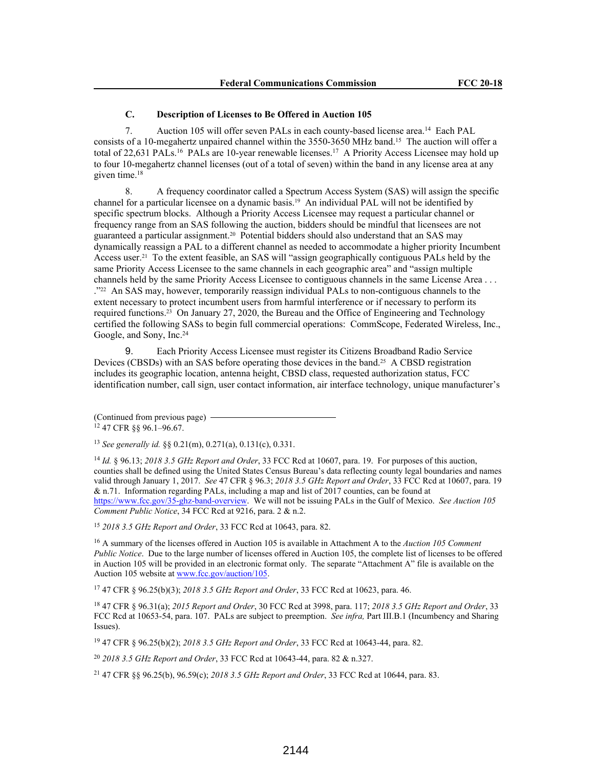### C. Description of Licenses to Be Offered in Auction 105

7. Auction 105 will offer seven PALs in each county-based license area.[14] Each PAL consists of a 10-megahertz unpaired channel within the 3550-3650 MHz band.[15] The auction will offer a total of 22,631 PALs.[16] PALs are 10-year renewable licenses.[17] A Priority Access Licensee may hold up to four 10-megahertz channel licenses (out of a total of seven) within the band in any license area at any given time.[18]

8. A frequency coordinator called a Spectrum Access System (SAS) will assign the specific channel for a particular licensee on a dynamic basis.[19] An individual PAL will not be identified by specific spectrum blocks. Although a Priority Access Licensee may request a particular channel or frequency range from an SAS following the auction, bidders should be mindful that licensees are not guaranteed a particular assignment.[20] Potential bidders should also understand that an SAS may dynamically reassign a PAL to a different channel as needed to accommodate a higher priority Incumbent Access user.[21] To the extent feasible, an SAS will "assign geographically contiguous PALs held by the same Priority Access Licensee to the same channels in each geographic area" and "assign multiple channels held by the same Priority Access Licensee to contiguous channels in the same License Area . . . ."[22] An SAS may, however, temporarily reassign individual PALs to non-contiguous channels to the extent necessary to protect incumbent users from harmful interference or if necessary to perform its required functions.[23] On January 27, 2020, the Bureau and the Office of Engineering and Technology certified the following SASs to begin full commercial operations: CommScope, Federated Wireless, Inc., Google, and Sony, Inc.[24]

9. Each Priority Access Licensee must register its Citizens Broadband Radio Service Devices (CBSDs) with an SAS before operating those devices in the band.[25] A CBSD registration includes its geographic location, antenna height, CBSD class, requested authorization status, FCC identification number, call sign, user contact information, air interface technology, unique manufacturer's

(Continued from previous page)

[12] 47 CFR §§ 96.1–96.67.

[13] *See generally id.* §§ 0.21(m), 0.271(a), 0.131(c), 0.331.

[14] *Id.* § 96.13; *2018 3.5 GHz Report and Order*, 33 FCC Rcd at 10607, para. 19. For purposes of this auction, counties shall be defined using the United States Census Bureau's data reflecting county legal boundaries and names valid through January 1, 2017. *See* 47 CFR § 96.3; *2018 3.5 GHz Report and Order*, 33 FCC Rcd at 10607, para. 19 & n.71. Information regarding PALs, including a map and list of 2017 counties, can be found at https://www.fcc.gov/35-ghz-band-overview. We will not be issuing PALs in the Gulf of Mexico. *See Auction 105 Comment Public Notice*, 34 FCC Rcd at 9216, para. 2 & n.2.

[15] *2018 3.5 GHz Report and Order*, 33 FCC Rcd at 10643, para. 82.

[16] A summary of the licenses offered in Auction 105 is available in Attachment A to the *Auction 105 Comment Public Notice*. Due to the large number of licenses offered in Auction 105, the complete list of licenses to be offered in Auction 105 will be provided in an electronic format only. The separate "Attachment A" file is available on the Auction 105 website at www.fcc.gov/auction/105.

[17] 47 CFR § 96.25(b)(3); *2018 3.5 GHz Report and Order*, 33 FCC Rcd at 10623, para. 46.

[18] 47 CFR § 96.31(a); *2015 Report and Order*, 30 FCC Rcd at 3998, para. 117; *2018 3.5 GHz Report and Order*, 33 FCC Rcd at 10653-54, para. 107. PALs are subject to preemption. *See infra,* Part III.B.1 (Incumbency and Sharing Issues).

[19] 47 CFR § 96.25(b)(2); *2018 3.5 GHz Report and Order*, 33 FCC Rcd at 10643-44, para. 82.

[20] *2018 3.5 GHz Report and Order*, 33 FCC Rcd at 10643-44, para. 82 & n.327.

[21] 47 CFR §§ 96.25(b), 96.59(c); *2018 3.5 GHz Report and Order*, 33 FCC Rcd at 10644, para. 83.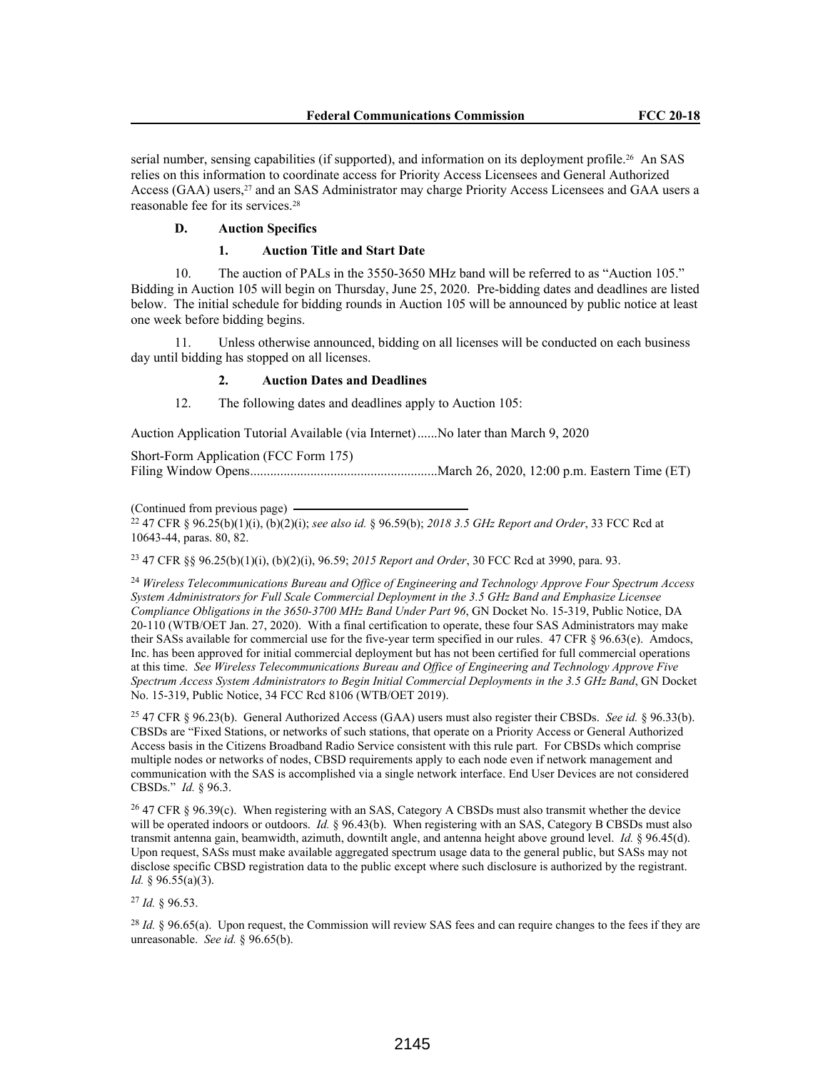serial number, sensing capabilities (if supported), and information on its deployment profile.[26] An SAS relies on this information to coordinate access for Priority Access Licensees and General Authorized Access (GAA) users,[27] and an SAS Administrator may charge Priority Access Licensees and GAA users a reasonable fee for its services.[28]

### D. Auction Specifics

#### 1. Auction Title and Start Date

10. The auction of PALs in the 3550-3650 MHz band will be referred to as "Auction 105." Bidding in Auction 105 will begin on Thursday, June 25, 2020. Pre-bidding dates and deadlines are listed below. The initial schedule for bidding rounds in Auction 105 will be announced by public notice at least one week before bidding begins.

11. Unless otherwise announced, bidding on all licenses will be conducted on each business day until bidding has stopped on all licenses.

#### 2. Auction Dates and Deadlines

12. The following dates and deadlines apply to Auction 105:

Auction Application Tutorial Available (via Internet)......No later than March 9, 2020

Short-Form Application (FCC Form 175)
Filing Window Opens........................................................March 26, 2020, 12:00 p.m. Eastern Time (ET)

---

(Continued from previous page)

[22] 47 CFR § 96.25(b)(1)(i), (b)(2)(i); *see also id.* § 96.59(b); *2018 3.5 GHz Report and Order*, 33 FCC Rcd at 10643-44, paras. 80, 82.

[23] 47 CFR §§ 96.25(b)(1)(i), (b)(2)(i), 96.59; *2015 Report and Order*, 30 FCC Rcd at 3990, para. 93.

[24] *Wireless Telecommunications Bureau and Office of Engineering and Technology Approve Four Spectrum Access System Administrators for Full Scale Commercial Deployment in the 3.5 GHz Band and Emphasize Licensee Compliance Obligations in the 3650-3700 MHz Band Under Part 96*, GN Docket No. 15-319, Public Notice, DA 20-110 (WTB/OET Jan. 27, 2020). With a final certification to operate, these four SAS Administrators may make their SASs available for commercial use for the five-year term specified in our rules. 47 CFR § 96.63(e). Amdocs, Inc. has been approved for initial commercial deployment but has not been certified for full commercial operations at this time. *See Wireless Telecommunications Bureau and Office of Engineering and Technology Approve Five Spectrum Access System Administrators to Begin Initial Commercial Deployments in the 3.5 GHz Band*, GN Docket No. 15-319, Public Notice, 34 FCC Rcd 8106 (WTB/OET 2019).

[25] 47 CFR § 96.23(b). General Authorized Access (GAA) users must also register their CBSDs. *See id.* § 96.33(b). CBSDs are "Fixed Stations, or networks of such stations, that operate on a Priority Access or General Authorized Access basis in the Citizens Broadband Radio Service consistent with this rule part. For CBSDs which comprise multiple nodes or networks of nodes, CBSD requirements apply to each node even if network management and communication with the SAS is accomplished via a single network interface. End User Devices are not considered CBSDs." *Id.* § 96.3.

[26] 47 CFR § 96.39(c). When registering with an SAS, Category A CBSDs must also transmit whether the device will be operated indoors or outdoors. *Id.* § 96.43(b). When registering with an SAS, Category B CBSDs must also transmit antenna gain, beamwidth, azimuth, downtilt angle, and antenna height above ground level. *Id.* § 96.45(d). Upon request, SASs must make available aggregated spectrum usage data to the general public, but SASs may not disclose specific CBSD registration data to the public except where such disclosure is authorized by the registrant. *Id.* § 96.55(a)(3).

[27] *Id.* § 96.53.

[28] *Id.* § 96.65(a). Upon request, the Commission will review SAS fees and can require changes to the fees if they are unreasonable. *See id.* § 96.65(b).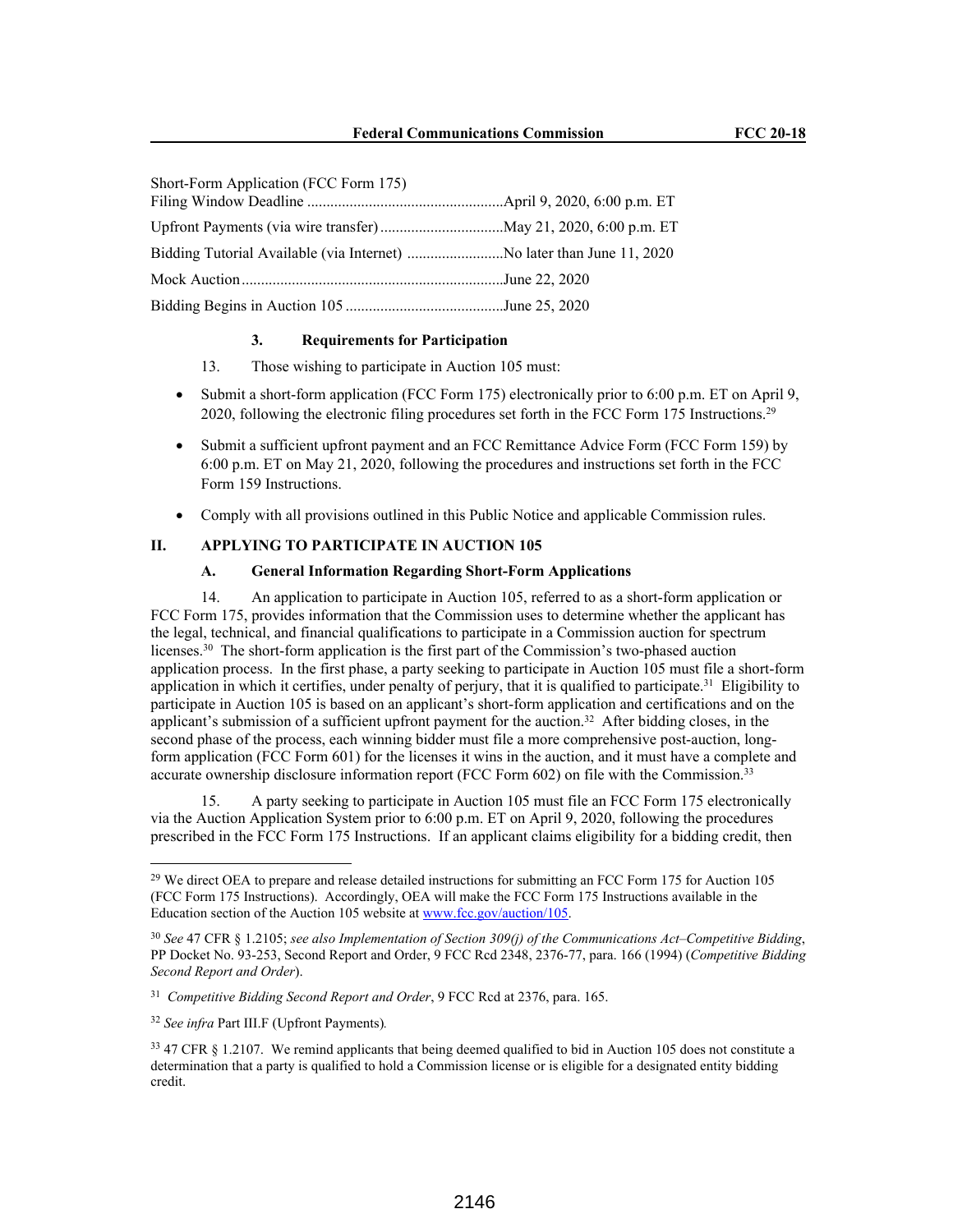| | |
|---|---|
| Short-Form Application (FCC Form 175) Filing Window Deadline | April 9, 2020, 6:00 p.m. ET |
| Upfront Payments (via wire transfer) | May 21, 2020, 6:00 p.m. ET |
| Bidding Tutorial Available (via Internet) | No later than June 11, 2020 |
| Mock Auction | June 22, 2020 |
| Bidding Begins in Auction 105 | June 25, 2020 |

#### 3. Requirements for Participation

13. Those wishing to participate in Auction 105 must:

- Submit a short-form application (FCC Form 175) electronically prior to 6:00 p.m. ET on April 9, 2020, following the electronic filing procedures set forth in the FCC Form 175 Instructions.[29]
- Submit a sufficient upfront payment and an FCC Remittance Advice Form (FCC Form 159) by 6:00 p.m. ET on May 21, 2020, following the procedures and instructions set forth in the FCC Form 159 Instructions.
- Comply with all provisions outlined in this Public Notice and applicable Commission rules.

## II. APPLYING TO PARTICIPATE IN AUCTION 105

### A. General Information Regarding Short-Form Applications

14. An application to participate in Auction 105, referred to as a short-form application or FCC Form 175, provides information that the Commission uses to determine whether the applicant has the legal, technical, and financial qualifications to participate in a Commission auction for spectrum licenses.[30] The short-form application is the first part of the Commission's two-phased auction application process. In the first phase, a party seeking to participate in Auction 105 must file a short-form application in which it certifies, under penalty of perjury, that it is qualified to participate.[31] Eligibility to participate in Auction 105 is based on an applicant's short-form application and certifications and on the applicant's submission of a sufficient upfront payment for the auction.[32] After bidding closes, in the second phase of the process, each winning bidder must file a more comprehensive post-auction, long-form application (FCC Form 601) for the licenses it wins in the auction, and it must have a complete and accurate ownership disclosure information report (FCC Form 602) on file with the Commission.[33]

15. A party seeking to participate in Auction 105 must file an FCC Form 175 electronically via the Auction Application System prior to 6:00 p.m. ET on April 9, 2020, following the procedures prescribed in the FCC Form 175 Instructions. If an applicant claims eligibility for a bidding credit, then

---

[29] We direct OEA to prepare and release detailed instructions for submitting an FCC Form 175 for Auction 105 (FCC Form 175 Instructions). Accordingly, OEA will make the FCC Form 175 Instructions available in the Education section of the Auction 105 website at www.fcc.gov/auction/105.

[30] *See* 47 CFR § 1.2105; *see also Implementation of Section 309(j) of the Communications Act–Competitive Bidding*, PP Docket No. 93-253, Second Report and Order, 9 FCC Rcd 2348, 2376-77, para. 166 (1994) (*Competitive Bidding Second Report and Order*).

[31] *Competitive Bidding Second Report and Order*, 9 FCC Rcd at 2376, para. 165.

[32] *See infra* Part III.F (Upfront Payments).

[33] 47 CFR § 1.2107. We remind applicants that being deemed qualified to bid in Auction 105 does not constitute a determination that a party is qualified to hold a Commission license or is eligible for a designated entity bidding credit.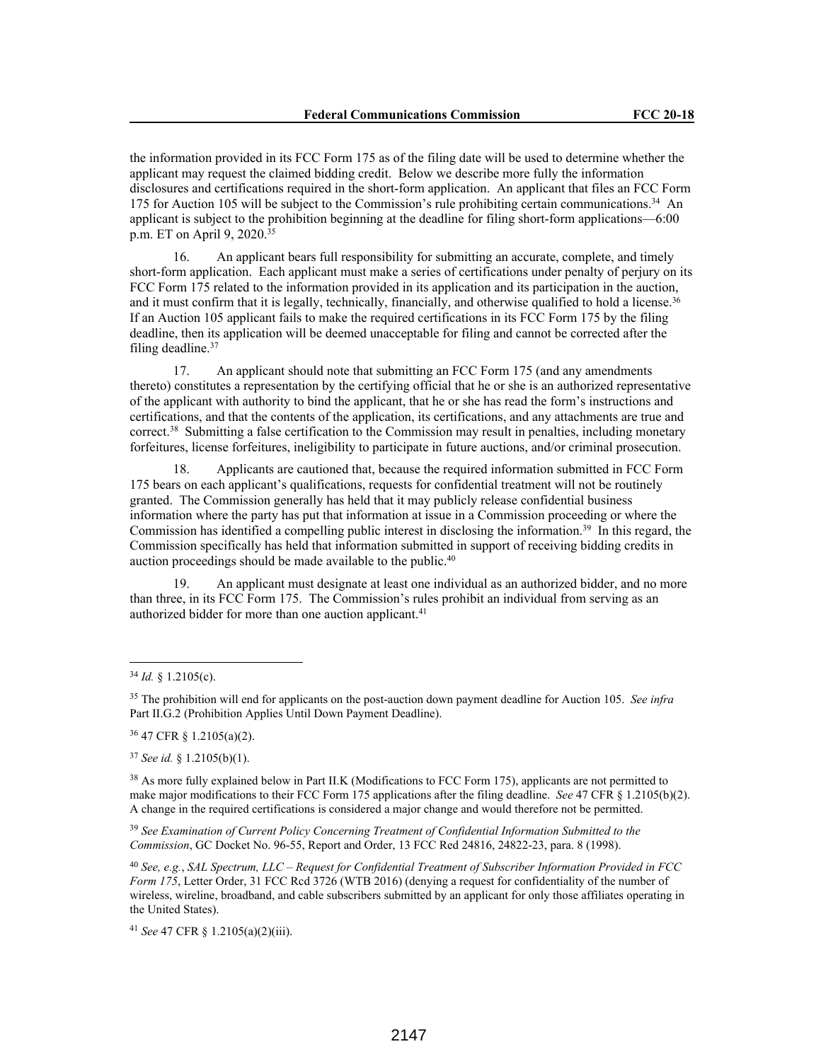the information provided in its FCC Form 175 as of the filing date will be used to determine whether the applicant may request the claimed bidding credit. Below we describe more fully the information disclosures and certifications required in the short-form application. An applicant that files an FCC Form 175 for Auction 105 will be subject to the Commission's rule prohibiting certain communications.[34] An applicant is subject to the prohibition beginning at the deadline for filing short-form applications—6:00 p.m. ET on April 9, 2020.[35]

16. An applicant bears full responsibility for submitting an accurate, complete, and timely short-form application. Each applicant must make a series of certifications under penalty of perjury on its FCC Form 175 related to the information provided in its application and its participation in the auction, and it must confirm that it is legally, technically, financially, and otherwise qualified to hold a license.[36] If an Auction 105 applicant fails to make the required certifications in its FCC Form 175 by the filing deadline, then its application will be deemed unacceptable for filing and cannot be corrected after the filing deadline.[37]

17. An applicant should note that submitting an FCC Form 175 (and any amendments thereto) constitutes a representation by the certifying official that he or she is an authorized representative of the applicant with authority to bind the applicant, that he or she has read the form's instructions and certifications, and that the contents of the application, its certifications, and any attachments are true and correct.[38] Submitting a false certification to the Commission may result in penalties, including monetary forfeitures, license forfeitures, ineligibility to participate in future auctions, and/or criminal prosecution.

18. Applicants are cautioned that, because the required information submitted in FCC Form 175 bears on each applicant's qualifications, requests for confidential treatment will not be routinely granted. The Commission generally has held that it may publicly release confidential business information where the party has put that information at issue in a Commission proceeding or where the Commission has identified a compelling public interest in disclosing the information.[39] In this regard, the Commission specifically has held that information submitted in support of receiving bidding credits in auction proceedings should be made available to the public.[40]

19. An applicant must designate at least one individual as an authorized bidder, and no more than three, in its FCC Form 175. The Commission's rules prohibit an individual from serving as an authorized bidder for more than one auction applicant.[41]

---

[34] *Id.* § 1.2105(c).

[35] The prohibition will end for applicants on the post-auction down payment deadline for Auction 105. *See infra* Part II.G.2 (Prohibition Applies Until Down Payment Deadline).

[36] 47 CFR § 1.2105(a)(2).

[37] *See id.* § 1.2105(b)(1).

[38] As more fully explained below in Part II.K (Modifications to FCC Form 175), applicants are not permitted to make major modifications to their FCC Form 175 applications after the filing deadline. *See* 47 CFR § 1.2105(b)(2). A change in the required certifications is considered a major change and would therefore not be permitted.

[39] *See Examination of Current Policy Concerning Treatment of Confidential Information Submitted to the Commission*, GC Docket No. 96-55, Report and Order, 13 FCC Rcd 24816, 24822-23, para. 8 (1998).

[40] *See, e.g.*, *SAL Spectrum, LLC – Request for Confidential Treatment of Subscriber Information Provided in FCC Form 175*, Letter Order, 31 FCC Rcd 3726 (WTB 2016) (denying a request for confidentiality of the number of wireless, wireline, broadband, and cable subscribers submitted by an applicant for only those affiliates operating in the United States).

[41] *See* 47 CFR § 1.2105(a)(2)(iii).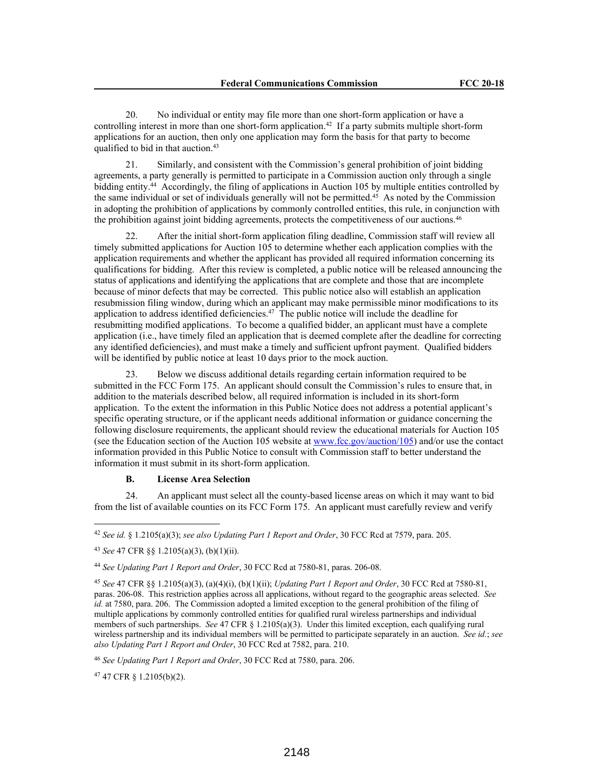20. No individual or entity may file more than one short-form application or have a controlling interest in more than one short-form application.[42] If a party submits multiple short-form applications for an auction, then only one application may form the basis for that party to become qualified to bid in that auction.[43]

21. Similarly, and consistent with the Commission's general prohibition of joint bidding agreements, a party generally is permitted to participate in a Commission auction only through a single bidding entity.[44] Accordingly, the filing of applications in Auction 105 by multiple entities controlled by the same individual or set of individuals generally will not be permitted.[45] As noted by the Commission in adopting the prohibition of applications by commonly controlled entities, this rule, in conjunction with the prohibition against joint bidding agreements, protects the competitiveness of our auctions.[46]

22. After the initial short-form application filing deadline, Commission staff will review all timely submitted applications for Auction 105 to determine whether each application complies with the application requirements and whether the applicant has provided all required information concerning its qualifications for bidding. After this review is completed, a public notice will be released announcing the status of applications and identifying the applications that are complete and those that are incomplete because of minor defects that may be corrected. This public notice also will establish an application resubmission filing window, during which an applicant may make permissible minor modifications to its application to address identified deficiencies.[47] The public notice will include the deadline for resubmitting modified applications. To become a qualified bidder, an applicant must have a complete application (i.e., have timely filed an application that is deemed complete after the deadline for correcting any identified deficiencies), and must make a timely and sufficient upfront payment. Qualified bidders will be identified by public notice at least 10 days prior to the mock auction.

23. Below we discuss additional details regarding certain information required to be submitted in the FCC Form 175. An applicant should consult the Commission's rules to ensure that, in addition to the materials described below, all required information is included in its short-form application. To the extent the information in this Public Notice does not address a potential applicant's specific operating structure, or if the applicant needs additional information or guidance concerning the following disclosure requirements, the applicant should review the educational materials for Auction 105 (see the Education section of the Auction 105 website at www.fcc.gov/auction/105) and/or use the contact information provided in this Public Notice to consult with Commission staff to better understand the information it must submit in its short-form application.

### B. License Area Selection

24. An applicant must select all the county-based license areas on which it may want to bid from the list of available counties on its FCC Form 175. An applicant must carefully review and verify

---

[42] *See id.* § 1.2105(a)(3); *see also Updating Part 1 Report and Order*, 30 FCC Rcd at 7579, para. 205.

[43] *See* 47 CFR §§ 1.2105(a)(3), (b)(1)(ii).

[44] *See Updating Part 1 Report and Order*, 30 FCC Rcd at 7580-81, paras. 206-08.

[45] *See* 47 CFR §§ 1.2105(a)(3), (a)(4)(i), (b)(1)(ii); *Updating Part 1 Report and Order*, 30 FCC Rcd at 7580-81, paras. 206-08. This restriction applies across all applications, without regard to the geographic areas selected. *See id.* at 7580, para. 206. The Commission adopted a limited exception to the general prohibition of the filing of multiple applications by commonly controlled entities for qualified rural wireless partnerships and individual members of such partnerships. *See* 47 CFR § 1.2105(a)(3). Under this limited exception, each qualifying rural wireless partnership and its individual members will be permitted to participate separately in an auction. *See id.*; *see also Updating Part 1 Report and Order*, 30 FCC Rcd at 7582, para. 210.

[46] *See Updating Part 1 Report and Order*, 30 FCC Rcd at 7580, para. 206.

[47] 47 CFR § 1.2105(b)(2).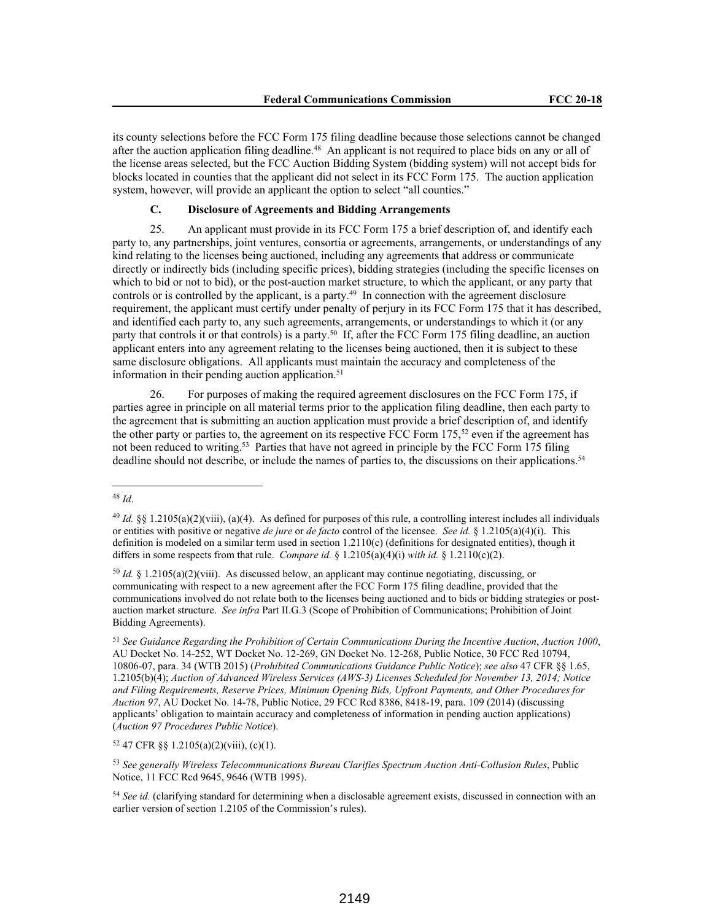its county selections before the FCC Form 175 filing deadline because those selections cannot be changed after the auction application filing deadline.[48] An applicant is not required to place bids on any or all of the license areas selected, but the FCC Auction Bidding System (bidding system) will not accept bids for blocks located in counties that the applicant did not select in its FCC Form 175. The auction application system, however, will provide an applicant the option to select "all counties."

### C. Disclosure of Agreements and Bidding Arrangements

25. An applicant must provide in its FCC Form 175 a brief description of, and identify each party to, any partnerships, joint ventures, consortia or agreements, arrangements, or understandings of any kind relating to the licenses being auctioned, including any agreements that address or communicate directly or indirectly bids (including specific prices), bidding strategies (including the specific licenses on which to bid or not to bid), or the post-auction market structure, to which the applicant, or any party that controls or is controlled by the applicant, is a party.[49] In connection with the agreement disclosure requirement, the applicant must certify under penalty of perjury in its FCC Form 175 that it has described, and identified each party to, any such agreements, arrangements, or understandings to which it (or any party that controls it or that controls) is a party.[50] If, after the FCC Form 175 filing deadline, an auction applicant enters into any agreement relating to the licenses being auctioned, then it is subject to these same disclosure obligations. All applicants must maintain the accuracy and completeness of the information in their pending auction application.[51]

26. For purposes of making the required agreement disclosures on the FCC Form 175, if parties agree in principle on all material terms prior to the application filing deadline, then each party to the agreement that is submitting an auction application must provide a brief description of, and identify the other party or parties to, the agreement on its respective FCC Form 175,[52] even if the agreement has not been reduced to writing.[53] Parties that have not agreed in principle by the FCC Form 175 filing deadline should not describe, or include the names of parties to, the discussions on their applications.[54]

---

[48] *Id*.

[49] *Id.* §§ 1.2105(a)(2)(viii), (a)(4). As defined for purposes of this rule, a controlling interest includes all individuals or entities with positive or negative *de jure* or *de facto* control of the licensee. *See id.* § 1.2105(a)(4)(i). This definition is modeled on a similar term used in section 1.2110(c) (definitions for designated entities), though it differs in some respects from that rule. *Compare id.* § 1.2105(a)(4)(i) *with id.* § 1.2110(c)(2).

[50] *Id.* § 1.2105(a)(2)(viii). As discussed below, an applicant may continue negotiating, discussing, or communicating with respect to a new agreement after the FCC Form 175 filing deadline, provided that the communications involved do not relate both to the licenses being auctioned and to bids or bidding strategies or post-auction market structure. *See infra* Part II.G.3 (Scope of Prohibition of Communications; Prohibition of Joint Bidding Agreements).

[51] *See Guidance Regarding the Prohibition of Certain Communications During the Incentive Auction*, *Auction 1000*, AU Docket No. 14-252, WT Docket No. 12-269, GN Docket No. 12-268, Public Notice, 30 FCC Rcd 10794, 10806-07, para. 34 (WTB 2015) (*Prohibited Communications Guidance Public Notice*); *see also* 47 CFR §§ 1.65, 1.2105(b)(4); *Auction of Advanced Wireless Services (AWS-3) Licenses Scheduled for November 13, 2014; Notice and Filing Requirements, Reserve Prices, Minimum Opening Bids, Upfront Payments, and Other Procedures for Auction 97*, AU Docket No. 14-78, Public Notice, 29 FCC Rcd 8386, 8418-19, para. 109 (2014) (discussing applicants' obligation to maintain accuracy and completeness of information in pending auction applications) (*Auction 97 Procedures Public Notice*).

[52] 47 CFR §§ 1.2105(a)(2)(viii), (c)(1).

[53] *See generally Wireless Telecommunications Bureau Clarifies Spectrum Auction Anti-Collusion Rules*, Public Notice, 11 FCC Rcd 9645, 9646 (WTB 1995).

[54] *See id.* (clarifying standard for determining when a disclosable agreement exists, discussed in connection with an earlier version of section 1.2105 of the Commission's rules).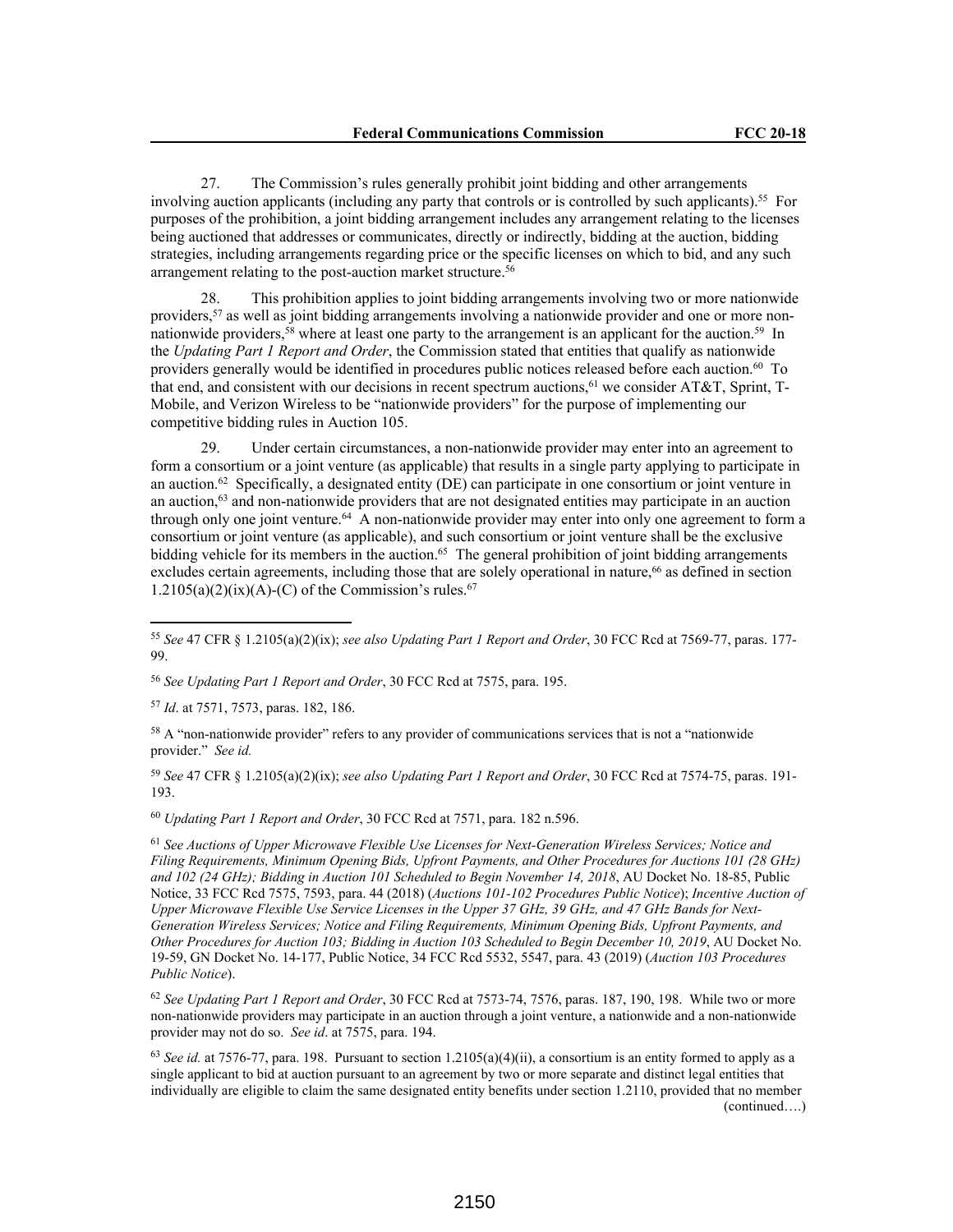27. The Commission's rules generally prohibit joint bidding and other arrangements involving auction applicants (including any party that controls or is controlled by such applicants).[55] For purposes of the prohibition, a joint bidding arrangement includes any arrangement relating to the licenses being auctioned that addresses or communicates, directly or indirectly, bidding at the auction, bidding strategies, including arrangements regarding price or the specific licenses on which to bid, and any such arrangement relating to the post-auction market structure.[56]

28. This prohibition applies to joint bidding arrangements involving two or more nationwide providers,[57] as well as joint bidding arrangements involving a nationwide provider and one or more non-nationwide providers,[58] where at least one party to the arrangement is an applicant for the auction.[59] In the *Updating Part 1 Report and Order*, the Commission stated that entities that qualify as nationwide providers generally would be identified in procedures public notices released before each auction.[60] To that end, and consistent with our decisions in recent spectrum auctions,[61] we consider AT&T, Sprint, T-Mobile, and Verizon Wireless to be "nationwide providers" for the purpose of implementing our competitive bidding rules in Auction 105.

29. Under certain circumstances, a non-nationwide provider may enter into an agreement to form a consortium or a joint venture (as applicable) that results in a single party applying to participate in an auction.[62] Specifically, a designated entity (DE) can participate in one consortium or joint venture in an auction,[63] and non-nationwide providers that are not designated entities may participate in an auction through only one joint venture.[64] A non-nationwide provider may enter into only one agreement to form a consortium or joint venture (as applicable), and such consortium or joint venture shall be the exclusive bidding vehicle for its members in the auction.[65] The general prohibition of joint bidding arrangements excludes certain agreements, including those that are solely operational in nature,[66] as defined in section 1.2105(a)(2)(ix)(A)-(C) of the Commission's rules.[67]

---

[55] *See* 47 CFR § 1.2105(a)(2)(ix); *see also Updating Part 1 Report and Order*, 30 FCC Rcd at 7569-77, paras. 177-99.

[56] *See Updating Part 1 Report and Order*, 30 FCC Rcd at 7575, para. 195.

[57] *Id*. at 7571, 7573, paras. 182, 186.

[58] A "non-nationwide provider" refers to any provider of communications services that is not a "nationwide provider." *See id.*

[59] *See* 47 CFR § 1.2105(a)(2)(ix); *see also Updating Part 1 Report and Order*, 30 FCC Rcd at 7574-75, paras. 191-193.

[60] *Updating Part 1 Report and Order*, 30 FCC Rcd at 7571, para. 182 n.596.

[61] *See Auctions of Upper Microwave Flexible Use Licenses for Next-Generation Wireless Services; Notice and Filing Requirements, Minimum Opening Bids, Upfront Payments, and Other Procedures for Auctions 101 (28 GHz) and 102 (24 GHz); Bidding in Auction 101 Scheduled to Begin November 14, 2018*, AU Docket No. 18-85, Public Notice, 33 FCC Rcd 7575, 7593, para. 44 (2018) (*Auctions 101-102 Procedures Public Notice*); *Incentive Auction of Upper Microwave Flexible Use Service Licenses in the Upper 37 GHz, 39 GHz, and 47 GHz Bands for Next-Generation Wireless Services; Notice and Filing Requirements, Minimum Opening Bids, Upfront Payments, and Other Procedures for Auction 103; Bidding in Auction 103 Scheduled to Begin December 10, 2019*, AU Docket No. 19-59, GN Docket No. 14-177, Public Notice, 34 FCC Rcd 5532, 5547, para. 43 (2019) (*Auction 103 Procedures Public Notice*).

[62] *See Updating Part 1 Report and Order*, 30 FCC Rcd at 7573-74, 7576, paras. 187, 190, 198. While two or more non-nationwide providers may participate in an auction through a joint venture, a nationwide and a non-nationwide provider may not do so. *See id*. at 7575, para. 194.

[63] *See id.* at 7576-77, para. 198. Pursuant to section 1.2105(a)(4)(ii), a consortium is an entity formed to apply as a single applicant to bid at auction pursuant to an agreement by two or more separate and distinct legal entities that individually are eligible to claim the same designated entity benefits under section 1.2110, provided that no member (continued….)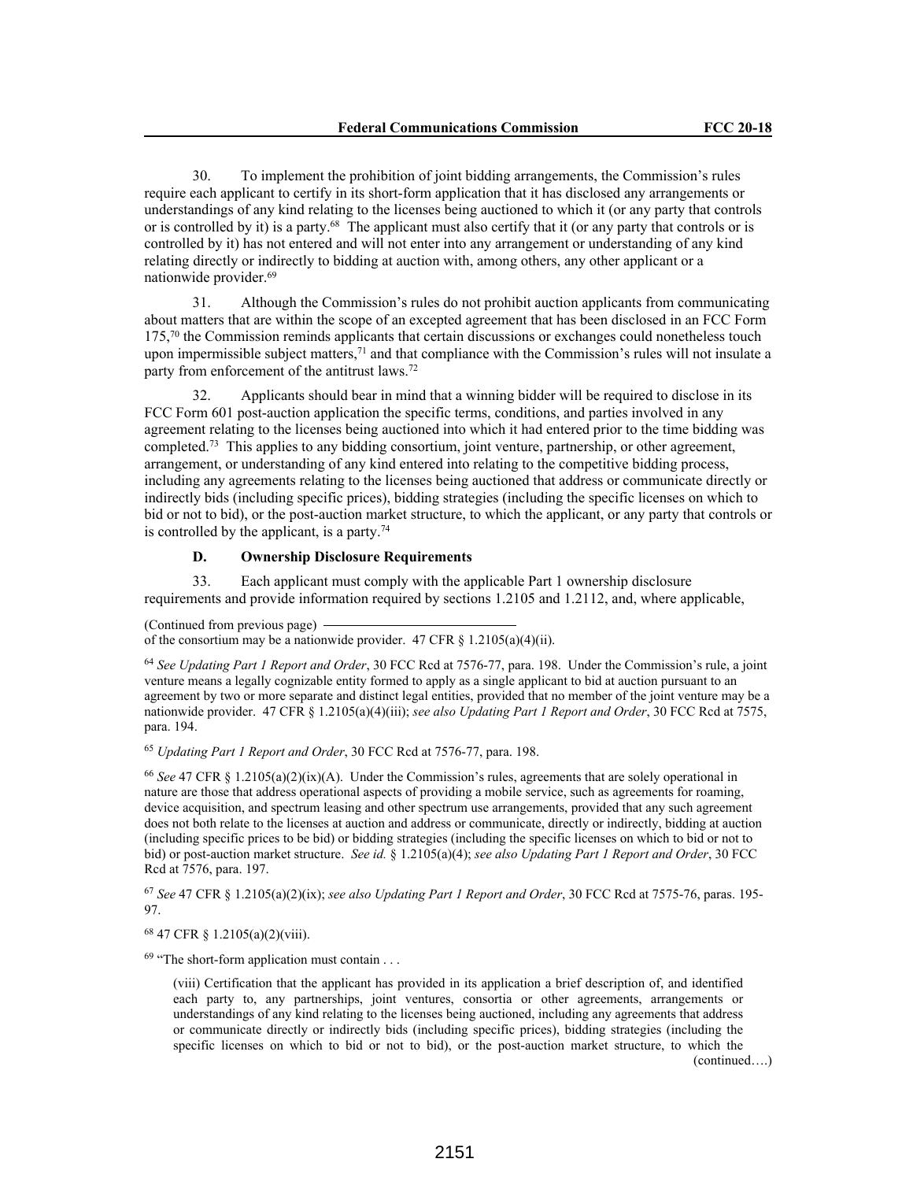30. To implement the prohibition of joint bidding arrangements, the Commission's rules require each applicant to certify in its short-form application that it has disclosed any arrangements or understandings of any kind relating to the licenses being auctioned to which it (or any party that controls or is controlled by it) is a party.[68] The applicant must also certify that it (or any party that controls or is controlled by it) has not entered and will not enter into any arrangement or understanding of any kind relating directly or indirectly to bidding at auction with, among others, any other applicant or a nationwide provider.[69]

31. Although the Commission's rules do not prohibit auction applicants from communicating about matters that are within the scope of an excepted agreement that has been disclosed in an FCC Form 175,[70] the Commission reminds applicants that certain discussions or exchanges could nonetheless touch upon impermissible subject matters,[71] and that compliance with the Commission's rules will not insulate a party from enforcement of the antitrust laws.[72]

32. Applicants should bear in mind that a winning bidder will be required to disclose in its FCC Form 601 post-auction application the specific terms, conditions, and parties involved in any agreement relating to the licenses being auctioned into which it had entered prior to the time bidding was completed.[73] This applies to any bidding consortium, joint venture, partnership, or other agreement, arrangement, or understanding of any kind entered into relating to the competitive bidding process, including any agreements relating to the licenses being auctioned that address or communicate directly or indirectly bids (including specific prices), bidding strategies (including the specific licenses on which to bid or not to bid), or the post-auction market structure, to which the applicant, or any party that controls or is controlled by the applicant, is a party.[74]

### D. Ownership Disclosure Requirements

33. Each applicant must comply with the applicable Part 1 ownership disclosure requirements and provide information required by sections 1.2105 and 1.2112, and, where applicable,

---

(Continued from previous page)
of the consortium may be a nationwide provider. 47 CFR § 1.2105(a)(4)(ii).

[64] *See Updating Part 1 Report and Order*, 30 FCC Rcd at 7576-77, para. 198. Under the Commission's rule, a joint venture means a legally cognizable entity formed to apply as a single applicant to bid at auction pursuant to an agreement by two or more separate and distinct legal entities, provided that no member of the joint venture may be a nationwide provider. 47 CFR § 1.2105(a)(4)(iii); *see also Updating Part 1 Report and Order*, 30 FCC Rcd at 7575, para. 194.

[65] *Updating Part 1 Report and Order*, 30 FCC Rcd at 7576-77, para. 198.

[66] *See* 47 CFR § 1.2105(a)(2)(ix)(A). Under the Commission's rules, agreements that are solely operational in nature are those that address operational aspects of providing a mobile service, such as agreements for roaming, device acquisition, and spectrum leasing and other spectrum use arrangements, provided that any such agreement does not both relate to the licenses at auction and address or communicate, directly or indirectly, bidding at auction (including specific prices to be bid) or bidding strategies (including the specific licenses on which to bid or not to bid) or post-auction market structure. *See id.* § 1.2105(a)(4); *see also Updating Part 1 Report and Order*, 30 FCC Rcd at 7576, para. 197.

[67] *See* 47 CFR § 1.2105(a)(2)(ix); *see also Updating Part 1 Report and Order*, 30 FCC Rcd at 7575-76, paras. 195-97.

[68] 47 CFR § 1.2105(a)(2)(viii).

[69] "The short-form application must contain . . .

> (viii) Certification that the applicant has provided in its application a brief description of, and identified each party to, any partnerships, joint ventures, consortia or other agreements, arrangements or understandings of any kind relating to the licenses being auctioned, including any agreements that address or communicate directly or indirectly bids (including specific prices), bidding strategies (including the specific licenses on which to bid or not to bid), or the post-auction market structure, to which the

(continued….)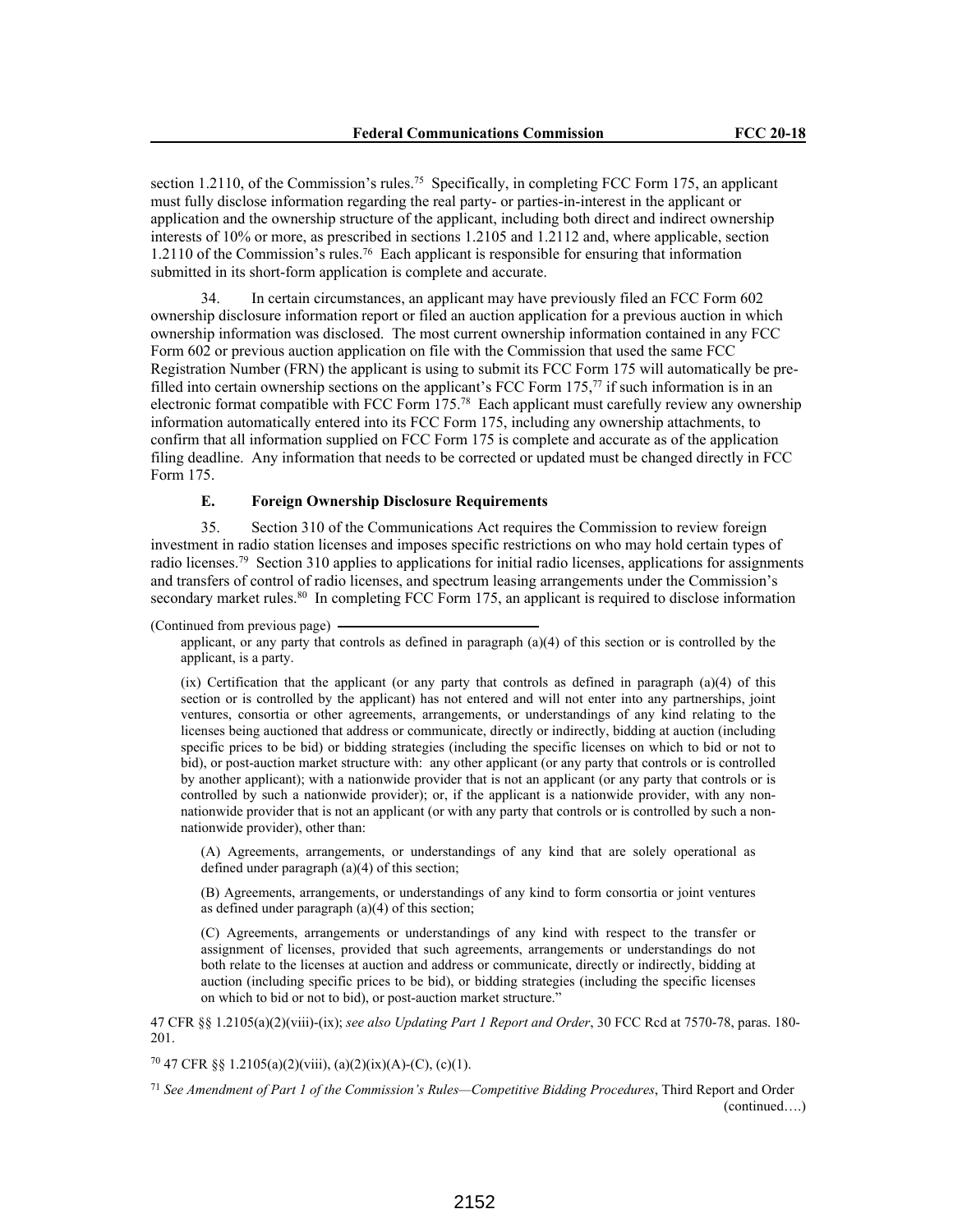section 1.2110, of the Commission's rules.[75] Specifically, in completing FCC Form 175, an applicant must fully disclose information regarding the real party- or parties-in-interest in the applicant or application and the ownership structure of the applicant, including both direct and indirect ownership interests of 10% or more, as prescribed in sections 1.2105 and 1.2112 and, where applicable, section 1.2110 of the Commission's rules.[76] Each applicant is responsible for ensuring that information submitted in its short-form application is complete and accurate.

34. In certain circumstances, an applicant may have previously filed an FCC Form 602 ownership disclosure information report or filed an auction application for a previous auction in which ownership information was disclosed. The most current ownership information contained in any FCC Form 602 or previous auction application on file with the Commission that used the same FCC Registration Number (FRN) the applicant is using to submit its FCC Form 175 will automatically be pre-filled into certain ownership sections on the applicant's FCC Form 175,[77] if such information is in an electronic format compatible with FCC Form 175.[78] Each applicant must carefully review any ownership information automatically entered into its FCC Form 175, including any ownership attachments, to confirm that all information supplied on FCC Form 175 is complete and accurate as of the application filing deadline. Any information that needs to be corrected or updated must be changed directly in FCC Form 175.

### E. Foreign Ownership Disclosure Requirements

35. Section 310 of the Communications Act requires the Commission to review foreign investment in radio station licenses and imposes specific restrictions on who may hold certain types of radio licenses.[79] Section 310 applies to applications for initial radio licenses, applications for assignments and transfers of control of radio licenses, and spectrum leasing arrangements under the Commission's secondary market rules.[80] In completing FCC Form 175, an applicant is required to disclose information

(Continued from previous page)

> applicant, or any party that controls as defined in paragraph (a)(4) of this section or is controlled by the applicant, is a party.
>
> (ix) Certification that the applicant (or any party that controls as defined in paragraph (a)(4) of this section or is controlled by the applicant) has not entered and will not enter into any partnerships, joint ventures, consortia or other agreements, arrangements, or understandings of any kind relating to the licenses being auctioned that address or communicate, directly or indirectly, bidding at auction (including specific prices to be bid) or bidding strategies (including the specific licenses on which to bid or not to bid), or post-auction market structure with: any other applicant (or any party that controls or is controlled by another applicant); with a nationwide provider that is not an applicant (or any party that controls or is controlled by such a nationwide provider); or, if the applicant is a nationwide provider, with any non-nationwide provider that is not an applicant (or with any party that controls or is controlled by such a non-nationwide provider), other than:
>
> > (A) Agreements, arrangements, or understandings of any kind that are solely operational as defined under paragraph (a)(4) of this section;
> >
> > (B) Agreements, arrangements, or understandings of any kind to form consortia or joint ventures as defined under paragraph (a)(4) of this section;
> >
> > (C) Agreements, arrangements or understandings of any kind with respect to the transfer or assignment of licenses, provided that such agreements, arrangements or understandings do not both relate to the licenses at auction and address or communicate, directly or indirectly, bidding at auction (including specific prices to be bid), or bidding strategies (including the specific licenses on which to bid or not to bid), or post-auction market structure."

47 CFR §§ 1.2105(a)(2)(viii)-(ix); *see also Updating Part 1 Report and Order*, 30 FCC Rcd at 7570-78, paras. 180-201.

[70] 47 CFR §§ 1.2105(a)(2)(viii), (a)(2)(ix)(A)-(C), (c)(1).

[71] *See Amendment of Part 1 of the Commission's Rules—Competitive Bidding Procedures*, Third Report and Order (continued….)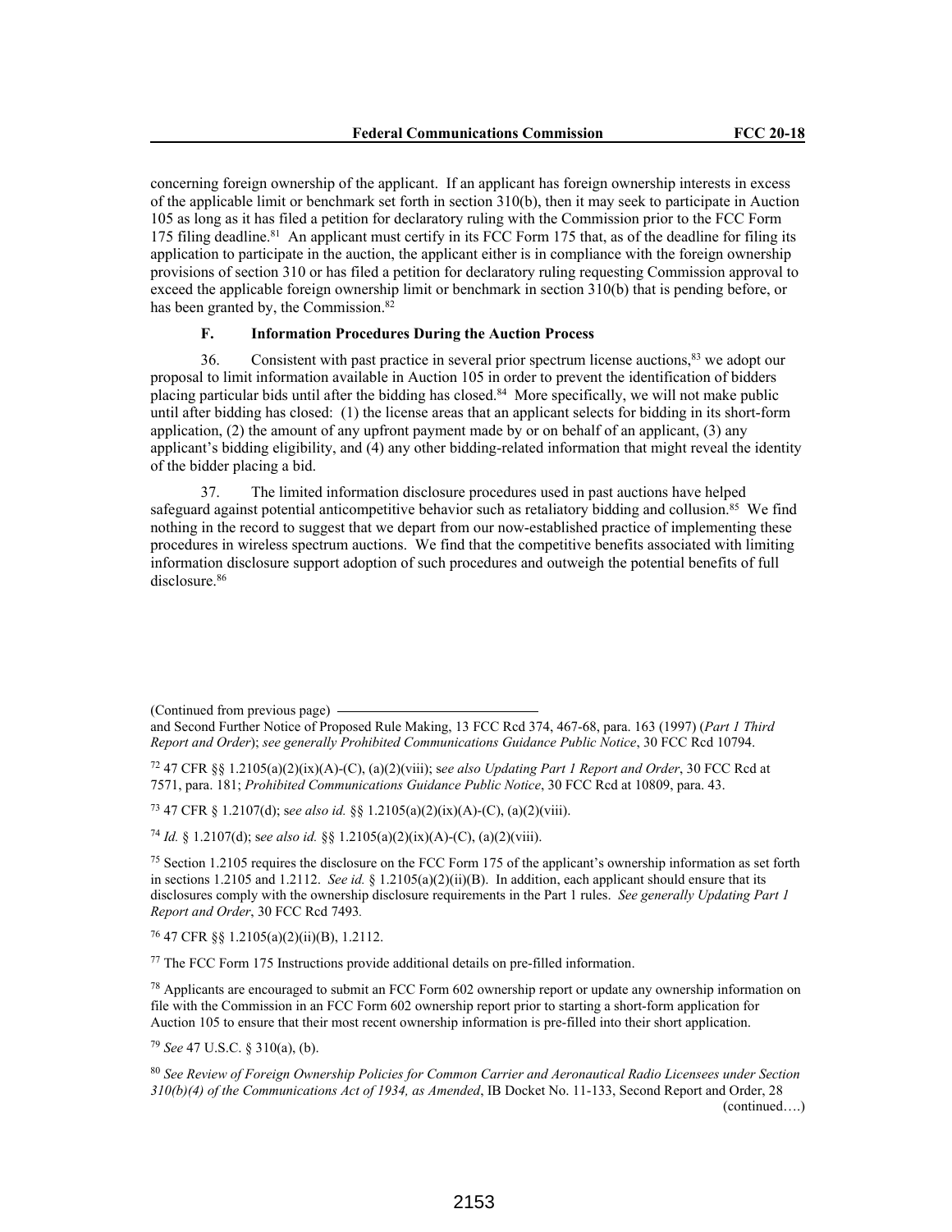concerning foreign ownership of the applicant. If an applicant has foreign ownership interests in excess of the applicable limit or benchmark set forth in section 310(b), then it may seek to participate in Auction 105 as long as it has filed a petition for declaratory ruling with the Commission prior to the FCC Form 175 filing deadline.[81] An applicant must certify in its FCC Form 175 that, as of the deadline for filing its application to participate in the auction, the applicant either is in compliance with the foreign ownership provisions of section 310 or has filed a petition for declaratory ruling requesting Commission approval to exceed the applicable foreign ownership limit or benchmark in section 310(b) that is pending before, or has been granted by, the Commission.[82]

### F. Information Procedures During the Auction Process

36. Consistent with past practice in several prior spectrum license auctions,[83] we adopt our proposal to limit information available in Auction 105 in order to prevent the identification of bidders placing particular bids until after the bidding has closed.[84] More specifically, we will not make public until after bidding has closed: (1) the license areas that an applicant selects for bidding in its short-form application, (2) the amount of any upfront payment made by or on behalf of an applicant, (3) any applicant's bidding eligibility, and (4) any other bidding-related information that might reveal the identity of the bidder placing a bid.

37. The limited information disclosure procedures used in past auctions have helped safeguard against potential anticompetitive behavior such as retaliatory bidding and collusion.[85] We find nothing in the record to suggest that we depart from our now-established practice of implementing these procedures in wireless spectrum auctions. We find that the competitive benefits associated with limiting information disclosure support adoption of such procedures and outweigh the potential benefits of full disclosure.[86]

---

(Continued from previous page)

and Second Further Notice of Proposed Rule Making, 13 FCC Rcd 374, 467-68, para. 163 (1997) (*Part 1 Third Report and Order*); *see generally Prohibited Communications Guidance Public Notice*, 30 FCC Rcd 10794.

[72] 47 CFR §§ 1.2105(a)(2)(ix)(A)-(C), (a)(2)(viii); s*ee also Updating Part 1 Report and Order*, 30 FCC Rcd at 7571, para. 181; *Prohibited Communications Guidance Public Notice*, 30 FCC Rcd at 10809, para. 43.

[73] 47 CFR § 1.2107(d); s*ee also id.* §§ 1.2105(a)(2)(ix)(A)-(C), (a)(2)(viii).

[74] *Id.* § 1.2107(d); s*ee also id.* §§ 1.2105(a)(2)(ix)(A)-(C), (a)(2)(viii).

[75] Section 1.2105 requires the disclosure on the FCC Form 175 of the applicant's ownership information as set forth in sections 1.2105 and 1.2112. *See id.* § 1.2105(a)(2)(ii)(B). In addition, each applicant should ensure that its disclosures comply with the ownership disclosure requirements in the Part 1 rules. *See generally Updating Part 1 Report and Order*, 30 FCC Rcd 7493.

[76] 47 CFR §§ 1.2105(a)(2)(ii)(B), 1.2112.

[77] The FCC Form 175 Instructions provide additional details on pre-filled information.

[78] Applicants are encouraged to submit an FCC Form 602 ownership report or update any ownership information on file with the Commission in an FCC Form 602 ownership report prior to starting a short-form application for Auction 105 to ensure that their most recent ownership information is pre-filled into their short application.

[79] *See* 47 U.S.C. § 310(a), (b).

[80] *See Review of Foreign Ownership Policies for Common Carrier and Aeronautical Radio Licensees under Section 310(b)(4) of the Communications Act of 1934, as Amended*, IB Docket No. 11-133, Second Report and Order, 28

(continued….)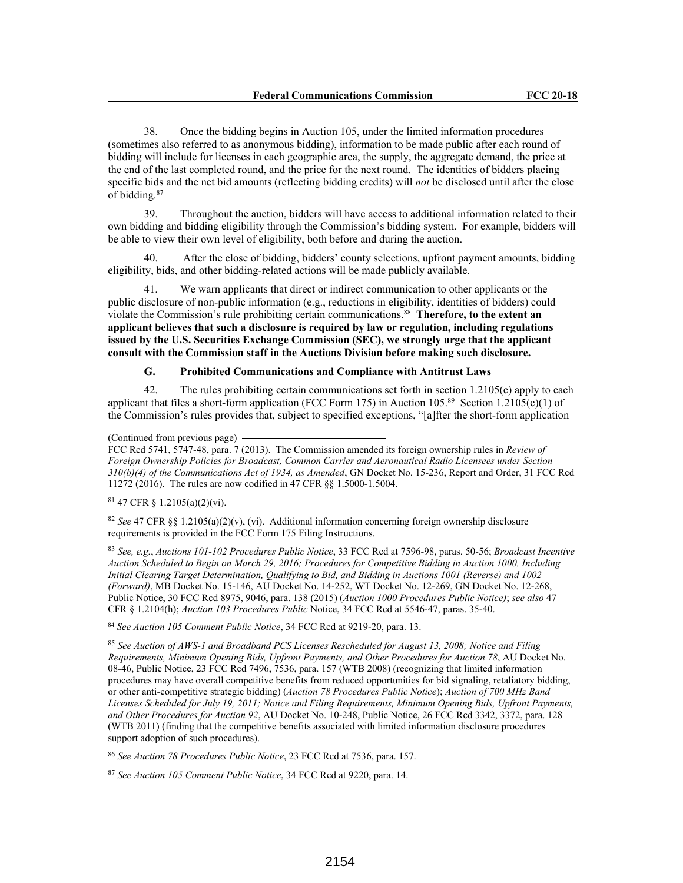38. Once the bidding begins in Auction 105, under the limited information procedures (sometimes also referred to as anonymous bidding), information to be made public after each round of bidding will include for licenses in each geographic area, the supply, the aggregate demand, the price at the end of the last completed round, and the price for the next round. The identities of bidders placing specific bids and the net bid amounts (reflecting bidding credits) will *not* be disclosed until after the close of bidding.[87]

39. Throughout the auction, bidders will have access to additional information related to their own bidding and bidding eligibility through the Commission's bidding system. For example, bidders will be able to view their own level of eligibility, both before and during the auction.

40. After the close of bidding, bidders' county selections, upfront payment amounts, bidding eligibility, bids, and other bidding-related actions will be made publicly available.

41. We warn applicants that direct or indirect communication to other applicants or the public disclosure of non-public information (e.g., reductions in eligibility, identities of bidders) could violate the Commission's rule prohibiting certain communications.[88] **Therefore, to the extent an applicant believes that such a disclosure is required by law or regulation, including regulations issued by the U.S. Securities Exchange Commission (SEC), we strongly urge that the applicant consult with the Commission staff in the Auctions Division before making such disclosure.**

### G. Prohibited Communications and Compliance with Antitrust Laws

42. The rules prohibiting certain communications set forth in section 1.2105(c) apply to each applicant that files a short-form application (FCC Form 175) in Auction 105.[89] Section 1.2105(c)(1) of the Commission's rules provides that, subject to specified exceptions, "[a]fter the short-form application

(Continued from previous page)
FCC Rcd 5741, 5747-48, para. 7 (2013). The Commission amended its foreign ownership rules in *Review of Foreign Ownership Policies for Broadcast, Common Carrier and Aeronautical Radio Licensees under Section 310(b)(4) of the Communications Act of 1934, as Amended*, GN Docket No. 15-236, Report and Order, 31 FCC Rcd 11272 (2016). The rules are now codified in 47 CFR §§ 1.5000-1.5004.

[81] 47 CFR § 1.2105(a)(2)(vi).

[82] *See* 47 CFR §§ 1.2105(a)(2)(v), (vi). Additional information concerning foreign ownership disclosure requirements is provided in the FCC Form 175 Filing Instructions.

[83] *See, e.g.*, *Auctions 101-102 Procedures Public Notice*, 33 FCC Rcd at 7596-98, paras. 50-56; *Broadcast Incentive Auction Scheduled to Begin on March 29, 2016; Procedures for Competitive Bidding in Auction 1000, Including Initial Clearing Target Determination, Qualifying to Bid, and Bidding in Auctions 1001 (Reverse) and 1002 (Forward)*, MB Docket No. 15-146, AU Docket No. 14-252, WT Docket No. 12-269, GN Docket No. 12-268, Public Notice, 30 FCC Rcd 8975, 9046, para. 138 (2015) (*Auction 1000 Procedures Public Notice)*; *see also* 47 CFR § 1.2104(h); *Auction 103 Procedures Public* Notice, 34 FCC Rcd at 5546-47, paras. 35-40.

[84] *See Auction 105 Comment Public Notice*, 34 FCC Rcd at 9219-20, para. 13.

[85] *See Auction of AWS-1 and Broadband PCS Licenses Rescheduled for August 13, 2008; Notice and Filing Requirements, Minimum Opening Bids, Upfront Payments, and Other Procedures for Auction 78*, AU Docket No. 08-46, Public Notice, 23 FCC Rcd 7496, 7536, para. 157 (WTB 2008) (recognizing that limited information procedures may have overall competitive benefits from reduced opportunities for bid signaling, retaliatory bidding, or other anti-competitive strategic bidding) (*Auction 78 Procedures Public Notice*); *Auction of 700 MHz Band Licenses Scheduled for July 19, 2011; Notice and Filing Requirements, Minimum Opening Bids, Upfront Payments, and Other Procedures for Auction 92*, AU Docket No. 10-248, Public Notice, 26 FCC Rcd 3342, 3372, para. 128 (WTB 2011) (finding that the competitive benefits associated with limited information disclosure procedures support adoption of such procedures).

[86] *See Auction 78 Procedures Public Notice*, 23 FCC Rcd at 7536, para. 157.

[87] *See Auction 105 Comment Public Notice*, 34 FCC Rcd at 9220, para. 14.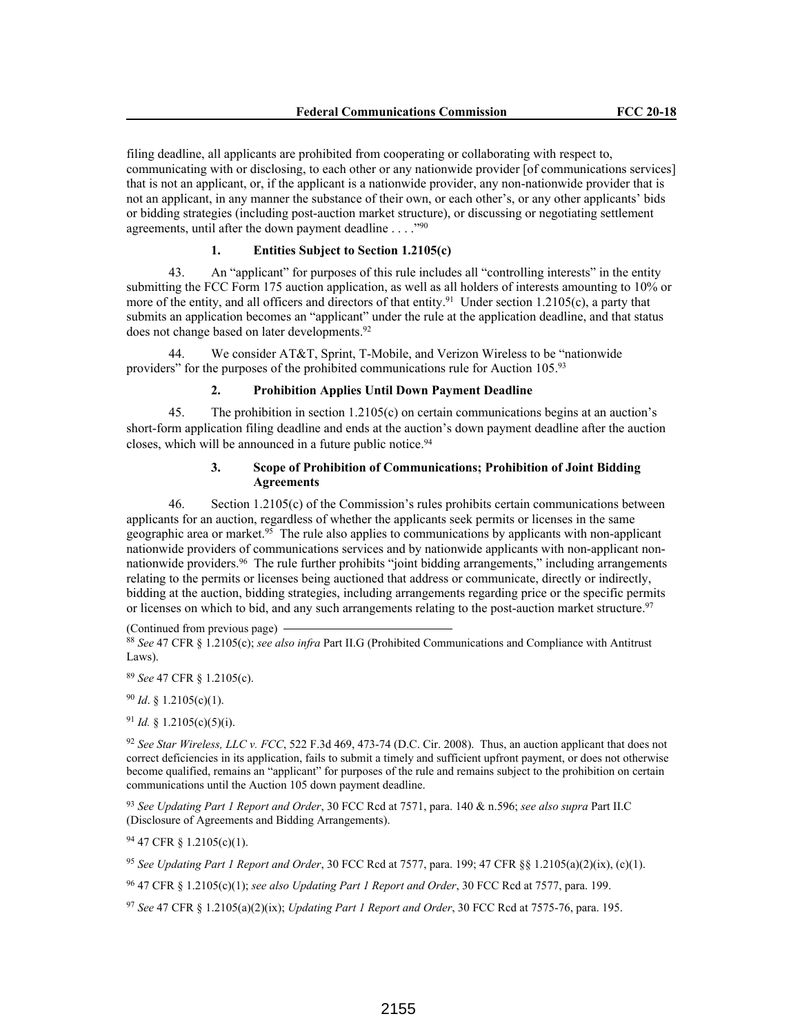filing deadline, all applicants are prohibited from cooperating or collaborating with respect to, communicating with or disclosing, to each other or any nationwide provider [of communications services] that is not an applicant, or, if the applicant is a nationwide provider, any non-nationwide provider that is not an applicant, in any manner the substance of their own, or each other's, or any other applicants' bids or bidding strategies (including post-auction market structure), or discussing or negotiating settlement agreements, until after the down payment deadline . . . ."[90]

#### 1. Entities Subject to Section 1.2105(c)

43. An "applicant" for purposes of this rule includes all "controlling interests" in the entity submitting the FCC Form 175 auction application, as well as all holders of interests amounting to 10% or more of the entity, and all officers and directors of that entity.[91] Under section 1.2105(c), a party that submits an application becomes an "applicant" under the rule at the application deadline, and that status does not change based on later developments.[92]

44. We consider AT&T, Sprint, T-Mobile, and Verizon Wireless to be "nationwide providers" for the purposes of the prohibited communications rule for Auction 105.[93]

#### 2. Prohibition Applies Until Down Payment Deadline

45. The prohibition in section 1.2105(c) on certain communications begins at an auction's short-form application filing deadline and ends at the auction's down payment deadline after the auction closes, which will be announced in a future public notice.[94]

#### 3. Scope of Prohibition of Communications; Prohibition of Joint Bidding Agreements

46. Section 1.2105(c) of the Commission's rules prohibits certain communications between applicants for an auction, regardless of whether the applicants seek permits or licenses in the same geographic area or market.[95] The rule also applies to communications by applicants with non-applicant nationwide providers of communications services and by nationwide applicants with non-applicant non-nationwide providers.[96] The rule further prohibits "joint bidding arrangements," including arrangements relating to the permits or licenses being auctioned that address or communicate, directly or indirectly, bidding at the auction, bidding strategies, including arrangements regarding price or the specific permits or licenses on which to bid, and any such arrangements relating to the post-auction market structure.[97]

(Continued from previous page)

[88] *See* 47 CFR § 1.2105(c); *see also infra* Part II.G (Prohibited Communications and Compliance with Antitrust Laws).

[89] *See* 47 CFR § 1.2105(c).

[90] *Id*. § 1.2105(c)(1).

[91] *Id.* § 1.2105(c)(5)(i).

[92] *See Star Wireless, LLC v. FCC*, 522 F.3d 469, 473-74 (D.C. Cir. 2008). Thus, an auction applicant that does not correct deficiencies in its application, fails to submit a timely and sufficient upfront payment, or does not otherwise become qualified, remains an "applicant" for purposes of the rule and remains subject to the prohibition on certain communications until the Auction 105 down payment deadline.

[93] *See Updating Part 1 Report and Order*, 30 FCC Rcd at 7571, para. 140 & n.596; *see also supra* Part II.C (Disclosure of Agreements and Bidding Arrangements).

[94] 47 CFR § 1.2105(c)(1).

[95] *See Updating Part 1 Report and Order*, 30 FCC Rcd at 7577, para. 199; 47 CFR §§ 1.2105(a)(2)(ix), (c)(1).

[96] 47 CFR § 1.2105(c)(1); *see also Updating Part 1 Report and Order*, 30 FCC Rcd at 7577, para. 199.

[97] *See* 47 CFR § 1.2105(a)(2)(ix); *Updating Part 1 Report and Order*, 30 FCC Rcd at 7575-76, para. 195.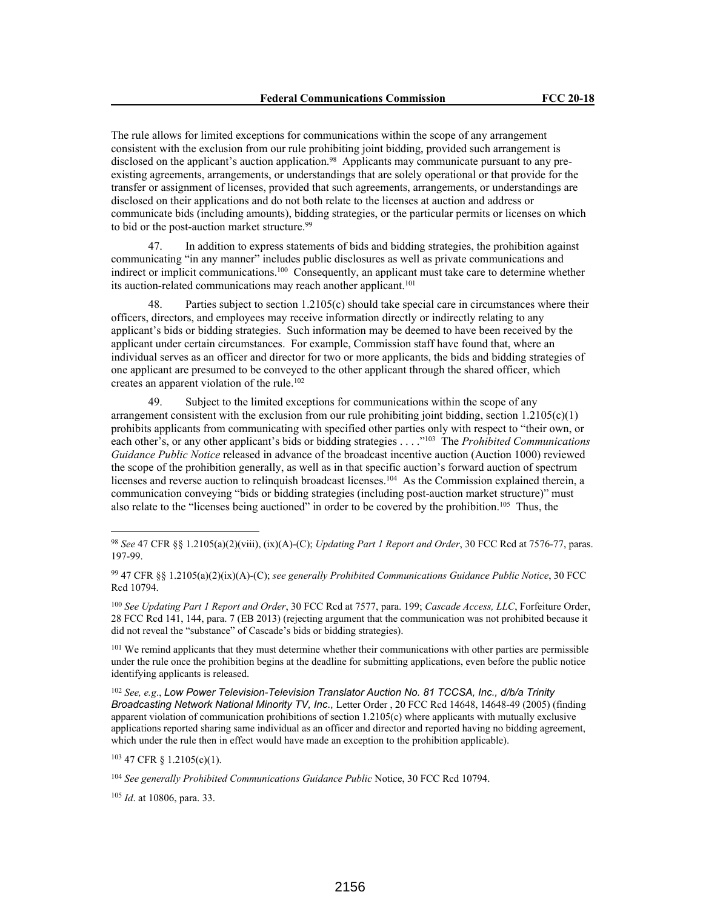The rule allows for limited exceptions for communications within the scope of any arrangement consistent with the exclusion from our rule prohibiting joint bidding, provided such arrangement is disclosed on the applicant's auction application.[98] Applicants may communicate pursuant to any pre-existing agreements, arrangements, or understandings that are solely operational or that provide for the transfer or assignment of licenses, provided that such agreements, arrangements, or understandings are disclosed on their applications and do not both relate to the licenses at auction and address or communicate bids (including amounts), bidding strategies, or the particular permits or licenses on which to bid or the post-auction market structure.[99]

47. In addition to express statements of bids and bidding strategies, the prohibition against communicating "in any manner" includes public disclosures as well as private communications and indirect or implicit communications.[100] Consequently, an applicant must take care to determine whether its auction-related communications may reach another applicant.[101]

48. Parties subject to section 1.2105(c) should take special care in circumstances where their officers, directors, and employees may receive information directly or indirectly relating to any applicant's bids or bidding strategies. Such information may be deemed to have been received by the applicant under certain circumstances. For example, Commission staff have found that, where an individual serves as an officer and director for two or more applicants, the bids and bidding strategies of one applicant are presumed to be conveyed to the other applicant through the shared officer, which creates an apparent violation of the rule.[102]

49. Subject to the limited exceptions for communications within the scope of any arrangement consistent with the exclusion from our rule prohibiting joint bidding, section 1.2105(c)(1) prohibits applicants from communicating with specified other parties only with respect to "their own, or each other's, or any other applicant's bids or bidding strategies . . . ."[103] The *Prohibited Communications Guidance Public Notice* released in advance of the broadcast incentive auction (Auction 1000) reviewed the scope of the prohibition generally, as well as in that specific auction's forward auction of spectrum licenses and reverse auction to relinquish broadcast licenses.[104] As the Commission explained therein, a communication conveying "bids or bidding strategies (including post-auction market structure)" must also relate to the "licenses being auctioned" in order to be covered by the prohibition.[105] Thus, the

---

[98] *See* 47 CFR §§ 1.2105(a)(2)(viii), (ix)(A)-(C); *Updating Part 1 Report and Order*, 30 FCC Rcd at 7576-77, paras. 197-99.

[99] 47 CFR §§ 1.2105(a)(2)(ix)(A)-(C); *see generally Prohibited Communications Guidance Public Notice*, 30 FCC Rcd 10794.

[100] *See Updating Part 1 Report and Order*, 30 FCC Rcd at 7577, para. 199; *Cascade Access, LLC*, Forfeiture Order, 28 FCC Rcd 141, 144, para. 7 (EB 2013) (rejecting argument that the communication was not prohibited because it did not reveal the "substance" of Cascade's bids or bidding strategies).

[101] We remind applicants that they must determine whether their communications with other parties are permissible under the rule once the prohibition begins at the deadline for submitting applications, even before the public notice identifying applicants is released.

[102] *See, e.g.*, *Low Power Television-Television Translator Auction No. 81 TCCSA, Inc., d/b/a Trinity Broadcasting Network National Minority TV, Inc.*, Letter Order , 20 FCC Rcd 14648, 14648-49 (2005) (finding apparent violation of communication prohibitions of section 1.2105(c) where applicants with mutually exclusive applications reported sharing same individual as an officer and director and reported having no bidding agreement, which under the rule then in effect would have made an exception to the prohibition applicable).

[103] 47 CFR § 1.2105(c)(1).

[104] *See generally Prohibited Communications Guidance Public* Notice, 30 FCC Rcd 10794.

[105] *Id*. at 10806, para. 33.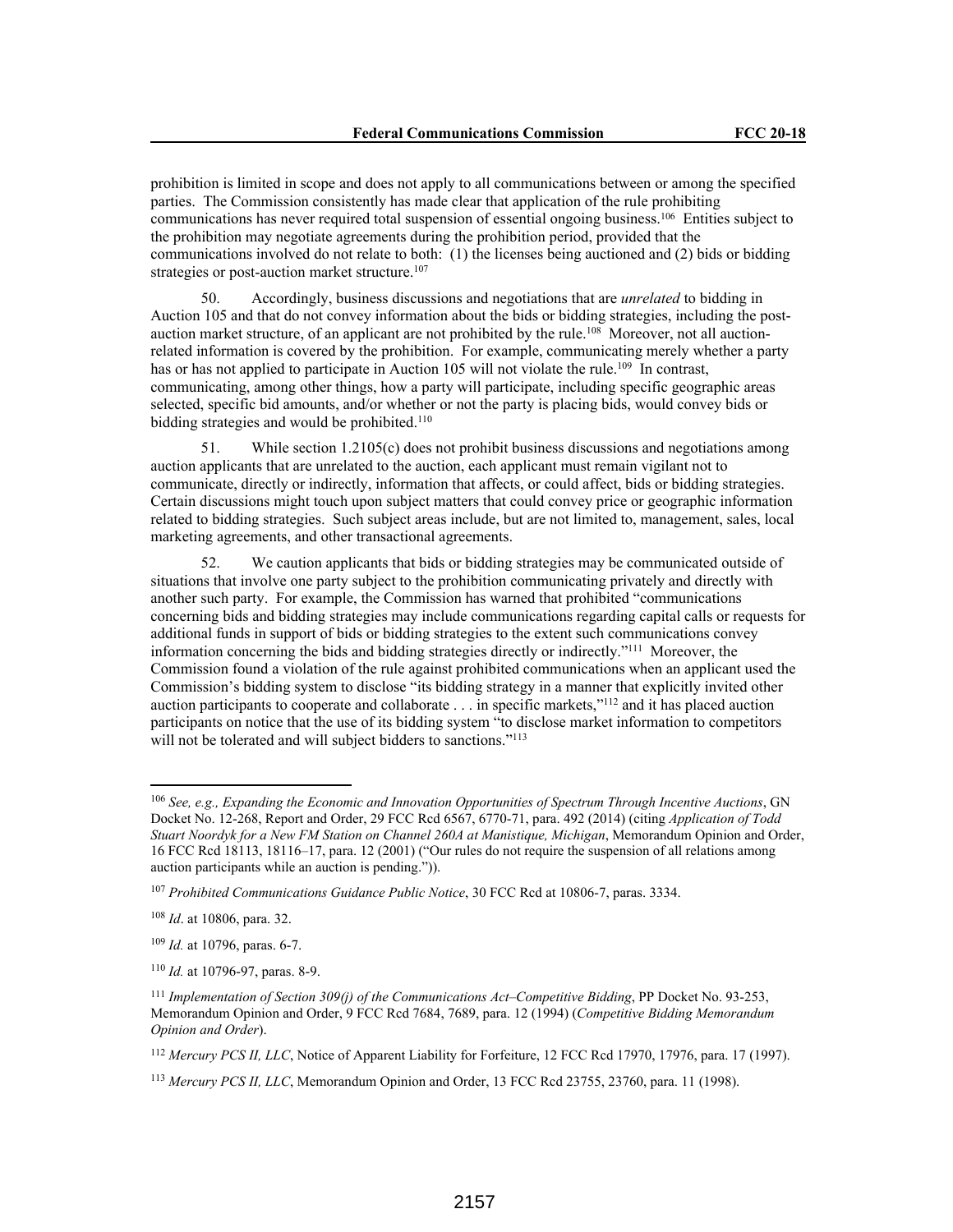prohibition is limited in scope and does not apply to all communications between or among the specified parties. The Commission consistently has made clear that application of the rule prohibiting communications has never required total suspension of essential ongoing business.[106] Entities subject to the prohibition may negotiate agreements during the prohibition period, provided that the communications involved do not relate to both: (1) the licenses being auctioned and (2) bids or bidding strategies or post-auction market structure.[107]

50. Accordingly, business discussions and negotiations that are *unrelated* to bidding in Auction 105 and that do not convey information about the bids or bidding strategies, including the post-auction market structure, of an applicant are not prohibited by the rule.[108] Moreover, not all auction-related information is covered by the prohibition. For example, communicating merely whether a party has or has not applied to participate in Auction 105 will not violate the rule.[109] In contrast, communicating, among other things, how a party will participate, including specific geographic areas selected, specific bid amounts, and/or whether or not the party is placing bids, would convey bids or bidding strategies and would be prohibited.[110]

51. While section 1.2105(c) does not prohibit business discussions and negotiations among auction applicants that are unrelated to the auction, each applicant must remain vigilant not to communicate, directly or indirectly, information that affects, or could affect, bids or bidding strategies. Certain discussions might touch upon subject matters that could convey price or geographic information related to bidding strategies. Such subject areas include, but are not limited to, management, sales, local marketing agreements, and other transactional agreements.

52. We caution applicants that bids or bidding strategies may be communicated outside of situations that involve one party subject to the prohibition communicating privately and directly with another such party. For example, the Commission has warned that prohibited "communications concerning bids and bidding strategies may include communications regarding capital calls or requests for additional funds in support of bids or bidding strategies to the extent such communications convey information concerning the bids and bidding strategies directly or indirectly."[111] Moreover, the Commission found a violation of the rule against prohibited communications when an applicant used the Commission's bidding system to disclose "its bidding strategy in a manner that explicitly invited other auction participants to cooperate and collaborate . . . in specific markets,"[112] and it has placed auction participants on notice that the use of its bidding system "to disclose market information to competitors will not be tolerated and will subject bidders to sanctions."[113]

---

[106] *See, e.g., Expanding the Economic and Innovation Opportunities of Spectrum Through Incentive Auctions*, GN Docket No. 12-268, Report and Order, 29 FCC Rcd 6567, 6770-71, para. 492 (2014) (citing *Application of Todd Stuart Noordyk for a New FM Station on Channel 260A at Manistique, Michigan*, Memorandum Opinion and Order, 16 FCC Rcd 18113, 18116–17, para. 12 (2001) ("Our rules do not require the suspension of all relations among auction participants while an auction is pending.")).

[107] *Prohibited Communications Guidance Public Notice*, 30 FCC Rcd at 10806-7, paras. 3334.

[108] *Id*. at 10806, para. 32.

[109] *Id.* at 10796, paras. 6-7.

[110] *Id.* at 10796-97, paras. 8-9.

[111] *Implementation of Section 309(j) of the Communications Act–Competitive Bidding*, PP Docket No. 93-253, Memorandum Opinion and Order, 9 FCC Rcd 7684, 7689, para. 12 (1994) (*Competitive Bidding Memorandum Opinion and Order*).

[112] *Mercury PCS II, LLC*, Notice of Apparent Liability for Forfeiture, 12 FCC Rcd 17970, 17976, para. 17 (1997).

[113] *Mercury PCS II, LLC*, Memorandum Opinion and Order, 13 FCC Rcd 23755, 23760, para. 11 (1998).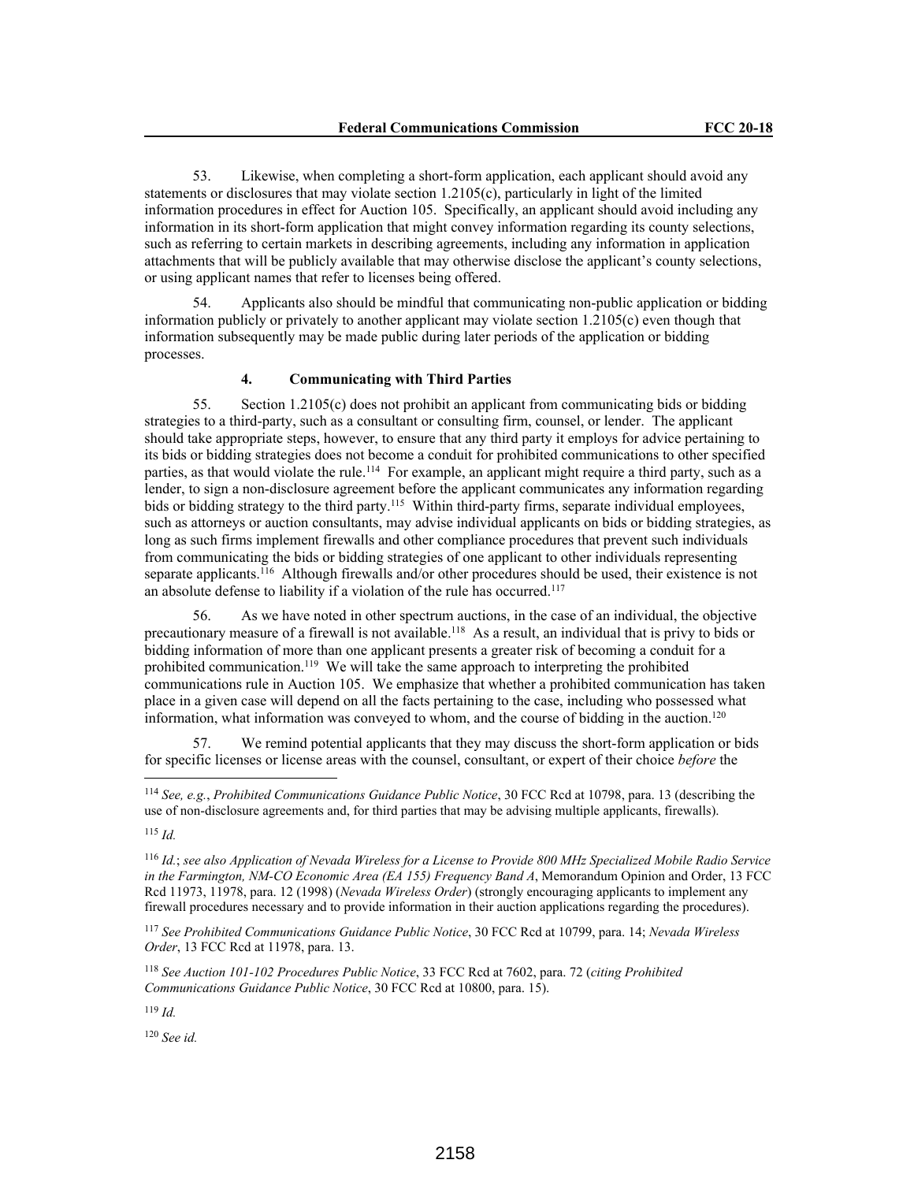53. Likewise, when completing a short-form application, each applicant should avoid any statements or disclosures that may violate section 1.2105(c), particularly in light of the limited information procedures in effect for Auction 105. Specifically, an applicant should avoid including any information in its short-form application that might convey information regarding its county selections, such as referring to certain markets in describing agreements, including any information in application attachments that will be publicly available that may otherwise disclose the applicant's county selections, or using applicant names that refer to licenses being offered.

54. Applicants also should be mindful that communicating non-public application or bidding information publicly or privately to another applicant may violate section 1.2105(c) even though that information subsequently may be made public during later periods of the application or bidding processes.

#### 4. Communicating with Third Parties

55. Section 1.2105(c) does not prohibit an applicant from communicating bids or bidding strategies to a third-party, such as a consultant or consulting firm, counsel, or lender. The applicant should take appropriate steps, however, to ensure that any third party it employs for advice pertaining to its bids or bidding strategies does not become a conduit for prohibited communications to other specified parties, as that would violate the rule.[114] For example, an applicant might require a third party, such as a lender, to sign a non-disclosure agreement before the applicant communicates any information regarding bids or bidding strategy to the third party.[115] Within third-party firms, separate individual employees, such as attorneys or auction consultants, may advise individual applicants on bids or bidding strategies, as long as such firms implement firewalls and other compliance procedures that prevent such individuals from communicating the bids or bidding strategies of one applicant to other individuals representing separate applicants.[116] Although firewalls and/or other procedures should be used, their existence is not an absolute defense to liability if a violation of the rule has occurred.[117]

56. As we have noted in other spectrum auctions, in the case of an individual, the objective precautionary measure of a firewall is not available.[118] As a result, an individual that is privy to bids or bidding information of more than one applicant presents a greater risk of becoming a conduit for a prohibited communication.[119] We will take the same approach to interpreting the prohibited communications rule in Auction 105. We emphasize that whether a prohibited communication has taken place in a given case will depend on all the facts pertaining to the case, including who possessed what information, what information was conveyed to whom, and the course of bidding in the auction.[120]

57. We remind potential applicants that they may discuss the short-form application or bids for specific licenses or license areas with the counsel, consultant, or expert of their choice *before* the

---

[114] *See, e.g.*, *Prohibited Communications Guidance Public Notice*, 30 FCC Rcd at 10798, para. 13 (describing the use of non-disclosure agreements and, for third parties that may be advising multiple applicants, firewalls).

[115] *Id.*

[116] *Id.*; *see also Application of Nevada Wireless for a License to Provide 800 MHz Specialized Mobile Radio Service in the Farmington, NM-CO Economic Area (EA 155) Frequency Band A*, Memorandum Opinion and Order, 13 FCC Rcd 11973, 11978, para. 12 (1998) (*Nevada Wireless Order*) (strongly encouraging applicants to implement any firewall procedures necessary and to provide information in their auction applications regarding the procedures).

[117] *See Prohibited Communications Guidance Public Notice*, 30 FCC Rcd at 10799, para. 14; *Nevada Wireless Order*, 13 FCC Rcd at 11978, para. 13.

[118] *See Auction 101-102 Procedures Public Notice*, 33 FCC Rcd at 7602, para. 72 (*citing Prohibited Communications Guidance Public Notice*, 30 FCC Rcd at 10800, para. 15).

[119] *Id.*

[120] *See id.*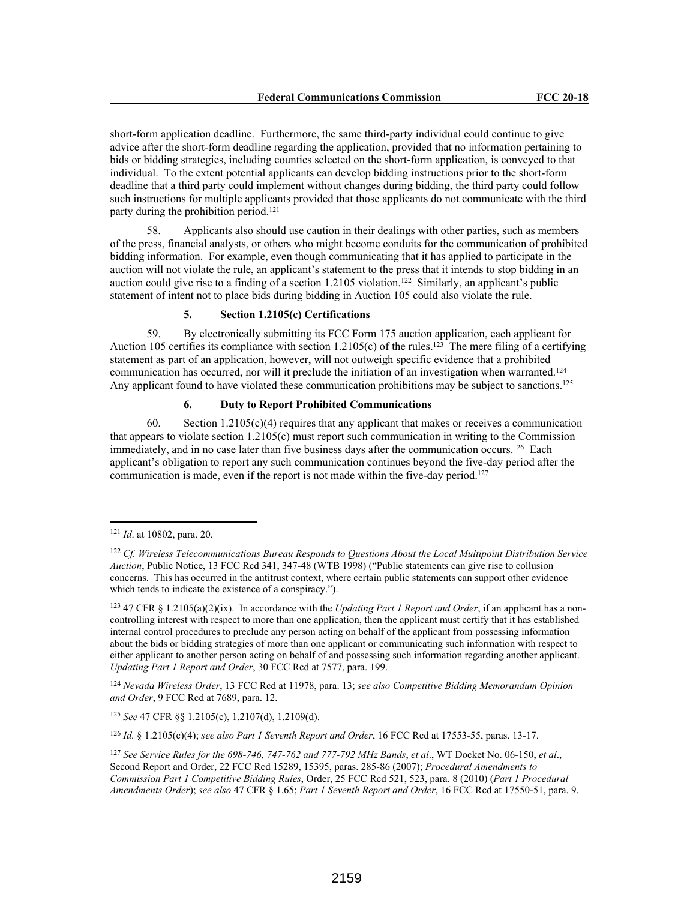short-form application deadline. Furthermore, the same third-party individual could continue to give advice after the short-form deadline regarding the application, provided that no information pertaining to bids or bidding strategies, including counties selected on the short-form application, is conveyed to that individual. To the extent potential applicants can develop bidding instructions prior to the short-form deadline that a third party could implement without changes during bidding, the third party could follow such instructions for multiple applicants provided that those applicants do not communicate with the third party during the prohibition period.[121]

58. Applicants also should use caution in their dealings with other parties, such as members of the press, financial analysts, or others who might become conduits for the communication of prohibited bidding information. For example, even though communicating that it has applied to participate in the auction will not violate the rule, an applicant's statement to the press that it intends to stop bidding in an auction could give rise to a finding of a section 1.2105 violation.[122] Similarly, an applicant's public statement of intent not to place bids during bidding in Auction 105 could also violate the rule.

#### 5. Section 1.2105(c) Certifications

59. By electronically submitting its FCC Form 175 auction application, each applicant for Auction 105 certifies its compliance with section 1.2105(c) of the rules.[123] The mere filing of a certifying statement as part of an application, however, will not outweigh specific evidence that a prohibited communication has occurred, nor will it preclude the initiation of an investigation when warranted.[124] Any applicant found to have violated these communication prohibitions may be subject to sanctions.[125]

#### 6. Duty to Report Prohibited Communications

60. Section 1.2105(c)(4) requires that any applicant that makes or receives a communication that appears to violate section 1.2105(c) must report such communication in writing to the Commission immediately, and in no case later than five business days after the communication occurs.[126] Each applicant's obligation to report any such communication continues beyond the five-day period after the communication is made, even if the report is not made within the five-day period.[127]

---

[121] *Id*. at 10802, para. 20.

[122] *Cf. Wireless Telecommunications Bureau Responds to Questions About the Local Multipoint Distribution Service Auction*, Public Notice, 13 FCC Rcd 341, 347-48 (WTB 1998) ("Public statements can give rise to collusion concerns. This has occurred in the antitrust context, where certain public statements can support other evidence which tends to indicate the existence of a conspiracy.").

[123] 47 CFR § 1.2105(a)(2)(ix). In accordance with the *Updating Part 1 Report and Order*, if an applicant has a non-controlling interest with respect to more than one application, then the applicant must certify that it has established internal control procedures to preclude any person acting on behalf of the applicant from possessing information about the bids or bidding strategies of more than one applicant or communicating such information with respect to either applicant to another person acting on behalf of and possessing such information regarding another applicant. *Updating Part 1 Report and Order*, 30 FCC Rcd at 7577, para. 199.

[124] *Nevada Wireless Order*, 13 FCC Rcd at 11978, para. 13; *see also Competitive Bidding Memorandum Opinion and Order*, 9 FCC Rcd at 7689, para. 12.

[125] *See* 47 CFR §§ 1.2105(c), 1.2107(d), 1.2109(d).

[126] *Id.* § 1.2105(c)(4); *see also Part 1 Seventh Report and Order*, 16 FCC Rcd at 17553-55, paras. 13-17.

[127] *See Service Rules for the 698-746, 747-762 and 777-792 MHz Bands*, *et al*., WT Docket No. 06-150, *et al*., Second Report and Order, 22 FCC Rcd 15289, 15395, paras. 285-86 (2007); *Procedural Amendments to Commission Part 1 Competitive Bidding Rules*, Order, 25 FCC Rcd 521, 523, para. 8 (2010) (*Part 1 Procedural Amendments Order*); *see also* 47 CFR § 1.65; *Part 1 Seventh Report and Order*, 16 FCC Rcd at 17550-51, para. 9.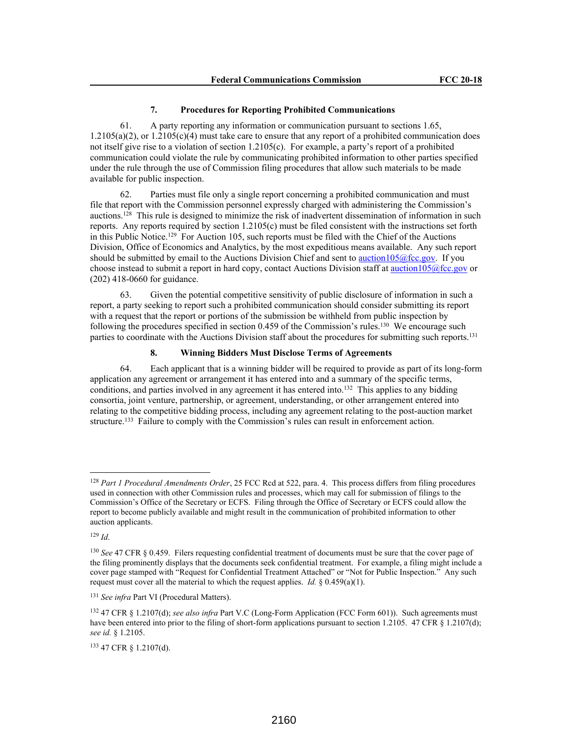### 7. Procedures for Reporting Prohibited Communications

61. A party reporting any information or communication pursuant to sections 1.65, 1.2105(a)(2), or 1.2105(c)(4) must take care to ensure that any report of a prohibited communication does not itself give rise to a violation of section 1.2105(c). For example, a party's report of a prohibited communication could violate the rule by communicating prohibited information to other parties specified under the rule through the use of Commission filing procedures that allow such materials to be made available for public inspection.

62. Parties must file only a single report concerning a prohibited communication and must file that report with the Commission personnel expressly charged with administering the Commission's auctions.[128] This rule is designed to minimize the risk of inadvertent dissemination of information in such reports. Any reports required by section 1.2105(c) must be filed consistent with the instructions set forth in this Public Notice.[129] For Auction 105, such reports must be filed with the Chief of the Auctions Division, Office of Economics and Analytics, by the most expeditious means available. Any such report should be submitted by email to the Auctions Division Chief and sent to auction105@fcc.gov. If you choose instead to submit a report in hard copy, contact Auctions Division staff at auction105@fcc.gov or (202) 418-0660 for guidance.

63. Given the potential competitive sensitivity of public disclosure of information in such a report, a party seeking to report such a prohibited communication should consider submitting its report with a request that the report or portions of the submission be withheld from public inspection by following the procedures specified in section 0.459 of the Commission's rules.[130] We encourage such parties to coordinate with the Auctions Division staff about the procedures for submitting such reports.[131]

### 8. Winning Bidders Must Disclose Terms of Agreements

64. Each applicant that is a winning bidder will be required to provide as part of its long-form application any agreement or arrangement it has entered into and a summary of the specific terms, conditions, and parties involved in any agreement it has entered into.[132] This applies to any bidding consortia, joint venture, partnership, or agreement, understanding, or other arrangement entered into relating to the competitive bidding process, including any agreement relating to the post-auction market structure.[133] Failure to comply with the Commission's rules can result in enforcement action.

---

[128] *Part 1 Procedural Amendments Order*, 25 FCC Rcd at 522, para. 4. This process differs from filing procedures used in connection with other Commission rules and processes, which may call for submission of filings to the Commission's Office of the Secretary or ECFS. Filing through the Office of Secretary or ECFS could allow the report to become publicly available and might result in the communication of prohibited information to other auction applicants.

[129] *Id*.

[130] *See* 47 CFR § 0.459. Filers requesting confidential treatment of documents must be sure that the cover page of the filing prominently displays that the documents seek confidential treatment. For example, a filing might include a cover page stamped with "Request for Confidential Treatment Attached" or "Not for Public Inspection." Any such request must cover all the material to which the request applies. *Id.* § 0.459(a)(1).

[131] *See infra* Part VI (Procedural Matters).

[132] 47 CFR § 1.2107(d); *see also infra* Part V.C (Long-Form Application (FCC Form 601)). Such agreements must have been entered into prior to the filing of short-form applications pursuant to section 1.2105. 47 CFR § 1.2107(d); *see id.* § 1.2105.

[133] 47 CFR § 1.2107(d).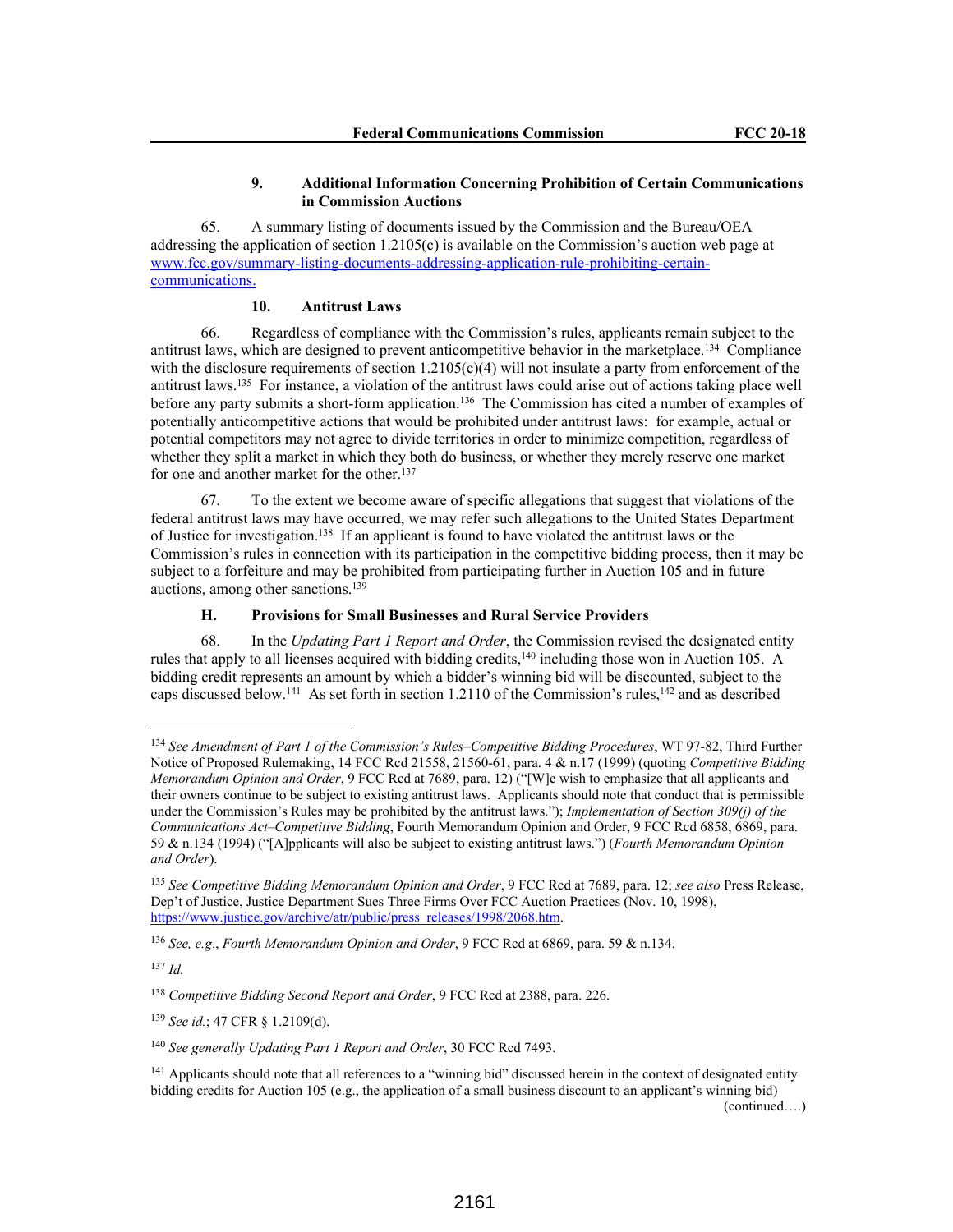#### 9. Additional Information Concerning Prohibition of Certain Communications in Commission Auctions

65. A summary listing of documents issued by the Commission and the Bureau/OEA addressing the application of section 1.2105(c) is available on the Commission's auction web page at www.fcc.gov/summary-listing-documents-addressing-application-rule-prohibiting-certain-communications.

#### 10. Antitrust Laws

66. Regardless of compliance with the Commission's rules, applicants remain subject to the antitrust laws, which are designed to prevent anticompetitive behavior in the marketplace.[134] Compliance with the disclosure requirements of section 1.2105(c)(4) will not insulate a party from enforcement of the antitrust laws.[135] For instance, a violation of the antitrust laws could arise out of actions taking place well before any party submits a short-form application.[136] The Commission has cited a number of examples of potentially anticompetitive actions that would be prohibited under antitrust laws: for example, actual or potential competitors may not agree to divide territories in order to minimize competition, regardless of whether they split a market in which they both do business, or whether they merely reserve one market for one and another market for the other.[137]

67. To the extent we become aware of specific allegations that suggest that violations of the federal antitrust laws may have occurred, we may refer such allegations to the United States Department of Justice for investigation.[138] If an applicant is found to have violated the antitrust laws or the Commission's rules in connection with its participation in the competitive bidding process, then it may be subject to a forfeiture and may be prohibited from participating further in Auction 105 and in future auctions, among other sanctions.[139]

### H. Provisions for Small Businesses and Rural Service Providers

68. In the *Updating Part 1 Report and Order*, the Commission revised the designated entity rules that apply to all licenses acquired with bidding credits,[140] including those won in Auction 105. A bidding credit represents an amount by which a bidder's winning bid will be discounted, subject to the caps discussed below.[141] As set forth in section 1.2110 of the Commission's rules,[142] and as described

---

[134] *See Amendment of Part 1 of the Commission's Rules–Competitive Bidding Procedures*, WT 97-82, Third Further Notice of Proposed Rulemaking, 14 FCC Rcd 21558, 21560-61, para. 4 & n.17 (1999) (quoting *Competitive Bidding Memorandum Opinion and Order*, 9 FCC Rcd at 7689, para. 12) ("[W]e wish to emphasize that all applicants and their owners continue to be subject to existing antitrust laws. Applicants should note that conduct that is permissible under the Commission's Rules may be prohibited by the antitrust laws."); *Implementation of Section 309(j) of the Communications Act–Competitive Bidding*, Fourth Memorandum Opinion and Order, 9 FCC Rcd 6858, 6869, para. 59 & n.134 (1994) ("[A]pplicants will also be subject to existing antitrust laws.") (*Fourth Memorandum Opinion and Order*).

[135] *See Competitive Bidding Memorandum Opinion and Order*, 9 FCC Rcd at 7689, para. 12; *see also* Press Release, Dep't of Justice, Justice Department Sues Three Firms Over FCC Auction Practices (Nov. 10, 1998), https://www.justice.gov/archive/atr/public/press_releases/1998/2068.htm.

[136] *See, e.g.*, *Fourth Memorandum Opinion and Order*, 9 FCC Rcd at 6869, para. 59 & n.134.

[137] *Id.*

[138] *Competitive Bidding Second Report and Order*, 9 FCC Rcd at 2388, para. 226.

[139] *See id.*; 47 CFR § 1.2109(d).

[140] *See generally Updating Part 1 Report and Order*, 30 FCC Rcd 7493.

[141] Applicants should note that all references to a "winning bid" discussed herein in the context of designated entity bidding credits for Auction 105 (e.g., the application of a small business discount to an applicant's winning bid) (continued….)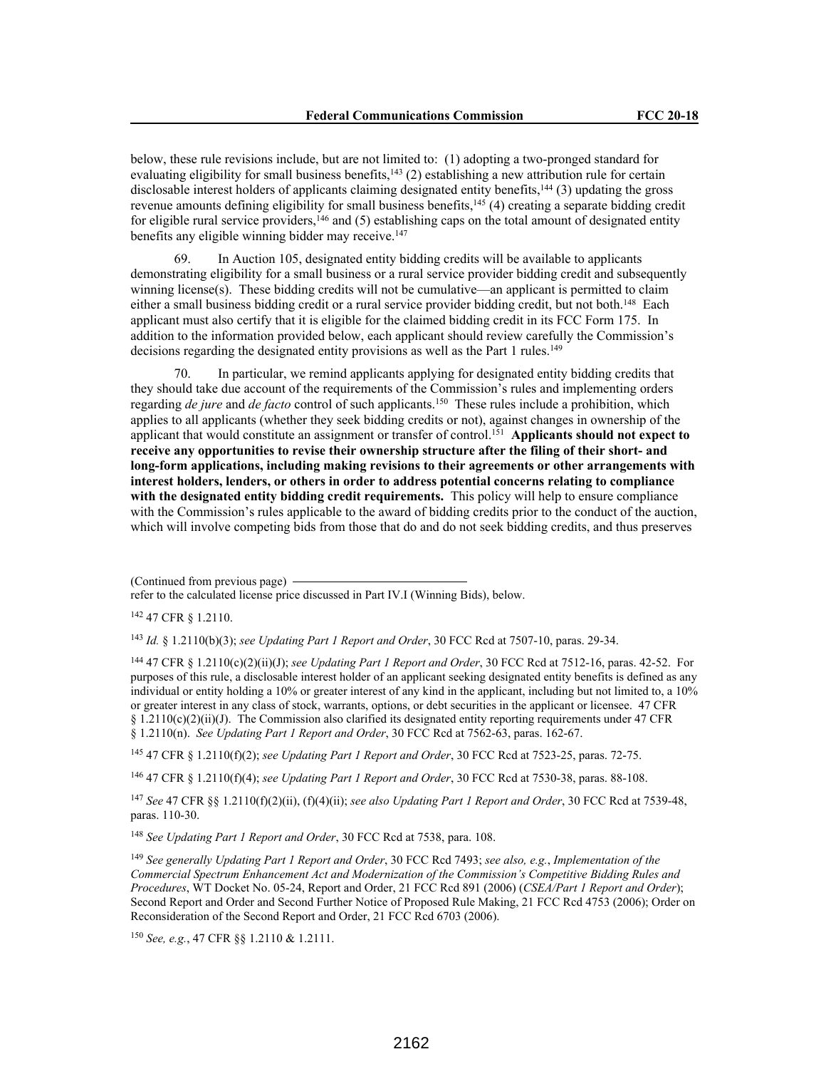below, these rule revisions include, but are not limited to: (1) adopting a two-pronged standard for evaluating eligibility for small business benefits,[143] (2) establishing a new attribution rule for certain disclosable interest holders of applicants claiming designated entity benefits,[144] (3) updating the gross revenue amounts defining eligibility for small business benefits,[145] (4) creating a separate bidding credit for eligible rural service providers,[146] and (5) establishing caps on the total amount of designated entity benefits any eligible winning bidder may receive.[147]

69. In Auction 105, designated entity bidding credits will be available to applicants demonstrating eligibility for a small business or a rural service provider bidding credit and subsequently winning license(s). These bidding credits will not be cumulative—an applicant is permitted to claim either a small business bidding credit or a rural service provider bidding credit, but not both.[148] Each applicant must also certify that it is eligible for the claimed bidding credit in its FCC Form 175. In addition to the information provided below, each applicant should review carefully the Commission's decisions regarding the designated entity provisions as well as the Part 1 rules.[149]

70. In particular, we remind applicants applying for designated entity bidding credits that they should take due account of the requirements of the Commission's rules and implementing orders regarding *de jure* and *de facto* control of such applicants.[150] These rules include a prohibition, which applies to all applicants (whether they seek bidding credits or not), against changes in ownership of the applicant that would constitute an assignment or transfer of control.[151] **Applicants should not expect to receive any opportunities to revise their ownership structure after the filing of their short- and long-form applications, including making revisions to their agreements or other arrangements with interest holders, lenders, or others in order to address potential concerns relating to compliance with the designated entity bidding credit requirements.** This policy will help to ensure compliance with the Commission's rules applicable to the award of bidding credits prior to the conduct of the auction, which will involve competing bids from those that do and do not seek bidding credits, and thus preserves

(Continued from previous page)
refer to the calculated license price discussed in Part IV.I (Winning Bids), below.

[142] 47 CFR § 1.2110.

[143] *Id.* § 1.2110(b)(3); *see Updating Part 1 Report and Order*, 30 FCC Rcd at 7507-10, paras. 29-34.

[144] 47 CFR § 1.2110(c)(2)(ii)(J); *see Updating Part 1 Report and Order*, 30 FCC Rcd at 7512-16, paras. 42-52. For purposes of this rule, a disclosable interest holder of an applicant seeking designated entity benefits is defined as any individual or entity holding a 10% or greater interest of any kind in the applicant, including but not limited to, a 10% or greater interest in any class of stock, warrants, options, or debt securities in the applicant or licensee. 47 CFR § 1.2110(c)(2)(ii)(J). The Commission also clarified its designated entity reporting requirements under 47 CFR § 1.2110(n). *See Updating Part 1 Report and Order*, 30 FCC Rcd at 7562-63, paras. 162-67.

[145] 47 CFR § 1.2110(f)(2); *see Updating Part 1 Report and Order*, 30 FCC Rcd at 7523-25, paras. 72-75.

[146] 47 CFR § 1.2110(f)(4); *see Updating Part 1 Report and Order*, 30 FCC Rcd at 7530-38, paras. 88-108.

[147] *See* 47 CFR §§ 1.2110(f)(2)(ii), (f)(4)(ii); *see also Updating Part 1 Report and Order*, 30 FCC Rcd at 7539-48, paras. 110-30.

[148] *See Updating Part 1 Report and Order*, 30 FCC Rcd at 7538, para. 108.

[149] *See generally Updating Part 1 Report and Order*, 30 FCC Rcd 7493; *see also, e.g.*, *Implementation of the Commercial Spectrum Enhancement Act and Modernization of the Commission's Competitive Bidding Rules and Procedures*, WT Docket No. 05-24, Report and Order, 21 FCC Rcd 891 (2006) (*CSEA/Part 1 Report and Order*); Second Report and Order and Second Further Notice of Proposed Rule Making, 21 FCC Rcd 4753 (2006); Order on Reconsideration of the Second Report and Order, 21 FCC Rcd 6703 (2006).

[150] *See, e.g.*, 47 CFR §§ 1.2110 & 1.2111.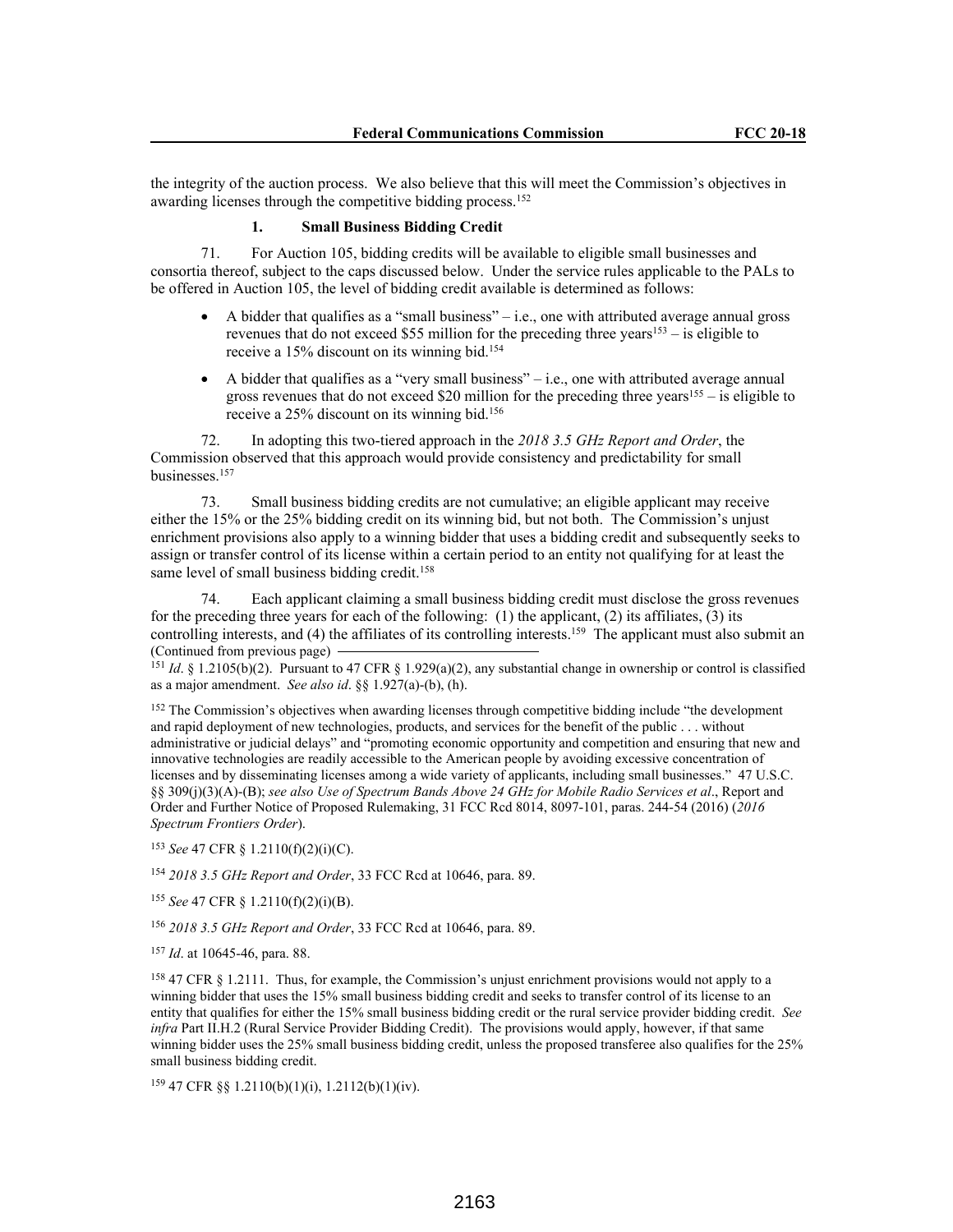the integrity of the auction process. We also believe that this will meet the Commission's objectives in awarding licenses through the competitive bidding process.[152]

### 1. Small Business Bidding Credit

71. For Auction 105, bidding credits will be available to eligible small businesses and consortia thereof, subject to the caps discussed below. Under the service rules applicable to the PALs to be offered in Auction 105, the level of bidding credit available is determined as follows:

- A bidder that qualifies as a "small business" – i.e., one with attributed average annual gross revenues that do not exceed \$55 million for the preceding three years[153] – is eligible to receive a 15% discount on its winning bid.[154]
- A bidder that qualifies as a "very small business" – i.e., one with attributed average annual gross revenues that do not exceed \$20 million for the preceding three years[155] – is eligible to receive a 25% discount on its winning bid.[156]

72. In adopting this two-tiered approach in the *2018 3.5 GHz Report and Order*, the Commission observed that this approach would provide consistency and predictability for small businesses.[157]

73. Small business bidding credits are not cumulative; an eligible applicant may receive either the 15% or the 25% bidding credit on its winning bid, but not both. The Commission's unjust enrichment provisions also apply to a winning bidder that uses a bidding credit and subsequently seeks to assign or transfer control of its license within a certain period to an entity not qualifying for at least the same level of small business bidding credit.[158]

74. Each applicant claiming a small business bidding credit must disclose the gross revenues for the preceding three years for each of the following: (1) the applicant, (2) its affiliates, (3) its controlling interests, and (4) the affiliates of its controlling interests.[159] The applicant must also submit an

(Continued from previous page)

[151] *Id*. § 1.2105(b)(2). Pursuant to 47 CFR § 1.929(a)(2), any substantial change in ownership or control is classified as a major amendment. *See also id*. §§ 1.927(a)-(b), (h).

[152] The Commission's objectives when awarding licenses through competitive bidding include "the development and rapid deployment of new technologies, products, and services for the benefit of the public . . . without administrative or judicial delays" and "promoting economic opportunity and competition and ensuring that new and innovative technologies are readily accessible to the American people by avoiding excessive concentration of licenses and by disseminating licenses among a wide variety of applicants, including small businesses." 47 U.S.C. §§ 309(j)(3)(A)-(B); *see also Use of Spectrum Bands Above 24 GHz for Mobile Radio Services et al*., Report and Order and Further Notice of Proposed Rulemaking, 31 FCC Rcd 8014, 8097-101, paras. 244-54 (2016) (*2016 Spectrum Frontiers Order*).

[153] *See* 47 CFR § 1.2110(f)(2)(i)(C).

[154] *2018 3.5 GHz Report and Order*, 33 FCC Rcd at 10646, para. 89.

[155] *See* 47 CFR § 1.2110(f)(2)(i)(B).

[156] *2018 3.5 GHz Report and Order*, 33 FCC Rcd at 10646, para. 89.

[157] *Id*. at 10645-46, para. 88.

[158] 47 CFR § 1.2111. Thus, for example, the Commission's unjust enrichment provisions would not apply to a winning bidder that uses the 15% small business bidding credit and seeks to transfer control of its license to an entity that qualifies for either the 15% small business bidding credit or the rural service provider bidding credit. *See infra* Part II.H.2 (Rural Service Provider Bidding Credit). The provisions would apply, however, if that same winning bidder uses the 25% small business bidding credit, unless the proposed transferee also qualifies for the 25% small business bidding credit.

[159] 47 CFR §§ 1.2110(b)(1)(i), 1.2112(b)(1)(iv).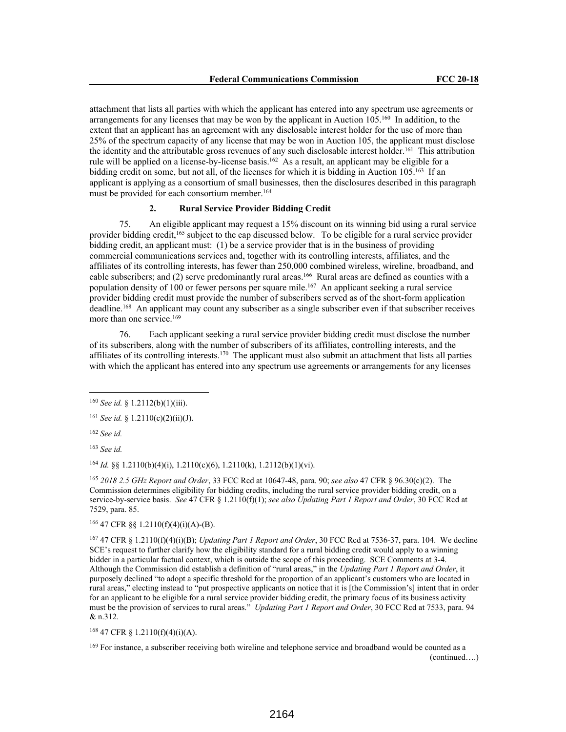attachment that lists all parties with which the applicant has entered into any spectrum use agreements or arrangements for any licenses that may be won by the applicant in Auction 105.[160] In addition, to the extent that an applicant has an agreement with any disclosable interest holder for the use of more than 25% of the spectrum capacity of any license that may be won in Auction 105, the applicant must disclose the identity and the attributable gross revenues of any such disclosable interest holder.[161] This attribution rule will be applied on a license-by-license basis.[162] As a result, an applicant may be eligible for a bidding credit on some, but not all, of the licenses for which it is bidding in Auction 105.[163] If an applicant is applying as a consortium of small businesses, then the disclosures described in this paragraph must be provided for each consortium member.[164]

#### 2. Rural Service Provider Bidding Credit

75. An eligible applicant may request a 15% discount on its winning bid using a rural service provider bidding credit,[165] subject to the cap discussed below. To be eligible for a rural service provider bidding credit, an applicant must: (1) be a service provider that is in the business of providing commercial communications services and, together with its controlling interests, affiliates, and the affiliates of its controlling interests, has fewer than 250,000 combined wireless, wireline, broadband, and cable subscribers; and (2) serve predominantly rural areas.[166] Rural areas are defined as counties with a population density of 100 or fewer persons per square mile.[167] An applicant seeking a rural service provider bidding credit must provide the number of subscribers served as of the short-form application deadline.[168] An applicant may count any subscriber as a single subscriber even if that subscriber receives more than one service.[169]

76. Each applicant seeking a rural service provider bidding credit must disclose the number of its subscribers, along with the number of subscribers of its affiliates, controlling interests, and the affiliates of its controlling interests.[170] The applicant must also submit an attachment that lists all parties with which the applicant has entered into any spectrum use agreements or arrangements for any licenses

---

[160] *See id.* § 1.2112(b)(1)(iii).

[161] *See id.* § 1.2110(c)(2)(ii)(J).

[162] *See id.*

[163] *See id.*

[164] *Id.* §§ 1.2110(b)(4)(i), 1.2110(c)(6), 1.2110(k), 1.2112(b)(1)(vi).

[165] *2018 2.5 GHz Report and Order*, 33 FCC Rcd at 10647-48, para. 90; *see also* 47 CFR § 96.30(c)(2). The Commission determines eligibility for bidding credits, including the rural service provider bidding credit, on a service-by-service basis. *See* 47 CFR § 1.2110(f)(1); *see also Updating Part 1 Report and Order*, 30 FCC Rcd at 7529, para. 85.

[166] 47 CFR §§ 1.2110(f)(4)(i)(A)-(B).

[167] 47 CFR § 1.2110(f)(4)(i)(B); *Updating Part 1 Report and Order*, 30 FCC Rcd at 7536-37, para. 104. We decline SCE's request to further clarify how the eligibility standard for a rural bidding credit would apply to a winning bidder in a particular factual context, which is outside the scope of this proceeding. SCE Comments at 3-4. Although the Commission did establish a definition of "rural areas," in the *Updating Part 1 Report and Order*, it purposely declined "to adopt a specific threshold for the proportion of an applicant's customers who are located in rural areas," electing instead to "put prospective applicants on notice that it is [the Commission's] intent that in order for an applicant to be eligible for a rural service provider bidding credit, the primary focus of its business activity must be the provision of services to rural areas." *Updating Part 1 Report and Order*, 30 FCC Rcd at 7533, para. 94 & n.312.

[168] 47 CFR § 1.2110(f)(4)(i)(A).

[169] For instance, a subscriber receiving both wireline and telephone service and broadband would be counted as a (continued….)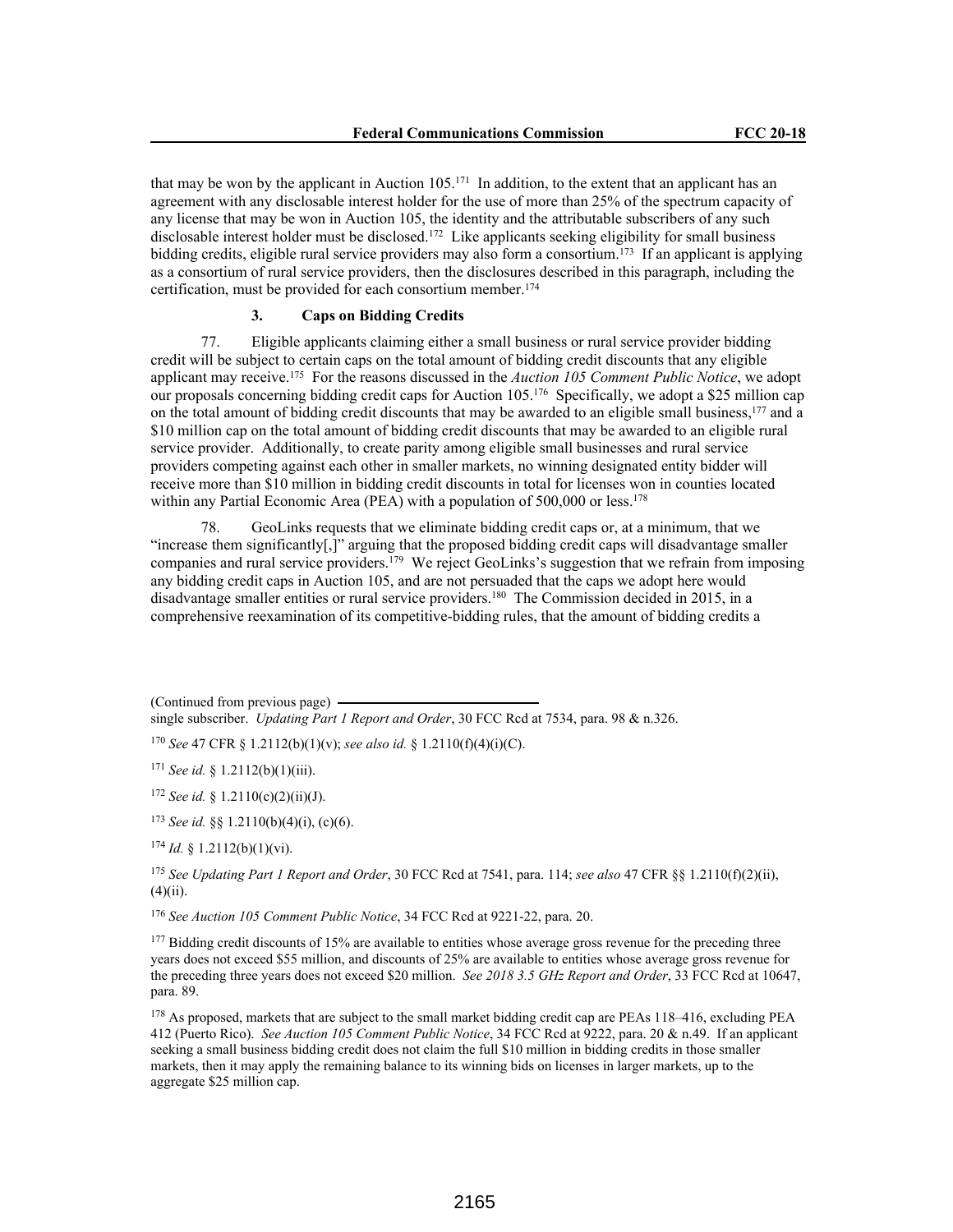that may be won by the applicant in Auction 105.[171] In addition, to the extent that an applicant has an agreement with any disclosable interest holder for the use of more than 25% of the spectrum capacity of any license that may be won in Auction 105, the identity and the attributable subscribers of any such disclosable interest holder must be disclosed.[172] Like applicants seeking eligibility for small business bidding credits, eligible rural service providers may also form a consortium.[173] If an applicant is applying as a consortium of rural service providers, then the disclosures described in this paragraph, including the certification, must be provided for each consortium member.[174]

### 3. Caps on Bidding Credits

77. Eligible applicants claiming either a small business or rural service provider bidding credit will be subject to certain caps on the total amount of bidding credit discounts that any eligible applicant may receive.[175] For the reasons discussed in the *Auction 105 Comment Public Notice*, we adopt our proposals concerning bidding credit caps for Auction 105.[176] Specifically, we adopt a $25 million cap on the total amount of bidding credit discounts that may be awarded to an eligible small business,[177] and a $10 million cap on the total amount of bidding credit discounts that may be awarded to an eligible rural service provider. Additionally, to create parity among eligible small businesses and rural service providers competing against each other in smaller markets, no winning designated entity bidder will receive more than $10 million in bidding credit discounts in total for licenses won in counties located within any Partial Economic Area (PEA) with a population of 500,000 or less.[178]

78. GeoLinks requests that we eliminate bidding credit caps or, at a minimum, that we "increase them significantly[,]" arguing that the proposed bidding credit caps will disadvantage smaller companies and rural service providers.[179] We reject GeoLinks's suggestion that we refrain from imposing any bidding credit caps in Auction 105, and are not persuaded that the caps we adopt here would disadvantage smaller entities or rural service providers.[180] The Commission decided in 2015, in a comprehensive reexamination of its competitive-bidding rules, that the amount of bidding credits a

---

(Continued from previous page) single subscriber. *Updating Part 1 Report and Order*, 30 FCC Rcd at 7534, para. 98 & n.326.

[170] *See* 47 CFR § 1.2112(b)(1)(v); *see also id.* § 1.2110(f)(4)(i)(C).

[171] *See id.* § 1.2112(b)(1)(iii).

[172] *See id.* § 1.2110(c)(2)(ii)(J).

[173] *See id.* §§ 1.2110(b)(4)(i), (c)(6).

[174] *Id.* § 1.2112(b)(1)(vi).

[175] *See Updating Part 1 Report and Order*, 30 FCC Rcd at 7541, para. 114; *see also* 47 CFR §§ 1.2110(f)(2)(ii), (4)(ii).

[176] *See Auction 105 Comment Public Notice*, 34 FCC Rcd at 9221-22, para. 20.

[177] Bidding credit discounts of 15% are available to entities whose average gross revenue for the preceding three years does not exceed $55 million, and discounts of 25% are available to entities whose average gross revenue for the preceding three years does not exceed $20 million. *See 2018 3.5 GHz Report and Order*, 33 FCC Rcd at 10647, para. 89.

[178] As proposed, markets that are subject to the small market bidding credit cap are PEAs 118–416, excluding PEA 412 (Puerto Rico). *See Auction 105 Comment Public Notice*, 34 FCC Rcd at 9222, para. 20 & n.49. If an applicant seeking a small business bidding credit does not claim the full $10 million in bidding credits in those smaller markets, then it may apply the remaining balance to its winning bids on licenses in larger markets, up to the aggregate $25 million cap.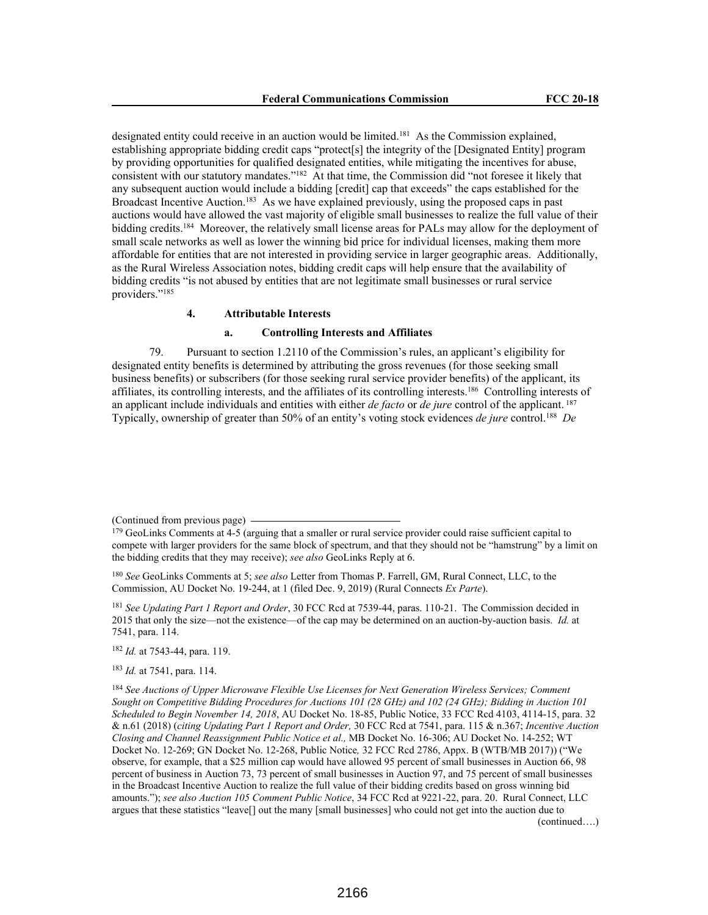designated entity could receive in an auction would be limited.[181] As the Commission explained, establishing appropriate bidding credit caps "protect[s] the integrity of the [Designated Entity] program by providing opportunities for qualified designated entities, while mitigating the incentives for abuse, consistent with our statutory mandates."[182] At that time, the Commission did "not foresee it likely that any subsequent auction would include a bidding [credit] cap that exceeds" the caps established for the Broadcast Incentive Auction.[183] As we have explained previously, using the proposed caps in past auctions would have allowed the vast majority of eligible small businesses to realize the full value of their bidding credits.[184] Moreover, the relatively small license areas for PALs may allow for the deployment of small scale networks as well as lower the winning bid price for individual licenses, making them more affordable for entities that are not interested in providing service in larger geographic areas. Additionally, as the Rural Wireless Association notes, bidding credit caps will help ensure that the availability of bidding credits "is not abused by entities that are not legitimate small businesses or rural service providers."[185]

#### 4. Attributable Interests

##### a. Controlling Interests and Affiliates

79. Pursuant to section 1.2110 of the Commission's rules, an applicant's eligibility for designated entity benefits is determined by attributing the gross revenues (for those seeking small business benefits) or subscribers (for those seeking rural service provider benefits) of the applicant, its affiliates, its controlling interests, and the affiliates of its controlling interests.[186] Controlling interests of an applicant include individuals and entities with either *de facto* or *de jure* control of the applicant.[187] Typically, ownership of greater than 50% of an entity's voting stock evidences *de jure* control.[188] *De*

---

(Continued from previous page)

[179] GeoLinks Comments at 4-5 (arguing that a smaller or rural service provider could raise sufficient capital to compete with larger providers for the same block of spectrum, and that they should not be "hamstrung" by a limit on the bidding credits that they may receive); *see also* GeoLinks Reply at 6.

[180] *See* GeoLinks Comments at 5; *see also* Letter from Thomas P. Farrell, GM, Rural Connect, LLC, to the Commission, AU Docket No. 19-244, at 1 (filed Dec. 9, 2019) (Rural Connects *Ex Parte*).

[181] *See Updating Part 1 Report and Order*, 30 FCC Rcd at 7539-44, paras. 110-21. The Commission decided in 2015 that only the size—not the existence—of the cap may be determined on an auction-by-auction basis. *Id.* at 7541, para. 114.

[182] *Id.* at 7543-44, para. 119.

[183] *Id.* at 7541, para. 114.

[184] *See Auctions of Upper Microwave Flexible Use Licenses for Next Generation Wireless Services; Comment Sought on Competitive Bidding Procedures for Auctions 101 (28 GHz) and 102 (24 GHz); Bidding in Auction 101 Scheduled to Begin November 14, 2018*, AU Docket No. 18-85, Public Notice, 33 FCC Rcd 4103, 4114-15, para. 32 & n.61 (2018) (*citing Updating Part 1 Report and Order,* 30 FCC Rcd at 7541, para. 115 & n.367; *Incentive Auction Closing and Channel Reassignment Public Notice et al.,* MB Docket No. 16-306; AU Docket No. 14-252; WT Docket No. 12-269; GN Docket No. 12-268, Public Notice*,* 32 FCC Rcd 2786, Appx. B (WTB/MB 2017)) ("We observe, for example, that a $25 million cap would have allowed 95 percent of small businesses in Auction 66, 98 percent of business in Auction 73, 73 percent of small businesses in Auction 97, and 75 percent of small businesses in the Broadcast Incentive Auction to realize the full value of their bidding credits based on gross winning bid amounts."); *see also Auction 105 Comment Public Notice*, 34 FCC Rcd at 9221-22, para. 20. Rural Connect, LLC argues that these statistics "leave[] out the many [small businesses] who could not get into the auction due to

(continued….)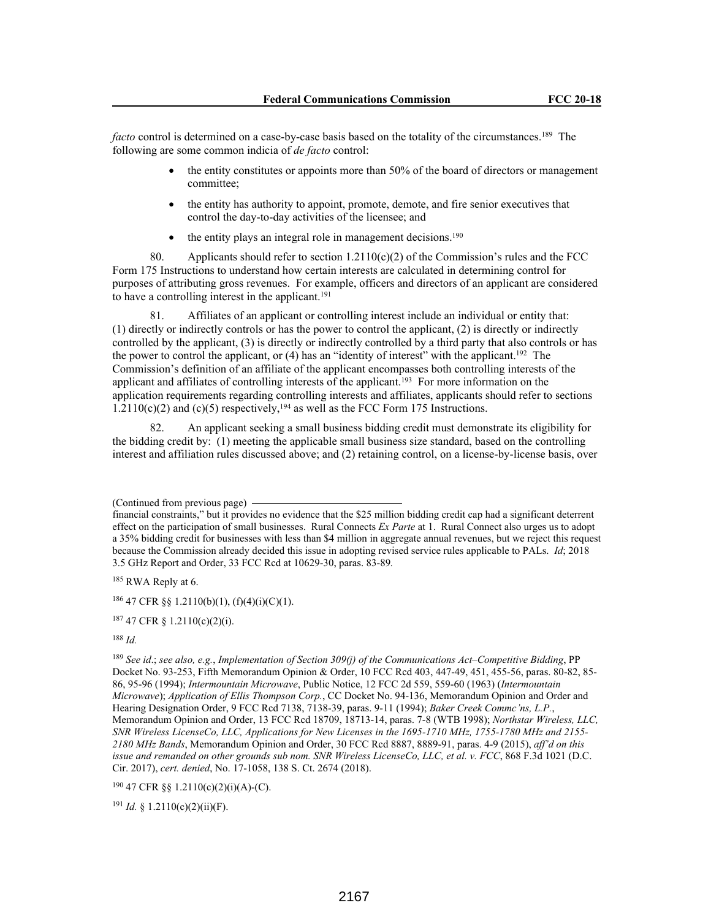*facto* control is determined on a case-by-case basis based on the totality of the circumstances.[189] The following are some common indicia of *de facto* control:

- the entity constitutes or appoints more than 50% of the board of directors or management committee;
- the entity has authority to appoint, promote, demote, and fire senior executives that control the day-to-day activities of the licensee; and
- the entity plays an integral role in management decisions.[190]

80. Applicants should refer to section 1.2110(c)(2) of the Commission's rules and the FCC Form 175 Instructions to understand how certain interests are calculated in determining control for purposes of attributing gross revenues. For example, officers and directors of an applicant are considered to have a controlling interest in the applicant.[191]

81. Affiliates of an applicant or controlling interest include an individual or entity that: (1) directly or indirectly controls or has the power to control the applicant, (2) is directly or indirectly controlled by the applicant, (3) is directly or indirectly controlled by a third party that also controls or has the power to control the applicant, or (4) has an "identity of interest" with the applicant.[192] The Commission's definition of an affiliate of the applicant encompasses both controlling interests of the applicant and affiliates of controlling interests of the applicant.[193] For more information on the application requirements regarding controlling interests and affiliates, applicants should refer to sections 1.2110(c)(2) and (c)(5) respectively,[194] as well as the FCC Form 175 Instructions.

82. An applicant seeking a small business bidding credit must demonstrate its eligibility for the bidding credit by: (1) meeting the applicable small business size standard, based on the controlling interest and affiliation rules discussed above; and (2) retaining control, on a license-by-license basis, over

---

(Continued from previous page)
financial constraints," but it provides no evidence that the $25 million bidding credit cap had a significant deterrent effect on the participation of small businesses. Rural Connects *Ex Parte* at 1. Rural Connect also urges us to adopt a 35% bidding credit for businesses with less than $4 million in aggregate annual revenues, but we reject this request because the Commission already decided this issue in adopting revised service rules applicable to PALs. *Id*; 2018 3.5 GHz Report and Order, 33 FCC Rcd at 10629-30, paras. 83-89.

[185] RWA Reply at 6.

[186] 47 CFR §§ 1.2110(b)(1), (f)(4)(i)(C)(1).

[187] 47 CFR § 1.2110(c)(2)(i).

[188] *Id.*

[189] *See id*.; *see also, e.g.*, *Implementation of Section 309(j) of the Communications Act–Competitive Bidding*, PP Docket No. 93-253, Fifth Memorandum Opinion & Order, 10 FCC Rcd 403, 447-49, 451, 455-56, paras. 80-82, 85-86, 95-96 (1994); *Intermountain Microwave*, Public Notice, 12 FCC 2d 559, 559-60 (1963) (*Intermountain Microwave*); *Application of Ellis Thompson Corp.*, CC Docket No. 94-136, Memorandum Opinion and Order and Hearing Designation Order, 9 FCC Rcd 7138, 7138-39, paras. 9-11 (1994); *Baker Creek Commc'ns, L.P.*, Memorandum Opinion and Order, 13 FCC Rcd 18709, 18713-14, paras. 7-8 (WTB 1998); *Northstar Wireless, LLC, SNR Wireless LicenseCo, LLC, Applications for New Licenses in the 1695-1710 MHz, 1755-1780 MHz and 2155-2180 MHz Bands*, Memorandum Opinion and Order, 30 FCC Rcd 8887, 8889-91, paras. 4-9 (2015), *aff'd on this issue and remanded on other grounds sub nom. SNR Wireless LicenseCo, LLC, et al. v. FCC*, 868 F.3d 1021 (D.C. Cir. 2017), *cert. denied*, No. 17-1058, 138 S. Ct. 2674 (2018).

[190] 47 CFR §§ 1.2110(c)(2)(i)(A)-(C).

[191] *Id.* § 1.2110(c)(2)(ii)(F).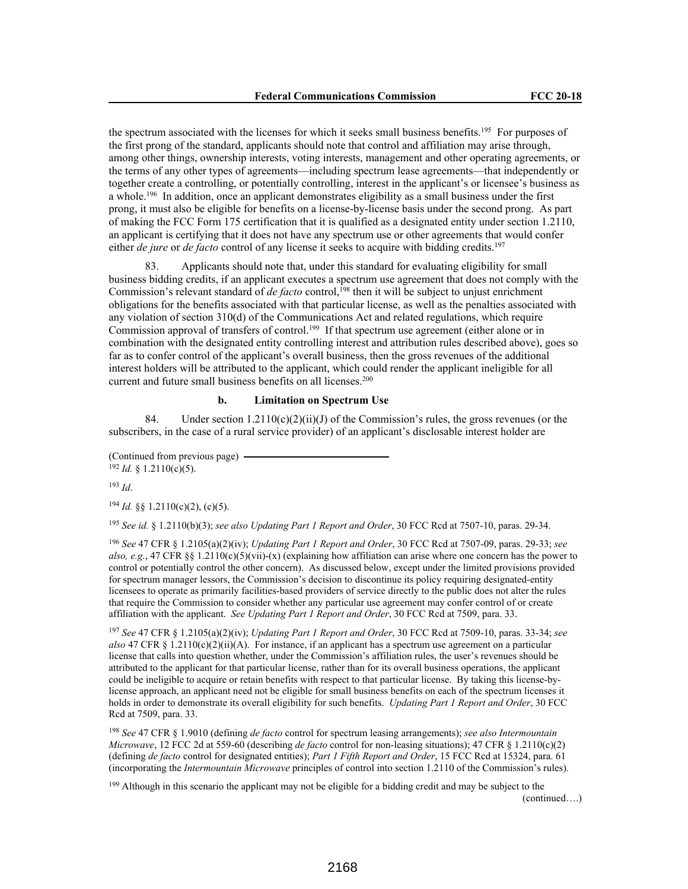the spectrum associated with the licenses for which it seeks small business benefits.[195] For purposes of the first prong of the standard, applicants should note that control and affiliation may arise through, among other things, ownership interests, voting interests, management and other operating agreements, or the terms of any other types of agreements—including spectrum lease agreements—that independently or together create a controlling, or potentially controlling, interest in the applicant's or licensee's business as a whole.[196] In addition, once an applicant demonstrates eligibility as a small business under the first prong, it must also be eligible for benefits on a license-by-license basis under the second prong. As part of making the FCC Form 175 certification that it is qualified as a designated entity under section 1.2110, an applicant is certifying that it does not have any spectrum use or other agreements that would confer either *de jure* or *de facto* control of any license it seeks to acquire with bidding credits.[197]

83. Applicants should note that, under this standard for evaluating eligibility for small business bidding credits, if an applicant executes a spectrum use agreement that does not comply with the Commission's relevant standard of *de facto* control,[198] then it will be subject to unjust enrichment obligations for the benefits associated with that particular license, as well as the penalties associated with any violation of section 310(d) of the Communications Act and related regulations, which require Commission approval of transfers of control.[199] If that spectrum use agreement (either alone or in combination with the designated entity controlling interest and attribution rules described above), goes so far as to confer control of the applicant's overall business, then the gross revenues of the additional interest holders will be attributed to the applicant, which could render the applicant ineligible for all current and future small business benefits on all licenses.[200]

### b. Limitation on Spectrum Use

84. Under section 1.2110(c)(2)(ii)(J) of the Commission's rules, the gross revenues (or the subscribers, in the case of a rural service provider) of an applicant's disclosable interest holder are

(Continued from previous page)

[192] *Id.* § 1.2110(c)(5).

[193] *Id*.

[194] *Id.* §§ 1.2110(c)(2), (c)(5).

[195] *See id.* § 1.2110(b)(3); *see also Updating Part 1 Report and Order*, 30 FCC Rcd at 7507-10, paras. 29-34.

[196] *See* 47 CFR § 1.2105(a)(2)(iv); *Updating Part 1 Report and Order*, 30 FCC Rcd at 7507-09, paras. 29-33; *see also, e.g.*, 47 CFR §§ 1.2110(c)(5)(vii)-(x) (explaining how affiliation can arise where one concern has the power to control or potentially control the other concern). As discussed below, except under the limited provisions provided for spectrum manager lessors, the Commission's decision to discontinue its policy requiring designated-entity licensees to operate as primarily facilities-based providers of service directly to the public does not alter the rules that require the Commission to consider whether any particular use agreement may confer control of or create affiliation with the applicant. *See Updating Part 1 Report and Order*, 30 FCC Rcd at 7509, para. 33.

[197] *See* 47 CFR § 1.2105(a)(2)(iv); *Updating Part 1 Report and Order*, 30 FCC Rcd at 7509-10, paras. 33-34; *see also* 47 CFR § 1.2110(c)(2)(ii)(A). For instance, if an applicant has a spectrum use agreement on a particular license that calls into question whether, under the Commission's affiliation rules, the user's revenues should be attributed to the applicant for that particular license, rather than for its overall business operations, the applicant could be ineligible to acquire or retain benefits with respect to that particular license. By taking this license-by-license approach, an applicant need not be eligible for small business benefits on each of the spectrum licenses it holds in order to demonstrate its overall eligibility for such benefits. *Updating Part 1 Report and Order*, 30 FCC Rcd at 7509, para. 33.

[198] *See* 47 CFR § 1.9010 (defining *de facto* control for spectrum leasing arrangements); *see also Intermountain Microwave*, 12 FCC 2d at 559-60 (describing *de facto* control for non-leasing situations); 47 CFR § 1.2110(c)(2) (defining *de facto* control for designated entities); *Part 1 Fifth Report and Order*, 15 FCC Rcd at 15324, para. 61 (incorporating the *Intermountain Microwave* principles of control into section 1.2110 of the Commission's rules).

[199] Although in this scenario the applicant may not be eligible for a bidding credit and may be subject to the (continued….)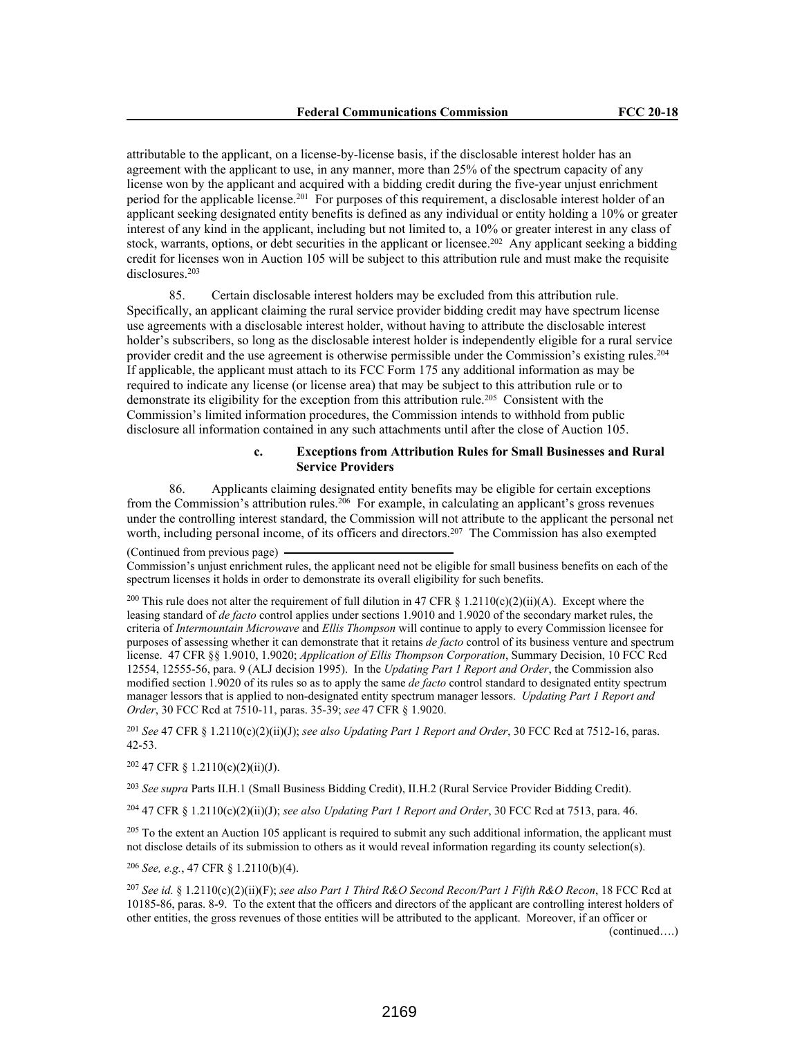attributable to the applicant, on a license-by-license basis, if the disclosable interest holder has an agreement with the applicant to use, in any manner, more than 25% of the spectrum capacity of any license won by the applicant and acquired with a bidding credit during the five-year unjust enrichment period for the applicable license.[201] For purposes of this requirement, a disclosable interest holder of an applicant seeking designated entity benefits is defined as any individual or entity holding a 10% or greater interest of any kind in the applicant, including but not limited to, a 10% or greater interest in any class of stock, warrants, options, or debt securities in the applicant or licensee.[202] Any applicant seeking a bidding credit for licenses won in Auction 105 will be subject to this attribution rule and must make the requisite disclosures.[203]

85. Certain disclosable interest holders may be excluded from this attribution rule. Specifically, an applicant claiming the rural service provider bidding credit may have spectrum license use agreements with a disclosable interest holder, without having to attribute the disclosable interest holder's subscribers, so long as the disclosable interest holder is independently eligible for a rural service provider credit and the use agreement is otherwise permissible under the Commission's existing rules.[204] If applicable, the applicant must attach to its FCC Form 175 any additional information as may be required to indicate any license (or license area) that may be subject to this attribution rule or to demonstrate its eligibility for the exception from this attribution rule.[205] Consistent with the Commission's limited information procedures, the Commission intends to withhold from public disclosure all information contained in any such attachments until after the close of Auction 105.

#### c. Exceptions from Attribution Rules for Small Businesses and Rural Service Providers

86. Applicants claiming designated entity benefits may be eligible for certain exceptions from the Commission's attribution rules.[206] For example, in calculating an applicant's gross revenues under the controlling interest standard, the Commission will not attribute to the applicant the personal net worth, including personal income, of its officers and directors.[207] The Commission has also exempted

(Continued from previous page)

Commission's unjust enrichment rules, the applicant need not be eligible for small business benefits on each of the spectrum licenses it holds in order to demonstrate its overall eligibility for such benefits.

[200] This rule does not alter the requirement of full dilution in 47 CFR § 1.2110(c)(2)(ii)(A). Except where the leasing standard of *de facto* control applies under sections 1.9010 and 1.9020 of the secondary market rules, the criteria of *Intermountain Microwave* and *Ellis Thompson* will continue to apply to every Commission licensee for purposes of assessing whether it can demonstrate that it retains *de facto* control of its business venture and spectrum license. 47 CFR §§ 1.9010, 1.9020; *Application of Ellis Thompson Corporation*, Summary Decision, 10 FCC Rcd 12554, 12555-56, para. 9 (ALJ decision 1995). In the *Updating Part 1 Report and Order*, the Commission also modified section 1.9020 of its rules so as to apply the same *de facto* control standard to designated entity spectrum manager lessors that is applied to non-designated entity spectrum manager lessors. *Updating Part 1 Report and Order*, 30 FCC Rcd at 7510-11, paras. 35-39; *see* 47 CFR § 1.9020.

[201] *See* 47 CFR § 1.2110(c)(2)(ii)(J); *see also Updating Part 1 Report and Order*, 30 FCC Rcd at 7512-16, paras. 42-53.

[202] 47 CFR § 1.2110(c)(2)(ii)(J).

[203] *See supra* Parts II.H.1 (Small Business Bidding Credit), II.H.2 (Rural Service Provider Bidding Credit).

[204] 47 CFR § 1.2110(c)(2)(ii)(J); *see also Updating Part 1 Report and Order*, 30 FCC Rcd at 7513, para. 46.

[205] To the extent an Auction 105 applicant is required to submit any such additional information, the applicant must not disclose details of its submission to others as it would reveal information regarding its county selection(s).

[206] *See, e.g.*, 47 CFR § 1.2110(b)(4).

[207] *See id.* § 1.2110(c)(2)(ii)(F); *see also Part 1 Third R&O Second Recon/Part 1 Fifth R&O Recon*, 18 FCC Rcd at 10185-86, paras. 8-9. To the extent that the officers and directors of the applicant are controlling interest holders of other entities, the gross revenues of those entities will be attributed to the applicant. Moreover, if an officer or

(continued….)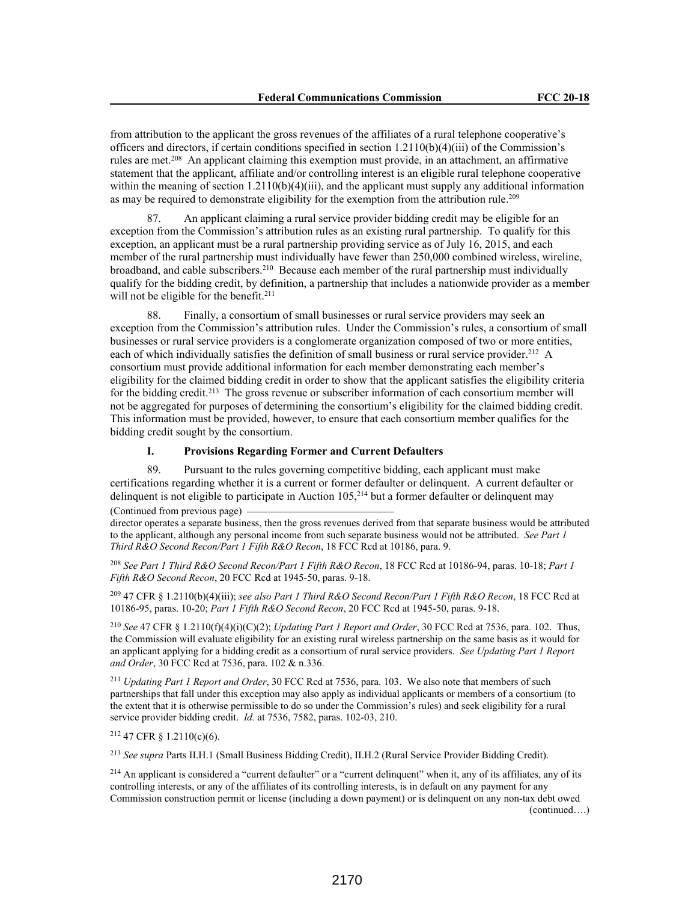from attribution to the applicant the gross revenues of the affiliates of a rural telephone cooperative's officers and directors, if certain conditions specified in section 1.2110(b)(4)(iii) of the Commission's rules are met.[208] An applicant claiming this exemption must provide, in an attachment, an affirmative statement that the applicant, affiliate and/or controlling interest is an eligible rural telephone cooperative within the meaning of section 1.2110(b)(4)(iii), and the applicant must supply any additional information as may be required to demonstrate eligibility for the exemption from the attribution rule.[209]

87. An applicant claiming a rural service provider bidding credit may be eligible for an exception from the Commission's attribution rules as an existing rural partnership. To qualify for this exception, an applicant must be a rural partnership providing service as of July 16, 2015, and each member of the rural partnership must individually have fewer than 250,000 combined wireless, wireline, broadband, and cable subscribers.[210] Because each member of the rural partnership must individually qualify for the bidding credit, by definition, a partnership that includes a nationwide provider as a member will not be eligible for the benefit.[211]

88. Finally, a consortium of small businesses or rural service providers may seek an exception from the Commission's attribution rules. Under the Commission's rules, a consortium of small businesses or rural service providers is a conglomerate organization composed of two or more entities, each of which individually satisfies the definition of small business or rural service provider.[212] A consortium must provide additional information for each member demonstrating each member's eligibility for the claimed bidding credit in order to show that the applicant satisfies the eligibility criteria for the bidding credit.[213] The gross revenue or subscriber information of each consortium member will not be aggregated for purposes of determining the consortium's eligibility for the claimed bidding credit. This information must be provided, however, to ensure that each consortium member qualifies for the bidding credit sought by the consortium.

### I. Provisions Regarding Former and Current Defaulters

89. Pursuant to the rules governing competitive bidding, each applicant must make certifications regarding whether it is a current or former defaulter or delinquent. A current defaulter or delinquent is not eligible to participate in Auction 105,[214] but a former defaulter or delinquent may

(Continued from previous page)

director operates a separate business, then the gross revenues derived from that separate business would be attributed to the applicant, although any personal income from such separate business would not be attributed. *See Part 1 Third R&O Second Recon/Part 1 Fifth R&O Recon*, 18 FCC Rcd at 10186, para. 9.

[208] *See Part 1 Third R&O Second Recon/Part 1 Fifth R&O Recon*, 18 FCC Rcd at 10186-94, paras. 10-18; *Part 1 Fifth R&O Second Recon*, 20 FCC Rcd at 1945-50, paras. 9-18.

[209] 47 CFR § 1.2110(b)(4)(iii); *see also Part 1 Third R&O Second Recon/Part 1 Fifth R&O Recon*, 18 FCC Rcd at 10186-95, paras. 10-20; *Part 1 Fifth R&O Second Recon*, 20 FCC Rcd at 1945-50, paras. 9-18.

[210] *See* 47 CFR § 1.2110(f)(4)(i)(C)(2); *Updating Part 1 Report and Order*, 30 FCC Rcd at 7536, para. 102. Thus, the Commission will evaluate eligibility for an existing rural wireless partnership on the same basis as it would for an applicant applying for a bidding credit as a consortium of rural service providers. *See Updating Part 1 Report and Order*, 30 FCC Rcd at 7536, para. 102 & n.336.

[211] *Updating Part 1 Report and Order*, 30 FCC Rcd at 7536, para. 103. We also note that members of such partnerships that fall under this exception may also apply as individual applicants or members of a consortium (to the extent that it is otherwise permissible to do so under the Commission's rules) and seek eligibility for a rural service provider bidding credit. *Id.* at 7536, 7582, paras. 102-03, 210.

[212] 47 CFR § 1.2110(c)(6).

[213] *See supra* Parts II.H.1 (Small Business Bidding Credit), II.H.2 (Rural Service Provider Bidding Credit).

[214] An applicant is considered a "current defaulter" or a "current delinquent" when it, any of its affiliates, any of its controlling interests, or any of the affiliates of its controlling interests, is in default on any payment for any Commission construction permit or license (including a down payment) or is delinquent on any non-tax debt owed

(continued….)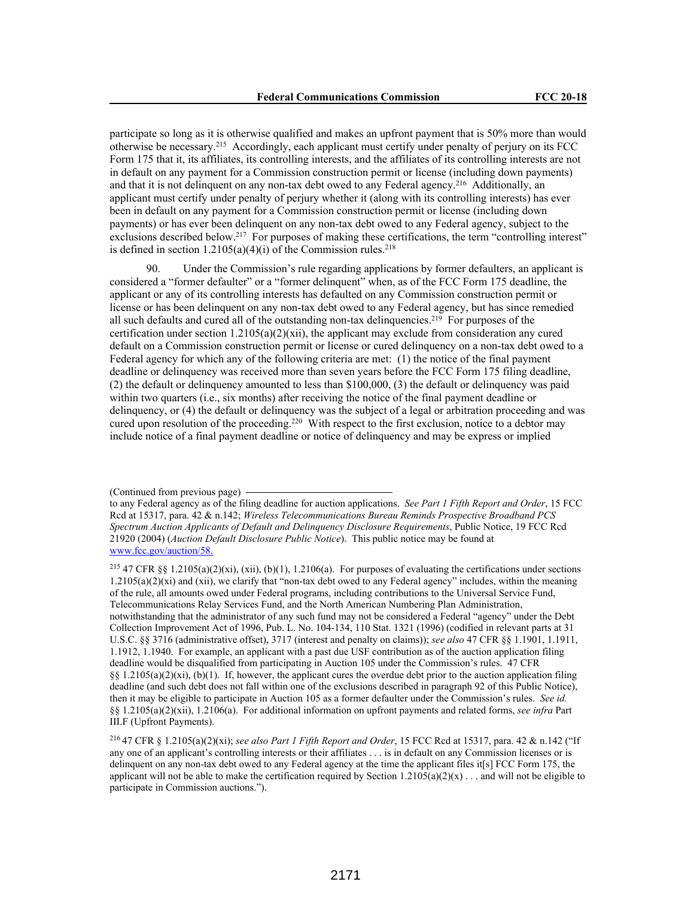participate so long as it is otherwise qualified and makes an upfront payment that is 50% more than would otherwise be necessary.[215] Accordingly, each applicant must certify under penalty of perjury on its FCC Form 175 that it, its affiliates, its controlling interests, and the affiliates of its controlling interests are not in default on any payment for a Commission construction permit or license (including down payments) and that it is not delinquent on any non-tax debt owed to any Federal agency.[216] Additionally, an applicant must certify under penalty of perjury whether it (along with its controlling interests) has ever been in default on any payment for a Commission construction permit or license (including down payments) or has ever been delinquent on any non-tax debt owed to any Federal agency, subject to the exclusions described below.[217] For purposes of making these certifications, the term "controlling interest" is defined in section 1.2105(a)(4)(i) of the Commission rules.[218]

90. Under the Commission's rule regarding applications by former defaulters, an applicant is considered a "former defaulter" or a "former delinquent" when, as of the FCC Form 175 deadline, the applicant or any of its controlling interests has defaulted on any Commission construction permit or license or has been delinquent on any non-tax debt owed to any Federal agency, but has since remedied all such defaults and cured all of the outstanding non-tax delinquencies.[219] For purposes of the certification under section 1.2105(a)(2)(xii), the applicant may exclude from consideration any cured default on a Commission construction permit or license or cured delinquency on a non-tax debt owed to a Federal agency for which any of the following criteria are met: (1) the notice of the final payment deadline or delinquency was received more than seven years before the FCC Form 175 filing deadline, (2) the default or delinquency amounted to less than $100,000, (3) the default or delinquency was paid within two quarters (i.e., six months) after receiving the notice of the final payment deadline or delinquency, or (4) the default or delinquency was the subject of a legal or arbitration proceeding and was cured upon resolution of the proceeding.[220] With respect to the first exclusion, notice to a debtor may include notice of a final payment deadline or notice of delinquency and may be express or implied

(Continued from previous page)
to any Federal agency as of the filing deadline for auction applications. *See Part 1 Fifth Report and Order*, 15 FCC Rcd at 15317, para. 42 & n.142; *Wireless Telecommunications Bureau Reminds Prospective Broadband PCS Spectrum Auction Applicants of Default and Delinquency Disclosure Requirements*, Public Notice, 19 FCC Rcd 21920 (2004) (*Auction Default Disclosure Public Notice*). This public notice may be found at www.fcc.gov/auction/58.

[215] 47 CFR §§ 1.2105(a)(2)(xi), (xii), (b)(1), 1.2106(a). For purposes of evaluating the certifications under sections 1.2105(a)(2)(xi) and (xii), we clarify that "non-tax debt owed to any Federal agency" includes, within the meaning of the rule, all amounts owed under Federal programs, including contributions to the Universal Service Fund, Telecommunications Relay Services Fund, and the North American Numbering Plan Administration, notwithstanding that the administrator of any such fund may not be considered a Federal "agency" under the Debt Collection Improvement Act of 1996, Pub. L. No. 104-134, 110 Stat. 1321 (1996) (codified in relevant parts at 31 U.S.C. §§ 3716 (administrative offset), 3717 (interest and penalty on claims)); *see also* 47 CFR §§ 1.1901, 1.1911, 1.1912, 1.1940. For example, an applicant with a past due USF contribution as of the auction application filing deadline would be disqualified from participating in Auction 105 under the Commission's rules. 47 CFR §§ 1.2105(a)(2)(xi), (b)(1). If, however, the applicant cures the overdue debt prior to the auction application filing deadline (and such debt does not fall within one of the exclusions described in paragraph 92 of this Public Notice), then it may be eligible to participate in Auction 105 as a former defaulter under the Commission's rules. *See id.* §§ 1.2105(a)(2)(xii), 1.2106(a). For additional information on upfront payments and related forms, *see infra* Part III.F (Upfront Payments).

[216] 47 CFR § 1.2105(a)(2)(xi); *see also Part 1 Fifth Report and Order*, 15 FCC Rcd at 15317, para. 42 & n.142 ("If any one of an applicant's controlling interests or their affiliates . . . is in default on any Commission licenses or is delinquent on any non-tax debt owed to any Federal agency at the time the applicant files it[s] FCC Form 175, the applicant will not be able to make the certification required by Section 1.2105(a)(2)(x) . . . and will not be eligible to participate in Commission auctions.").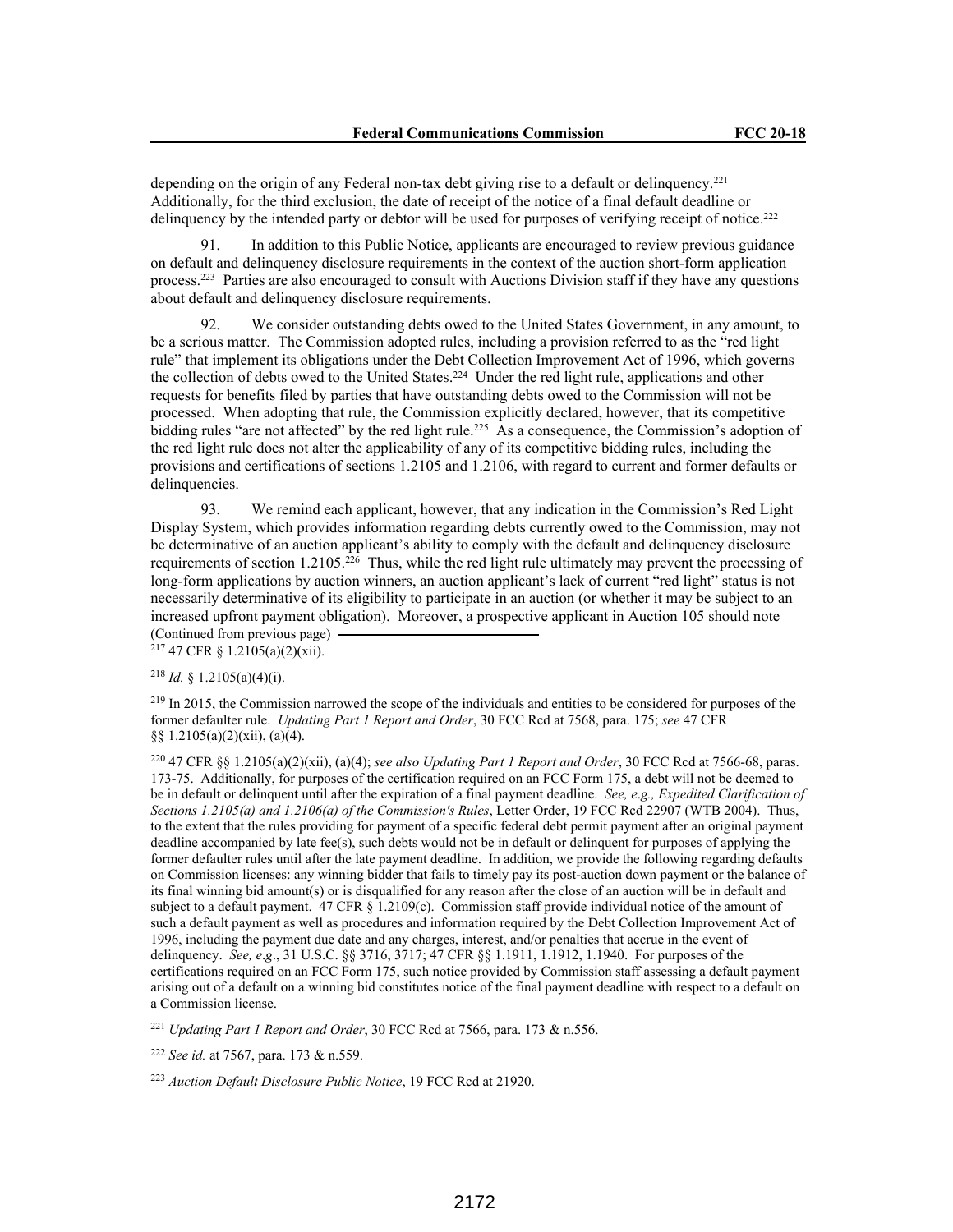depending on the origin of any Federal non-tax debt giving rise to a default or delinquency.[221] Additionally, for the third exclusion, the date of receipt of the notice of a final default deadline or delinquency by the intended party or debtor will be used for purposes of verifying receipt of notice.[222]

91. In addition to this Public Notice, applicants are encouraged to review previous guidance on default and delinquency disclosure requirements in the context of the auction short-form application process.[223] Parties are also encouraged to consult with Auctions Division staff if they have any questions about default and delinquency disclosure requirements.

92. We consider outstanding debts owed to the United States Government, in any amount, to be a serious matter. The Commission adopted rules, including a provision referred to as the "red light rule" that implement its obligations under the Debt Collection Improvement Act of 1996, which governs the collection of debts owed to the United States.[224] Under the red light rule, applications and other requests for benefits filed by parties that have outstanding debts owed to the Commission will not be processed. When adopting that rule, the Commission explicitly declared, however, that its competitive bidding rules "are not affected" by the red light rule.[225] As a consequence, the Commission's adoption of the red light rule does not alter the applicability of any of its competitive bidding rules, including the provisions and certifications of sections 1.2105 and 1.2106, with regard to current and former defaults or delinquencies.

93. We remind each applicant, however, that any indication in the Commission's Red Light Display System, which provides information regarding debts currently owed to the Commission, may not be determinative of an auction applicant's ability to comply with the default and delinquency disclosure requirements of section 1.2105.[226] Thus, while the red light rule ultimately may prevent the processing of long-form applications by auction winners, an auction applicant's lack of current "red light" status is not necessarily determinative of its eligibility to participate in an auction (or whether it may be subject to an increased upfront payment obligation). Moreover, a prospective applicant in Auction 105 should note

(Continued from previous page)

[217] 47 CFR § 1.2105(a)(2)(xii).

[218] *Id.* § 1.2105(a)(4)(i).

[219] In 2015, the Commission narrowed the scope of the individuals and entities to be considered for purposes of the former defaulter rule. *Updating Part 1 Report and Order*, 30 FCC Rcd at 7568, para. 175; *see* 47 CFR §§ 1.2105(a)(2)(xii), (a)(4).

[220] 47 CFR §§ 1.2105(a)(2)(xii), (a)(4); *see also Updating Part 1 Report and Order*, 30 FCC Rcd at 7566-68, paras. 173-75. Additionally, for purposes of the certification required on an FCC Form 175, a debt will not be deemed to be in default or delinquent until after the expiration of a final payment deadline. *See, e.g., Expedited Clarification of Sections 1.2105(a) and 1.2106(a) of the Commission's Rules*, Letter Order, 19 FCC Rcd 22907 (WTB 2004). Thus, to the extent that the rules providing for payment of a specific federal debt permit payment after an original payment deadline accompanied by late fee(s), such debts would not be in default or delinquent for purposes of applying the former defaulter rules until after the late payment deadline. In addition, we provide the following regarding defaults on Commission licenses: any winning bidder that fails to timely pay its post-auction down payment or the balance of its final winning bid amount(s) or is disqualified for any reason after the close of an auction will be in default and subject to a default payment. 47 CFR § 1.2109(c). Commission staff provide individual notice of the amount of such a default payment as well as procedures and information required by the Debt Collection Improvement Act of 1996, including the payment due date and any charges, interest, and/or penalties that accrue in the event of delinquency. *See, e.g.*, 31 U.S.C. §§ 3716, 3717; 47 CFR §§ 1.1911, 1.1912, 1.1940. For purposes of the certifications required on an FCC Form 175, such notice provided by Commission staff assessing a default payment arising out of a default on a winning bid constitutes notice of the final payment deadline with respect to a default on a Commission license.

[221] *Updating Part 1 Report and Order*, 30 FCC Rcd at 7566, para. 173 & n.556.

[222] *See id.* at 7567, para. 173 & n.559.

[223] *Auction Default Disclosure Public Notice*, 19 FCC Rcd at 21920.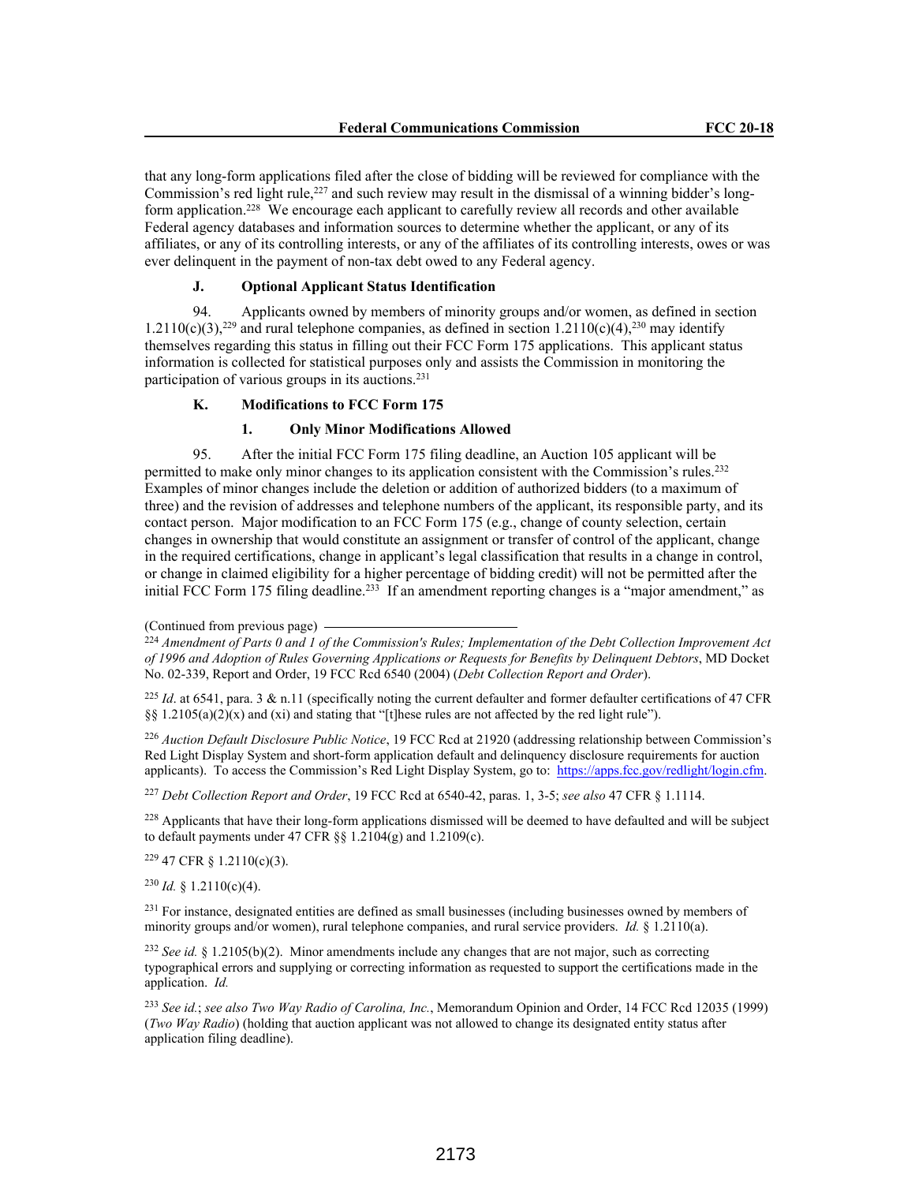that any long-form applications filed after the close of bidding will be reviewed for compliance with the Commission's red light rule,[227] and such review may result in the dismissal of a winning bidder's long-form application.[228] We encourage each applicant to carefully review all records and other available Federal agency databases and information sources to determine whether the applicant, or any of its affiliates, or any of its controlling interests, or any of the affiliates of its controlling interests, owes or was ever delinquent in the payment of non-tax debt owed to any Federal agency.

### J. Optional Applicant Status Identification

94. Applicants owned by members of minority groups and/or women, as defined in section 1.2110(c)(3),[229] and rural telephone companies, as defined in section 1.2110(c)(4),[230] may identify themselves regarding this status in filling out their FCC Form 175 applications. This applicant status information is collected for statistical purposes only and assists the Commission in monitoring the participation of various groups in its auctions.[231]

### K. Modifications to FCC Form 175

#### 1. Only Minor Modifications Allowed

95. After the initial FCC Form 175 filing deadline, an Auction 105 applicant will be permitted to make only minor changes to its application consistent with the Commission's rules.[232] Examples of minor changes include the deletion or addition of authorized bidders (to a maximum of three) and the revision of addresses and telephone numbers of the applicant, its responsible party, and its contact person. Major modification to an FCC Form 175 (e.g., change of county selection, certain changes in ownership that would constitute an assignment or transfer of control of the applicant, change in the required certifications, change in applicant's legal classification that results in a change in control, or change in claimed eligibility for a higher percentage of bidding credit) will not be permitted after the initial FCC Form 175 filing deadline.[233] If an amendment reporting changes is a "major amendment," as

---

(Continued from previous page)

[224] *Amendment of Parts 0 and 1 of the Commission's Rules; Implementation of the Debt Collection Improvement Act of 1996 and Adoption of Rules Governing Applications or Requests for Benefits by Delinquent Debtors*, MD Docket No. 02-339, Report and Order, 19 FCC Rcd 6540 (2004) (*Debt Collection Report and Order*).

[225] *Id*. at 6541, para. 3 & n.11 (specifically noting the current defaulter and former defaulter certifications of 47 CFR §§ 1.2105(a)(2)(x) and (xi) and stating that "[t]hese rules are not affected by the red light rule").

[226] *Auction Default Disclosure Public Notice*, 19 FCC Rcd at 21920 (addressing relationship between Commission's Red Light Display System and short-form application default and delinquency disclosure requirements for auction applicants). To access the Commission's Red Light Display System, go to: https://apps.fcc.gov/redlight/login.cfm.

[227] *Debt Collection Report and Order*, 19 FCC Rcd at 6540-42, paras. 1, 3-5; *see also* 47 CFR § 1.1114.

[228] Applicants that have their long-form applications dismissed will be deemed to have defaulted and will be subject to default payments under 47 CFR §§ 1.2104(g) and 1.2109(c).

[229] 47 CFR § 1.2110(c)(3).

[230] *Id.* § 1.2110(c)(4).

[231] For instance, designated entities are defined as small businesses (including businesses owned by members of minority groups and/or women), rural telephone companies, and rural service providers. *Id.* § 1.2110(a).

[232] *See id.* § 1.2105(b)(2). Minor amendments include any changes that are not major, such as correcting typographical errors and supplying or correcting information as requested to support the certifications made in the application. *Id.*

[233] *See id.*; *see also Two Way Radio of Carolina, Inc.*, Memorandum Opinion and Order, 14 FCC Rcd 12035 (1999) (*Two Way Radio*) (holding that auction applicant was not allowed to change its designated entity status after application filing deadline).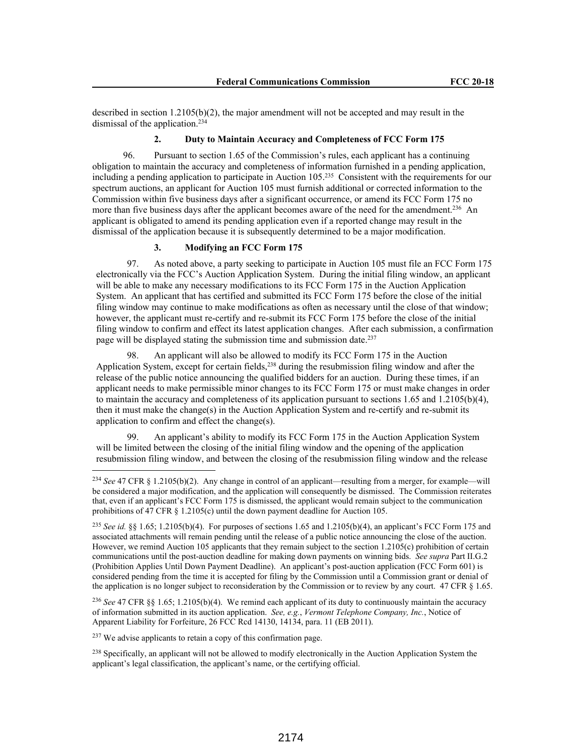described in section 1.2105(b)(2), the major amendment will not be accepted and may result in the dismissal of the application.[234]

### 2. Duty to Maintain Accuracy and Completeness of FCC Form 175

96. Pursuant to section 1.65 of the Commission's rules, each applicant has a continuing obligation to maintain the accuracy and completeness of information furnished in a pending application, including a pending application to participate in Auction 105.[235] Consistent with the requirements for our spectrum auctions, an applicant for Auction 105 must furnish additional or corrected information to the Commission within five business days after a significant occurrence, or amend its FCC Form 175 no more than five business days after the applicant becomes aware of the need for the amendment.[236] An applicant is obligated to amend its pending application even if a reported change may result in the dismissal of the application because it is subsequently determined to be a major modification.

### 3. Modifying an FCC Form 175

97. As noted above, a party seeking to participate in Auction 105 must file an FCC Form 175 electronically via the FCC's Auction Application System. During the initial filing window, an applicant will be able to make any necessary modifications to its FCC Form 175 in the Auction Application System. An applicant that has certified and submitted its FCC Form 175 before the close of the initial filing window may continue to make modifications as often as necessary until the close of that window; however, the applicant must re-certify and re-submit its FCC Form 175 before the close of the initial filing window to confirm and effect its latest application changes. After each submission, a confirmation page will be displayed stating the submission time and submission date.[237]

98. An applicant will also be allowed to modify its FCC Form 175 in the Auction Application System, except for certain fields,[238] during the resubmission filing window and after the release of the public notice announcing the qualified bidders for an auction. During these times, if an applicant needs to make permissible minor changes to its FCC Form 175 or must make changes in order to maintain the accuracy and completeness of its application pursuant to sections 1.65 and 1.2105(b)(4), then it must make the change(s) in the Auction Application System and re-certify and re-submit its application to confirm and effect the change(s).

99. An applicant's ability to modify its FCC Form 175 in the Auction Application System will be limited between the closing of the initial filing window and the opening of the application resubmission filing window, and between the closing of the resubmission filing window and the release

---

[234] *See* 47 CFR § 1.2105(b)(2). Any change in control of an applicant—resulting from a merger, for example—will be considered a major modification, and the application will consequently be dismissed. The Commission reiterates that, even if an applicant's FCC Form 175 is dismissed, the applicant would remain subject to the communication prohibitions of 47 CFR § 1.2105(c) until the down payment deadline for Auction 105.

[235] *See id.* §§ 1.65; 1.2105(b)(4). For purposes of sections 1.65 and 1.2105(b)(4), an applicant's FCC Form 175 and associated attachments will remain pending until the release of a public notice announcing the close of the auction. However, we remind Auction 105 applicants that they remain subject to the section 1.2105(c) prohibition of certain communications until the post-auction deadline for making down payments on winning bids. *See supra* Part II.G.2 (Prohibition Applies Until Down Payment Deadline). An applicant's post-auction application (FCC Form 601) is considered pending from the time it is accepted for filing by the Commission until a Commission grant or denial of the application is no longer subject to reconsideration by the Commission or to review by any court. 47 CFR § 1.65.

[236] *See* 47 CFR §§ 1.65; 1.2105(b)(4). We remind each applicant of its duty to continuously maintain the accuracy of information submitted in its auction application. *See, e.g.*, *Vermont Telephone Company, Inc.*, Notice of Apparent Liability for Forfeiture, 26 FCC Rcd 14130, 14134, para. 11 (EB 2011).

[237] We advise applicants to retain a copy of this confirmation page.

[238] Specifically, an applicant will not be allowed to modify electronically in the Auction Application System the applicant's legal classification, the applicant's name, or the certifying official.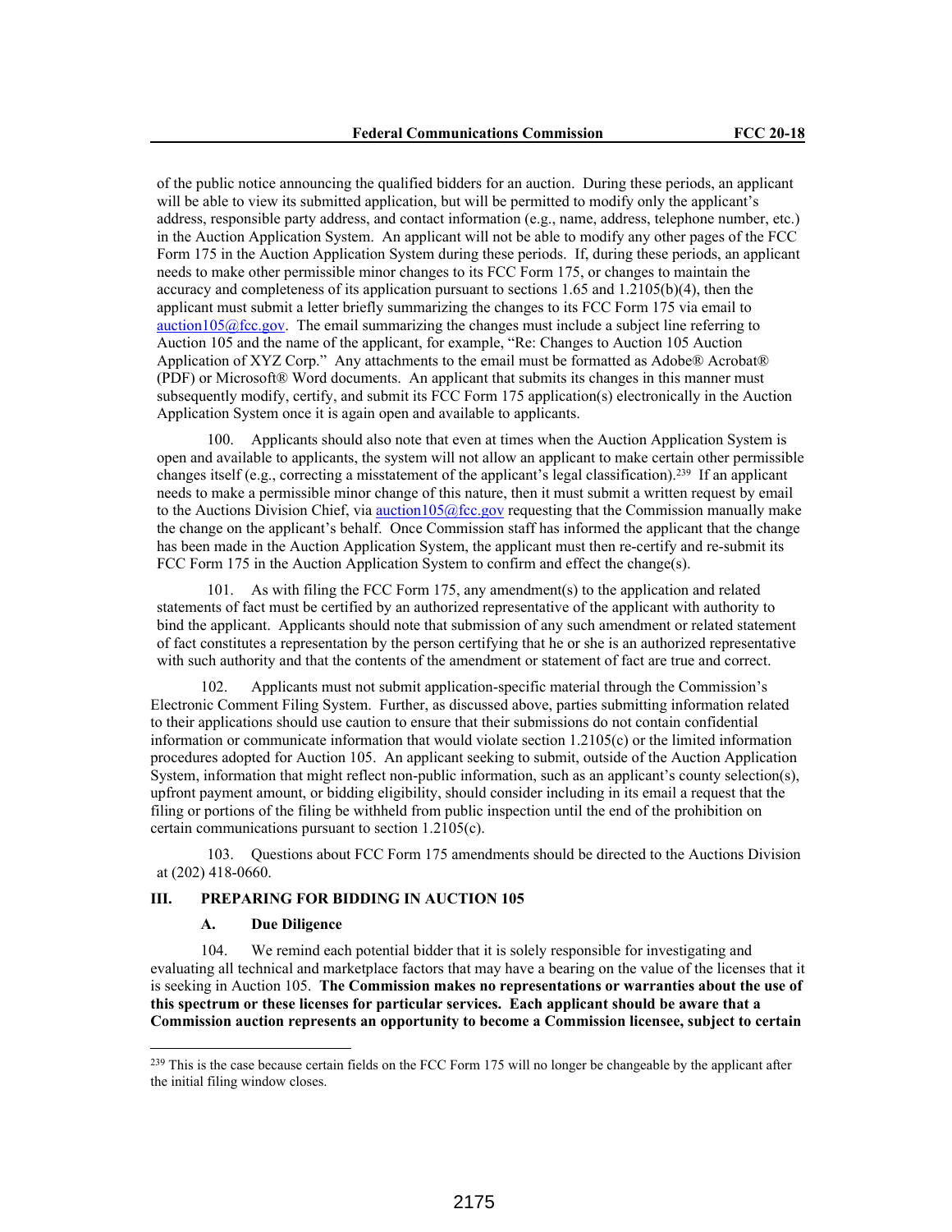of the public notice announcing the qualified bidders for an auction. During these periods, an applicant will be able to view its submitted application, but will be permitted to modify only the applicant's address, responsible party address, and contact information (e.g., name, address, telephone number, etc.) in the Auction Application System. An applicant will not be able to modify any other pages of the FCC Form 175 in the Auction Application System during these periods. If, during these periods, an applicant needs to make other permissible minor changes to its FCC Form 175, or changes to maintain the accuracy and completeness of its application pursuant to sections 1.65 and 1.2105(b)(4), then the applicant must submit a letter briefly summarizing the changes to its FCC Form 175 via email to auction105@fcc.gov. The email summarizing the changes must include a subject line referring to Auction 105 and the name of the applicant, for example, "Re: Changes to Auction 105 Auction Application of XYZ Corp." Any attachments to the email must be formatted as Adobe® Acrobat® (PDF) or Microsoft® Word documents. An applicant that submits its changes in this manner must subsequently modify, certify, and submit its FCC Form 175 application(s) electronically in the Auction Application System once it is again open and available to applicants.

100. Applicants should also note that even at times when the Auction Application System is open and available to applicants, the system will not allow an applicant to make certain other permissible changes itself (e.g., correcting a misstatement of the applicant's legal classification).[239] If an applicant needs to make a permissible minor change of this nature, then it must submit a written request by email to the Auctions Division Chief, via auction105@fcc.gov requesting that the Commission manually make the change on the applicant's behalf. Once Commission staff has informed the applicant that the change has been made in the Auction Application System, the applicant must then re-certify and re-submit its FCC Form 175 in the Auction Application System to confirm and effect the change(s).

101. As with filing the FCC Form 175, any amendment(s) to the application and related statements of fact must be certified by an authorized representative of the applicant with authority to bind the applicant. Applicants should note that submission of any such amendment or related statement of fact constitutes a representation by the person certifying that he or she is an authorized representative with such authority and that the contents of the amendment or statement of fact are true and correct.

102. Applicants must not submit application-specific material through the Commission's Electronic Comment Filing System. Further, as discussed above, parties submitting information related to their applications should use caution to ensure that their submissions do not contain confidential information or communicate information that would violate section 1.2105(c) or the limited information procedures adopted for Auction 105. An applicant seeking to submit, outside of the Auction Application System, information that might reflect non-public information, such as an applicant's county selection(s), upfront payment amount, or bidding eligibility, should consider including in its email a request that the filing or portions of the filing be withheld from public inspection until the end of the prohibition on certain communications pursuant to section 1.2105(c).

103. Questions about FCC Form 175 amendments should be directed to the Auctions Division at (202) 418-0660.

## III. PREPARING FOR BIDDING IN AUCTION 105

### A. Due Diligence

104. We remind each potential bidder that it is solely responsible for investigating and evaluating all technical and marketplace factors that may have a bearing on the value of the licenses that it is seeking in Auction 105. **The Commission makes no representations or warranties about the use of this spectrum or these licenses for particular services. Each applicant should be aware that a Commission auction represents an opportunity to become a Commission licensee, subject to certain**

[239] This is the case because certain fields on the FCC Form 175 will no longer be changeable by the applicant after the initial filing window closes.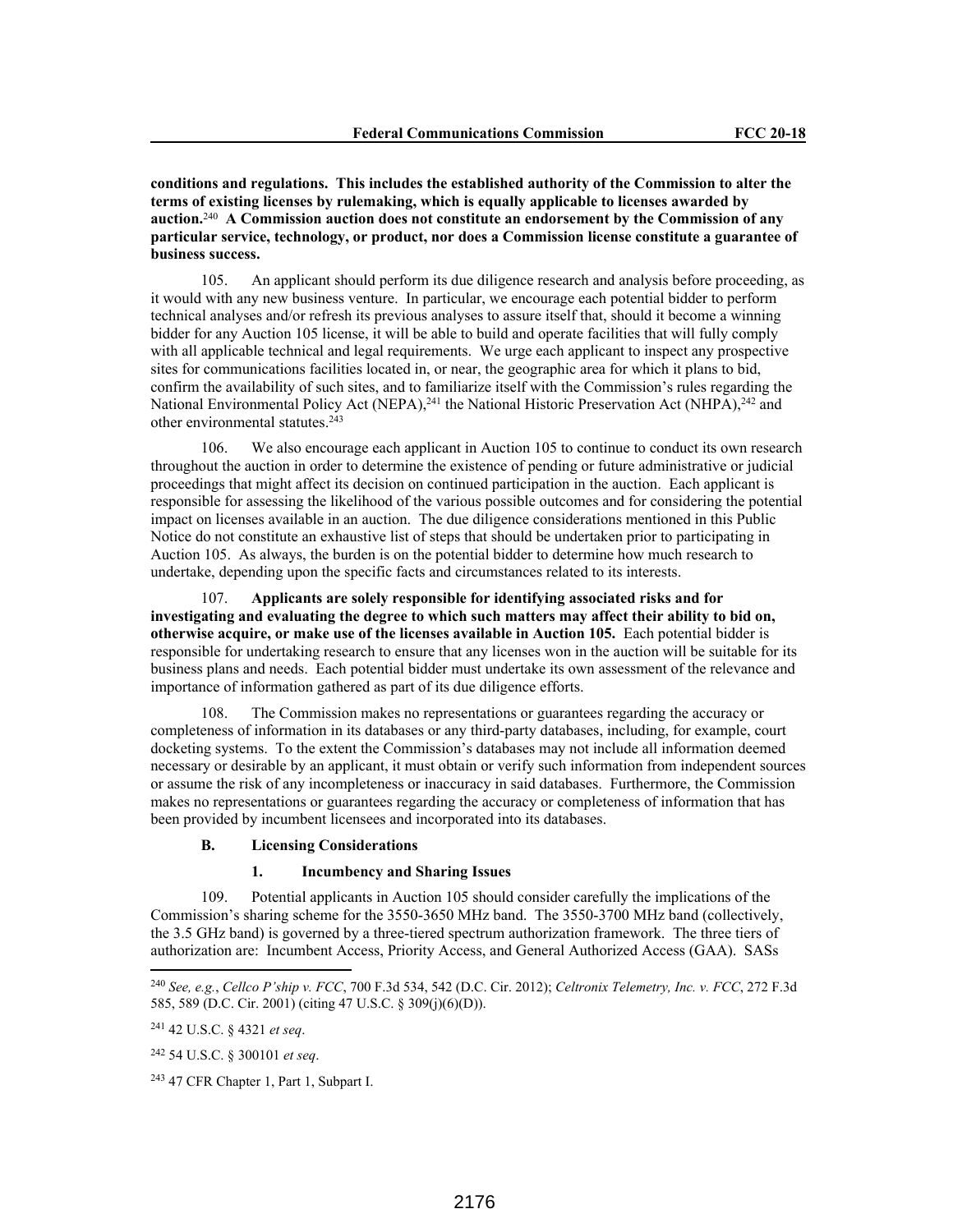**conditions and regulations. This includes the established authority of the Commission to alter the terms of existing licenses by rulemaking, which is equally applicable to licenses awarded by auction.**[240] **A Commission auction does not constitute an endorsement by the Commission of any particular service, technology, or product, nor does a Commission license constitute a guarantee of business success.**

105. An applicant should perform its due diligence research and analysis before proceeding, as it would with any new business venture. In particular, we encourage each potential bidder to perform technical analyses and/or refresh its previous analyses to assure itself that, should it become a winning bidder for any Auction 105 license, it will be able to build and operate facilities that will fully comply with all applicable technical and legal requirements. We urge each applicant to inspect any prospective sites for communications facilities located in, or near, the geographic area for which it plans to bid, confirm the availability of such sites, and to familiarize itself with the Commission's rules regarding the National Environmental Policy Act (NEPA),[241] the National Historic Preservation Act (NHPA),[242] and other environmental statutes.[243]

106. We also encourage each applicant in Auction 105 to continue to conduct its own research throughout the auction in order to determine the existence of pending or future administrative or judicial proceedings that might affect its decision on continued participation in the auction. Each applicant is responsible for assessing the likelihood of the various possible outcomes and for considering the potential impact on licenses available in an auction. The due diligence considerations mentioned in this Public Notice do not constitute an exhaustive list of steps that should be undertaken prior to participating in Auction 105. As always, the burden is on the potential bidder to determine how much research to undertake, depending upon the specific facts and circumstances related to its interests.

107. **Applicants are solely responsible for identifying associated risks and for investigating and evaluating the degree to which such matters may affect their ability to bid on, otherwise acquire, or make use of the licenses available in Auction 105.** Each potential bidder is responsible for undertaking research to ensure that any licenses won in the auction will be suitable for its business plans and needs. Each potential bidder must undertake its own assessment of the relevance and importance of information gathered as part of its due diligence efforts.

108. The Commission makes no representations or guarantees regarding the accuracy or completeness of information in its databases or any third-party databases, including, for example, court docketing systems. To the extent the Commission's databases may not include all information deemed necessary or desirable by an applicant, it must obtain or verify such information from independent sources or assume the risk of any incompleteness or inaccuracy in said databases. Furthermore, the Commission makes no representations or guarantees regarding the accuracy or completeness of information that has been provided by incumbent licensees and incorporated into its databases.

### B. Licensing Considerations

#### 1. Incumbency and Sharing Issues

109. Potential applicants in Auction 105 should consider carefully the implications of the Commission's sharing scheme for the 3550-3650 MHz band. The 3550-3700 MHz band (collectively, the 3.5 GHz band) is governed by a three-tiered spectrum authorization framework. The three tiers of authorization are: Incumbent Access, Priority Access, and General Authorized Access (GAA). SASs

---

[240] *See, e.g.*, *Cellco P'ship v. FCC*, 700 F.3d 534, 542 (D.C. Cir. 2012); *Celtronix Telemetry, Inc. v. FCC*, 272 F.3d 585, 589 (D.C. Cir. 2001) (citing 47 U.S.C. § 309(j)(6)(D)).

[241] 42 U.S.C. § 4321 *et seq*.

[242] 54 U.S.C. § 300101 *et seq*.

[243] 47 CFR Chapter 1, Part 1, Subpart I.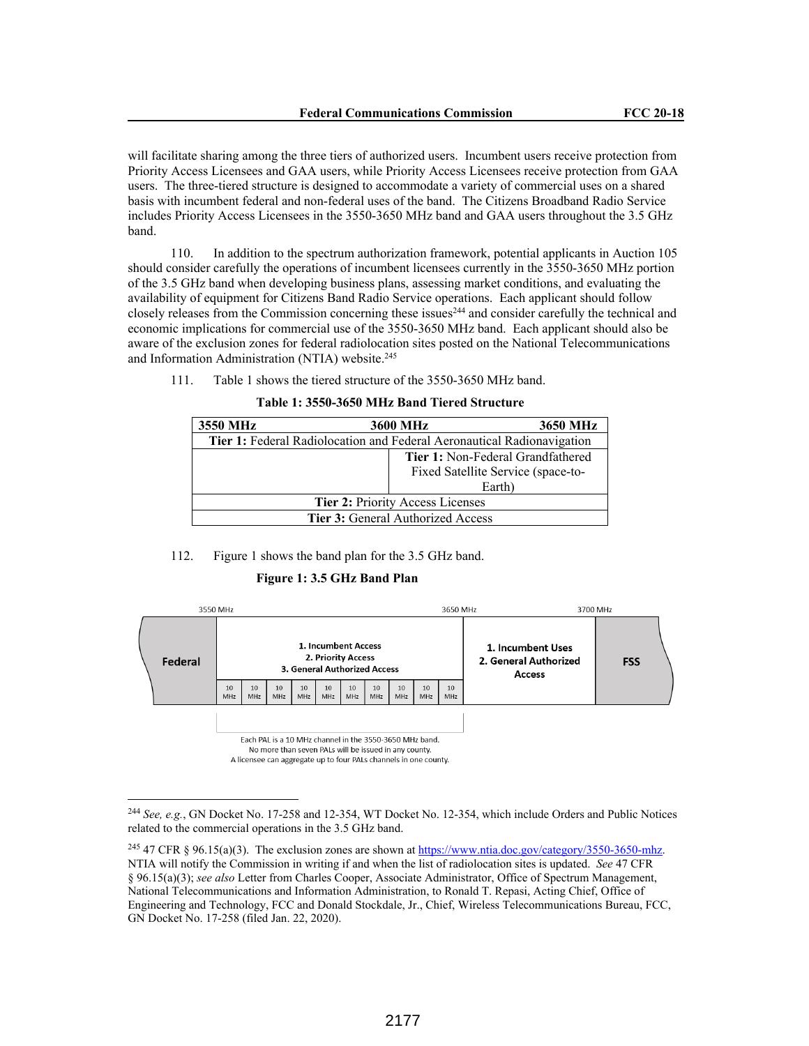will facilitate sharing among the three tiers of authorized users. Incumbent users receive protection from Priority Access Licensees and GAA users, while Priority Access Licensees receive protection from GAA users. The three-tiered structure is designed to accommodate a variety of commercial uses on a shared basis with incumbent federal and non-federal uses of the band. The Citizens Broadband Radio Service includes Priority Access Licensees in the 3550-3650 MHz band and GAA users throughout the 3.5 GHz band.

110. In addition to the spectrum authorization framework, potential applicants in Auction 105 should consider carefully the operations of incumbent licensees currently in the 3550-3650 MHz portion of the 3.5 GHz band when developing business plans, assessing market conditions, and evaluating the availability of equipment for Citizens Band Radio Service operations. Each applicant should follow closely releases from the Commission concerning these issues[244] and consider carefully the technical and economic implications for commercial use of the 3550-3650 MHz band. Each applicant should also be aware of the exclusion zones for federal radiolocation sites posted on the National Telecommunications and Information Administration (NTIA) website.[245]

111. Table 1 shows the tiered structure of the 3550-3650 MHz band.

**Table 1: 3550-3650 MHz Band Tiered Structure**

| **3550 MHz** | **3600 MHz** | **3650 MHz** |
|---|---|---|
| **Tier 1:** Federal Radiolocation and Federal Aeronautical Radionavigation | | |
| | **Tier 1:** Non-Federal Grandfathered Fixed Satellite Service (space-to-Earth) | |
| **Tier 2:** Priority Access Licenses | | |
| **Tier 3:** General Authorized Access | | |

112. Figure 1 shows the band plan for the 3.5 GHz band.

**Figure 1: 3.5 GHz Band Plan**

| Federal | 3550 MHz – 3650 MHz: 1. Incumbent Access 2. Priority Access 3. General Authorized Access (10 MHz × 10 channels) | 3650 MHz – 3700 MHz: 1. Incumbent Uses 2. General Authorized Access | FSS |
|---|---|---|---|

Each PAL is a 10 MHz channel in the 3550-3650 MHz band.
No more than seven PALs will be issued in any county.
A licensee can aggregate up to four PALs channels in one county.

---

[244] *See, e.g.*, GN Docket No. 17-258 and 12-354, WT Docket No. 12-354, which include Orders and Public Notices related to the commercial operations in the 3.5 GHz band.

[245] 47 CFR § 96.15(a)(3). The exclusion zones are shown at https://www.ntia.doc.gov/category/3550-3650-mhz. NTIA will notify the Commission in writing if and when the list of radiolocation sites is updated. *See* 47 CFR § 96.15(a)(3); *see also* Letter from Charles Cooper, Associate Administrator, Office of Spectrum Management, National Telecommunications and Information Administration, to Ronald T. Repasi, Acting Chief, Office of Engineering and Technology, FCC and Donald Stockdale, Jr., Chief, Wireless Telecommunications Bureau, FCC, GN Docket No. 17-258 (filed Jan. 22, 2020).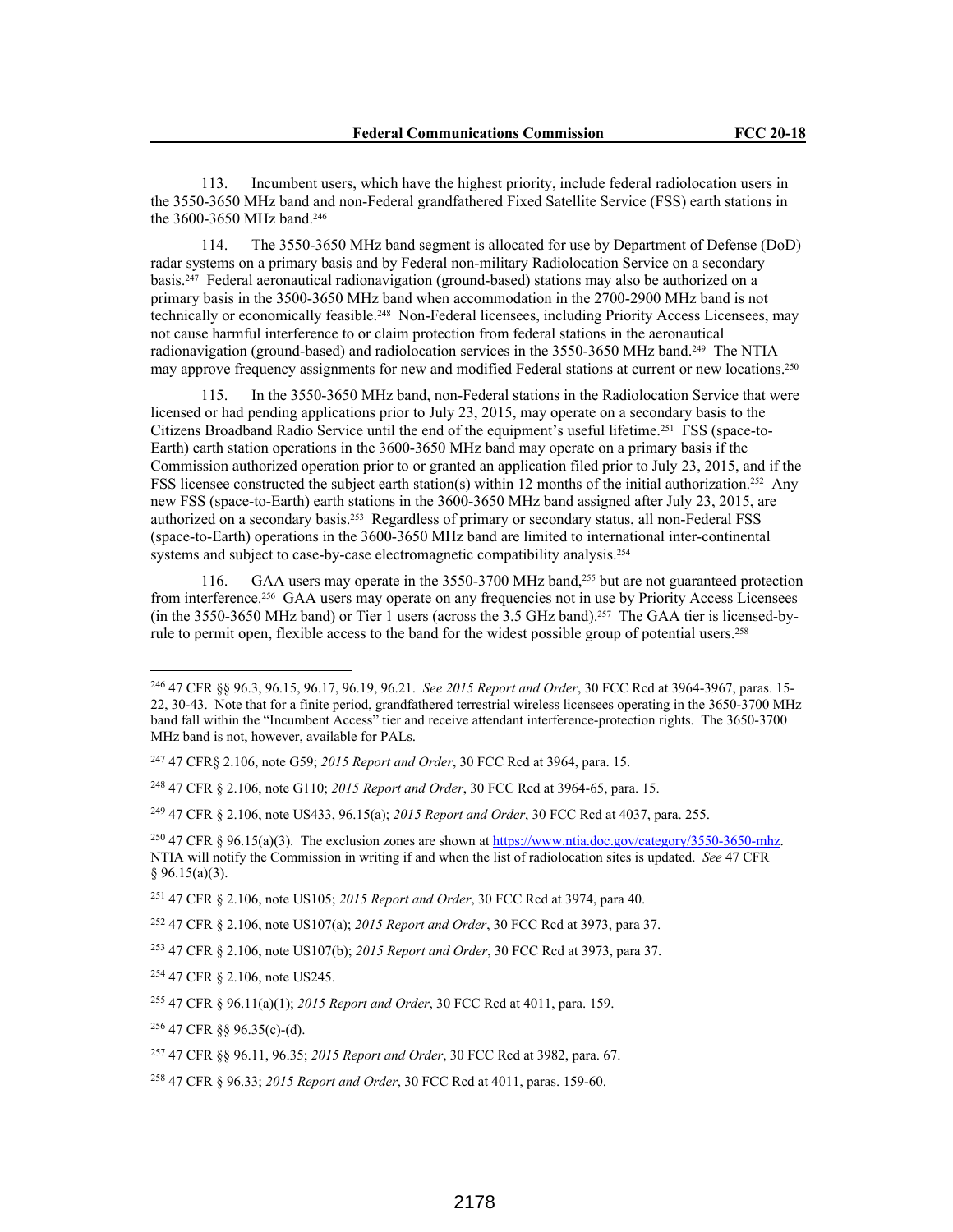113. Incumbent users, which have the highest priority, include federal radiolocation users in the 3550-3650 MHz band and non-Federal grandfathered Fixed Satellite Service (FSS) earth stations in the 3600-3650 MHz band.[246]

114. The 3550-3650 MHz band segment is allocated for use by Department of Defense (DoD) radar systems on a primary basis and by Federal non-military Radiolocation Service on a secondary basis.[247] Federal aeronautical radionavigation (ground-based) stations may also be authorized on a primary basis in the 3500-3650 MHz band when accommodation in the 2700-2900 MHz band is not technically or economically feasible.[248] Non-Federal licensees, including Priority Access Licensees, may not cause harmful interference to or claim protection from federal stations in the aeronautical radionavigation (ground-based) and radiolocation services in the 3550-3650 MHz band.[249] The NTIA may approve frequency assignments for new and modified Federal stations at current or new locations.[250]

115. In the 3550-3650 MHz band, non-Federal stations in the Radiolocation Service that were licensed or had pending applications prior to July 23, 2015, may operate on a secondary basis to the Citizens Broadband Radio Service until the end of the equipment's useful lifetime.[251] FSS (space-to-Earth) earth station operations in the 3600-3650 MHz band may operate on a primary basis if the Commission authorized operation prior to or granted an application filed prior to July 23, 2015, and if the FSS licensee constructed the subject earth station(s) within 12 months of the initial authorization.[252] Any new FSS (space-to-Earth) earth stations in the 3600-3650 MHz band assigned after July 23, 2015, are authorized on a secondary basis.[253] Regardless of primary or secondary status, all non-Federal FSS (space-to-Earth) operations in the 3600-3650 MHz band are limited to international inter-continental systems and subject to case-by-case electromagnetic compatibility analysis.[254]

116. GAA users may operate in the 3550-3700 MHz band,[255] but are not guaranteed protection from interference.[256] GAA users may operate on any frequencies not in use by Priority Access Licensees (in the 3550-3650 MHz band) or Tier 1 users (across the 3.5 GHz band).[257] The GAA tier is licensed-by-rule to permit open, flexible access to the band for the widest possible group of potential users.[258]

---

[246] 47 CFR §§ 96.3, 96.15, 96.17, 96.19, 96.21. *See 2015 Report and Order*, 30 FCC Rcd at 3964-3967, paras. 15-22, 30-43. Note that for a finite period, grandfathered terrestrial wireless licensees operating in the 3650-3700 MHz band fall within the "Incumbent Access" tier and receive attendant interference-protection rights. The 3650-3700 MHz band is not, however, available for PALs.

[247] 47 CFR§ 2.106, note G59; *2015 Report and Order*, 30 FCC Rcd at 3964, para. 15.

[248] 47 CFR § 2.106, note G110; *2015 Report and Order*, 30 FCC Rcd at 3964-65, para. 15.

[249] 47 CFR § 2.106, note US433, 96.15(a); *2015 Report and Order*, 30 FCC Rcd at 4037, para. 255.

[250] 47 CFR § 96.15(a)(3). The exclusion zones are shown at https://www.ntia.doc.gov/category/3550-3650-mhz. NTIA will notify the Commission in writing if and when the list of radiolocation sites is updated. *See* 47 CFR § 96.15(a)(3).

[251] 47 CFR § 2.106, note US105; *2015 Report and Order*, 30 FCC Rcd at 3974, para 40.

[252] 47 CFR § 2.106, note US107(a); *2015 Report and Order*, 30 FCC Rcd at 3973, para 37.

[253] 47 CFR § 2.106, note US107(b); *2015 Report and Order*, 30 FCC Rcd at 3973, para 37.

[254] 47 CFR § 2.106, note US245.

[255] 47 CFR § 96.11(a)(1); *2015 Report and Order*, 30 FCC Rcd at 4011, para. 159.

[256] 47 CFR §§ 96.35(c)-(d).

[257] 47 CFR §§ 96.11, 96.35; *2015 Report and Order*, 30 FCC Rcd at 3982, para. 67.

[258] 47 CFR § 96.33; *2015 Report and Order*, 30 FCC Rcd at 4011, paras. 159-60.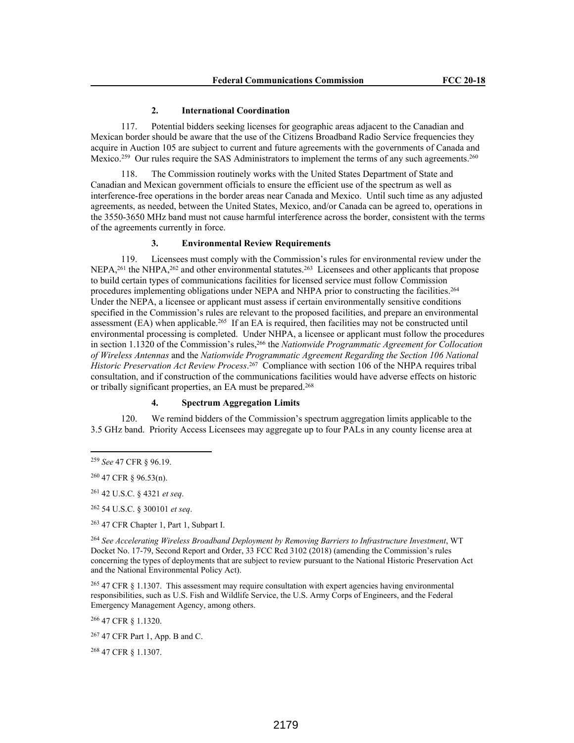### 2. International Coordination

117. Potential bidders seeking licenses for geographic areas adjacent to the Canadian and Mexican border should be aware that the use of the Citizens Broadband Radio Service frequencies they acquire in Auction 105 are subject to current and future agreements with the governments of Canada and Mexico.[259] Our rules require the SAS Administrators to implement the terms of any such agreements.[260]

118. The Commission routinely works with the United States Department of State and Canadian and Mexican government officials to ensure the efficient use of the spectrum as well as interference-free operations in the border areas near Canada and Mexico. Until such time as any adjusted agreements, as needed, between the United States, Mexico, and/or Canada can be agreed to, operations in the 3550-3650 MHz band must not cause harmful interference across the border, consistent with the terms of the agreements currently in force.

### 3. Environmental Review Requirements

119. Licensees must comply with the Commission's rules for environmental review under the NEPA,[261] the NHPA,[262] and other environmental statutes.[263] Licensees and other applicants that propose to build certain types of communications facilities for licensed service must follow Commission procedures implementing obligations under NEPA and NHPA prior to constructing the facilities.[264] Under the NEPA, a licensee or applicant must assess if certain environmentally sensitive conditions specified in the Commission's rules are relevant to the proposed facilities, and prepare an environmental assessment (EA) when applicable.[265] If an EA is required, then facilities may not be constructed until environmental processing is completed. Under NHPA, a licensee or applicant must follow the procedures in section 1.1320 of the Commission's rules,[266] the *Nationwide Programmatic Agreement for Collocation of Wireless Antennas* and the *Nationwide Programmatic Agreement Regarding the Section 106 National Historic Preservation Act Review Process*.[267] Compliance with section 106 of the NHPA requires tribal consultation, and if construction of the communications facilities would have adverse effects on historic or tribally significant properties, an EA must be prepared.[268]

### 4. Spectrum Aggregation Limits

120. We remind bidders of the Commission's spectrum aggregation limits applicable to the 3.5 GHz band. Priority Access Licensees may aggregate up to four PALs in any county license area at

---

[259] *See* 47 CFR § 96.19.

[260] 47 CFR § 96.53(n).

[261] 42 U.S.C. § 4321 *et seq*.

[262] 54 U.S.C. § 300101 *et seq*.

[263] 47 CFR Chapter 1, Part 1, Subpart I.

[264] *See Accelerating Wireless Broadband Deployment by Removing Barriers to Infrastructure Investment*, WT Docket No. 17-79, Second Report and Order, 33 FCC Rcd 3102 (2018) (amending the Commission's rules concerning the types of deployments that are subject to review pursuant to the National Historic Preservation Act and the National Environmental Policy Act).

[265] 47 CFR § 1.1307. This assessment may require consultation with expert agencies having environmental responsibilities, such as U.S. Fish and Wildlife Service, the U.S. Army Corps of Engineers, and the Federal Emergency Management Agency, among others.

[266] 47 CFR § 1.1320.

[267] 47 CFR Part 1, App. B and C.

[268] 47 CFR § 1.1307.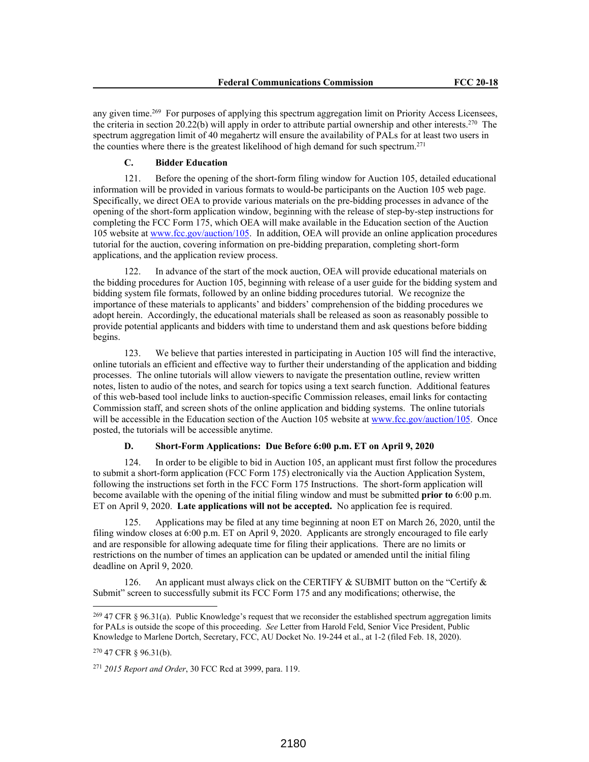any given time.[269] For purposes of applying this spectrum aggregation limit on Priority Access Licensees, the criteria in section 20.22(b) will apply in order to attribute partial ownership and other interests.[270] The spectrum aggregation limit of 40 megahertz will ensure the availability of PALs for at least two users in the counties where there is the greatest likelihood of high demand for such spectrum.[271]

### C. Bidder Education

121. Before the opening of the short-form filing window for Auction 105, detailed educational information will be provided in various formats to would-be participants on the Auction 105 web page. Specifically, we direct OEA to provide various materials on the pre-bidding processes in advance of the opening of the short-form application window, beginning with the release of step-by-step instructions for completing the FCC Form 175, which OEA will make available in the Education section of the Auction 105 website at www.fcc.gov/auction/105. In addition, OEA will provide an online application procedures tutorial for the auction, covering information on pre-bidding preparation, completing short-form applications, and the application review process.

122. In advance of the start of the mock auction, OEA will provide educational materials on the bidding procedures for Auction 105, beginning with release of a user guide for the bidding system and bidding system file formats, followed by an online bidding procedures tutorial. We recognize the importance of these materials to applicants' and bidders' comprehension of the bidding procedures we adopt herein. Accordingly, the educational materials shall be released as soon as reasonably possible to provide potential applicants and bidders with time to understand them and ask questions before bidding begins.

123. We believe that parties interested in participating in Auction 105 will find the interactive, online tutorials an efficient and effective way to further their understanding of the application and bidding processes. The online tutorials will allow viewers to navigate the presentation outline, review written notes, listen to audio of the notes, and search for topics using a text search function. Additional features of this web-based tool include links to auction-specific Commission releases, email links for contacting Commission staff, and screen shots of the online application and bidding systems. The online tutorials will be accessible in the Education section of the Auction 105 website at www.fcc.gov/auction/105. Once posted, the tutorials will be accessible anytime.

### D. Short-Form Applications: Due Before 6:00 p.m. ET on April 9, 2020

124. In order to be eligible to bid in Auction 105, an applicant must first follow the procedures to submit a short-form application (FCC Form 175) electronically via the Auction Application System, following the instructions set forth in the FCC Form 175 Instructions. The short-form application will become available with the opening of the initial filing window and must be submitted **prior to** 6:00 p.m. ET on April 9, 2020. **Late applications will not be accepted.** No application fee is required.

125. Applications may be filed at any time beginning at noon ET on March 26, 2020, until the filing window closes at 6:00 p.m. ET on April 9, 2020. Applicants are strongly encouraged to file early and are responsible for allowing adequate time for filing their applications. There are no limits or restrictions on the number of times an application can be updated or amended until the initial filing deadline on April 9, 2020.

126. An applicant must always click on the CERTIFY & SUBMIT button on the "Certify & Submit" screen to successfully submit its FCC Form 175 and any modifications; otherwise, the

---

[269] 47 CFR § 96.31(a). Public Knowledge's request that we reconsider the established spectrum aggregation limits for PALs is outside the scope of this proceeding. *See* Letter from Harold Feld, Senior Vice President, Public Knowledge to Marlene Dortch, Secretary, FCC, AU Docket No. 19-244 et al., at 1-2 (filed Feb. 18, 2020).

[270] 47 CFR § 96.31(b).

[271] *2015 Report and Order*, 30 FCC Rcd at 3999, para. 119.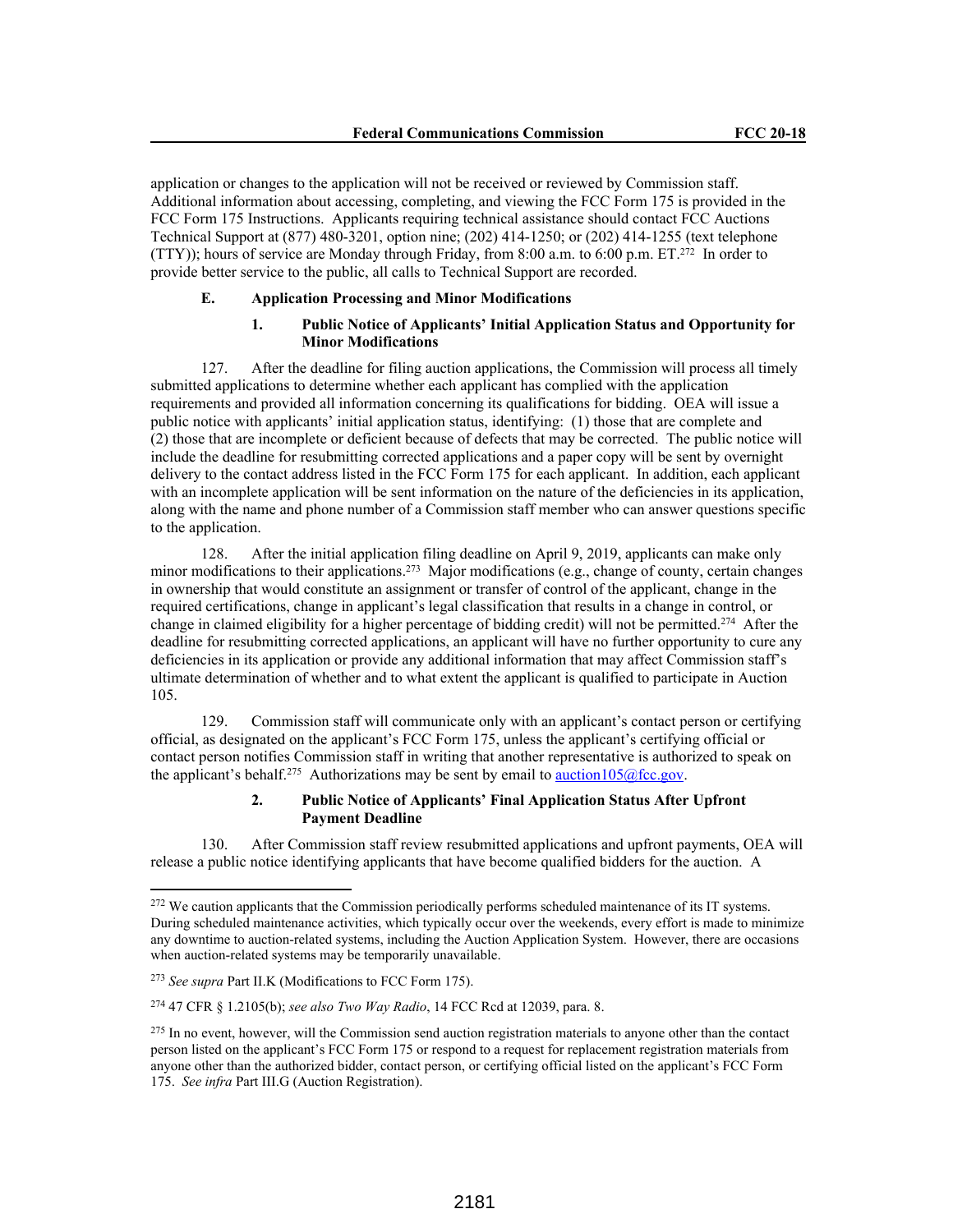application or changes to the application will not be received or reviewed by Commission staff. Additional information about accessing, completing, and viewing the FCC Form 175 is provided in the FCC Form 175 Instructions. Applicants requiring technical assistance should contact FCC Auctions Technical Support at (877) 480-3201, option nine; (202) 414-1250; or (202) 414-1255 (text telephone (TTY)); hours of service are Monday through Friday, from 8:00 a.m. to 6:00 p.m. ET.[272] In order to provide better service to the public, all calls to Technical Support are recorded.

### E. Application Processing and Minor Modifications

#### 1. Public Notice of Applicants' Initial Application Status and Opportunity for Minor Modifications

127. After the deadline for filing auction applications, the Commission will process all timely submitted applications to determine whether each applicant has complied with the application requirements and provided all information concerning its qualifications for bidding. OEA will issue a public notice with applicants' initial application status, identifying: (1) those that are complete and (2) those that are incomplete or deficient because of defects that may be corrected. The public notice will include the deadline for resubmitting corrected applications and a paper copy will be sent by overnight delivery to the contact address listed in the FCC Form 175 for each applicant. In addition, each applicant with an incomplete application will be sent information on the nature of the deficiencies in its application, along with the name and phone number of a Commission staff member who can answer questions specific to the application.

128. After the initial application filing deadline on April 9, 2019, applicants can make only minor modifications to their applications.[273] Major modifications (e.g., change of county, certain changes in ownership that would constitute an assignment or transfer of control of the applicant, change in the required certifications, change in applicant's legal classification that results in a change in control, or change in claimed eligibility for a higher percentage of bidding credit) will not be permitted.[274] After the deadline for resubmitting corrected applications, an applicant will have no further opportunity to cure any deficiencies in its application or provide any additional information that may affect Commission staff's ultimate determination of whether and to what extent the applicant is qualified to participate in Auction 105.

129. Commission staff will communicate only with an applicant's contact person or certifying official, as designated on the applicant's FCC Form 175, unless the applicant's certifying official or contact person notifies Commission staff in writing that another representative is authorized to speak on the applicant's behalf.[275] Authorizations may be sent by email to auction105@fcc.gov.

#### 2. Public Notice of Applicants' Final Application Status After Upfront Payment Deadline

130. After Commission staff review resubmitted applications and upfront payments, OEA will release a public notice identifying applicants that have become qualified bidders for the auction. A

---

[272] We caution applicants that the Commission periodically performs scheduled maintenance of its IT systems. During scheduled maintenance activities, which typically occur over the weekends, every effort is made to minimize any downtime to auction-related systems, including the Auction Application System. However, there are occasions when auction-related systems may be temporarily unavailable.

[273] *See supra* Part II.K (Modifications to FCC Form 175).

[274] 47 CFR § 1.2105(b); *see also Two Way Radio*, 14 FCC Rcd at 12039, para. 8.

[275] In no event, however, will the Commission send auction registration materials to anyone other than the contact person listed on the applicant's FCC Form 175 or respond to a request for replacement registration materials from anyone other than the authorized bidder, contact person, or certifying official listed on the applicant's FCC Form 175. *See infra* Part III.G (Auction Registration).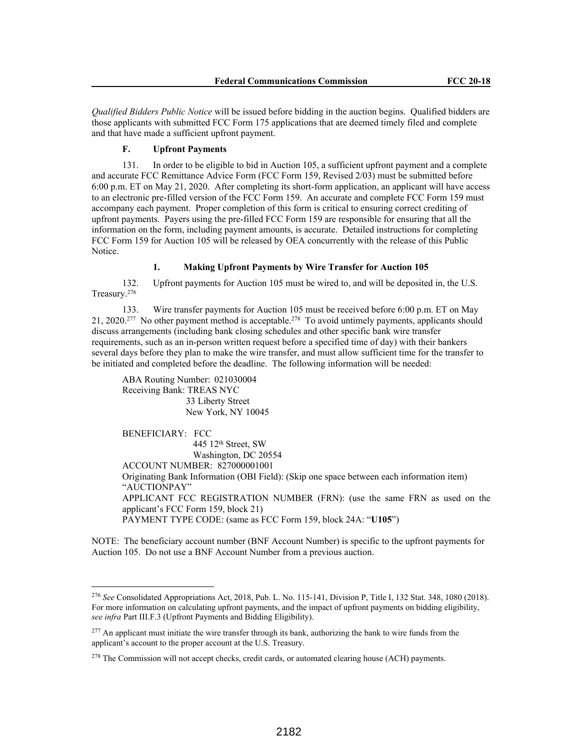*Qualified Bidders Public Notice* will be issued before bidding in the auction begins. Qualified bidders are those applicants with submitted FCC Form 175 applications that are deemed timely filed and complete and that have made a sufficient upfront payment.

### F. Upfront Payments

131. In order to be eligible to bid in Auction 105, a sufficient upfront payment and a complete and accurate FCC Remittance Advice Form (FCC Form 159, Revised 2/03) must be submitted before 6:00 p.m. ET on May 21, 2020. After completing its short-form application, an applicant will have access to an electronic pre-filled version of the FCC Form 159. An accurate and complete FCC Form 159 must accompany each payment. Proper completion of this form is critical to ensuring correct crediting of upfront payments. Payers using the pre-filled FCC Form 159 are responsible for ensuring that all the information on the form, including payment amounts, is accurate. Detailed instructions for completing FCC Form 159 for Auction 105 will be released by OEA concurrently with the release of this Public Notice.

#### 1. Making Upfront Payments by Wire Transfer for Auction 105

132. Upfront payments for Auction 105 must be wired to, and will be deposited in, the U.S. Treasury.[276]

133. Wire transfer payments for Auction 105 must be received before 6:00 p.m. ET on May 21, 2020.[277] No other payment method is acceptable.[278] To avoid untimely payments, applicants should discuss arrangements (including bank closing schedules and other specific bank wire transfer requirements, such as an in-person written request before a specified time of day) with their bankers several days before they plan to make the wire transfer, and must allow sufficient time for the transfer to be initiated and completed before the deadline. The following information will be needed:

ABA Routing Number: 021030004
Receiving Bank: TREAS NYC
33 Liberty Street
New York, NY 10045

BENEFICIARY: FCC
445 12th Street, SW
Washington, DC 20554
ACCOUNT NUMBER: 827000001001
Originating Bank Information (OBI Field): (Skip one space between each information item) "AUCTIONPAY"
APPLICANT FCC REGISTRATION NUMBER (FRN): (use the same FRN as used on the applicant's FCC Form 159, block 21)
PAYMENT TYPE CODE: (same as FCC Form 159, block 24A: "**U105**")

NOTE: The beneficiary account number (BNF Account Number) is specific to the upfront payments for Auction 105. Do not use a BNF Account Number from a previous auction.

---

[276] *See* Consolidated Appropriations Act, 2018, Pub. L. No. 115-141, Division P, Title I, 132 Stat. 348, 1080 (2018). For more information on calculating upfront payments, and the impact of upfront payments on bidding eligibility, *see infra* Part III.F.3 (Upfront Payments and Bidding Eligibility).

[277] An applicant must initiate the wire transfer through its bank, authorizing the bank to wire funds from the applicant's account to the proper account at the U.S. Treasury.

[278] The Commission will not accept checks, credit cards, or automated clearing house (ACH) payments.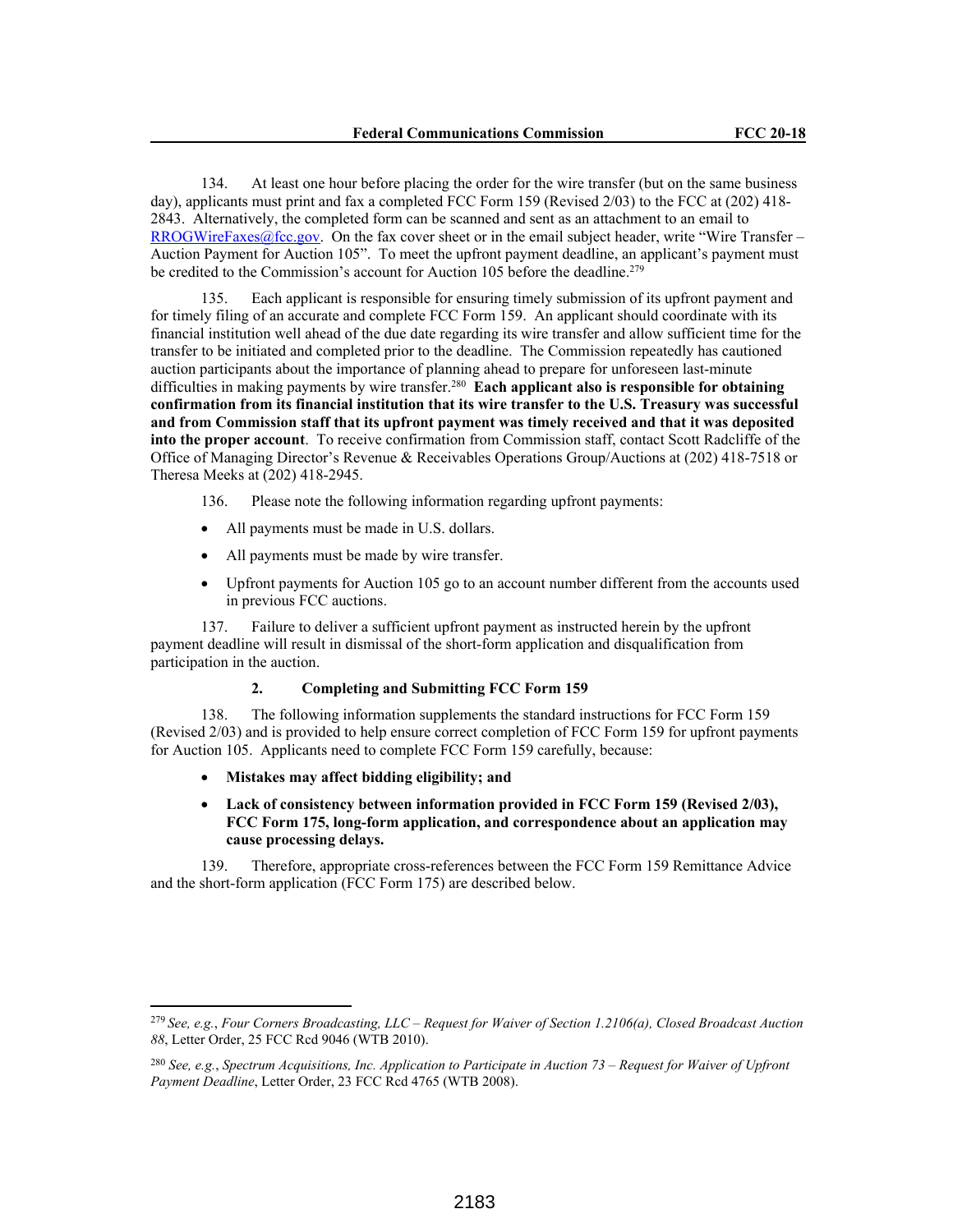134. At least one hour before placing the order for the wire transfer (but on the same business day), applicants must print and fax a completed FCC Form 159 (Revised 2/03) to the FCC at (202) 418-2843. Alternatively, the completed form can be scanned and sent as an attachment to an email to RROGWireFaxes@fcc.gov. On the fax cover sheet or in the email subject header, write "Wire Transfer – Auction Payment for Auction 105". To meet the upfront payment deadline, an applicant's payment must be credited to the Commission's account for Auction 105 before the deadline.[279]

135. Each applicant is responsible for ensuring timely submission of its upfront payment and for timely filing of an accurate and complete FCC Form 159. An applicant should coordinate with its financial institution well ahead of the due date regarding its wire transfer and allow sufficient time for the transfer to be initiated and completed prior to the deadline. The Commission repeatedly has cautioned auction participants about the importance of planning ahead to prepare for unforeseen last-minute difficulties in making payments by wire transfer.[280] **Each applicant also is responsible for obtaining confirmation from its financial institution that its wire transfer to the U.S. Treasury was successful and from Commission staff that its upfront payment was timely received and that it was deposited into the proper account**. To receive confirmation from Commission staff, contact Scott Radcliffe of the Office of Managing Director's Revenue & Receivables Operations Group/Auctions at (202) 418-7518 or Theresa Meeks at (202) 418-2945.

136. Please note the following information regarding upfront payments:

- All payments must be made in U.S. dollars.
- All payments must be made by wire transfer.
- Upfront payments for Auction 105 go to an account number different from the accounts used in previous FCC auctions.

137. Failure to deliver a sufficient upfront payment as instructed herein by the upfront payment deadline will result in dismissal of the short-form application and disqualification from participation in the auction.

### 2. Completing and Submitting FCC Form 159

138. The following information supplements the standard instructions for FCC Form 159 (Revised 2/03) and is provided to help ensure correct completion of FCC Form 159 for upfront payments for Auction 105. Applicants need to complete FCC Form 159 carefully, because:

- **Mistakes may affect bidding eligibility; and**
- **Lack of consistency between information provided in FCC Form 159 (Revised 2/03), FCC Form 175, long-form application, and correspondence about an application may cause processing delays.**

139. Therefore, appropriate cross-references between the FCC Form 159 Remittance Advice and the short-form application (FCC Form 175) are described below.

---

[279] *See, e.g.*, *Four Corners Broadcasting, LLC – Request for Waiver of Section 1.2106(a), Closed Broadcast Auction 88*, Letter Order, 25 FCC Rcd 9046 (WTB 2010).

[280] *See, e.g.*, *Spectrum Acquisitions, Inc. Application to Participate in Auction 73 – Request for Waiver of Upfront Payment Deadline*, Letter Order, 23 FCC Rcd 4765 (WTB 2008).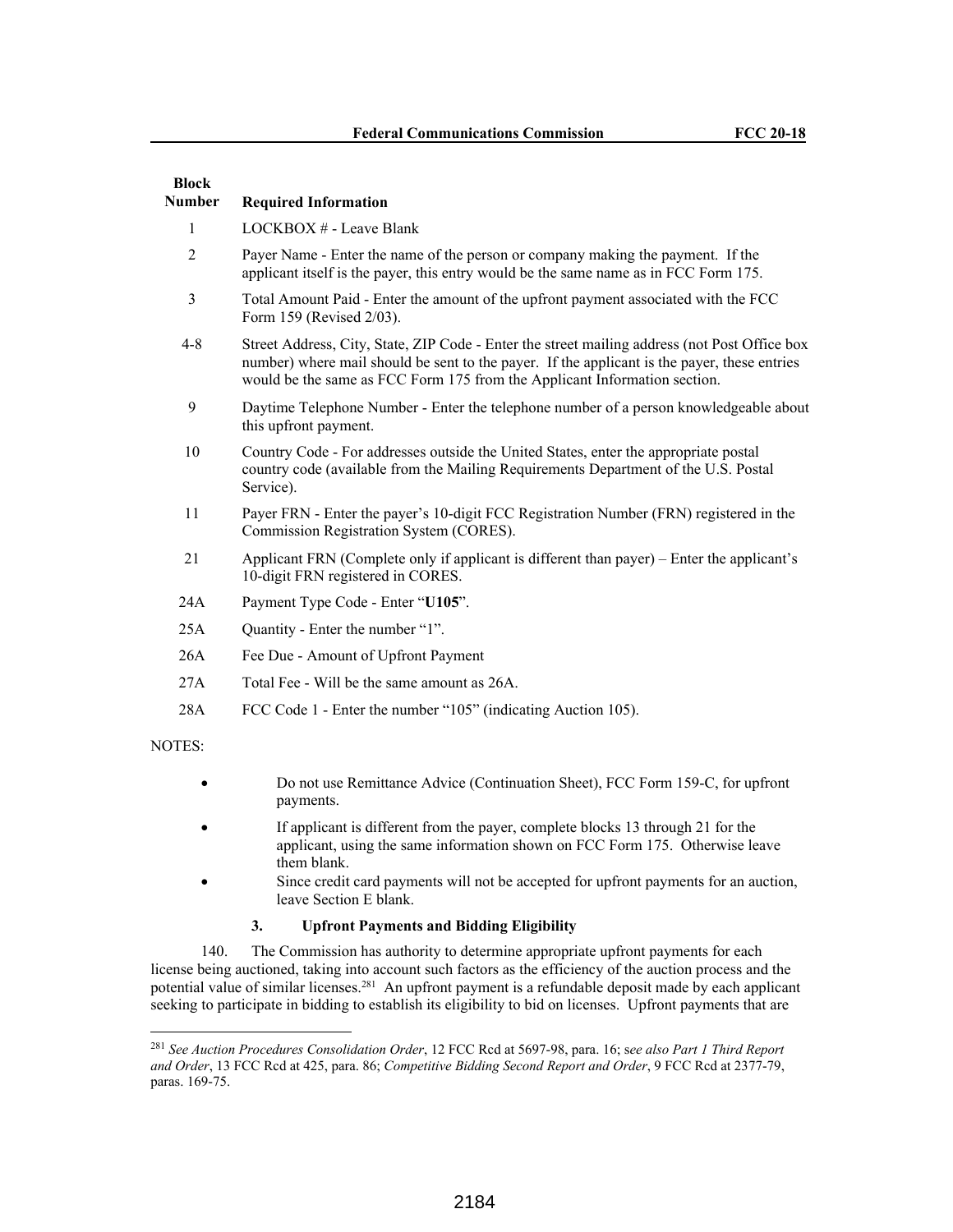| Block Number | Required Information |
|---|---|
| 1 | LOCKBOX # - Leave Blank |
| 2 | Payer Name - Enter the name of the person or company making the payment. If the applicant itself is the payer, this entry would be the same name as in FCC Form 175. |
| 3 | Total Amount Paid - Enter the amount of the upfront payment associated with the FCC Form 159 (Revised 2/03). |
| 4-8 | Street Address, City, State, ZIP Code - Enter the street mailing address (not Post Office box number) where mail should be sent to the payer. If the applicant is the payer, these entries would be the same as FCC Form 175 from the Applicant Information section. |
| 9 | Daytime Telephone Number - Enter the telephone number of a person knowledgeable about this upfront payment. |
| 10 | Country Code - For addresses outside the United States, enter the appropriate postal country code (available from the Mailing Requirements Department of the U.S. Postal Service). |
| 11 | Payer FRN - Enter the payer's 10-digit FCC Registration Number (FRN) registered in the Commission Registration System (CORES). |
| 21 | Applicant FRN (Complete only if applicant is different than payer) – Enter the applicant's 10-digit FRN registered in CORES. |
| 24A | Payment Type Code - Enter "**U105**". |
| 25A | Quantity - Enter the number "1". |
| 26A | Fee Due - Amount of Upfront Payment |
| 27A | Total Fee - Will be the same amount as 26A. |
| 28A | FCC Code 1 - Enter the number "105" (indicating Auction 105). |

NOTES:

- Do not use Remittance Advice (Continuation Sheet), FCC Form 159-C, for upfront payments.
- If applicant is different from the payer, complete blocks 13 through 21 for the applicant, using the same information shown on FCC Form 175. Otherwise leave them blank.
- Since credit card payments will not be accepted for upfront payments for an auction, leave Section E blank.

### 3. Upfront Payments and Bidding Eligibility

140. The Commission has authority to determine appropriate upfront payments for each license being auctioned, taking into account such factors as the efficiency of the auction process and the potential value of similar licenses.[281] An upfront payment is a refundable deposit made by each applicant seeking to participate in bidding to establish its eligibility to bid on licenses. Upfront payments that are

[281] *See Auction Procedures Consolidation Order*, 12 FCC Rcd at 5697-98, para. 16; s*ee also Part 1 Third Report and Order*, 13 FCC Rcd at 425, para. 86; *Competitive Bidding Second Report and Order*, 9 FCC Rcd at 2377-79, paras. 169-75.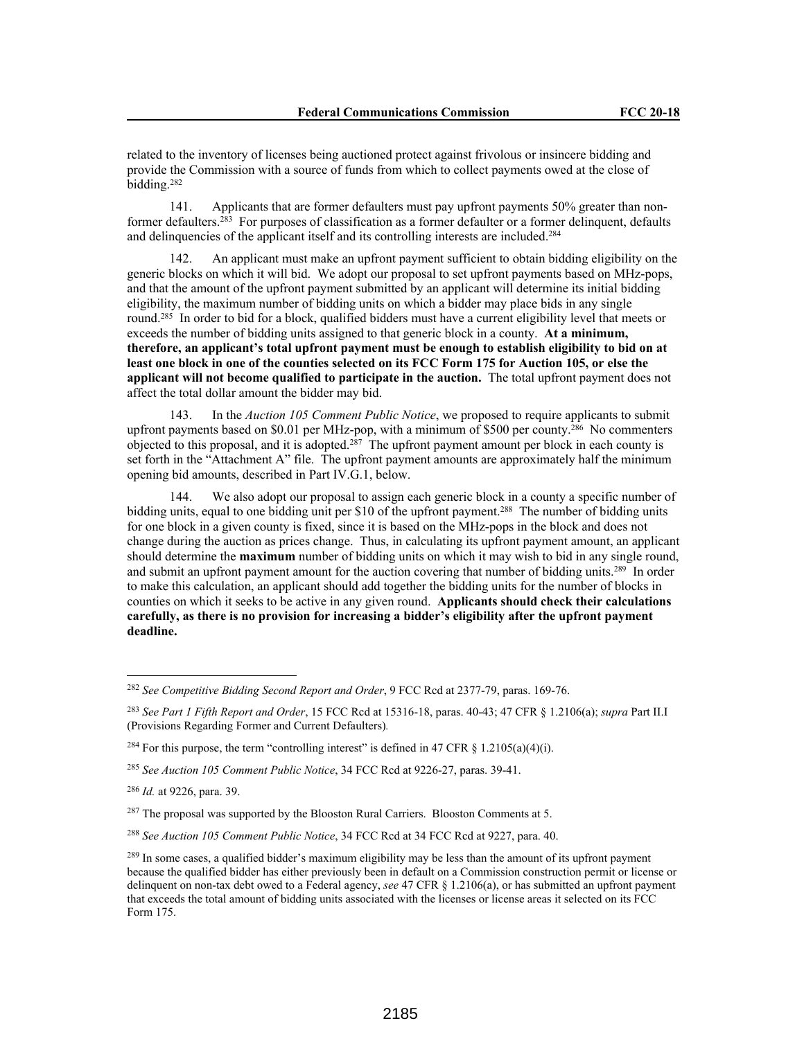related to the inventory of licenses being auctioned protect against frivolous or insincere bidding and provide the Commission with a source of funds from which to collect payments owed at the close of bidding.[282]

141. Applicants that are former defaulters must pay upfront payments 50% greater than non-former defaulters.[283] For purposes of classification as a former defaulter or a former delinquent, defaults and delinquencies of the applicant itself and its controlling interests are included.[284]

142. An applicant must make an upfront payment sufficient to obtain bidding eligibility on the generic blocks on which it will bid. We adopt our proposal to set upfront payments based on MHz-pops, and that the amount of the upfront payment submitted by an applicant will determine its initial bidding eligibility, the maximum number of bidding units on which a bidder may place bids in any single round.[285] In order to bid for a block, qualified bidders must have a current eligibility level that meets or exceeds the number of bidding units assigned to that generic block in a county. **At a minimum, therefore, an applicant's total upfront payment must be enough to establish eligibility to bid on at least one block in one of the counties selected on its FCC Form 175 for Auction 105, or else the applicant will not become qualified to participate in the auction.** The total upfront payment does not affect the total dollar amount the bidder may bid.

143. In the *Auction 105 Comment Public Notice*, we proposed to require applicants to submit upfront payments based on $0.01 per MHz-pop, with a minimum of $500 per county.[286] No commenters objected to this proposal, and it is adopted.[287] The upfront payment amount per block in each county is set forth in the "Attachment A" file. The upfront payment amounts are approximately half the minimum opening bid amounts, described in Part IV.G.1, below.

144. We also adopt our proposal to assign each generic block in a county a specific number of bidding units, equal to one bidding unit per $10 of the upfront payment.[288] The number of bidding units for one block in a given county is fixed, since it is based on the MHz-pops in the block and does not change during the auction as prices change. Thus, in calculating its upfront payment amount, an applicant should determine the **maximum** number of bidding units on which it may wish to bid in any single round, and submit an upfront payment amount for the auction covering that number of bidding units.[289] In order to make this calculation, an applicant should add together the bidding units for the number of blocks in counties on which it seeks to be active in any given round. **Applicants should check their calculations carefully, as there is no provision for increasing a bidder's eligibility after the upfront payment deadline.**

---

[282] *See Competitive Bidding Second Report and Order*, 9 FCC Rcd at 2377-79, paras. 169-76.

[283] *See Part 1 Fifth Report and Order*, 15 FCC Rcd at 15316-18, paras. 40-43; 47 CFR § 1.2106(a); *supra* Part II.I (Provisions Regarding Former and Current Defaulters).

[284] For this purpose, the term "controlling interest" is defined in 47 CFR § 1.2105(a)(4)(i).

[285] *See Auction 105 Comment Public Notice*, 34 FCC Rcd at 9226-27, paras. 39-41.

[286] *Id.* at 9226, para. 39.

[287] The proposal was supported by the Blooston Rural Carriers. Blooston Comments at 5.

[288] *See Auction 105 Comment Public Notice*, 34 FCC Rcd at 34 FCC Rcd at 9227, para. 40.

[289] In some cases, a qualified bidder's maximum eligibility may be less than the amount of its upfront payment because the qualified bidder has either previously been in default on a Commission construction permit or license or delinquent on non-tax debt owed to a Federal agency, *see* 47 CFR § 1.2106(a), or has submitted an upfront payment that exceeds the total amount of bidding units associated with the licenses or license areas it selected on its FCC Form 175.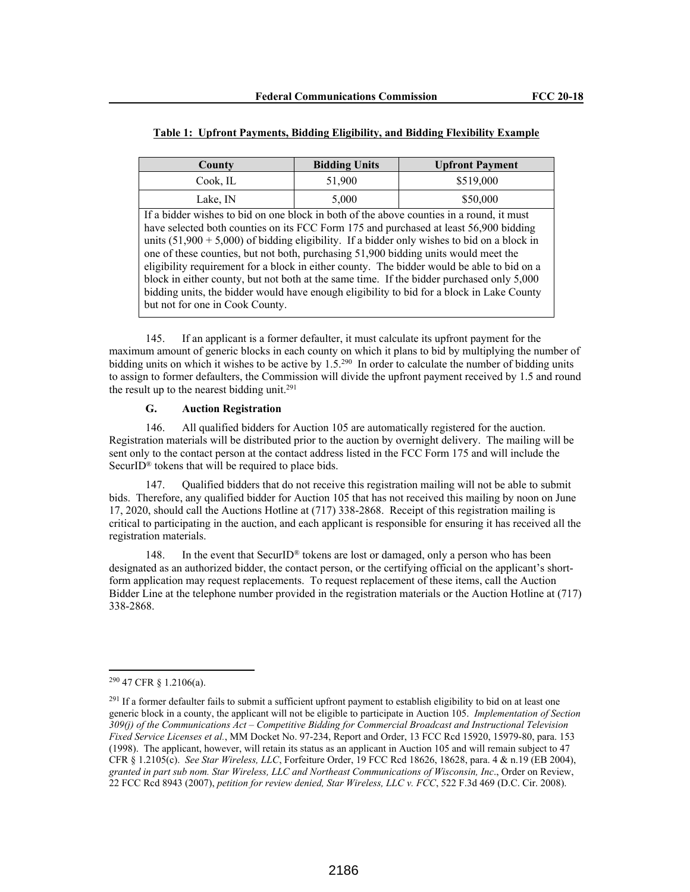**Table 1: Upfront Payments, Bidding Eligibility, and Bidding Flexibility Example**

| County | Bidding Units | Upfront Payment |
|---|---|---|
| Cook, IL | 51,900 | \$519,000 |
| Lake, IN | 5,000 | \$50,000 |

If a bidder wishes to bid on one block in both of the above counties in a round, it must have selected both counties on its FCC Form 175 and purchased at least 56,900 bidding units (51,900 + 5,000) of bidding eligibility. If a bidder only wishes to bid on a block in one of these counties, but not both, purchasing 51,900 bidding units would meet the eligibility requirement for a block in either county. The bidder would be able to bid on a block in either county, but not both at the same time. If the bidder purchased only 5,000 bidding units, the bidder would have enough eligibility to bid for a block in Lake County but not for one in Cook County.

145. If an applicant is a former defaulter, it must calculate its upfront payment for the maximum amount of generic blocks in each county on which it plans to bid by multiplying the number of bidding units on which it wishes to be active by 1.5.[290] In order to calculate the number of bidding units to assign to former defaulters, the Commission will divide the upfront payment received by 1.5 and round the result up to the nearest bidding unit.[291]

### G. Auction Registration

146. All qualified bidders for Auction 105 are automatically registered for the auction. Registration materials will be distributed prior to the auction by overnight delivery. The mailing will be sent only to the contact person at the contact address listed in the FCC Form 175 and will include the SecurID® tokens that will be required to place bids.

147. Qualified bidders that do not receive this registration mailing will not be able to submit bids. Therefore, any qualified bidder for Auction 105 that has not received this mailing by noon on June 17, 2020, should call the Auctions Hotline at (717) 338-2868. Receipt of this registration mailing is critical to participating in the auction, and each applicant is responsible for ensuring it has received all the registration materials.

148. In the event that SecurID® tokens are lost or damaged, only a person who has been designated as an authorized bidder, the contact person, or the certifying official on the applicant's short-form application may request replacements. To request replacement of these items, call the Auction Bidder Line at the telephone number provided in the registration materials or the Auction Hotline at (717) 338-2868.

---

[290] 47 CFR § 1.2106(a).

[291] If a former defaulter fails to submit a sufficient upfront payment to establish eligibility to bid on at least one generic block in a county, the applicant will not be eligible to participate in Auction 105. *Implementation of Section 309(j) of the Communications Act – Competitive Bidding for Commercial Broadcast and Instructional Television Fixed Service Licenses et al.*, MM Docket No. 97-234, Report and Order, 13 FCC Rcd 15920, 15979-80, para. 153 (1998). The applicant, however, will retain its status as an applicant in Auction 105 and will remain subject to 47 CFR § 1.2105(c). *See Star Wireless, LLC*, Forfeiture Order, 19 FCC Rcd 18626, 18628, para. 4 & n.19 (EB 2004), *granted in part sub nom. Star Wireless, LLC and Northeast Communications of Wisconsin, Inc.*, Order on Review, 22 FCC Rcd 8943 (2007), *petition for review denied, Star Wireless, LLC v. FCC*, 522 F.3d 469 (D.C. Cir. 2008).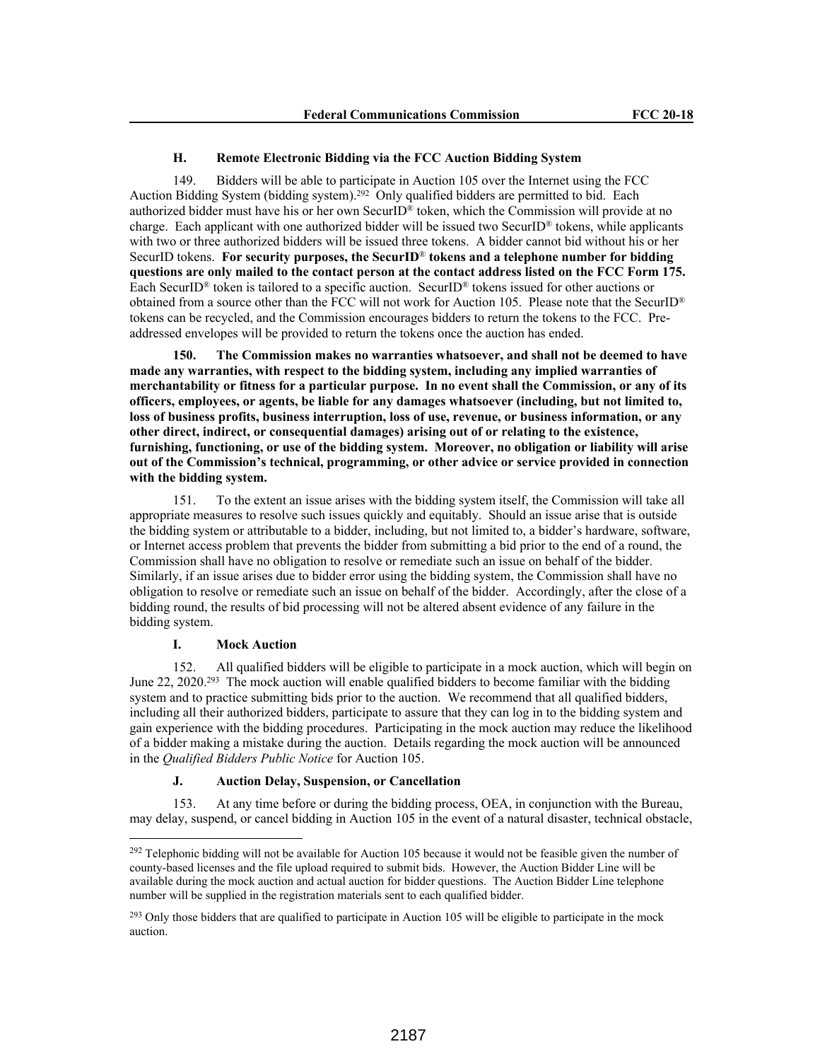### H. Remote Electronic Bidding via the FCC Auction Bidding System

149. Bidders will be able to participate in Auction 105 over the Internet using the FCC Auction Bidding System (bidding system).[292] Only qualified bidders are permitted to bid. Each authorized bidder must have his or her own SecurID® token, which the Commission will provide at no charge. Each applicant with one authorized bidder will be issued two SecurID® tokens, while applicants with two or three authorized bidders will be issued three tokens. A bidder cannot bid without his or her SecurID tokens. **For security purposes, the SecurID® tokens and a telephone number for bidding questions are only mailed to the contact person at the contact address listed on the FCC Form 175.** Each SecurID® token is tailored to a specific auction. SecurID® tokens issued for other auctions or obtained from a source other than the FCC will not work for Auction 105. Please note that the SecurID® tokens can be recycled, and the Commission encourages bidders to return the tokens to the FCC. Pre-addressed envelopes will be provided to return the tokens once the auction has ended.

**150. The Commission makes no warranties whatsoever, and shall not be deemed to have made any warranties, with respect to the bidding system, including any implied warranties of merchantability or fitness for a particular purpose. In no event shall the Commission, or any of its officers, employees, or agents, be liable for any damages whatsoever (including, but not limited to, loss of business profits, business interruption, loss of use, revenue, or business information, or any other direct, indirect, or consequential damages) arising out of or relating to the existence, furnishing, functioning, or use of the bidding system. Moreover, no obligation or liability will arise out of the Commission's technical, programming, or other advice or service provided in connection with the bidding system.**

151. To the extent an issue arises with the bidding system itself, the Commission will take all appropriate measures to resolve such issues quickly and equitably. Should an issue arise that is outside the bidding system or attributable to a bidder, including, but not limited to, a bidder's hardware, software, or Internet access problem that prevents the bidder from submitting a bid prior to the end of a round, the Commission shall have no obligation to resolve or remediate such an issue on behalf of the bidder. Similarly, if an issue arises due to bidder error using the bidding system, the Commission shall have no obligation to resolve or remediate such an issue on behalf of the bidder. Accordingly, after the close of a bidding round, the results of bid processing will not be altered absent evidence of any failure in the bidding system.

### I. Mock Auction

152. All qualified bidders will be eligible to participate in a mock auction, which will begin on June 22, 2020.[293] The mock auction will enable qualified bidders to become familiar with the bidding system and to practice submitting bids prior to the auction. We recommend that all qualified bidders, including all their authorized bidders, participate to assure that they can log in to the bidding system and gain experience with the bidding procedures. Participating in the mock auction may reduce the likelihood of a bidder making a mistake during the auction. Details regarding the mock auction will be announced in the *Qualified Bidders Public Notice* for Auction 105.

### J. Auction Delay, Suspension, or Cancellation

153. At any time before or during the bidding process, OEA, in conjunction with the Bureau, may delay, suspend, or cancel bidding in Auction 105 in the event of a natural disaster, technical obstacle,

---

[292] Telephonic bidding will not be available for Auction 105 because it would not be feasible given the number of county-based licenses and the file upload required to submit bids. However, the Auction Bidder Line will be available during the mock auction and actual auction for bidder questions. The Auction Bidder Line telephone number will be supplied in the registration materials sent to each qualified bidder.

[293] Only those bidders that are qualified to participate in Auction 105 will be eligible to participate in the mock auction.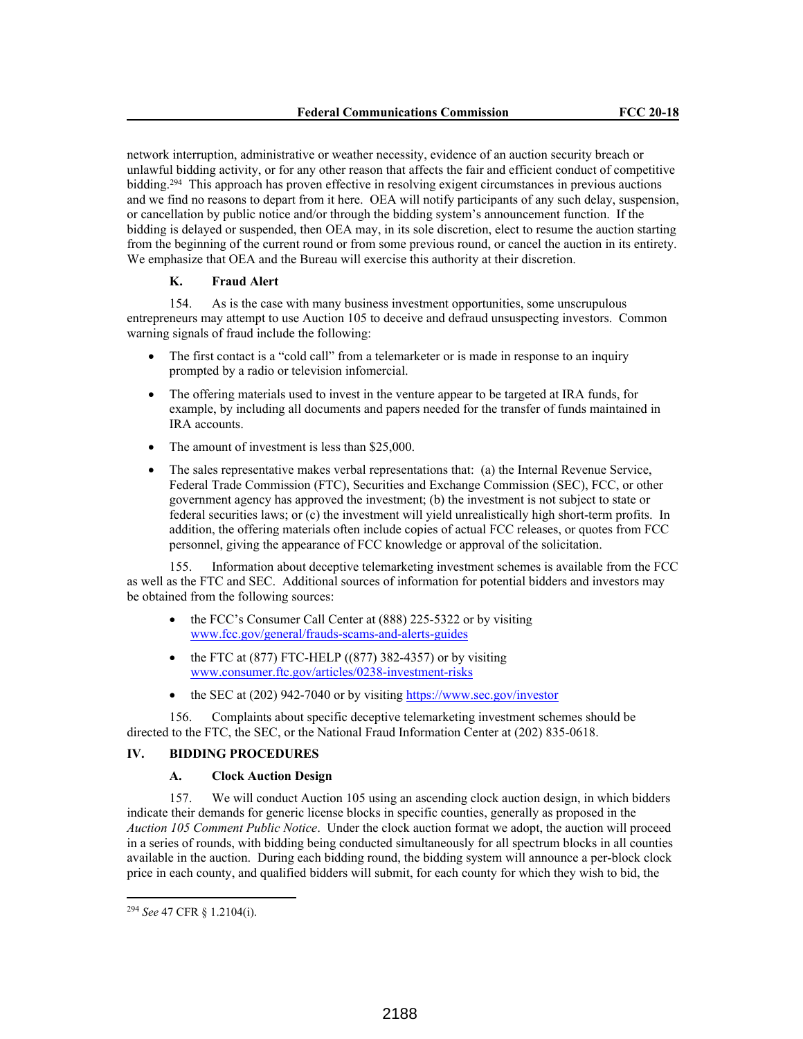network interruption, administrative or weather necessity, evidence of an auction security breach or unlawful bidding activity, or for any other reason that affects the fair and efficient conduct of competitive bidding.[294] This approach has proven effective in resolving exigent circumstances in previous auctions and we find no reasons to depart from it here. OEA will notify participants of any such delay, suspension, or cancellation by public notice and/or through the bidding system's announcement function. If the bidding is delayed or suspended, then OEA may, in its sole discretion, elect to resume the auction starting from the beginning of the current round or from some previous round, or cancel the auction in its entirety. We emphasize that OEA and the Bureau will exercise this authority at their discretion.

### K. Fraud Alert

154. As is the case with many business investment opportunities, some unscrupulous entrepreneurs may attempt to use Auction 105 to deceive and defraud unsuspecting investors. Common warning signals of fraud include the following:

- The first contact is a "cold call" from a telemarketer or is made in response to an inquiry prompted by a radio or television infomercial.
- The offering materials used to invest in the venture appear to be targeted at IRA funds, for example, by including all documents and papers needed for the transfer of funds maintained in IRA accounts.
- The amount of investment is less than $25,000.
- The sales representative makes verbal representations that: (a) the Internal Revenue Service, Federal Trade Commission (FTC), Securities and Exchange Commission (SEC), FCC, or other government agency has approved the investment; (b) the investment is not subject to state or federal securities laws; or (c) the investment will yield unrealistically high short-term profits. In addition, the offering materials often include copies of actual FCC releases, or quotes from FCC personnel, giving the appearance of FCC knowledge or approval of the solicitation.

155. Information about deceptive telemarketing investment schemes is available from the FCC as well as the FTC and SEC. Additional sources of information for potential bidders and investors may be obtained from the following sources:

- the FCC's Consumer Call Center at (888) 225-5322 or by visiting www.fcc.gov/general/frauds-scams-and-alerts-guides
- the FTC at (877) FTC-HELP ((877) 382-4357) or by visiting www.consumer.ftc.gov/articles/0238-investment-risks
- the SEC at (202) 942-7040 or by visiting https://www.sec.gov/investor

156. Complaints about specific deceptive telemarketing investment schemes should be directed to the FTC, the SEC, or the National Fraud Information Center at (202) 835-0618.

## IV. BIDDING PROCEDURES

### A. Clock Auction Design

157. We will conduct Auction 105 using an ascending clock auction design, in which bidders indicate their demands for generic license blocks in specific counties, generally as proposed in the *Auction 105 Comment Public Notice*. Under the clock auction format we adopt, the auction will proceed in a series of rounds, with bidding being conducted simultaneously for all spectrum blocks in all counties available in the auction. During each bidding round, the bidding system will announce a per-block clock price in each county, and qualified bidders will submit, for each county for which they wish to bid, the

---

[294] *See* 47 CFR § 1.2104(i).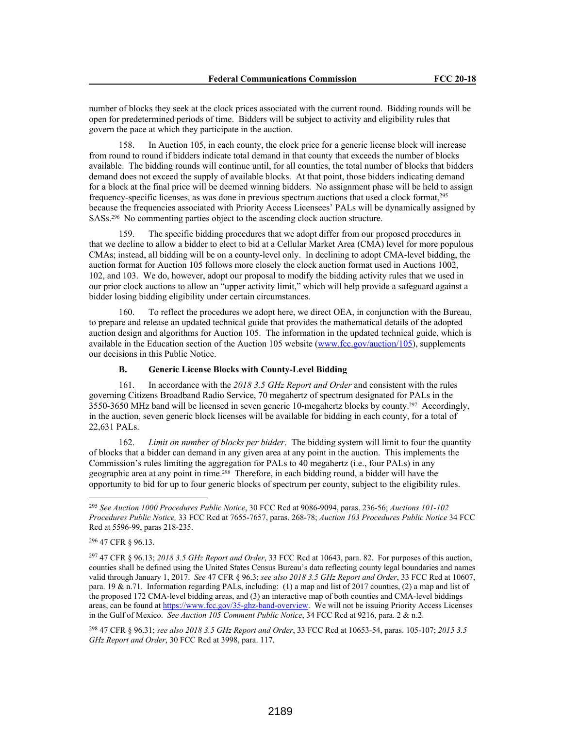number of blocks they seek at the clock prices associated with the current round. Bidding rounds will be open for predetermined periods of time. Bidders will be subject to activity and eligibility rules that govern the pace at which they participate in the auction.

158. In Auction 105, in each county, the clock price for a generic license block will increase from round to round if bidders indicate total demand in that county that exceeds the number of blocks available. The bidding rounds will continue until, for all counties, the total number of blocks that bidders demand does not exceed the supply of available blocks. At that point, those bidders indicating demand for a block at the final price will be deemed winning bidders. No assignment phase will be held to assign frequency-specific licenses, as was done in previous spectrum auctions that used a clock format,[295] because the frequencies associated with Priority Access Licensees' PALs will be dynamically assigned by SASs.[296] No commenting parties object to the ascending clock auction structure.

159. The specific bidding procedures that we adopt differ from our proposed procedures in that we decline to allow a bidder to elect to bid at a Cellular Market Area (CMA) level for more populous CMAs; instead, all bidding will be on a county-level only. In declining to adopt CMA-level bidding, the auction format for Auction 105 follows more closely the clock auction format used in Auctions 1002, 102, and 103. We do, however, adopt our proposal to modify the bidding activity rules that we used in our prior clock auctions to allow an "upper activity limit," which will help provide a safeguard against a bidder losing bidding eligibility under certain circumstances.

160. To reflect the procedures we adopt here, we direct OEA, in conjunction with the Bureau, to prepare and release an updated technical guide that provides the mathematical details of the adopted auction design and algorithms for Auction 105. The information in the updated technical guide, which is available in the Education section of the Auction 105 website (www.fcc.gov/auction/105), supplements our decisions in this Public Notice.

### B. Generic License Blocks with County-Level Bidding

161. In accordance with the *2018 3.5 GHz Report and Order* and consistent with the rules governing Citizens Broadband Radio Service, 70 megahertz of spectrum designated for PALs in the 3550-3650 MHz band will be licensed in seven generic 10-megahertz blocks by county.[297] Accordingly, in the auction, seven generic block licenses will be available for bidding in each county, for a total of 22,631 PALs.

162. *Limit on number of blocks per bidder*. The bidding system will limit to four the quantity of blocks that a bidder can demand in any given area at any point in the auction. This implements the Commission's rules limiting the aggregation for PALs to 40 megahertz (i.e., four PALs) in any geographic area at any point in time.[298] Therefore, in each bidding round, a bidder will have the opportunity to bid for up to four generic blocks of spectrum per county, subject to the eligibility rules.

---

[295] *See Auction 1000 Procedures Public Notice*, 30 FCC Rcd at 9086-9094, paras. 236-56; *Auctions 101-102 Procedures Public Notice,* 33 FCC Rcd at 7655-7657, paras. 268-78; *Auction 103 Procedures Public Notice* 34 FCC Rcd at 5596-99, paras 218-235.

[296] 47 CFR § 96.13.

[297] 47 CFR § 96.13; *2018 3.5 GHz Report and Order*, 33 FCC Rcd at 10643, para. 82. For purposes of this auction, counties shall be defined using the United States Census Bureau's data reflecting county legal boundaries and names valid through January 1, 2017. *See* 47 CFR § 96.3; *see also 2018 3.5 GHz Report and Order*, 33 FCC Rcd at 10607, para. 19 & n.71. Information regarding PALs, including: (1) a map and list of 2017 counties, (2) a map and list of the proposed 172 CMA-level bidding areas, and (3) an interactive map of both counties and CMA-level biddings areas, can be found at https://www.fcc.gov/35-ghz-band-overview. We will not be issuing Priority Access Licenses in the Gulf of Mexico. *See Auction 105 Comment Public Notice*, 34 FCC Rcd at 9216, para. 2 & n.2.

[298] 47 CFR § 96.31; *see also 2018 3.5 GHz Report and Order*, 33 FCC Rcd at 10653-54, paras. 105-107; *2015 3.5 GHz Report and Order*, 30 FCC Rcd at 3998, para. 117.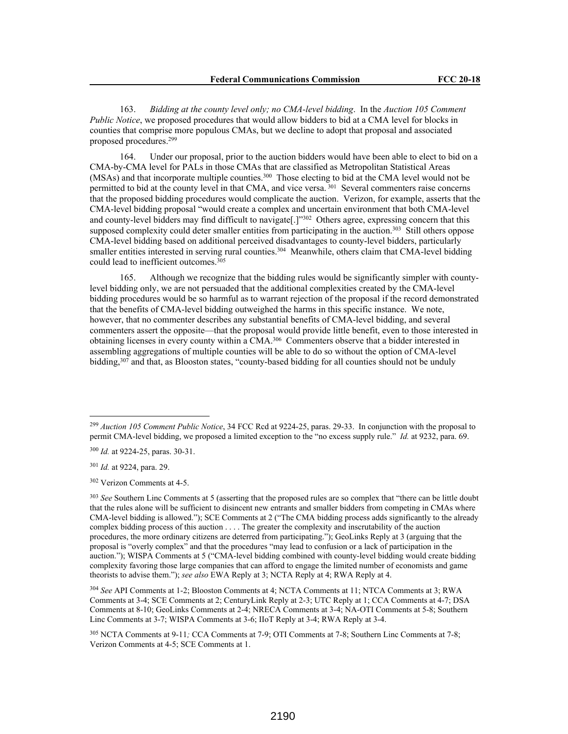163. *Bidding at the county level only; no CMA-level bidding*. In the *Auction 105 Comment Public Notice*, we proposed procedures that would allow bidders to bid at a CMA level for blocks in counties that comprise more populous CMAs, but we decline to adopt that proposal and associated proposed procedures.[299]

164. Under our proposal, prior to the auction bidders would have been able to elect to bid on a CMA-by-CMA level for PALs in those CMAs that are classified as Metropolitan Statistical Areas (MSAs) and that incorporate multiple counties.[300] Those electing to bid at the CMA level would not be permitted to bid at the county level in that CMA, and vice versa.[301] Several commenters raise concerns that the proposed bidding procedures would complicate the auction. Verizon, for example, asserts that the CMA-level bidding proposal "would create a complex and uncertain environment that both CMA-level and county-level bidders may find difficult to navigate[.]"[302] Others agree, expressing concern that this supposed complexity could deter smaller entities from participating in the auction.[303] Still others oppose CMA-level bidding based on additional perceived disadvantages to county-level bidders, particularly smaller entities interested in serving rural counties.[304] Meanwhile, others claim that CMA-level bidding could lead to inefficient outcomes.[305]

165. Although we recognize that the bidding rules would be significantly simpler with county-level bidding only, we are not persuaded that the additional complexities created by the CMA-level bidding procedures would be so harmful as to warrant rejection of the proposal if the record demonstrated that the benefits of CMA-level bidding outweighed the harms in this specific instance. We note, however, that no commenter describes any substantial benefits of CMA-level bidding, and several commenters assert the opposite—that the proposal would provide little benefit, even to those interested in obtaining licenses in every county within a CMA.[306] Commenters observe that a bidder interested in assembling aggregations of multiple counties will be able to do so without the option of CMA-level bidding,[307] and that, as Blooston states, "county-based bidding for all counties should not be unduly

---

[299] *Auction 105 Comment Public Notice*, 34 FCC Rcd at 9224-25, paras. 29-33. In conjunction with the proposal to permit CMA-level bidding, we proposed a limited exception to the "no excess supply rule." *Id.* at 9232, para. 69.

[300] *Id.* at 9224-25, paras. 30-31.

[301] *Id.* at 9224, para. 29.

[302] Verizon Comments at 4-5.

[303] *See* Southern Linc Comments at 5 (asserting that the proposed rules are so complex that "there can be little doubt that the rules alone will be sufficient to disincent new entrants and smaller bidders from competing in CMAs where CMA-level bidding is allowed."); SCE Comments at 2 ("The CMA bidding process adds significantly to the already complex bidding process of this auction . . . . The greater the complexity and inscrutability of the auction procedures, the more ordinary citizens are deterred from participating."); GeoLinks Reply at 3 (arguing that the proposal is "overly complex" and that the procedures "may lead to confusion or a lack of participation in the auction."); WISPA Comments at 5 ("CMA-level bidding combined with county-level bidding would create bidding complexity favoring those large companies that can afford to engage the limited number of economists and game theorists to advise them."); *see also* EWA Reply at 3; NCTA Reply at 4; RWA Reply at 4.

[304] *See* API Comments at 1-2; Blooston Comments at 4; NCTA Comments at 11; NTCA Comments at 3; RWA Comments at 3-4; SCE Comments at 2; CenturyLink Reply at 2-3; UTC Reply at 1; CCA Comments at 4-7; DSA Comments at 8-10; GeoLinks Comments at 2-4; NRECA Comments at 3-4; NA-OTI Comments at 5-8; Southern Linc Comments at 3-7; WISPA Comments at 3-6; IIoT Reply at 3-4; RWA Reply at 3-4.

[305] NCTA Comments at 9-11*;* CCA Comments at 7-9; OTI Comments at 7-8; Southern Linc Comments at 7-8; Verizon Comments at 4-5; SCE Comments at 1.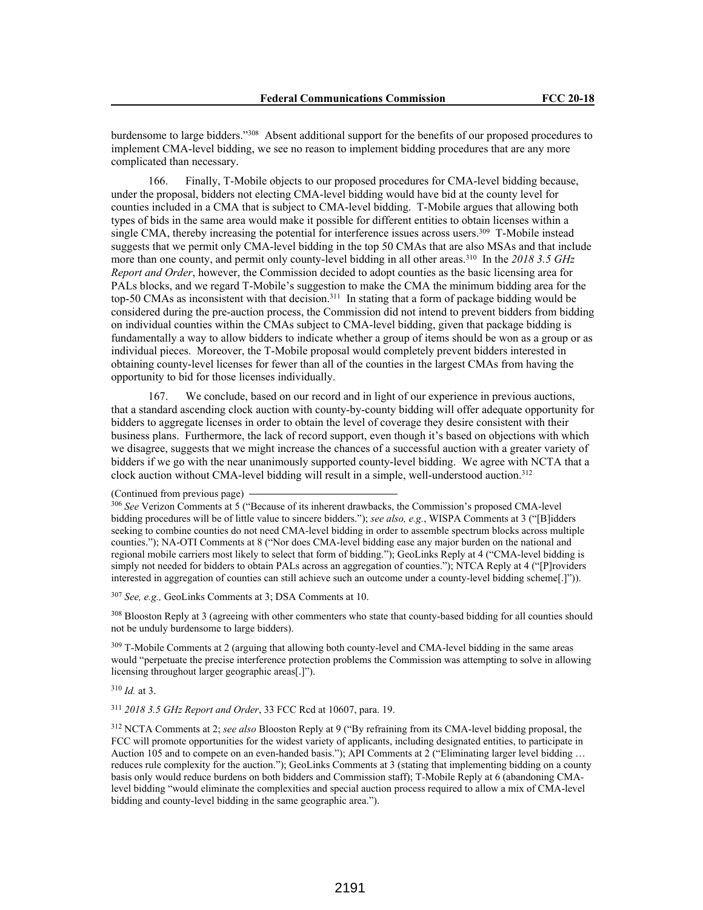burdensome to large bidders."[308] Absent additional support for the benefits of our proposed procedures to implement CMA-level bidding, we see no reason to implement bidding procedures that are any more complicated than necessary.

166. Finally, T-Mobile objects to our proposed procedures for CMA-level bidding because, under the proposal, bidders not electing CMA-level bidding would have bid at the county level for counties included in a CMA that is subject to CMA-level bidding. T-Mobile argues that allowing both types of bids in the same area would make it possible for different entities to obtain licenses within a single CMA, thereby increasing the potential for interference issues across users.[309] T-Mobile instead suggests that we permit only CMA-level bidding in the top 50 CMAs that are also MSAs and that include more than one county, and permit only county-level bidding in all other areas.[310] In the *2018 3.5 GHz Report and Order*, however, the Commission decided to adopt counties as the basic licensing area for PALs blocks, and we regard T-Mobile's suggestion to make the CMA the minimum bidding area for the top-50 CMAs as inconsistent with that decision.[311] In stating that a form of package bidding would be considered during the pre-auction process, the Commission did not intend to prevent bidders from bidding on individual counties within the CMAs subject to CMA-level bidding, given that package bidding is fundamentally a way to allow bidders to indicate whether a group of items should be won as a group or as individual pieces. Moreover, the T-Mobile proposal would completely prevent bidders interested in obtaining county-level licenses for fewer than all of the counties in the largest CMAs from having the opportunity to bid for those licenses individually.

167. We conclude, based on our record and in light of our experience in previous auctions, that a standard ascending clock auction with county-by-county bidding will offer adequate opportunity for bidders to aggregate licenses in order to obtain the level of coverage they desire consistent with their business plans. Furthermore, the lack of record support, even though it's based on objections with which we disagree, suggests that we might increase the chances of a successful auction with a greater variety of bidders if we go with the near unanimously supported county-level bidding. We agree with NCTA that a clock auction without CMA-level bidding will result in a simple, well-understood auction.[312]

(Continued from previous page)

[306] *See* Verizon Comments at 5 ("Because of its inherent drawbacks, the Commission's proposed CMA-level bidding procedures will be of little value to sincere bidders."); *see also, e.g.*, WISPA Comments at 3 ("[B]idders seeking to combine counties do not need CMA-level bidding in order to assemble spectrum blocks across multiple counties."); NA-OTI Comments at 8 ("Nor does CMA-level bidding ease any major burden on the national and regional mobile carriers most likely to select that form of bidding."); GeoLinks Reply at 4 ("CMA-level bidding is simply not needed for bidders to obtain PALs across an aggregation of counties."); NTCA Reply at 4 ("[P]roviders interested in aggregation of counties can still achieve such an outcome under a county-level bidding scheme[.]")).

[307] *See, e.g.,* GeoLinks Comments at 3; DSA Comments at 10.

[308] Blooston Reply at 3 (agreeing with other commenters who state that county-based bidding for all counties should not be unduly burdensome to large bidders).

[309] T-Mobile Comments at 2 (arguing that allowing both county-level and CMA-level bidding in the same areas would "perpetuate the precise interference protection problems the Commission was attempting to solve in allowing licensing throughout larger geographic areas[.]").

[310] *Id.* at 3.

[311] *2018 3.5 GHz Report and Order*, 33 FCC Rcd at 10607, para. 19.

[312] NCTA Comments at 2; *see also* Blooston Reply at 9 ("By refraining from its CMA-level bidding proposal, the FCC will promote opportunities for the widest variety of applicants, including designated entities, to participate in Auction 105 and to compete on an even-handed basis."); API Comments at 2 ("Eliminating larger level bidding … reduces rule complexity for the auction."); GeoLinks Comments at 3 (stating that implementing bidding on a county basis only would reduce burdens on both bidders and Commission staff); T-Mobile Reply at 6 (abandoning CMA-level bidding "would eliminate the complexities and special auction process required to allow a mix of CMA-level bidding and county-level bidding in the same geographic area.").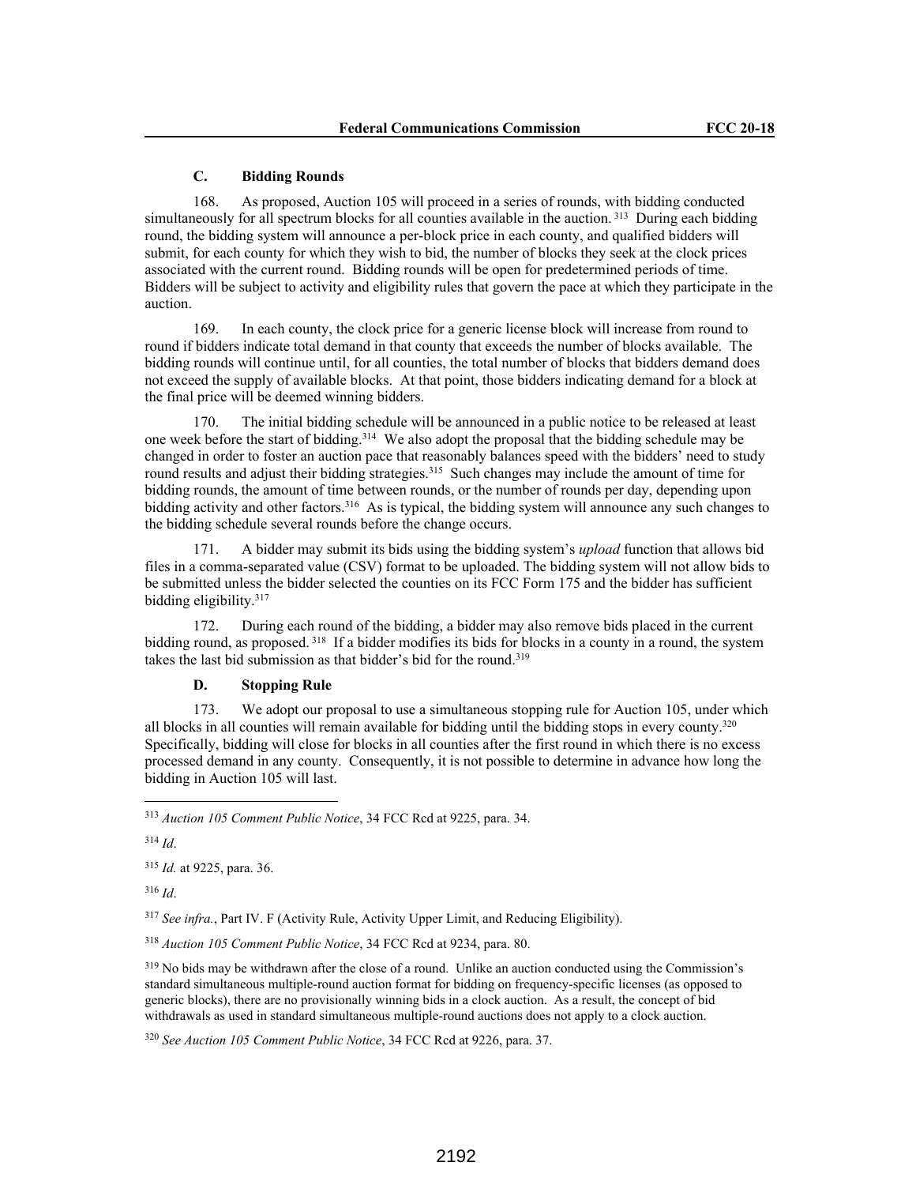### C. Bidding Rounds

168. As proposed, Auction 105 will proceed in a series of rounds, with bidding conducted simultaneously for all spectrum blocks for all counties available in the auction.[313] During each bidding round, the bidding system will announce a per-block price in each county, and qualified bidders will submit, for each county for which they wish to bid, the number of blocks they seek at the clock prices associated with the current round. Bidding rounds will be open for predetermined periods of time. Bidders will be subject to activity and eligibility rules that govern the pace at which they participate in the auction.

169. In each county, the clock price for a generic license block will increase from round to round if bidders indicate total demand in that county that exceeds the number of blocks available. The bidding rounds will continue until, for all counties, the total number of blocks that bidders demand does not exceed the supply of available blocks. At that point, those bidders indicating demand for a block at the final price will be deemed winning bidders.

170. The initial bidding schedule will be announced in a public notice to be released at least one week before the start of bidding.[314] We also adopt the proposal that the bidding schedule may be changed in order to foster an auction pace that reasonably balances speed with the bidders' need to study round results and adjust their bidding strategies.[315] Such changes may include the amount of time for bidding rounds, the amount of time between rounds, or the number of rounds per day, depending upon bidding activity and other factors.[316] As is typical, the bidding system will announce any such changes to the bidding schedule several rounds before the change occurs.

171. A bidder may submit its bids using the bidding system's *upload* function that allows bid files in a comma-separated value (CSV) format to be uploaded. The bidding system will not allow bids to be submitted unless the bidder selected the counties on its FCC Form 175 and the bidder has sufficient bidding eligibility.[317]

172. During each round of the bidding, a bidder may also remove bids placed in the current bidding round, as proposed.[318] If a bidder modifies its bids for blocks in a county in a round, the system takes the last bid submission as that bidder's bid for the round.[319]

### D. Stopping Rule

173. We adopt our proposal to use a simultaneous stopping rule for Auction 105, under which all blocks in all counties will remain available for bidding until the bidding stops in every county.[320] Specifically, bidding will close for blocks in all counties after the first round in which there is no excess processed demand in any county. Consequently, it is not possible to determine in advance how long the bidding in Auction 105 will last.

---

[313] *Auction 105 Comment Public Notice*, 34 FCC Rcd at 9225, para. 34.

[314] *Id*.

[315] *Id.* at 9225, para. 36.

[316] *Id*.

[317] *See infra.*, Part IV. F (Activity Rule, Activity Upper Limit, and Reducing Eligibility).

[318] *Auction 105 Comment Public Notice*, 34 FCC Rcd at 9234, para. 80.

[319] No bids may be withdrawn after the close of a round. Unlike an auction conducted using the Commission's standard simultaneous multiple-round auction format for bidding on frequency-specific licenses (as opposed to generic blocks), there are no provisionally winning bids in a clock auction. As a result, the concept of bid withdrawals as used in standard simultaneous multiple-round auctions does not apply to a clock auction.

[320] *See Auction 105 Comment Public Notice*, 34 FCC Rcd at 9226, para. 37.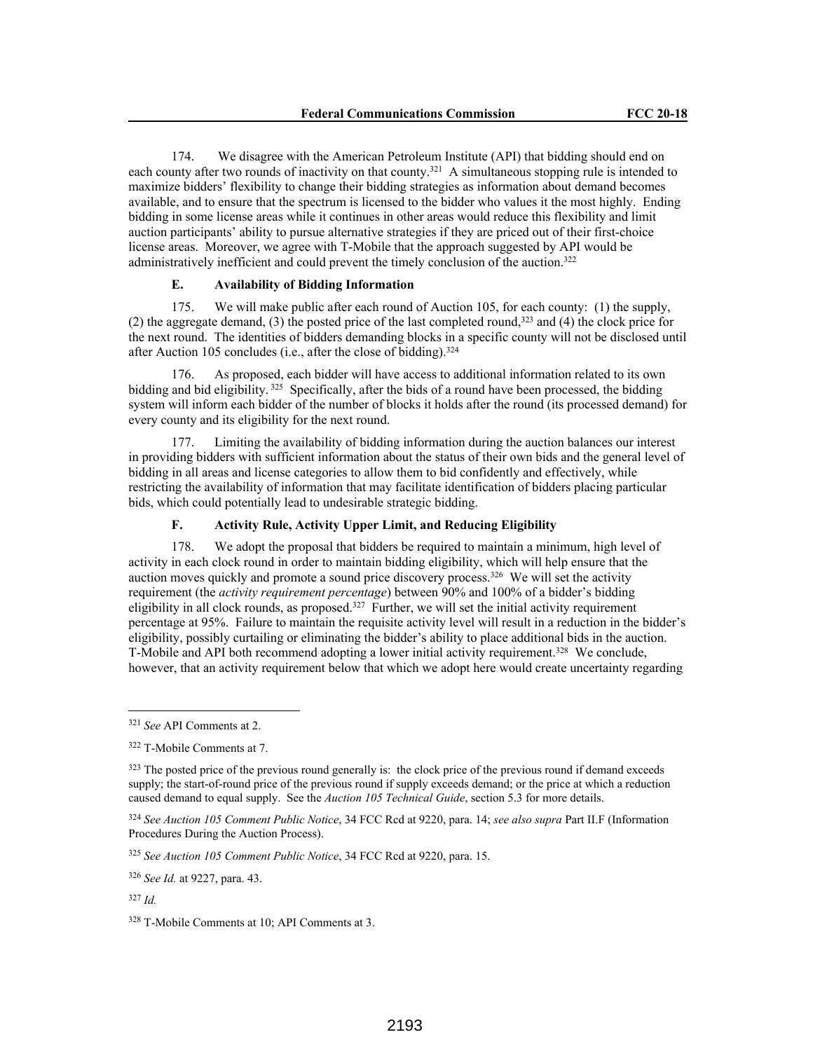174. We disagree with the American Petroleum Institute (API) that bidding should end on each county after two rounds of inactivity on that county.[321] A simultaneous stopping rule is intended to maximize bidders' flexibility to change their bidding strategies as information about demand becomes available, and to ensure that the spectrum is licensed to the bidder who values it the most highly. Ending bidding in some license areas while it continues in other areas would reduce this flexibility and limit auction participants' ability to pursue alternative strategies if they are priced out of their first-choice license areas. Moreover, we agree with T-Mobile that the approach suggested by API would be administratively inefficient and could prevent the timely conclusion of the auction.[322]

### E. Availability of Bidding Information

175. We will make public after each round of Auction 105, for each county: (1) the supply, (2) the aggregate demand, (3) the posted price of the last completed round,[323] and (4) the clock price for the next round. The identities of bidders demanding blocks in a specific county will not be disclosed until after Auction 105 concludes (i.e., after the close of bidding).[324]

176. As proposed, each bidder will have access to additional information related to its own bidding and bid eligibility.[325] Specifically, after the bids of a round have been processed, the bidding system will inform each bidder of the number of blocks it holds after the round (its processed demand) for every county and its eligibility for the next round.

177. Limiting the availability of bidding information during the auction balances our interest in providing bidders with sufficient information about the status of their own bids and the general level of bidding in all areas and license categories to allow them to bid confidently and effectively, while restricting the availability of information that may facilitate identification of bidders placing particular bids, which could potentially lead to undesirable strategic bidding.

### F. Activity Rule, Activity Upper Limit, and Reducing Eligibility

178. We adopt the proposal that bidders be required to maintain a minimum, high level of activity in each clock round in order to maintain bidding eligibility, which will help ensure that the auction moves quickly and promote a sound price discovery process.[326] We will set the activity requirement (the *activity requirement percentage*) between 90% and 100% of a bidder's bidding eligibility in all clock rounds, as proposed.[327] Further, we will set the initial activity requirement percentage at 95%. Failure to maintain the requisite activity level will result in a reduction in the bidder's eligibility, possibly curtailing or eliminating the bidder's ability to place additional bids in the auction. T-Mobile and API both recommend adopting a lower initial activity requirement.[328] We conclude, however, that an activity requirement below that which we adopt here would create uncertainty regarding

---

[321] *See* API Comments at 2.

[322] T-Mobile Comments at 7.

[323] The posted price of the previous round generally is: the clock price of the previous round if demand exceeds supply; the start-of-round price of the previous round if supply exceeds demand; or the price at which a reduction caused demand to equal supply. See the *Auction 105 Technical Guide*, section 5.3 for more details.

[324] *See Auction 105 Comment Public Notice*, 34 FCC Rcd at 9220, para. 14; *see also supra* Part II.F (Information Procedures During the Auction Process).

[325] *See Auction 105 Comment Public Notice*, 34 FCC Rcd at 9220, para. 15.

[326] *See Id.* at 9227, para. 43.

[327] *Id.*

[328] T-Mobile Comments at 10; API Comments at 3.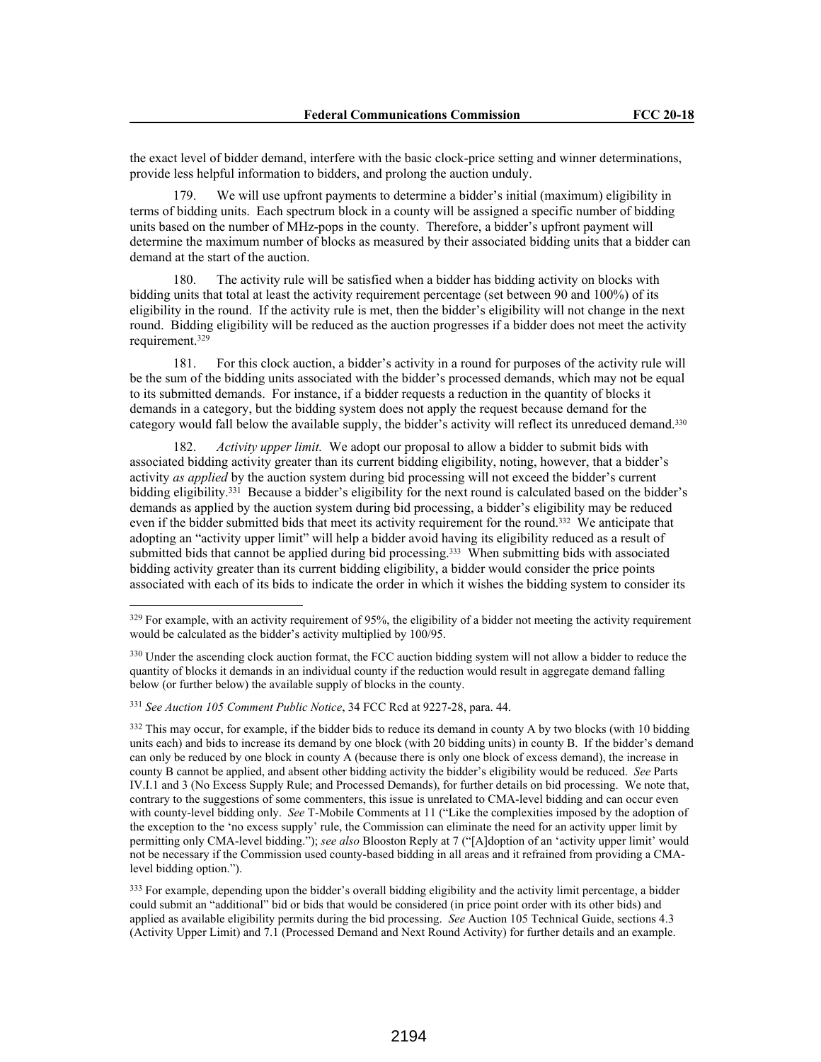the exact level of bidder demand, interfere with the basic clock-price setting and winner determinations, provide less helpful information to bidders, and prolong the auction unduly.

179. We will use upfront payments to determine a bidder's initial (maximum) eligibility in terms of bidding units. Each spectrum block in a county will be assigned a specific number of bidding units based on the number of MHz-pops in the county. Therefore, a bidder's upfront payment will determine the maximum number of blocks as measured by their associated bidding units that a bidder can demand at the start of the auction.

180. The activity rule will be satisfied when a bidder has bidding activity on blocks with bidding units that total at least the activity requirement percentage (set between 90 and 100%) of its eligibility in the round. If the activity rule is met, then the bidder's eligibility will not change in the next round. Bidding eligibility will be reduced as the auction progresses if a bidder does not meet the activity requirement.[329]

181. For this clock auction, a bidder's activity in a round for purposes of the activity rule will be the sum of the bidding units associated with the bidder's processed demands, which may not be equal to its submitted demands. For instance, if a bidder requests a reduction in the quantity of blocks it demands in a category, but the bidding system does not apply the request because demand for the category would fall below the available supply, the bidder's activity will reflect its unreduced demand.[330]

182. *Activity upper limit.* We adopt our proposal to allow a bidder to submit bids with associated bidding activity greater than its current bidding eligibility, noting, however, that a bidder's activity *as applied* by the auction system during bid processing will not exceed the bidder's current bidding eligibility.[331] Because a bidder's eligibility for the next round is calculated based on the bidder's demands as applied by the auction system during bid processing, a bidder's eligibility may be reduced even if the bidder submitted bids that meet its activity requirement for the round.[332] We anticipate that adopting an "activity upper limit" will help a bidder avoid having its eligibility reduced as a result of submitted bids that cannot be applied during bid processing.[333] When submitting bids with associated bidding activity greater than its current bidding eligibility, a bidder would consider the price points associated with each of its bids to indicate the order in which it wishes the bidding system to consider its

---

[329] For example, with an activity requirement of 95%, the eligibility of a bidder not meeting the activity requirement would be calculated as the bidder's activity multiplied by 100/95.

[330] Under the ascending clock auction format, the FCC auction bidding system will not allow a bidder to reduce the quantity of blocks it demands in an individual county if the reduction would result in aggregate demand falling below (or further below) the available supply of blocks in the county.

[331] *See Auction 105 Comment Public Notice*, 34 FCC Rcd at 9227-28, para. 44.

[332] This may occur, for example, if the bidder bids to reduce its demand in county A by two blocks (with 10 bidding units each) and bids to increase its demand by one block (with 20 bidding units) in county B. If the bidder's demand can only be reduced by one block in county A (because there is only one block of excess demand), the increase in county B cannot be applied, and absent other bidding activity the bidder's eligibility would be reduced. *See* Parts IV.I.1 and 3 (No Excess Supply Rule; and Processed Demands), for further details on bid processing. We note that, contrary to the suggestions of some commenters, this issue is unrelated to CMA-level bidding and can occur even with county-level bidding only. *See* T-Mobile Comments at 11 ("Like the complexities imposed by the adoption of the exception to the 'no excess supply' rule, the Commission can eliminate the need for an activity upper limit by permitting only CMA-level bidding."); *see also* Blooston Reply at 7 ("[A]doption of an 'activity upper limit' would not be necessary if the Commission used county-based bidding in all areas and it refrained from providing a CMA-level bidding option.").

[333] For example, depending upon the bidder's overall bidding eligibility and the activity limit percentage, a bidder could submit an "additional" bid or bids that would be considered (in price point order with its other bids) and applied as available eligibility permits during the bid processing. *See* Auction 105 Technical Guide, sections 4.3 (Activity Upper Limit) and 7.1 (Processed Demand and Next Round Activity) for further details and an example.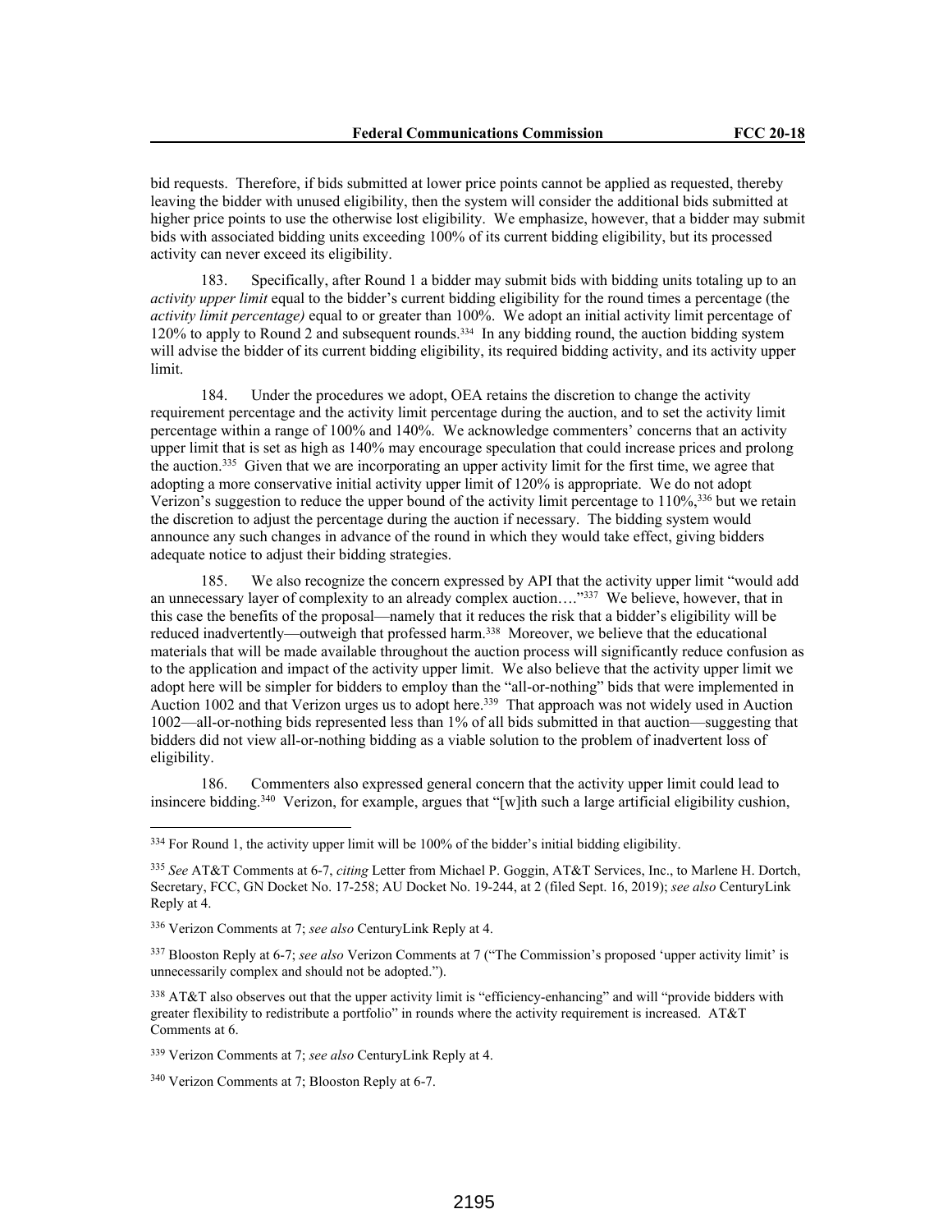bid requests. Therefore, if bids submitted at lower price points cannot be applied as requested, thereby leaving the bidder with unused eligibility, then the system will consider the additional bids submitted at higher price points to use the otherwise lost eligibility. We emphasize, however, that a bidder may submit bids with associated bidding units exceeding 100% of its current bidding eligibility, but its processed activity can never exceed its eligibility.

183. Specifically, after Round 1 a bidder may submit bids with bidding units totaling up to an *activity upper limit* equal to the bidder's current bidding eligibility for the round times a percentage (the *activity limit percentage)* equal to or greater than 100%. We adopt an initial activity limit percentage of 120% to apply to Round 2 and subsequent rounds.[334] In any bidding round, the auction bidding system will advise the bidder of its current bidding eligibility, its required bidding activity, and its activity upper limit.

184. Under the procedures we adopt, OEA retains the discretion to change the activity requirement percentage and the activity limit percentage during the auction, and to set the activity limit percentage within a range of 100% and 140%. We acknowledge commenters' concerns that an activity upper limit that is set as high as 140% may encourage speculation that could increase prices and prolong the auction.[335] Given that we are incorporating an upper activity limit for the first time, we agree that adopting a more conservative initial activity upper limit of 120% is appropriate. We do not adopt Verizon's suggestion to reduce the upper bound of the activity limit percentage to 110%,[336] but we retain the discretion to adjust the percentage during the auction if necessary. The bidding system would announce any such changes in advance of the round in which they would take effect, giving bidders adequate notice to adjust their bidding strategies.

185. We also recognize the concern expressed by API that the activity upper limit "would add an unnecessary layer of complexity to an already complex auction…."[337] We believe, however, that in this case the benefits of the proposal—namely that it reduces the risk that a bidder's eligibility will be reduced inadvertently—outweigh that professed harm.[338] Moreover, we believe that the educational materials that will be made available throughout the auction process will significantly reduce confusion as to the application and impact of the activity upper limit. We also believe that the activity upper limit we adopt here will be simpler for bidders to employ than the "all-or-nothing" bids that were implemented in Auction 1002 and that Verizon urges us to adopt here.[339] That approach was not widely used in Auction 1002—all-or-nothing bids represented less than 1% of all bids submitted in that auction—suggesting that bidders did not view all-or-nothing bidding as a viable solution to the problem of inadvertent loss of eligibility.

186. Commenters also expressed general concern that the activity upper limit could lead to insincere bidding.[340] Verizon, for example, argues that "[w]ith such a large artificial eligibility cushion,

---

[334] For Round 1, the activity upper limit will be 100% of the bidder's initial bidding eligibility.

[335] *See* AT&T Comments at 6-7, *citing* Letter from Michael P. Goggin, AT&T Services, Inc., to Marlene H. Dortch, Secretary, FCC, GN Docket No. 17-258; AU Docket No. 19-244, at 2 (filed Sept. 16, 2019); *see also* CenturyLink Reply at 4.

[336] Verizon Comments at 7; *see also* CenturyLink Reply at 4.

[337] Blooston Reply at 6-7; *see also* Verizon Comments at 7 ("The Commission's proposed 'upper activity limit' is unnecessarily complex and should not be adopted.").

[338] AT&T also observes out that the upper activity limit is "efficiency-enhancing" and will "provide bidders with greater flexibility to redistribute a portfolio" in rounds where the activity requirement is increased. AT&T Comments at 6.

[339] Verizon Comments at 7; *see also* CenturyLink Reply at 4.

[340] Verizon Comments at 7; Blooston Reply at 6-7.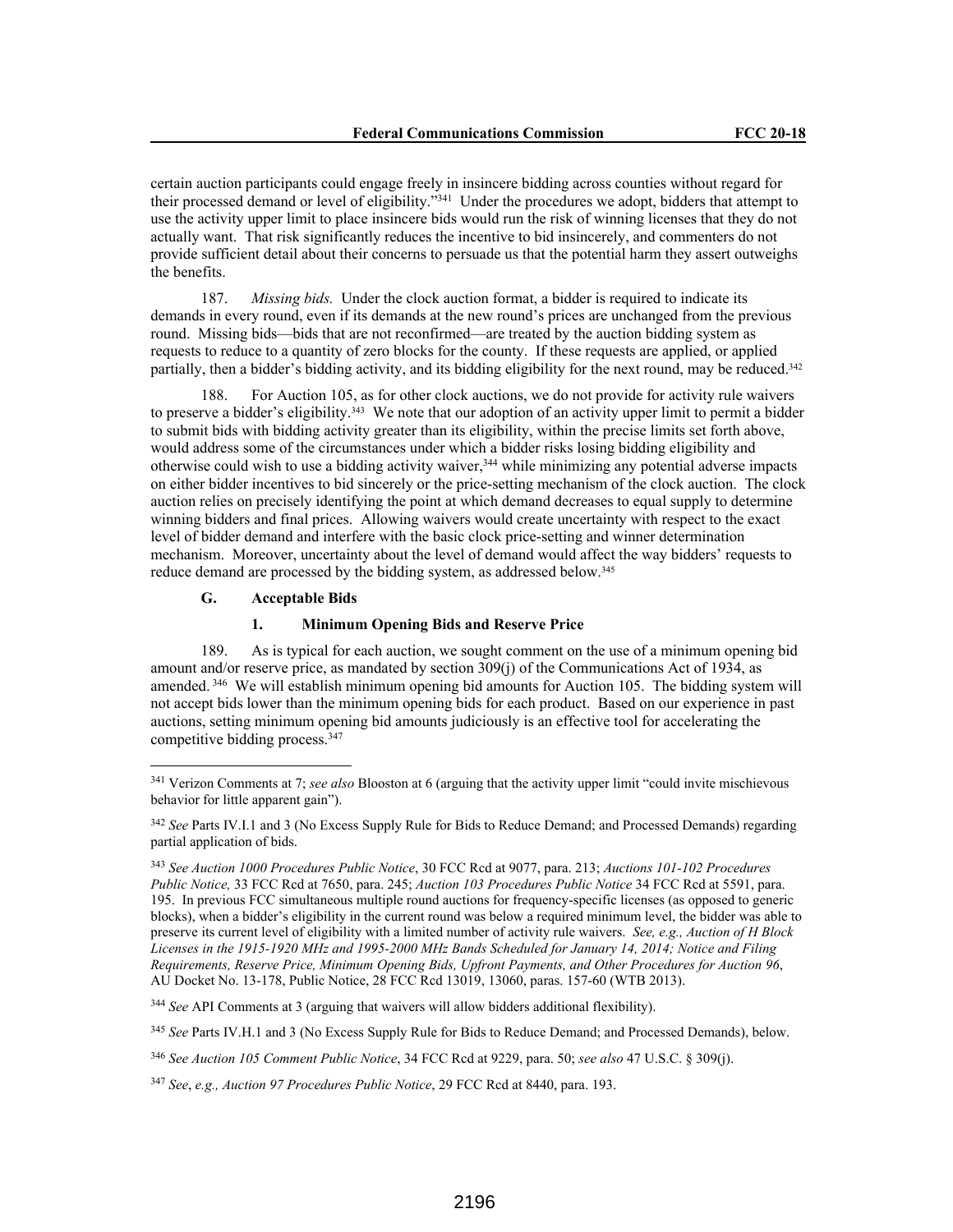certain auction participants could engage freely in insincere bidding across counties without regard for their processed demand or level of eligibility."[341] Under the procedures we adopt, bidders that attempt to use the activity upper limit to place insincere bids would run the risk of winning licenses that they do not actually want. That risk significantly reduces the incentive to bid insincerely, and commenters do not provide sufficient detail about their concerns to persuade us that the potential harm they assert outweighs the benefits.

187. *Missing bids.* Under the clock auction format, a bidder is required to indicate its demands in every round, even if its demands at the new round's prices are unchanged from the previous round. Missing bids—bids that are not reconfirmed—are treated by the auction bidding system as requests to reduce to a quantity of zero blocks for the county. If these requests are applied, or applied partially, then a bidder's bidding activity, and its bidding eligibility for the next round, may be reduced.[342]

188. For Auction 105, as for other clock auctions, we do not provide for activity rule waivers to preserve a bidder's eligibility.[343] We note that our adoption of an activity upper limit to permit a bidder to submit bids with bidding activity greater than its eligibility, within the precise limits set forth above, would address some of the circumstances under which a bidder risks losing bidding eligibility and otherwise could wish to use a bidding activity waiver,[344] while minimizing any potential adverse impacts on either bidder incentives to bid sincerely or the price-setting mechanism of the clock auction. The clock auction relies on precisely identifying the point at which demand decreases to equal supply to determine winning bidders and final prices. Allowing waivers would create uncertainty with respect to the exact level of bidder demand and interfere with the basic clock price-setting and winner determination mechanism. Moreover, uncertainty about the level of demand would affect the way bidders' requests to reduce demand are processed by the bidding system, as addressed below.[345]

### G. Acceptable Bids

#### 1. Minimum Opening Bids and Reserve Price

189. As is typical for each auction, we sought comment on the use of a minimum opening bid amount and/or reserve price, as mandated by section 309(j) of the Communications Act of 1934, as amended.[346] We will establish minimum opening bid amounts for Auction 105. The bidding system will not accept bids lower than the minimum opening bids for each product. Based on our experience in past auctions, setting minimum opening bid amounts judiciously is an effective tool for accelerating the competitive bidding process.[347]

---

[341] Verizon Comments at 7; *see also* Blooston at 6 (arguing that the activity upper limit "could invite mischievous behavior for little apparent gain").

[342] *See* Parts IV.I.1 and 3 (No Excess Supply Rule for Bids to Reduce Demand; and Processed Demands) regarding partial application of bids.

[343] *See Auction 1000 Procedures Public Notice*, 30 FCC Rcd at 9077, para. 213; *Auctions 101-102 Procedures Public Notice,* 33 FCC Rcd at 7650, para. 245; *Auction 103 Procedures Public Notice* 34 FCC Rcd at 5591, para. 195. In previous FCC simultaneous multiple round auctions for frequency-specific licenses (as opposed to generic blocks), when a bidder's eligibility in the current round was below a required minimum level, the bidder was able to preserve its current level of eligibility with a limited number of activity rule waivers. *See, e.g., Auction of H Block Licenses in the 1915-1920 MHz and 1995-2000 MHz Bands Scheduled for January 14, 2014; Notice and Filing Requirements, Reserve Price, Minimum Opening Bids, Upfront Payments, and Other Procedures for Auction 96*, AU Docket No. 13-178, Public Notice, 28 FCC Rcd 13019, 13060, paras. 157-60 (WTB 2013).

[344] *See* API Comments at 3 (arguing that waivers will allow bidders additional flexibility).

[345] *See* Parts IV.H.1 and 3 (No Excess Supply Rule for Bids to Reduce Demand; and Processed Demands), below.

[346] *See Auction 105 Comment Public Notice*, 34 FCC Rcd at 9229, para. 50; *see also* 47 U.S.C. § 309(j).

[347] *See*, *e.g., Auction 97 Procedures Public Notice*, 29 FCC Rcd at 8440, para. 193.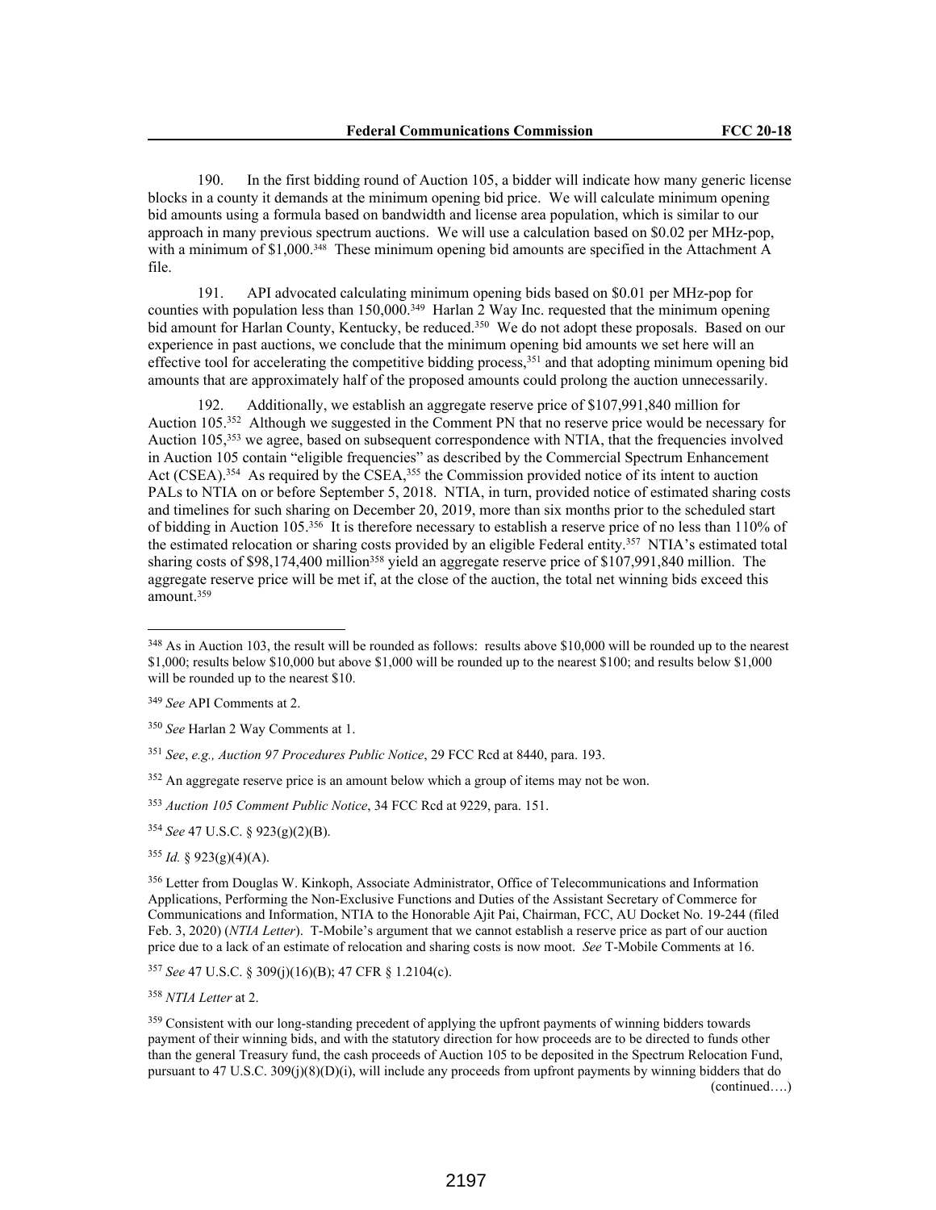190. In the first bidding round of Auction 105, a bidder will indicate how many generic license blocks in a county it demands at the minimum opening bid price. We will calculate minimum opening bid amounts using a formula based on bandwidth and license area population, which is similar to our approach in many previous spectrum auctions. We will use a calculation based on $0.02 per MHz-pop, with a minimum of $1,000.[348] These minimum opening bid amounts are specified in the Attachment A file.

191. API advocated calculating minimum opening bids based on $0.01 per MHz-pop for counties with population less than 150,000.[349] Harlan 2 Way Inc. requested that the minimum opening bid amount for Harlan County, Kentucky, be reduced.[350] We do not adopt these proposals. Based on our experience in past auctions, we conclude that the minimum opening bid amounts we set here will an effective tool for accelerating the competitive bidding process,[351] and that adopting minimum opening bid amounts that are approximately half of the proposed amounts could prolong the auction unnecessarily.

192. Additionally, we establish an aggregate reserve price of $107,991,840 million for Auction 105.[352] Although we suggested in the Comment PN that no reserve price would be necessary for Auction 105,[353] we agree, based on subsequent correspondence with NTIA, that the frequencies involved in Auction 105 contain "eligible frequencies" as described by the Commercial Spectrum Enhancement Act (CSEA).[354] As required by the CSEA,[355] the Commission provided notice of its intent to auction PALs to NTIA on or before September 5, 2018. NTIA, in turn, provided notice of estimated sharing costs and timelines for such sharing on December 20, 2019, more than six months prior to the scheduled start of bidding in Auction 105.[356] It is therefore necessary to establish a reserve price of no less than 110% of the estimated relocation or sharing costs provided by an eligible Federal entity.[357] NTIA's estimated total sharing costs of $98,174,400 million[358] yield an aggregate reserve price of $107,991,840 million. The aggregate reserve price will be met if, at the close of the auction, the total net winning bids exceed this amount.[359]

---

[348] As in Auction 103, the result will be rounded as follows: results above $10,000 will be rounded up to the nearest $1,000; results below $10,000 but above $1,000 will be rounded up to the nearest $100; and results below $1,000 will be rounded up to the nearest $10.

[349] *See* API Comments at 2.

[350] *See* Harlan 2 Way Comments at 1.

[351] *See*, *e.g., Auction 97 Procedures Public Notice*, 29 FCC Rcd at 8440, para. 193.

[352] An aggregate reserve price is an amount below which a group of items may not be won.

[353] *Auction 105 Comment Public Notice*, 34 FCC Rcd at 9229, para. 151.

[354] *See* 47 U.S.C. § 923(g)(2)(B).

[355] *Id.* § 923(g)(4)(A).

[356] Letter from Douglas W. Kinkoph, Associate Administrator, Office of Telecommunications and Information Applications, Performing the Non-Exclusive Functions and Duties of the Assistant Secretary of Commerce for Communications and Information, NTIA to the Honorable Ajit Pai, Chairman, FCC, AU Docket No. 19-244 (filed Feb. 3, 2020) (*NTIA Letter*). T-Mobile's argument that we cannot establish a reserve price as part of our auction price due to a lack of an estimate of relocation and sharing costs is now moot. *See* T-Mobile Comments at 16.

[357] *See* 47 U.S.C. § 309(j)(16)(B); 47 CFR § 1.2104(c).

[358] *NTIA Letter* at 2.

[359] Consistent with our long-standing precedent of applying the upfront payments of winning bidders towards payment of their winning bids, and with the statutory direction for how proceeds are to be directed to funds other than the general Treasury fund, the cash proceeds of Auction 105 to be deposited in the Spectrum Relocation Fund, pursuant to 47 U.S.C. 309(j)(8)(D)(i), will include any proceeds from upfront payments by winning bidders that do (continued….)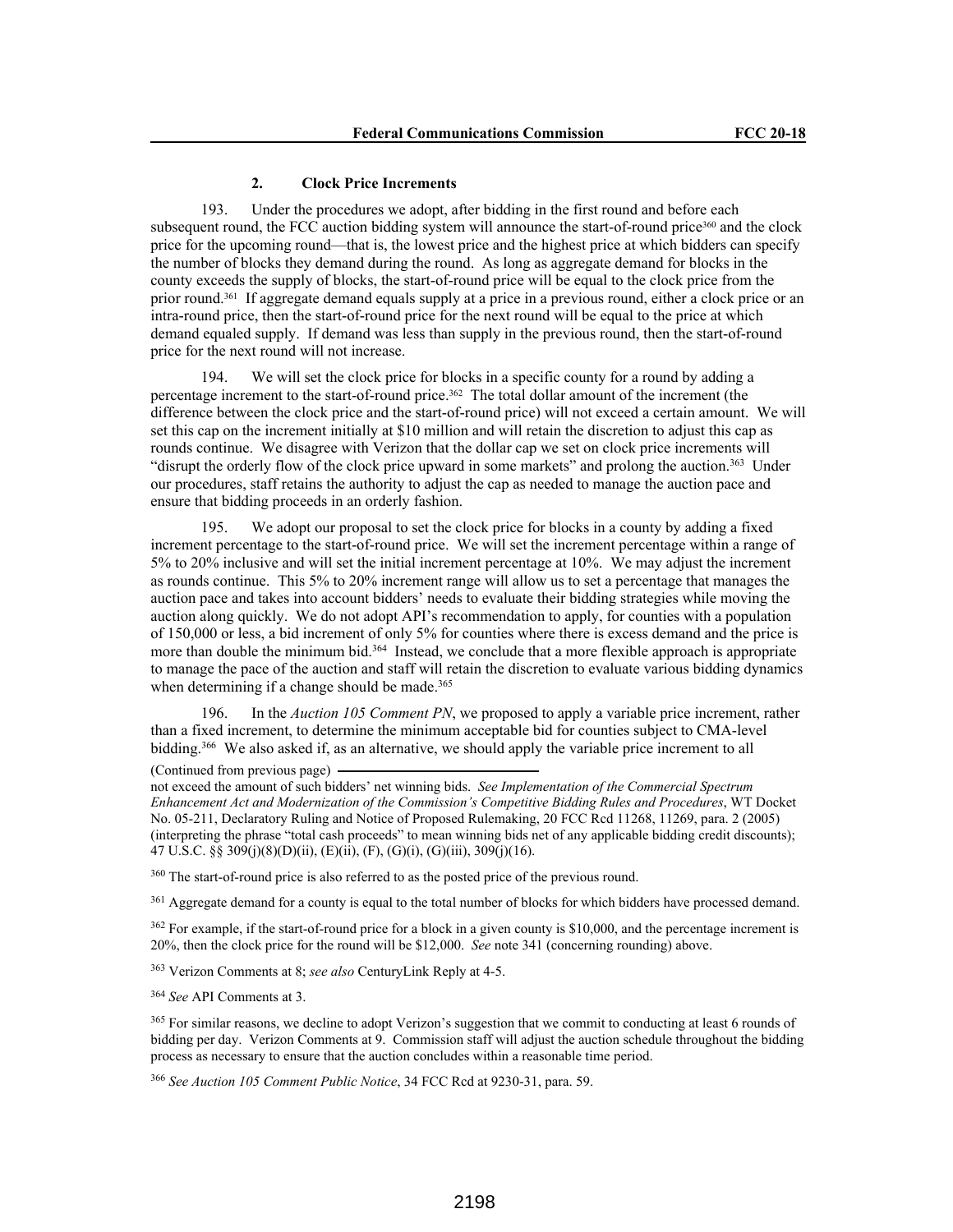### 2. Clock Price Increments

193. Under the procedures we adopt, after bidding in the first round and before each subsequent round, the FCC auction bidding system will announce the start-of-round price[360] and the clock price for the upcoming round—that is, the lowest price and the highest price at which bidders can specify the number of blocks they demand during the round. As long as aggregate demand for blocks in the county exceeds the supply of blocks, the start-of-round price will be equal to the clock price from the prior round.[361] If aggregate demand equals supply at a price in a previous round, either a clock price or an intra-round price, then the start-of-round price for the next round will be equal to the price at which demand equaled supply. If demand was less than supply in the previous round, then the start-of-round price for the next round will not increase.

194. We will set the clock price for blocks in a specific county for a round by adding a percentage increment to the start-of-round price.[362] The total dollar amount of the increment (the difference between the clock price and the start-of-round price) will not exceed a certain amount. We will set this cap on the increment initially at $10 million and will retain the discretion to adjust this cap as rounds continue. We disagree with Verizon that the dollar cap we set on clock price increments will "disrupt the orderly flow of the clock price upward in some markets" and prolong the auction.[363] Under our procedures, staff retains the authority to adjust the cap as needed to manage the auction pace and ensure that bidding proceeds in an orderly fashion.

195. We adopt our proposal to set the clock price for blocks in a county by adding a fixed increment percentage to the start-of-round price. We will set the increment percentage within a range of 5% to 20% inclusive and will set the initial increment percentage at 10%. We may adjust the increment as rounds continue. This 5% to 20% increment range will allow us to set a percentage that manages the auction pace and takes into account bidders' needs to evaluate their bidding strategies while moving the auction along quickly. We do not adopt API's recommendation to apply, for counties with a population of 150,000 or less, a bid increment of only 5% for counties where there is excess demand and the price is more than double the minimum bid.[364] Instead, we conclude that a more flexible approach is appropriate to manage the pace of the auction and staff will retain the discretion to evaluate various bidding dynamics when determining if a change should be made.[365]

196. In the *Auction 105 Comment PN*, we proposed to apply a variable price increment, rather than a fixed increment, to determine the minimum acceptable bid for counties subject to CMA-level bidding.[366] We also asked if, as an alternative, we should apply the variable price increment to all

(Continued from previous page)

not exceed the amount of such bidders' net winning bids. *See Implementation of the Commercial Spectrum Enhancement Act and Modernization of the Commission's Competitive Bidding Rules and Procedures*, WT Docket No. 05-211, Declaratory Ruling and Notice of Proposed Rulemaking, 20 FCC Rcd 11268, 11269, para. 2 (2005) (interpreting the phrase "total cash proceeds" to mean winning bids net of any applicable bidding credit discounts); 47 U.S.C. §§ 309(j)(8)(D)(ii), (E)(ii), (F), (G)(i), (G)(iii), 309(j)(16).

[360] The start-of-round price is also referred to as the posted price of the previous round.

[361] Aggregate demand for a county is equal to the total number of blocks for which bidders have processed demand.

[362] For example, if the start-of-round price for a block in a given county is $10,000, and the percentage increment is 20%, then the clock price for the round will be $12,000. *See* note 341 (concerning rounding) above.

[363] Verizon Comments at 8; *see also* CenturyLink Reply at 4-5.

[364] *See* API Comments at 3.

[365] For similar reasons, we decline to adopt Verizon's suggestion that we commit to conducting at least 6 rounds of bidding per day. Verizon Comments at 9. Commission staff will adjust the auction schedule throughout the bidding process as necessary to ensure that the auction concludes within a reasonable time period.

[366] *See Auction 105 Comment Public Notice*, 34 FCC Rcd at 9230-31, para. 59.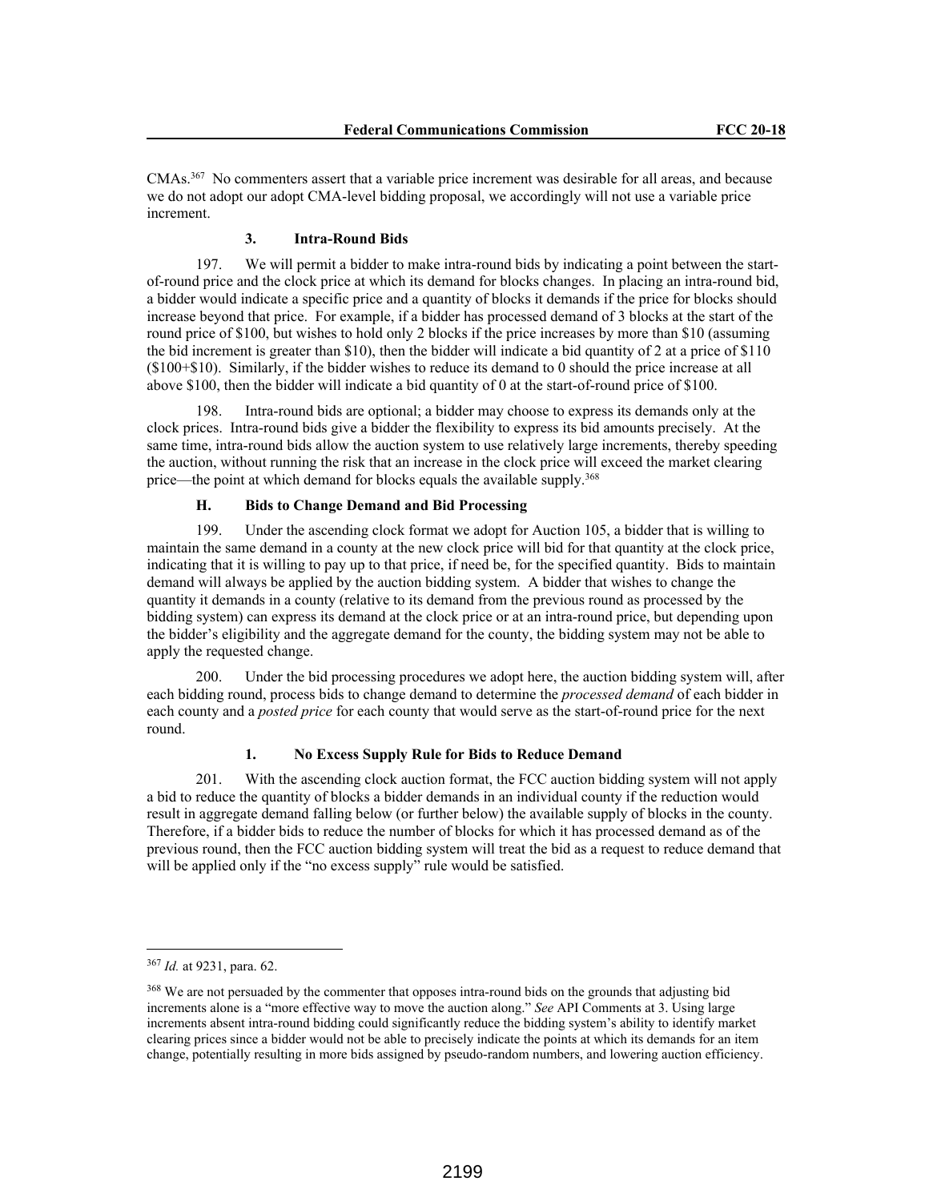CMAs.[367] No commenters assert that a variable price increment was desirable for all areas, and because we do not adopt our adopt CMA-level bidding proposal, we accordingly will not use a variable price increment.

### 3. Intra-Round Bids

197. We will permit a bidder to make intra-round bids by indicating a point between the start-of-round price and the clock price at which its demand for blocks changes. In placing an intra-round bid, a bidder would indicate a specific price and a quantity of blocks it demands if the price for blocks should increase beyond that price. For example, if a bidder has processed demand of 3 blocks at the start of the round price of $100, but wishes to hold only 2 blocks if the price increases by more than $10 (assuming the bid increment is greater than $10), then the bidder will indicate a bid quantity of 2 at a price of $110 ($100+$10). Similarly, if the bidder wishes to reduce its demand to 0 should the price increase at all above $100, then the bidder will indicate a bid quantity of 0 at the start-of-round price of $100.

198. Intra-round bids are optional; a bidder may choose to express its demands only at the clock prices. Intra-round bids give a bidder the flexibility to express its bid amounts precisely. At the same time, intra-round bids allow the auction system to use relatively large increments, thereby speeding the auction, without running the risk that an increase in the clock price will exceed the market clearing price—the point at which demand for blocks equals the available supply.[368]

## H. Bids to Change Demand and Bid Processing

199. Under the ascending clock format we adopt for Auction 105, a bidder that is willing to maintain the same demand in a county at the new clock price will bid for that quantity at the clock price, indicating that it is willing to pay up to that price, if need be, for the specified quantity. Bids to maintain demand will always be applied by the auction bidding system. A bidder that wishes to change the quantity it demands in a county (relative to its demand from the previous round as processed by the bidding system) can express its demand at the clock price or at an intra-round price, but depending upon the bidder's eligibility and the aggregate demand for the county, the bidding system may not be able to apply the requested change.

200. Under the bid processing procedures we adopt here, the auction bidding system will, after each bidding round, process bids to change demand to determine the *processed demand* of each bidder in each county and a *posted price* for each county that would serve as the start-of-round price for the next round.

### 1. No Excess Supply Rule for Bids to Reduce Demand

201. With the ascending clock auction format, the FCC auction bidding system will not apply a bid to reduce the quantity of blocks a bidder demands in an individual county if the reduction would result in aggregate demand falling below (or further below) the available supply of blocks in the county. Therefore, if a bidder bids to reduce the number of blocks for which it has processed demand as of the previous round, then the FCC auction bidding system will treat the bid as a request to reduce demand that will be applied only if the "no excess supply" rule would be satisfied.

---

[367] *Id.* at 9231, para. 62.

[368] We are not persuaded by the commenter that opposes intra-round bids on the grounds that adjusting bid increments alone is a "more effective way to move the auction along." *See* API Comments at 3. Using large increments absent intra-round bidding could significantly reduce the bidding system's ability to identify market clearing prices since a bidder would not be able to precisely indicate the points at which its demands for an item change, potentially resulting in more bids assigned by pseudo-random numbers, and lowering auction efficiency.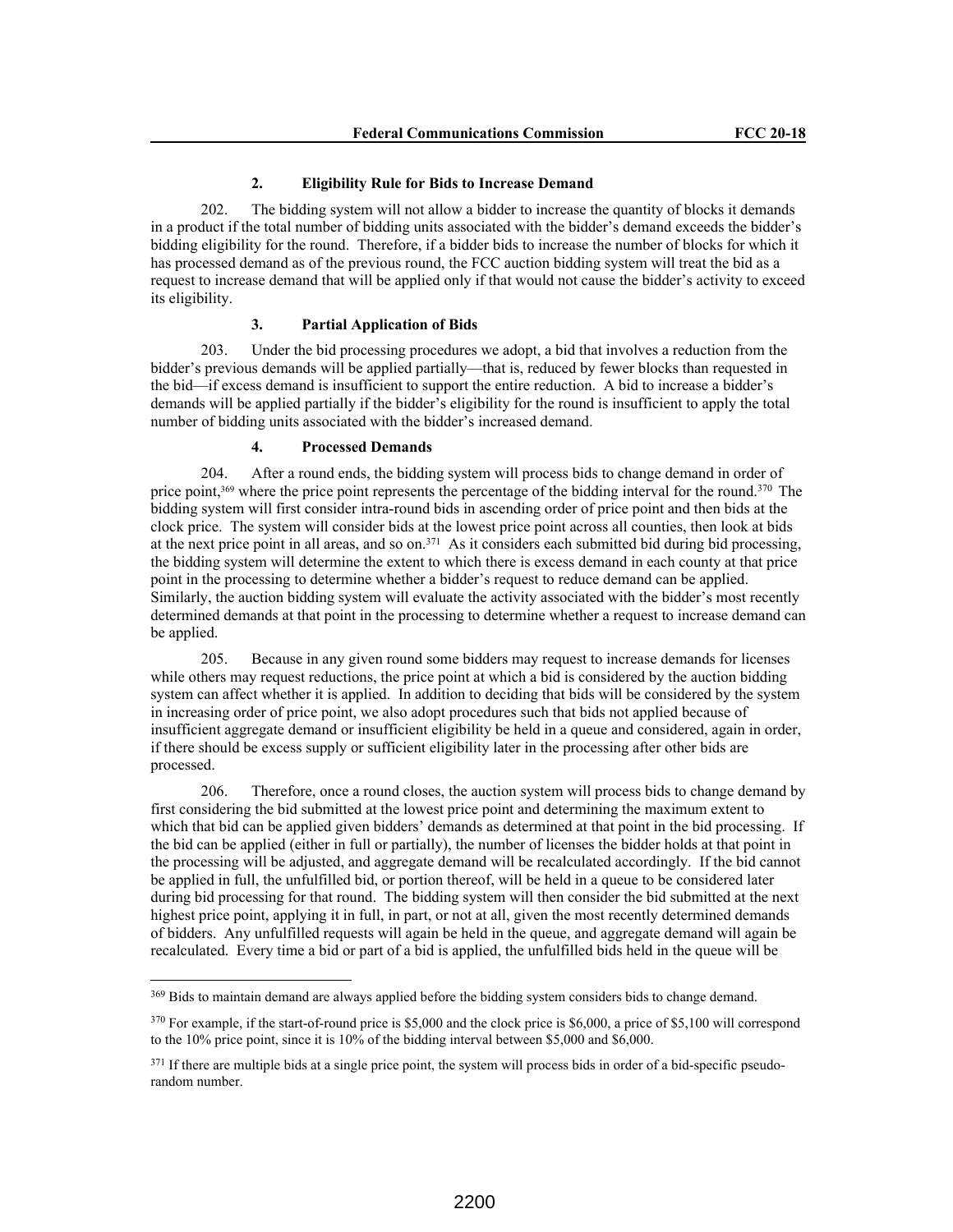### 2. Eligibility Rule for Bids to Increase Demand

202. The bidding system will not allow a bidder to increase the quantity of blocks it demands in a product if the total number of bidding units associated with the bidder's demand exceeds the bidder's bidding eligibility for the round. Therefore, if a bidder bids to increase the number of blocks for which it has processed demand as of the previous round, the FCC auction bidding system will treat the bid as a request to increase demand that will be applied only if that would not cause the bidder's activity to exceed its eligibility.

### 3. Partial Application of Bids

203. Under the bid processing procedures we adopt, a bid that involves a reduction from the bidder's previous demands will be applied partially—that is, reduced by fewer blocks than requested in the bid—if excess demand is insufficient to support the entire reduction. A bid to increase a bidder's demands will be applied partially if the bidder's eligibility for the round is insufficient to apply the total number of bidding units associated with the bidder's increased demand.

### 4. Processed Demands

204. After a round ends, the bidding system will process bids to change demand in order of price point,[369] where the price point represents the percentage of the bidding interval for the round.[370] The bidding system will first consider intra-round bids in ascending order of price point and then bids at the clock price. The system will consider bids at the lowest price point across all counties, then look at bids at the next price point in all areas, and so on.[371] As it considers each submitted bid during bid processing, the bidding system will determine the extent to which there is excess demand in each county at that price point in the processing to determine whether a bidder's request to reduce demand can be applied. Similarly, the auction bidding system will evaluate the activity associated with the bidder's most recently determined demands at that point in the processing to determine whether a request to increase demand can be applied.

205. Because in any given round some bidders may request to increase demands for licenses while others may request reductions, the price point at which a bid is considered by the auction bidding system can affect whether it is applied. In addition to deciding that bids will be considered by the system in increasing order of price point, we also adopt procedures such that bids not applied because of insufficient aggregate demand or insufficient eligibility be held in a queue and considered, again in order, if there should be excess supply or sufficient eligibility later in the processing after other bids are processed.

206. Therefore, once a round closes, the auction system will process bids to change demand by first considering the bid submitted at the lowest price point and determining the maximum extent to which that bid can be applied given bidders' demands as determined at that point in the bid processing. If the bid can be applied (either in full or partially), the number of licenses the bidder holds at that point in the processing will be adjusted, and aggregate demand will be recalculated accordingly. If the bid cannot be applied in full, the unfulfilled bid, or portion thereof, will be held in a queue to be considered later during bid processing for that round. The bidding system will then consider the bid submitted at the next highest price point, applying it in full, in part, or not at all, given the most recently determined demands of bidders. Any unfulfilled requests will again be held in the queue, and aggregate demand will again be recalculated. Every time a bid or part of a bid is applied, the unfulfilled bids held in the queue will be

---

[369] Bids to maintain demand are always applied before the bidding system considers bids to change demand.

[370] For example, if the start-of-round price is $5,000 and the clock price is $6,000, a price of $5,100 will correspond to the 10% price point, since it is 10% of the bidding interval between $5,000 and $6,000.

[371] If there are multiple bids at a single price point, the system will process bids in order of a bid-specific pseudo-random number.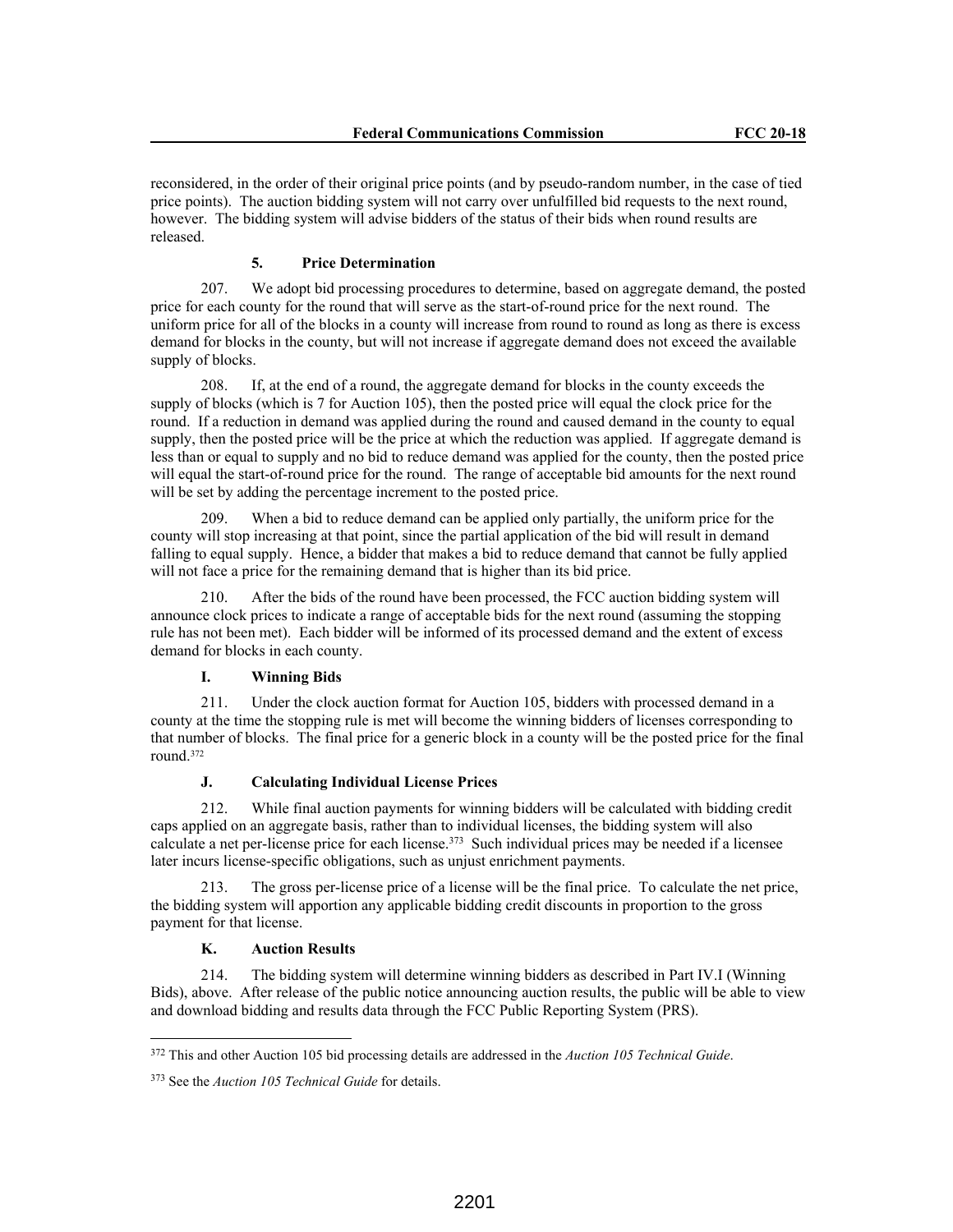reconsidered, in the order of their original price points (and by pseudo-random number, in the case of tied price points). The auction bidding system will not carry over unfulfilled bid requests to the next round, however. The bidding system will advise bidders of the status of their bids when round results are released.

#### 5. Price Determination

207. We adopt bid processing procedures to determine, based on aggregate demand, the posted price for each county for the round that will serve as the start-of-round price for the next round. The uniform price for all of the blocks in a county will increase from round to round as long as there is excess demand for blocks in the county, but will not increase if aggregate demand does not exceed the available supply of blocks.

208. If, at the end of a round, the aggregate demand for blocks in the county exceeds the supply of blocks (which is 7 for Auction 105), then the posted price will equal the clock price for the round. If a reduction in demand was applied during the round and caused demand in the county to equal supply, then the posted price will be the price at which the reduction was applied. If aggregate demand is less than or equal to supply and no bid to reduce demand was applied for the county, then the posted price will equal the start-of-round price for the round. The range of acceptable bid amounts for the next round will be set by adding the percentage increment to the posted price.

209. When a bid to reduce demand can be applied only partially, the uniform price for the county will stop increasing at that point, since the partial application of the bid will result in demand falling to equal supply. Hence, a bidder that makes a bid to reduce demand that cannot be fully applied will not face a price for the remaining demand that is higher than its bid price.

210. After the bids of the round have been processed, the FCC auction bidding system will announce clock prices to indicate a range of acceptable bids for the next round (assuming the stopping rule has not been met). Each bidder will be informed of its processed demand and the extent of excess demand for blocks in each county.

### I. Winning Bids

211. Under the clock auction format for Auction 105, bidders with processed demand in a county at the time the stopping rule is met will become the winning bidders of licenses corresponding to that number of blocks. The final price for a generic block in a county will be the posted price for the final round.[372]

### J. Calculating Individual License Prices

212. While final auction payments for winning bidders will be calculated with bidding credit caps applied on an aggregate basis, rather than to individual licenses, the bidding system will also calculate a net per-license price for each license.[373] Such individual prices may be needed if a licensee later incurs license-specific obligations, such as unjust enrichment payments.

213. The gross per-license price of a license will be the final price. To calculate the net price, the bidding system will apportion any applicable bidding credit discounts in proportion to the gross payment for that license.

### K. Auction Results

214. The bidding system will determine winning bidders as described in Part IV.I (Winning Bids), above. After release of the public notice announcing auction results, the public will be able to view and download bidding and results data through the FCC Public Reporting System (PRS).

---

[372] This and other Auction 105 bid processing details are addressed in the *Auction 105 Technical Guide*.

[373] See the *Auction 105 Technical Guide* for details.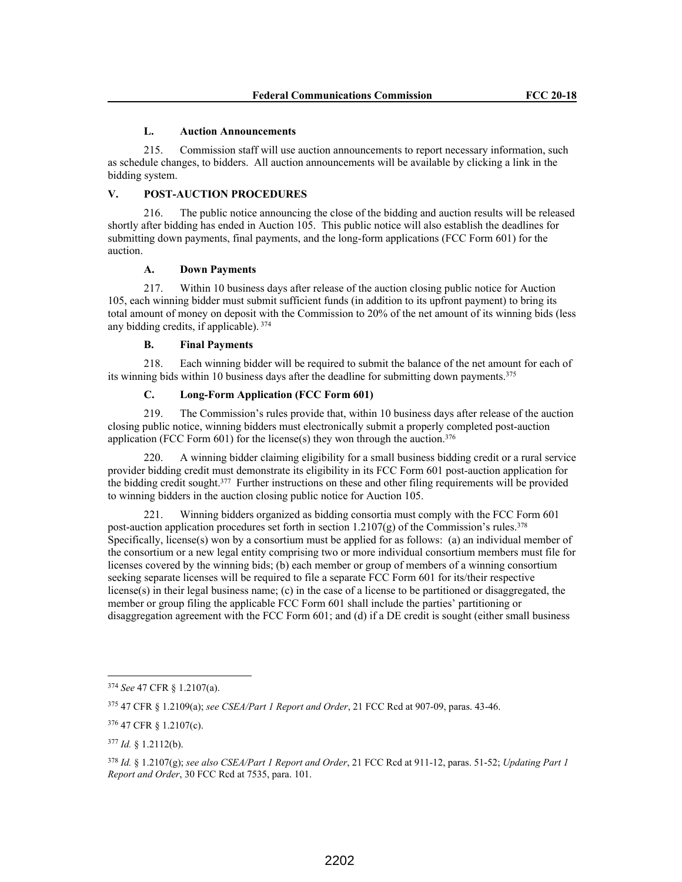### L. Auction Announcements

215. Commission staff will use auction announcements to report necessary information, such as schedule changes, to bidders. All auction announcements will be available by clicking a link in the bidding system.

## V. POST-AUCTION PROCEDURES

216. The public notice announcing the close of the bidding and auction results will be released shortly after bidding has ended in Auction 105. This public notice will also establish the deadlines for submitting down payments, final payments, and the long-form applications (FCC Form 601) for the auction.

### A. Down Payments

217. Within 10 business days after release of the auction closing public notice for Auction 105, each winning bidder must submit sufficient funds (in addition to its upfront payment) to bring its total amount of money on deposit with the Commission to 20% of the net amount of its winning bids (less any bidding credits, if applicable).[374]

### B. Final Payments

218. Each winning bidder will be required to submit the balance of the net amount for each of its winning bids within 10 business days after the deadline for submitting down payments.[375]

### C. Long-Form Application (FCC Form 601)

219. The Commission's rules provide that, within 10 business days after release of the auction closing public notice, winning bidders must electronically submit a properly completed post-auction application (FCC Form 601) for the license(s) they won through the auction.[376]

220. A winning bidder claiming eligibility for a small business bidding credit or a rural service provider bidding credit must demonstrate its eligibility in its FCC Form 601 post-auction application for the bidding credit sought.[377] Further instructions on these and other filing requirements will be provided to winning bidders in the auction closing public notice for Auction 105.

221. Winning bidders organized as bidding consortia must comply with the FCC Form 601 post-auction application procedures set forth in section 1.2107(g) of the Commission's rules.[378] Specifically, license(s) won by a consortium must be applied for as follows: (a) an individual member of the consortium or a new legal entity comprising two or more individual consortium members must file for licenses covered by the winning bids; (b) each member or group of members of a winning consortium seeking separate licenses will be required to file a separate FCC Form 601 for its/their respective license(s) in their legal business name; (c) in the case of a license to be partitioned or disaggregated, the member or group filing the applicable FCC Form 601 shall include the parties' partitioning or disaggregation agreement with the FCC Form 601; and (d) if a DE credit is sought (either small business

---

[374] *See* 47 CFR § 1.2107(a).

[375] 47 CFR § 1.2109(a); *see CSEA/Part 1 Report and Order*, 21 FCC Rcd at 907-09, paras. 43-46.

[376] 47 CFR § 1.2107(c).

[377] *Id.* § 1.2112(b).

[378] *Id.* § 1.2107(g); *see also CSEA/Part 1 Report and Order*, 21 FCC Rcd at 911-12, paras. 51-52; *Updating Part 1 Report and Order*, 30 FCC Rcd at 7535, para. 101.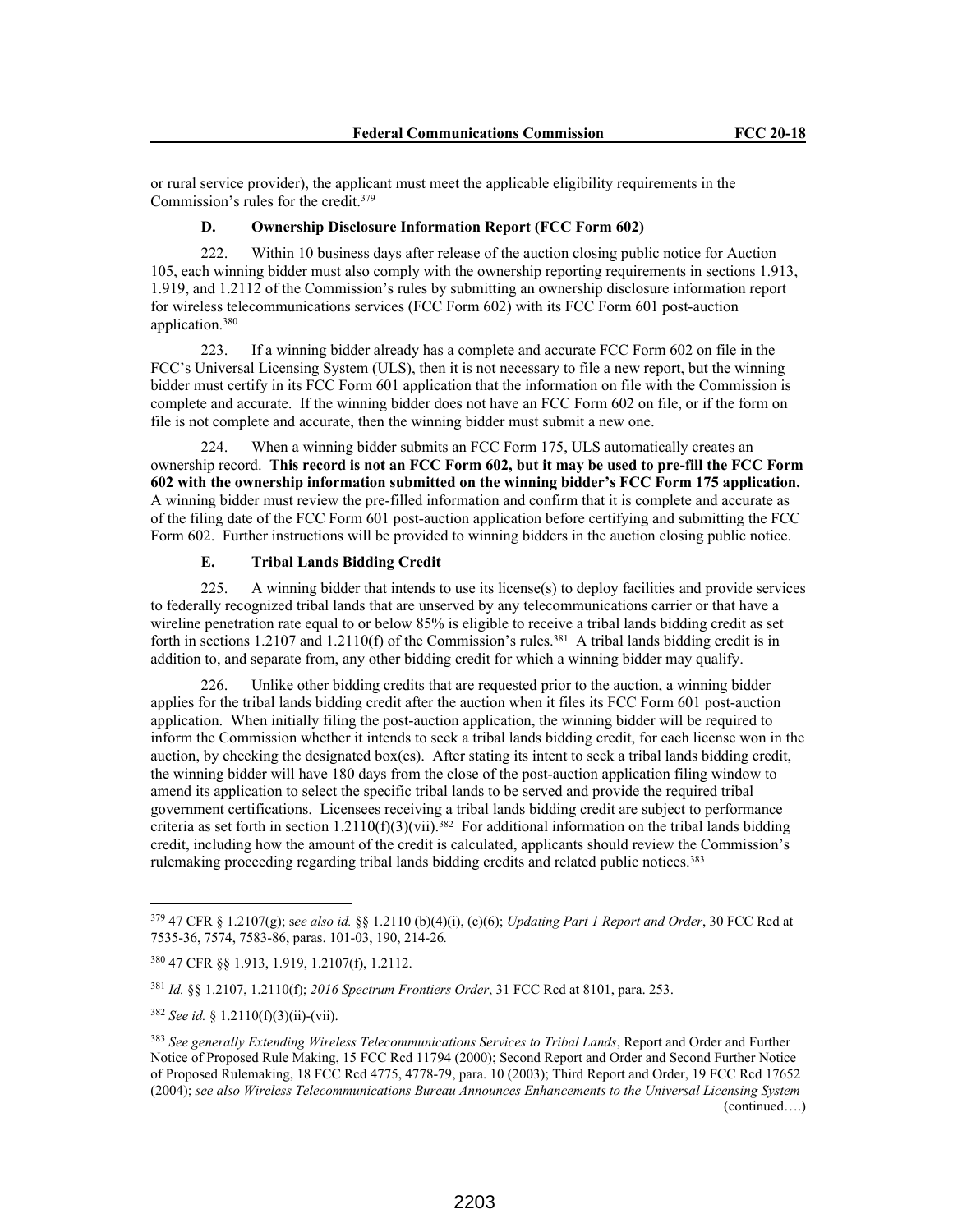or rural service provider), the applicant must meet the applicable eligibility requirements in the Commission's rules for the credit.[379]

### D. Ownership Disclosure Information Report (FCC Form 602)

222. Within 10 business days after release of the auction closing public notice for Auction 105, each winning bidder must also comply with the ownership reporting requirements in sections 1.913, 1.919, and 1.2112 of the Commission's rules by submitting an ownership disclosure information report for wireless telecommunications services (FCC Form 602) with its FCC Form 601 post-auction application.[380]

223. If a winning bidder already has a complete and accurate FCC Form 602 on file in the FCC's Universal Licensing System (ULS), then it is not necessary to file a new report, but the winning bidder must certify in its FCC Form 601 application that the information on file with the Commission is complete and accurate. If the winning bidder does not have an FCC Form 602 on file, or if the form on file is not complete and accurate, then the winning bidder must submit a new one.

224. When a winning bidder submits an FCC Form 175, ULS automatically creates an ownership record. **This record is not an FCC Form 602, but it may be used to pre-fill the FCC Form 602 with the ownership information submitted on the winning bidder's FCC Form 175 application.** A winning bidder must review the pre-filled information and confirm that it is complete and accurate as of the filing date of the FCC Form 601 post-auction application before certifying and submitting the FCC Form 602. Further instructions will be provided to winning bidders in the auction closing public notice.

### E. Tribal Lands Bidding Credit

225. A winning bidder that intends to use its license(s) to deploy facilities and provide services to federally recognized tribal lands that are unserved by any telecommunications carrier or that have a wireline penetration rate equal to or below 85% is eligible to receive a tribal lands bidding credit as set forth in sections 1.2107 and 1.2110(f) of the Commission's rules.[381] A tribal lands bidding credit is in addition to, and separate from, any other bidding credit for which a winning bidder may qualify.

226. Unlike other bidding credits that are requested prior to the auction, a winning bidder applies for the tribal lands bidding credit after the auction when it files its FCC Form 601 post-auction application. When initially filing the post-auction application, the winning bidder will be required to inform the Commission whether it intends to seek a tribal lands bidding credit, for each license won in the auction, by checking the designated box(es). After stating its intent to seek a tribal lands bidding credit, the winning bidder will have 180 days from the close of the post-auction application filing window to amend its application to select the specific tribal lands to be served and provide the required tribal government certifications. Licensees receiving a tribal lands bidding credit are subject to performance criteria as set forth in section 1.2110(f)(3)(vii).[382] For additional information on the tribal lands bidding credit, including how the amount of the credit is calculated, applicants should review the Commission's rulemaking proceeding regarding tribal lands bidding credits and related public notices.[383]

---

[379] 47 CFR § 1.2107(g); s*ee also id.* §§ 1.2110 (b)(4)(i), (c)(6); *Updating Part 1 Report and Order*, 30 FCC Rcd at 7535-36, 7574, 7583-86, paras. 101-03, 190, 214-26*.*

[380] 47 CFR §§ 1.913, 1.919, 1.2107(f), 1.2112.

[381] *Id.* §§ 1.2107, 1.2110(f); *2016 Spectrum Frontiers Order*, 31 FCC Rcd at 8101, para. 253.

[382] *See id.* § 1.2110(f)(3)(ii)-(vii).

[383] *See generally Extending Wireless Telecommunications Services to Tribal Lands*, Report and Order and Further Notice of Proposed Rule Making, 15 FCC Rcd 11794 (2000); Second Report and Order and Second Further Notice of Proposed Rulemaking, 18 FCC Rcd 4775, 4778-79, para. 10 (2003); Third Report and Order, 19 FCC Rcd 17652 (2004); *see also Wireless Telecommunications Bureau Announces Enhancements to the Universal Licensing System*

(continued….)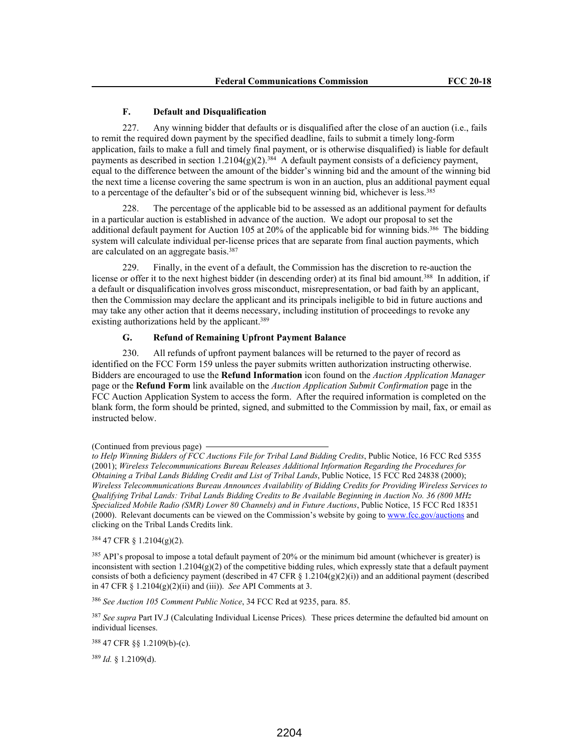### F. Default and Disqualification

227. Any winning bidder that defaults or is disqualified after the close of an auction (i.e., fails to remit the required down payment by the specified deadline, fails to submit a timely long-form application, fails to make a full and timely final payment, or is otherwise disqualified) is liable for default payments as described in section 1.2104(g)(2).[384] A default payment consists of a deficiency payment, equal to the difference between the amount of the bidder's winning bid and the amount of the winning bid the next time a license covering the same spectrum is won in an auction, plus an additional payment equal to a percentage of the defaulter's bid or of the subsequent winning bid, whichever is less.[385]

228. The percentage of the applicable bid to be assessed as an additional payment for defaults in a particular auction is established in advance of the auction. We adopt our proposal to set the additional default payment for Auction 105 at 20% of the applicable bid for winning bids.[386] The bidding system will calculate individual per-license prices that are separate from final auction payments, which are calculated on an aggregate basis.[387]

229. Finally, in the event of a default, the Commission has the discretion to re-auction the license or offer it to the next highest bidder (in descending order) at its final bid amount.[388] In addition, if a default or disqualification involves gross misconduct, misrepresentation, or bad faith by an applicant, then the Commission may declare the applicant and its principals ineligible to bid in future auctions and may take any other action that it deems necessary, including institution of proceedings to revoke any existing authorizations held by the applicant.[389]

### G. Refund of Remaining Upfront Payment Balance

230. All refunds of upfront payment balances will be returned to the payer of record as identified on the FCC Form 159 unless the payer submits written authorization instructing otherwise. Bidders are encouraged to use the **Refund Information** icon found on the *Auction Application Manager* page or the **Refund Form** link available on the *Auction Application Submit Confirmation* page in the FCC Auction Application System to access the form. After the required information is completed on the blank form, the form should be printed, signed, and submitted to the Commission by mail, fax, or email as instructed below.

(Continued from previous page)

*to Help Winning Bidders of FCC Auctions File for Tribal Land Bidding Credits*, Public Notice, 16 FCC Rcd 5355 (2001); *Wireless Telecommunications Bureau Releases Additional Information Regarding the Procedures for Obtaining a Tribal Lands Bidding Credit and List of Tribal Lands*, Public Notice, 15 FCC Rcd 24838 (2000); *Wireless Telecommunications Bureau Announces Availability of Bidding Credits for Providing Wireless Services to Qualifying Tribal Lands: Tribal Lands Bidding Credits to Be Available Beginning in Auction No. 36 (800 MHz Specialized Mobile Radio (SMR) Lower 80 Channels) and in Future Auctions*, Public Notice, 15 FCC Rcd 18351 (2000). Relevant documents can be viewed on the Commission's website by going to www.fcc.gov/auctions and clicking on the Tribal Lands Credits link.

[384] 47 CFR § 1.2104(g)(2).

[385] API's proposal to impose a total default payment of 20% or the minimum bid amount (whichever is greater) is inconsistent with section 1.2104(g)(2) of the competitive bidding rules, which expressly state that a default payment consists of both a deficiency payment (described in 47 CFR § 1.2104(g)(2)(i)) and an additional payment (described in 47 CFR § 1.2104(g)(2)(ii) and (iii)). *See* API Comments at 3.

[386] *See Auction 105 Comment Public Notice*, 34 FCC Rcd at 9235, para. 85.

[387] *See supra* Part IV.J (Calculating Individual License Prices). These prices determine the defaulted bid amount on individual licenses.

[388] 47 CFR §§ 1.2109(b)-(c).

[389] *Id.* § 1.2109(d).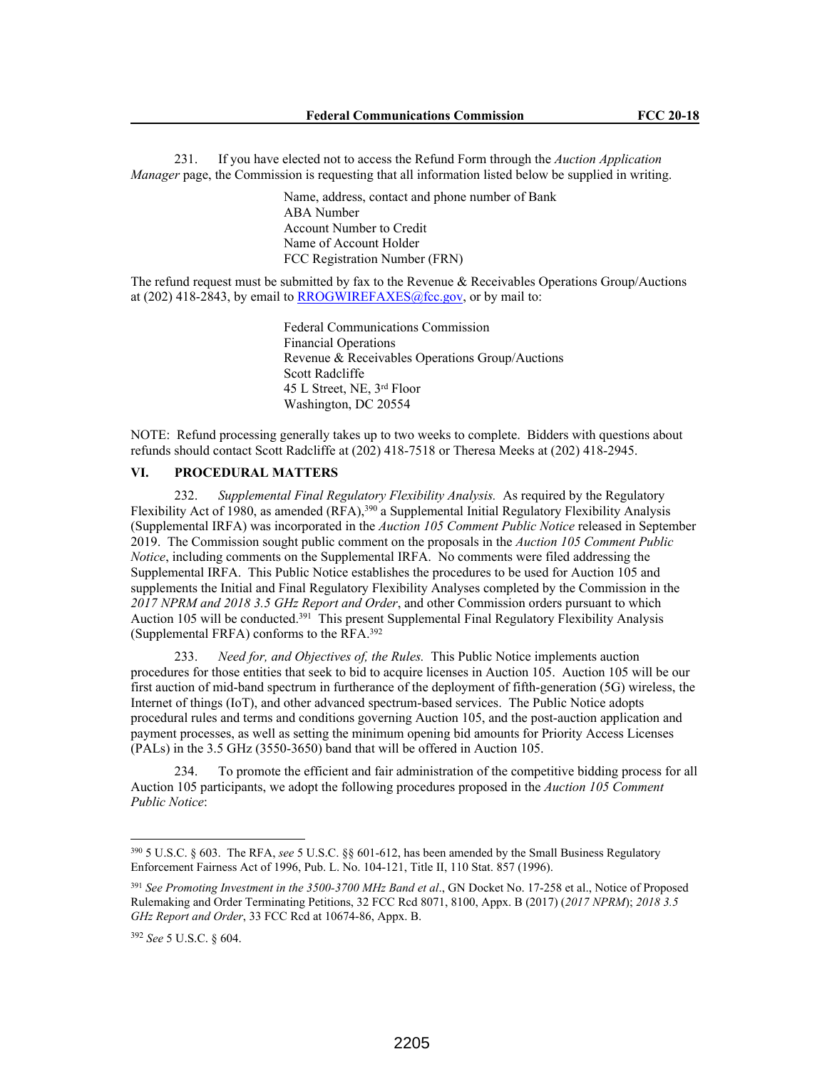231. If you have elected not to access the Refund Form through the *Auction Application Manager* page, the Commission is requesting that all information listed below be supplied in writing.

> Name, address, contact and phone number of Bank
> ABA Number
> Account Number to Credit
> Name of Account Holder
> FCC Registration Number (FRN)

The refund request must be submitted by fax to the Revenue & Receivables Operations Group/Auctions at (202) 418-2843, by email to RROGWIREFAXES@fcc.gov, or by mail to:

> Federal Communications Commission
> Financial Operations
> Revenue & Receivables Operations Group/Auctions
> Scott Radcliffe
> 45 L Street, NE, 3rd Floor
> Washington, DC 20554

NOTE: Refund processing generally takes up to two weeks to complete. Bidders with questions about refunds should contact Scott Radcliffe at (202) 418-7518 or Theresa Meeks at (202) 418-2945.

## VI. PROCEDURAL MATTERS

232. *Supplemental Final Regulatory Flexibility Analysis.* As required by the Regulatory Flexibility Act of 1980, as amended (RFA),[390] a Supplemental Initial Regulatory Flexibility Analysis (Supplemental IRFA) was incorporated in the *Auction 105 Comment Public Notice* released in September 2019. The Commission sought public comment on the proposals in the *Auction 105 Comment Public Notice*, including comments on the Supplemental IRFA. No comments were filed addressing the Supplemental IRFA. This Public Notice establishes the procedures to be used for Auction 105 and supplements the Initial and Final Regulatory Flexibility Analyses completed by the Commission in the *2017 NPRM and 2018 3.5 GHz Report and Order*, and other Commission orders pursuant to which Auction 105 will be conducted.[391] This present Supplemental Final Regulatory Flexibility Analysis (Supplemental FRFA) conforms to the RFA.[392]

233. *Need for, and Objectives of, the Rules.* This Public Notice implements auction procedures for those entities that seek to bid to acquire licenses in Auction 105. Auction 105 will be our first auction of mid-band spectrum in furtherance of the deployment of fifth-generation (5G) wireless, the Internet of things (IoT), and other advanced spectrum-based services. The Public Notice adopts procedural rules and terms and conditions governing Auction 105, and the post-auction application and payment processes, as well as setting the minimum opening bid amounts for Priority Access Licenses (PALs) in the 3.5 GHz (3550-3650) band that will be offered in Auction 105.

234. To promote the efficient and fair administration of the competitive bidding process for all Auction 105 participants, we adopt the following procedures proposed in the *Auction 105 Comment Public Notice*:

---

[390] 5 U.S.C. § 603. The RFA, *see* 5 U.S.C. §§ 601-612, has been amended by the Small Business Regulatory Enforcement Fairness Act of 1996, Pub. L. No. 104-121, Title II, 110 Stat. 857 (1996).

[391] *See Promoting Investment in the 3500-3700 MHz Band et al*., GN Docket No. 17-258 et al., Notice of Proposed Rulemaking and Order Terminating Petitions, 32 FCC Rcd 8071, 8100, Appx. B (2017) (*2017 NPRM*); *2018 3.5 GHz Report and Order*, 33 FCC Rcd at 10674-86, Appx. B.

[392] *See* 5 U.S.C. § 604.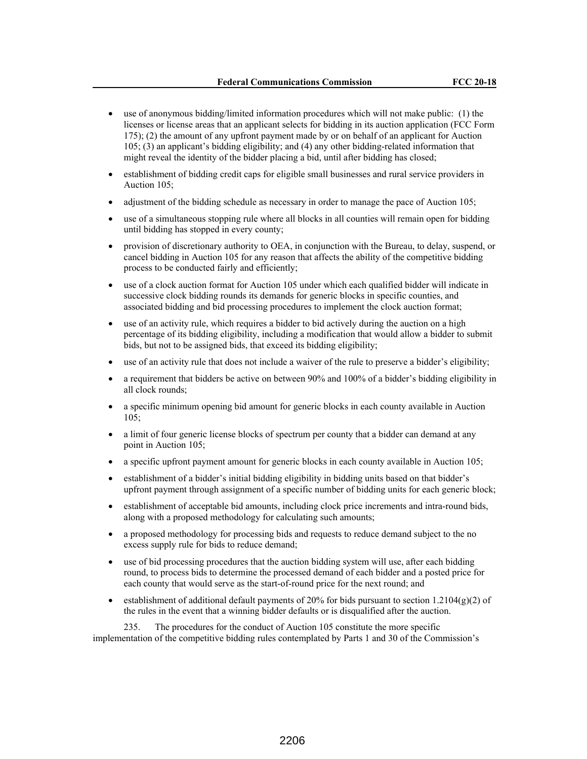- use of anonymous bidding/limited information procedures which will not make public: (1) the licenses or license areas that an applicant selects for bidding in its auction application (FCC Form 175); (2) the amount of any upfront payment made by or on behalf of an applicant for Auction 105; (3) an applicant's bidding eligibility; and (4) any other bidding-related information that might reveal the identity of the bidder placing a bid, until after bidding has closed;
- establishment of bidding credit caps for eligible small businesses and rural service providers in Auction 105;
- adjustment of the bidding schedule as necessary in order to manage the pace of Auction 105;
- use of a simultaneous stopping rule where all blocks in all counties will remain open for bidding until bidding has stopped in every county;
- provision of discretionary authority to OEA, in conjunction with the Bureau, to delay, suspend, or cancel bidding in Auction 105 for any reason that affects the ability of the competitive bidding process to be conducted fairly and efficiently;
- use of a clock auction format for Auction 105 under which each qualified bidder will indicate in successive clock bidding rounds its demands for generic blocks in specific counties, and associated bidding and bid processing procedures to implement the clock auction format;
- use of an activity rule, which requires a bidder to bid actively during the auction on a high percentage of its bidding eligibility, including a modification that would allow a bidder to submit bids, but not to be assigned bids, that exceed its bidding eligibility;
- use of an activity rule that does not include a waiver of the rule to preserve a bidder's eligibility;
- a requirement that bidders be active on between 90% and 100% of a bidder's bidding eligibility in all clock rounds;
- a specific minimum opening bid amount for generic blocks in each county available in Auction 105;
- a limit of four generic license blocks of spectrum per county that a bidder can demand at any point in Auction 105;
- a specific upfront payment amount for generic blocks in each county available in Auction 105;
- establishment of a bidder's initial bidding eligibility in bidding units based on that bidder's upfront payment through assignment of a specific number of bidding units for each generic block;
- establishment of acceptable bid amounts, including clock price increments and intra-round bids, along with a proposed methodology for calculating such amounts;
- a proposed methodology for processing bids and requests to reduce demand subject to the no excess supply rule for bids to reduce demand;
- use of bid processing procedures that the auction bidding system will use, after each bidding round, to process bids to determine the processed demand of each bidder and a posted price for each county that would serve as the start-of-round price for the next round; and
- establishment of additional default payments of 20% for bids pursuant to section 1.2104(g)(2) of the rules in the event that a winning bidder defaults or is disqualified after the auction.

235. The procedures for the conduct of Auction 105 constitute the more specific implementation of the competitive bidding rules contemplated by Parts 1 and 30 of the Commission's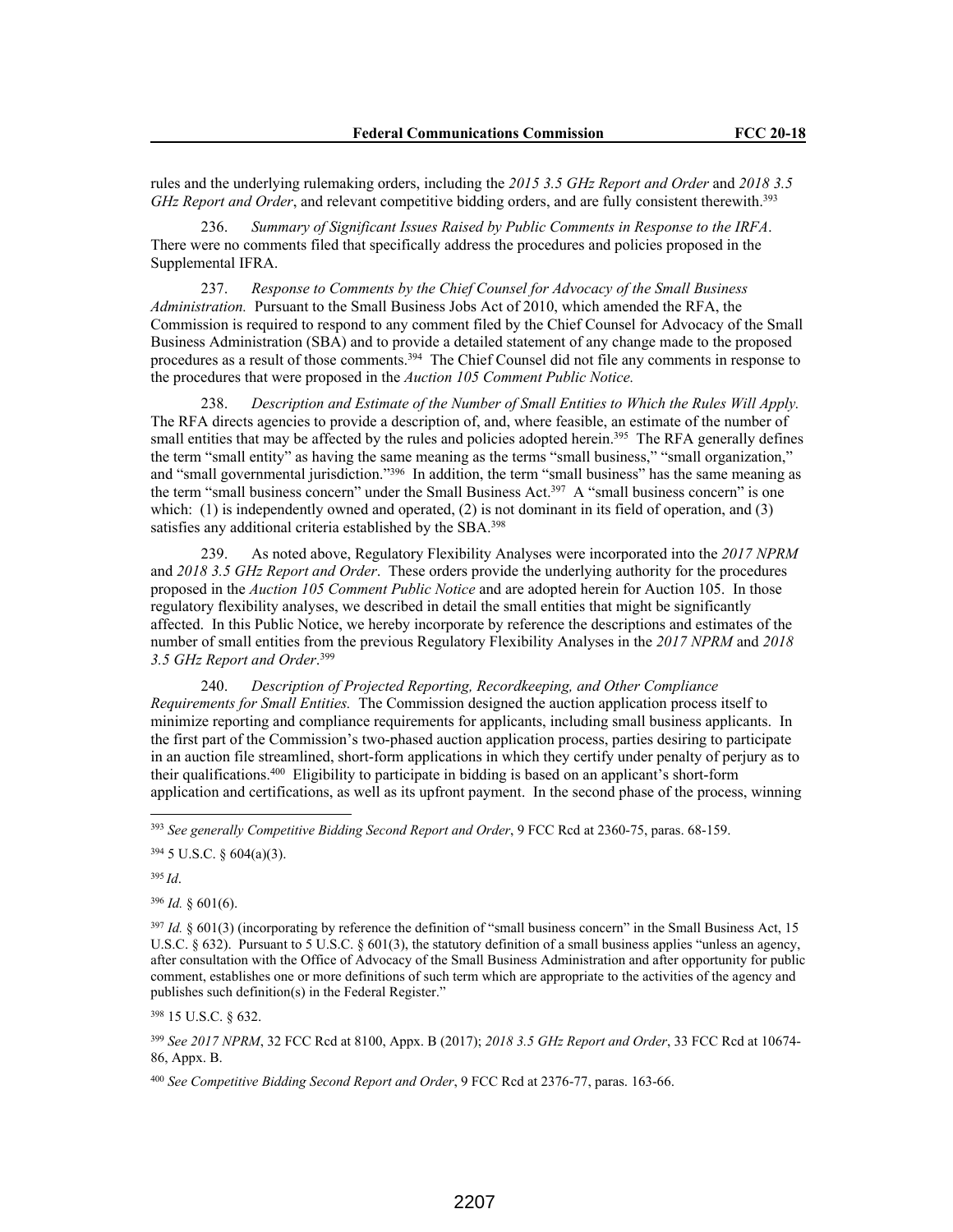rules and the underlying rulemaking orders, including the *2015 3.5 GHz Report and Order* and *2018 3.5 GHz Report and Order*, and relevant competitive bidding orders, and are fully consistent therewith.[393]

236. *Summary of Significant Issues Raised by Public Comments in Response to the IRFA*. There were no comments filed that specifically address the procedures and policies proposed in the Supplemental IFRA.

237. *Response to Comments by the Chief Counsel for Advocacy of the Small Business Administration.* Pursuant to the Small Business Jobs Act of 2010, which amended the RFA, the Commission is required to respond to any comment filed by the Chief Counsel for Advocacy of the Small Business Administration (SBA) and to provide a detailed statement of any change made to the proposed procedures as a result of those comments.[394] The Chief Counsel did not file any comments in response to the procedures that were proposed in the *Auction 105 Comment Public Notice.*

238. *Description and Estimate of the Number of Small Entities to Which the Rules Will Apply.* The RFA directs agencies to provide a description of, and, where feasible, an estimate of the number of small entities that may be affected by the rules and policies adopted herein.[395] The RFA generally defines the term "small entity" as having the same meaning as the terms "small business," "small organization," and "small governmental jurisdiction."[396] In addition, the term "small business" has the same meaning as the term "small business concern" under the Small Business Act.[397] A "small business concern" is one which: (1) is independently owned and operated, (2) is not dominant in its field of operation, and (3) satisfies any additional criteria established by the SBA.[398]

239. As noted above, Regulatory Flexibility Analyses were incorporated into the *2017 NPRM* and *2018 3.5 GHz Report and Order*. These orders provide the underlying authority for the procedures proposed in the *Auction 105 Comment Public Notice* and are adopted herein for Auction 105. In those regulatory flexibility analyses, we described in detail the small entities that might be significantly affected. In this Public Notice, we hereby incorporate by reference the descriptions and estimates of the number of small entities from the previous Regulatory Flexibility Analyses in the *2017 NPRM* and *2018 3.5 GHz Report and Order*.[399]

240. *Description of Projected Reporting, Recordkeeping, and Other Compliance Requirements for Small Entities.* The Commission designed the auction application process itself to minimize reporting and compliance requirements for applicants, including small business applicants. In the first part of the Commission's two-phased auction application process, parties desiring to participate in an auction file streamlined, short-form applications in which they certify under penalty of perjury as to their qualifications.[400] Eligibility to participate in bidding is based on an applicant's short-form application and certifications, as well as its upfront payment. In the second phase of the process, winning

---

[393] *See generally Competitive Bidding Second Report and Order*, 9 FCC Rcd at 2360-75, paras. 68-159.

[394] 5 U.S.C. § 604(a)(3).

[395] *Id*.

[396] *Id.* § 601(6).

[397] *Id.* § 601(3) (incorporating by reference the definition of "small business concern" in the Small Business Act, 15 U.S.C. § 632). Pursuant to 5 U.S.C. § 601(3), the statutory definition of a small business applies "unless an agency, after consultation with the Office of Advocacy of the Small Business Administration and after opportunity for public comment, establishes one or more definitions of such term which are appropriate to the activities of the agency and publishes such definition(s) in the Federal Register."

[398] 15 U.S.C. § 632.

[399] *See 2017 NPRM*, 32 FCC Rcd at 8100, Appx. B (2017); *2018 3.5 GHz Report and Order*, 33 FCC Rcd at 10674-86, Appx. B.

[400] *See Competitive Bidding Second Report and Order*, 9 FCC Rcd at 2376-77, paras. 163-66.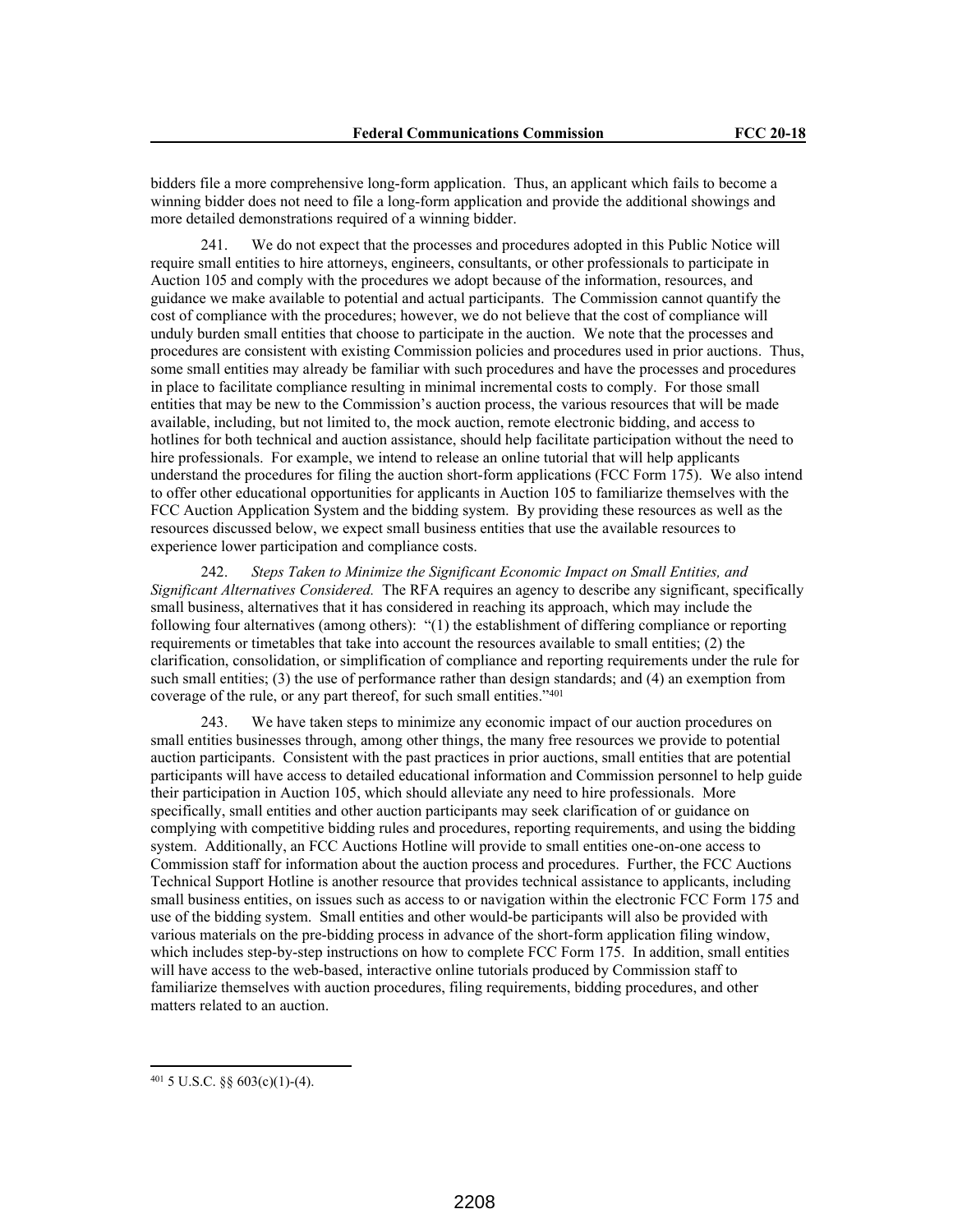bidders file a more comprehensive long-form application. Thus, an applicant which fails to become a winning bidder does not need to file a long-form application and provide the additional showings and more detailed demonstrations required of a winning bidder.

241. We do not expect that the processes and procedures adopted in this Public Notice will require small entities to hire attorneys, engineers, consultants, or other professionals to participate in Auction 105 and comply with the procedures we adopt because of the information, resources, and guidance we make available to potential and actual participants. The Commission cannot quantify the cost of compliance with the procedures; however, we do not believe that the cost of compliance will unduly burden small entities that choose to participate in the auction. We note that the processes and procedures are consistent with existing Commission policies and procedures used in prior auctions. Thus, some small entities may already be familiar with such procedures and have the processes and procedures in place to facilitate compliance resulting in minimal incremental costs to comply. For those small entities that may be new to the Commission's auction process, the various resources that will be made available, including, but not limited to, the mock auction, remote electronic bidding, and access to hotlines for both technical and auction assistance, should help facilitate participation without the need to hire professionals. For example, we intend to release an online tutorial that will help applicants understand the procedures for filing the auction short-form applications (FCC Form 175). We also intend to offer other educational opportunities for applicants in Auction 105 to familiarize themselves with the FCC Auction Application System and the bidding system. By providing these resources as well as the resources discussed below, we expect small business entities that use the available resources to experience lower participation and compliance costs.

242. *Steps Taken to Minimize the Significant Economic Impact on Small Entities, and Significant Alternatives Considered.* The RFA requires an agency to describe any significant, specifically small business, alternatives that it has considered in reaching its approach, which may include the following four alternatives (among others): "(1) the establishment of differing compliance or reporting requirements or timetables that take into account the resources available to small entities; (2) the clarification, consolidation, or simplification of compliance and reporting requirements under the rule for such small entities; (3) the use of performance rather than design standards; and (4) an exemption from coverage of the rule, or any part thereof, for such small entities."[401]

243. We have taken steps to minimize any economic impact of our auction procedures on small entities businesses through, among other things, the many free resources we provide to potential auction participants. Consistent with the past practices in prior auctions, small entities that are potential participants will have access to detailed educational information and Commission personnel to help guide their participation in Auction 105, which should alleviate any need to hire professionals. More specifically, small entities and other auction participants may seek clarification of or guidance on complying with competitive bidding rules and procedures, reporting requirements, and using the bidding system. Additionally, an FCC Auctions Hotline will provide to small entities one-on-one access to Commission staff for information about the auction process and procedures. Further, the FCC Auctions Technical Support Hotline is another resource that provides technical assistance to applicants, including small business entities, on issues such as access to or navigation within the electronic FCC Form 175 and use of the bidding system. Small entities and other would-be participants will also be provided with various materials on the pre-bidding process in advance of the short-form application filing window, which includes step-by-step instructions on how to complete FCC Form 175. In addition, small entities will have access to the web-based, interactive online tutorials produced by Commission staff to familiarize themselves with auction procedures, filing requirements, bidding procedures, and other matters related to an auction.

---

[401] 5 U.S.C. §§ 603(c)(1)-(4).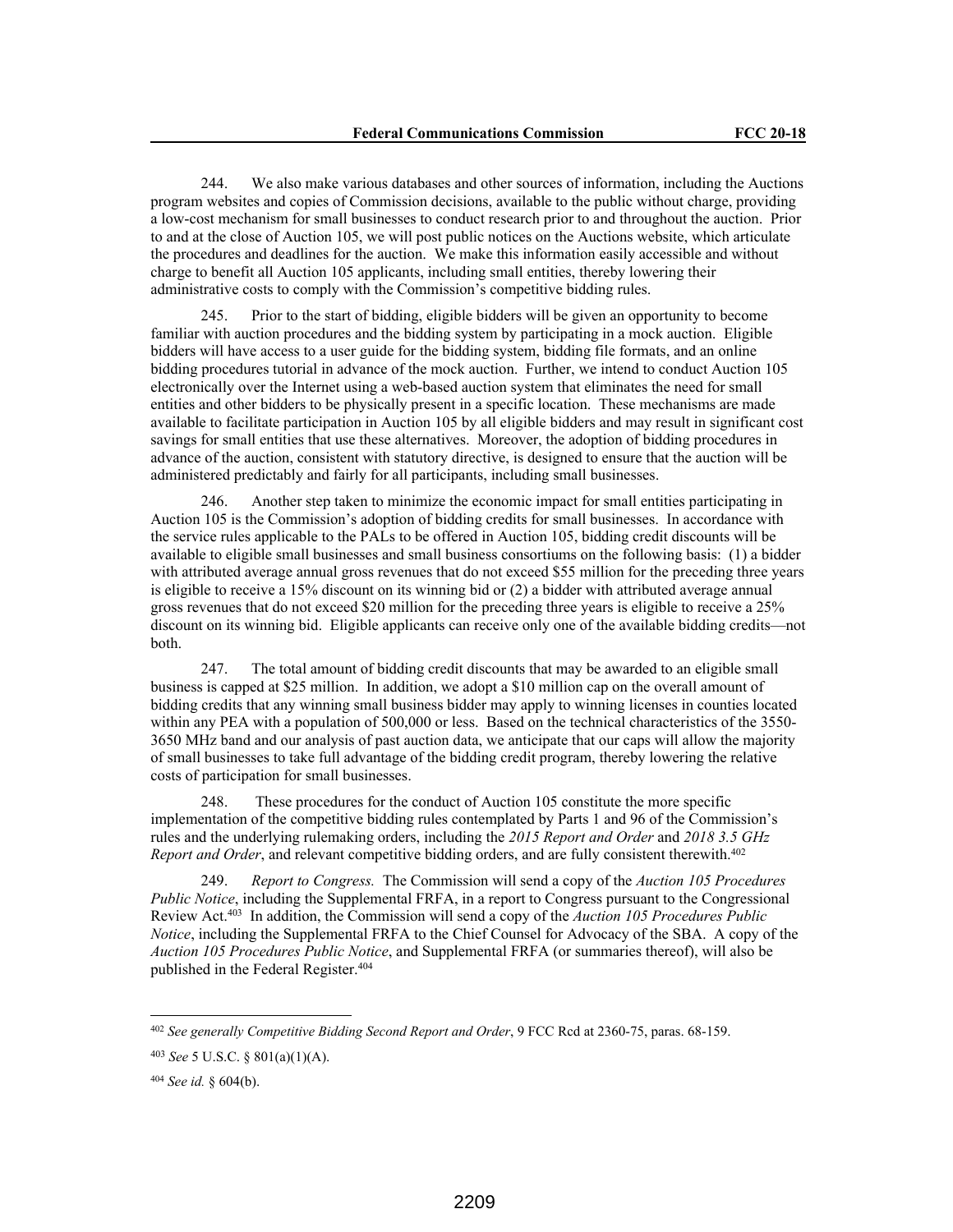244. We also make various databases and other sources of information, including the Auctions program websites and copies of Commission decisions, available to the public without charge, providing a low-cost mechanism for small businesses to conduct research prior to and throughout the auction. Prior to and at the close of Auction 105, we will post public notices on the Auctions website, which articulate the procedures and deadlines for the auction. We make this information easily accessible and without charge to benefit all Auction 105 applicants, including small entities, thereby lowering their administrative costs to comply with the Commission's competitive bidding rules.

245. Prior to the start of bidding, eligible bidders will be given an opportunity to become familiar with auction procedures and the bidding system by participating in a mock auction. Eligible bidders will have access to a user guide for the bidding system, bidding file formats, and an online bidding procedures tutorial in advance of the mock auction. Further, we intend to conduct Auction 105 electronically over the Internet using a web-based auction system that eliminates the need for small entities and other bidders to be physically present in a specific location. These mechanisms are made available to facilitate participation in Auction 105 by all eligible bidders and may result in significant cost savings for small entities that use these alternatives. Moreover, the adoption of bidding procedures in advance of the auction, consistent with statutory directive, is designed to ensure that the auction will be administered predictably and fairly for all participants, including small businesses.

246. Another step taken to minimize the economic impact for small entities participating in Auction 105 is the Commission's adoption of bidding credits for small businesses. In accordance with the service rules applicable to the PALs to be offered in Auction 105, bidding credit discounts will be available to eligible small businesses and small business consortiums on the following basis: (1) a bidder with attributed average annual gross revenues that do not exceed $55 million for the preceding three years is eligible to receive a 15% discount on its winning bid or (2) a bidder with attributed average annual gross revenues that do not exceed $20 million for the preceding three years is eligible to receive a 25% discount on its winning bid. Eligible applicants can receive only one of the available bidding credits—not both.

247. The total amount of bidding credit discounts that may be awarded to an eligible small business is capped at $25 million. In addition, we adopt a $10 million cap on the overall amount of bidding credits that any winning small business bidder may apply to winning licenses in counties located within any PEA with a population of 500,000 or less. Based on the technical characteristics of the 3550-3650 MHz band and our analysis of past auction data, we anticipate that our caps will allow the majority of small businesses to take full advantage of the bidding credit program, thereby lowering the relative costs of participation for small businesses.

248. These procedures for the conduct of Auction 105 constitute the more specific implementation of the competitive bidding rules contemplated by Parts 1 and 96 of the Commission's rules and the underlying rulemaking orders, including the *2015 Report and Order* and *2018 3.5 GHz Report and Order*, and relevant competitive bidding orders, and are fully consistent therewith.[402]

249. *Report to Congress.* The Commission will send a copy of the *Auction 105 Procedures Public Notice*, including the Supplemental FRFA, in a report to Congress pursuant to the Congressional Review Act.[403] In addition, the Commission will send a copy of the *Auction 105 Procedures Public Notice*, including the Supplemental FRFA to the Chief Counsel for Advocacy of the SBA. A copy of the *Auction 105 Procedures Public Notice*, and Supplemental FRFA (or summaries thereof), will also be published in the Federal Register.[404]

---

[402] *See generally Competitive Bidding Second Report and Order*, 9 FCC Rcd at 2360-75, paras. 68-159.

[403] *See* 5 U.S.C. § 801(a)(1)(A).

[404] *See id.* § 604(b).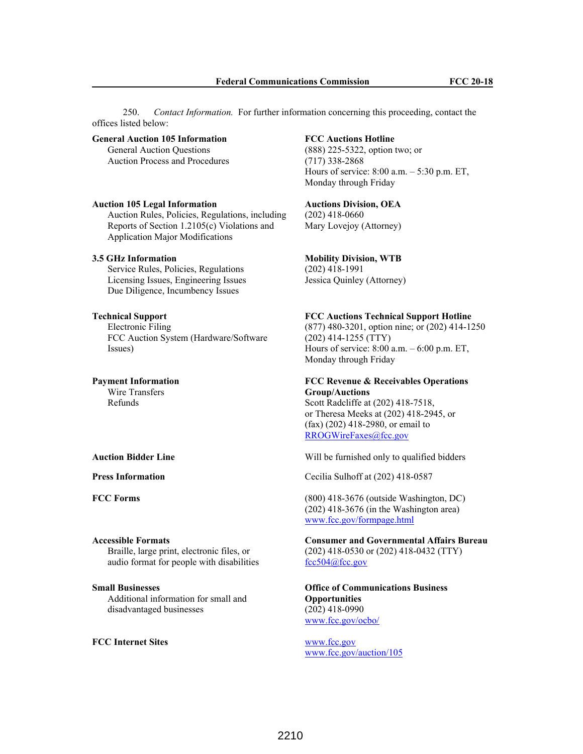250. *Contact Information.* For further information concerning this proceeding, contact the offices listed below:

| | |
|---|---|
| **General Auction 105 Information**<br>General Auction Questions<br>Auction Process and Procedures | **FCC Auctions Hotline**<br>(888) 225-5322, option two; or<br>(717) 338-2868<br>Hours of service: 8:00 a.m. – 5:30 p.m. ET, Monday through Friday |
| **Auction 105 Legal Information**<br>Auction Rules, Policies, Regulations, including Reports of Section 1.2105(c) Violations and Application Major Modifications | **Auctions Division, OEA**<br>(202) 418-0660<br>Mary Lovejoy (Attorney) |
| **3.5 GHz Information**<br>Service Rules, Policies, Regulations<br>Licensing Issues, Engineering Issues<br>Due Diligence, Incumbency Issues | **Mobility Division, WTB**<br>(202) 418-1991<br>Jessica Quinley (Attorney) |
| **Technical Support**<br>Electronic Filing<br>FCC Auction System (Hardware/Software Issues) | **FCC Auctions Technical Support Hotline**<br>(877) 480-3201, option nine; or (202) 414-1250<br>(202) 414-1255 (TTY)<br>Hours of service: 8:00 a.m. – 6:00 p.m. ET, Monday through Friday |
| **Payment Information**<br>Wire Transfers<br>Refunds | **FCC Revenue & Receivables Operations Group/Auctions**<br>Scott Radcliffe at (202) 418-7518, or Theresa Meeks at (202) 418-2945, or (fax) (202) 418-2980, or email to RROGWireFaxes@fcc.gov |
| **Auction Bidder Line** | Will be furnished only to qualified bidders |
| **Press Information** | Cecilia Sulhoff at (202) 418-0587 |
| **FCC Forms** | (800) 418-3676 (outside Washington, DC)<br>(202) 418-3676 (in the Washington area)<br>www.fcc.gov/formpage.html |
| **Accessible Formats**<br>Braille, large print, electronic files, or audio format for people with disabilities | **Consumer and Governmental Affairs Bureau**<br>(202) 418-0530 or (202) 418-0432 (TTY)<br>fcc504@fcc.gov |
| **Small Businesses**<br>Additional information for small and disadvantaged businesses | **Office of Communications Business Opportunities**<br>(202) 418-0990<br>www.fcc.gov/ocbo/ |
| **FCC Internet Sites** | www.fcc.gov<br>www.fcc.gov/auction/105 |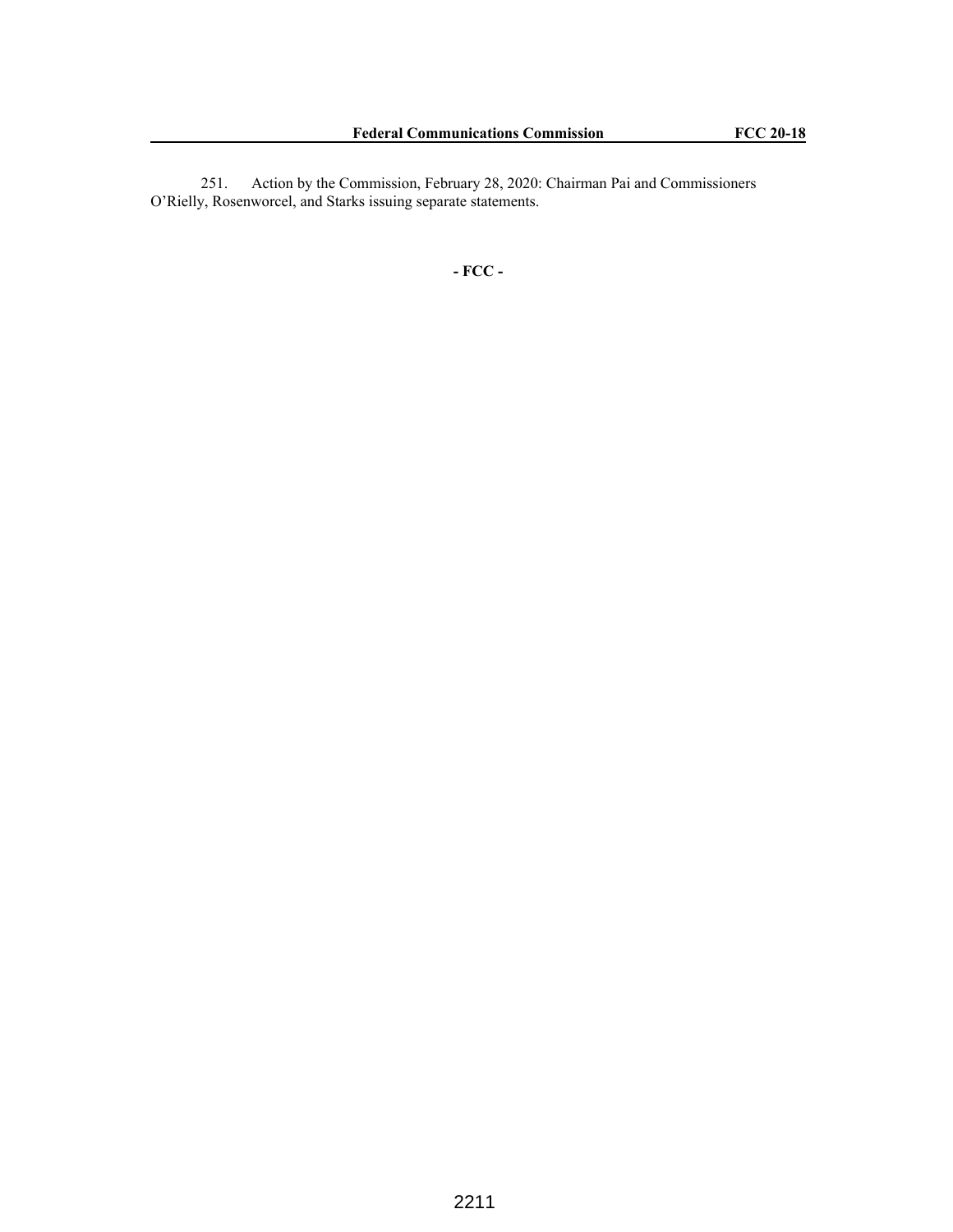251. Action by the Commission, February 28, 2020: Chairman Pai and Commissioners O'Rielly, Rosenworcel, and Starks issuing separate statements.

**- FCC -**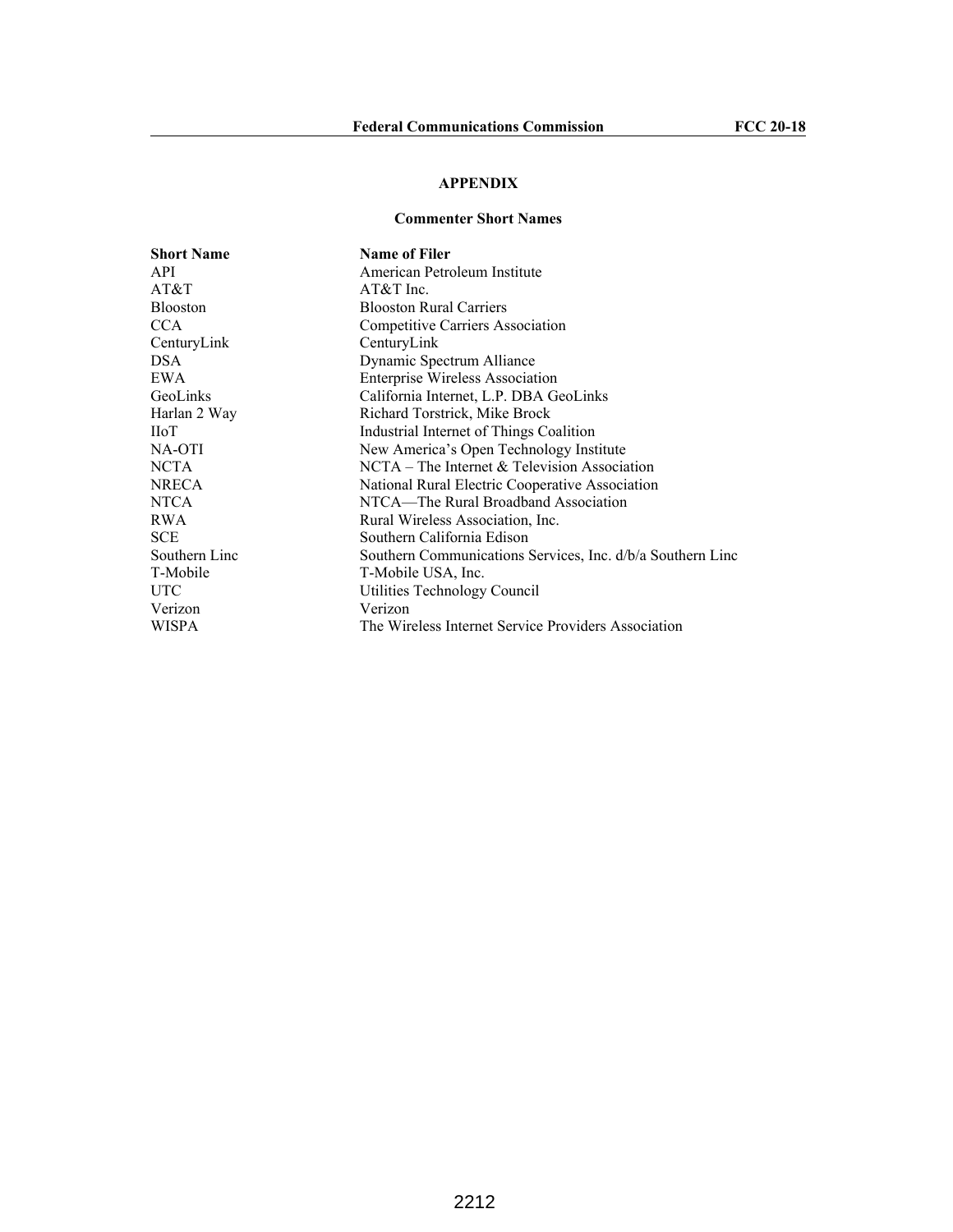## APPENDIX

### Commenter Short Names

| Short Name | Name of Filer |
|---|---|
| API | American Petroleum Institute |
| AT&T | AT&T Inc. |
| Blooston | Blooston Rural Carriers |
| CCA | Competitive Carriers Association |
| CenturyLink | CenturyLink |
| DSA | Dynamic Spectrum Alliance |
| EWA | Enterprise Wireless Association |
| GeoLinks | California Internet, L.P. DBA GeoLinks |
| Harlan 2 Way | Richard Torstrick, Mike Brock |
| IIoT | Industrial Internet of Things Coalition |
| NA-OTI | New America's Open Technology Institute |
| NCTA | NCTA – The Internet & Television Association |
| NRECA | National Rural Electric Cooperative Association |
| NTCA | NTCA—The Rural Broadband Association |
| RWA | Rural Wireless Association, Inc. |
| SCE | Southern California Edison |
| Southern Linc | Southern Communications Services, Inc. d/b/a Southern Linc |
| T-Mobile | T-Mobile USA, Inc. |
| UTC | Utilities Technology Council |
| Verizon | Verizon |
| WISPA | The Wireless Internet Service Providers Association |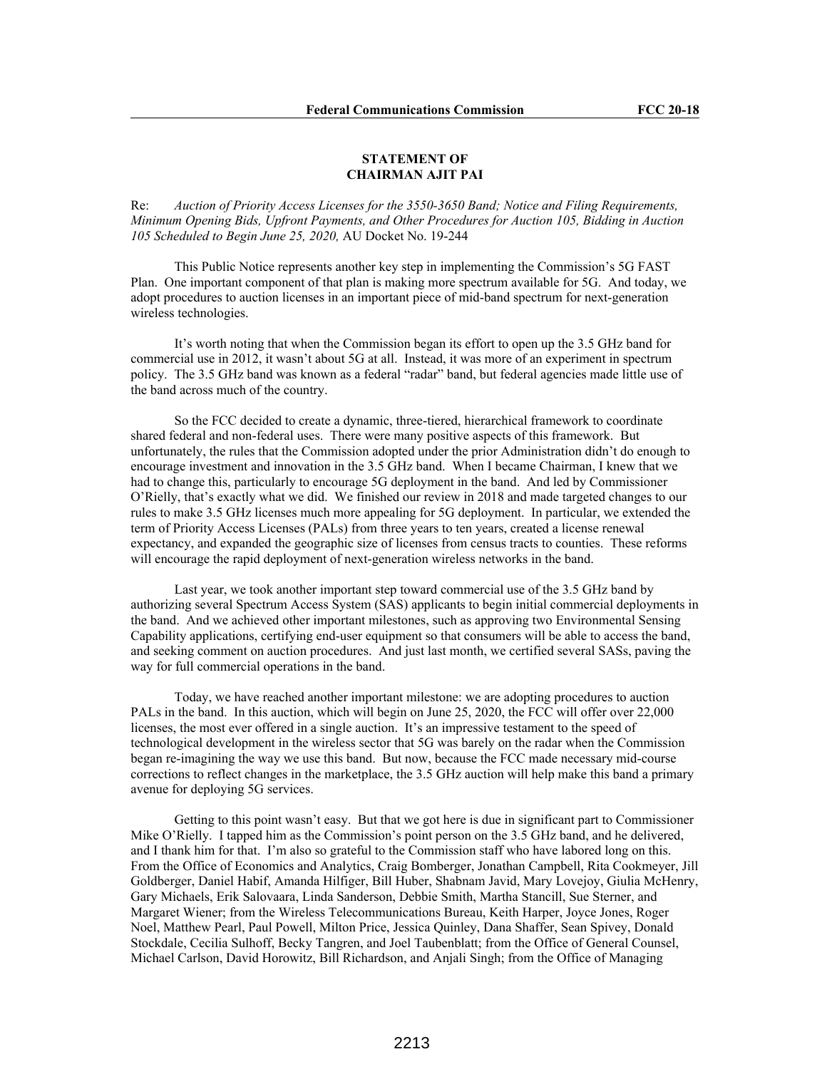**STATEMENT OF**
**CHAIRMAN AJIT PAI**

Re: *Auction of Priority Access Licenses for the 3550-3650 Band; Notice and Filing Requirements, Minimum Opening Bids, Upfront Payments, and Other Procedures for Auction 105, Bidding in Auction 105 Scheduled to Begin June 25, 2020,* AU Docket No. 19-244

This Public Notice represents another key step in implementing the Commission's 5G FAST Plan. One important component of that plan is making more spectrum available for 5G. And today, we adopt procedures to auction licenses in an important piece of mid-band spectrum for next-generation wireless technologies.

It's worth noting that when the Commission began its effort to open up the 3.5 GHz band for commercial use in 2012, it wasn't about 5G at all. Instead, it was more of an experiment in spectrum policy. The 3.5 GHz band was known as a federal "radar" band, but federal agencies made little use of the band across much of the country.

So the FCC decided to create a dynamic, three-tiered, hierarchical framework to coordinate shared federal and non-federal uses. There were many positive aspects of this framework. But unfortunately, the rules that the Commission adopted under the prior Administration didn't do enough to encourage investment and innovation in the 3.5 GHz band. When I became Chairman, I knew that we had to change this, particularly to encourage 5G deployment in the band. And led by Commissioner O'Rielly, that's exactly what we did. We finished our review in 2018 and made targeted changes to our rules to make 3.5 GHz licenses much more appealing for 5G deployment. In particular, we extended the term of Priority Access Licenses (PALs) from three years to ten years, created a license renewal expectancy, and expanded the geographic size of licenses from census tracts to counties. These reforms will encourage the rapid deployment of next-generation wireless networks in the band.

Last year, we took another important step toward commercial use of the 3.5 GHz band by authorizing several Spectrum Access System (SAS) applicants to begin initial commercial deployments in the band. And we achieved other important milestones, such as approving two Environmental Sensing Capability applications, certifying end-user equipment so that consumers will be able to access the band, and seeking comment on auction procedures. And just last month, we certified several SASs, paving the way for full commercial operations in the band.

Today, we have reached another important milestone: we are adopting procedures to auction PALs in the band. In this auction, which will begin on June 25, 2020, the FCC will offer over 22,000 licenses, the most ever offered in a single auction. It's an impressive testament to the speed of technological development in the wireless sector that 5G was barely on the radar when the Commission began re-imagining the way we use this band. But now, because the FCC made necessary mid-course corrections to reflect changes in the marketplace, the 3.5 GHz auction will help make this band a primary avenue for deploying 5G services.

Getting to this point wasn't easy. But that we got here is due in significant part to Commissioner Mike O'Rielly. I tapped him as the Commission's point person on the 3.5 GHz band, and he delivered, and I thank him for that. I'm also so grateful to the Commission staff who have labored long on this. From the Office of Economics and Analytics, Craig Bomberger, Jonathan Campbell, Rita Cookmeyer, Jill Goldberger, Daniel Habif, Amanda Hilfiger, Bill Huber, Shabnam Javid, Mary Lovejoy, Giulia McHenry, Gary Michaels, Erik Salovaara, Linda Sanderson, Debbie Smith, Martha Stancill, Sue Sterner, and Margaret Wiener; from the Wireless Telecommunications Bureau, Keith Harper, Joyce Jones, Roger Noel, Matthew Pearl, Paul Powell, Milton Price, Jessica Quinley, Dana Shaffer, Sean Spivey, Donald Stockdale, Cecilia Sulhoff, Becky Tangren, and Joel Taubenblatt; from the Office of General Counsel, Michael Carlson, David Horowitz, Bill Richardson, and Anjali Singh; from the Office of Managing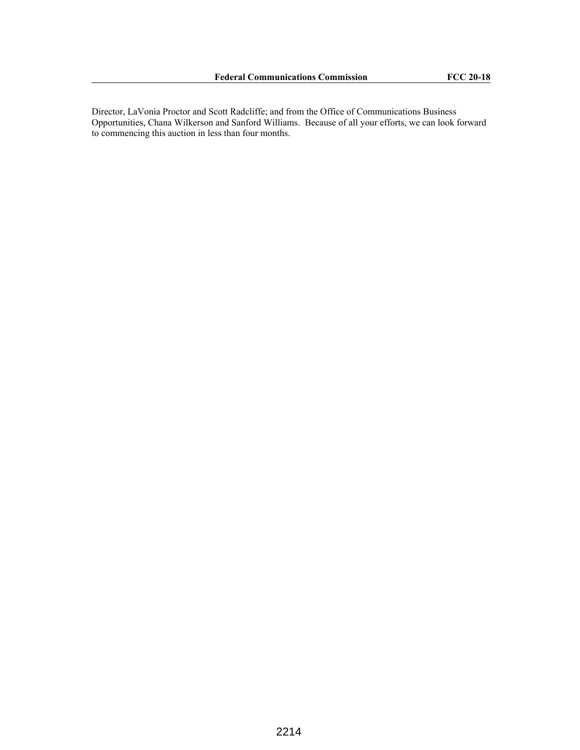Director, LaVonia Proctor and Scott Radcliffe; and from the Office of Communications Business Opportunities, Chana Wilkerson and Sanford Williams. Because of all your efforts, we can look forward to commencing this auction in less than four months.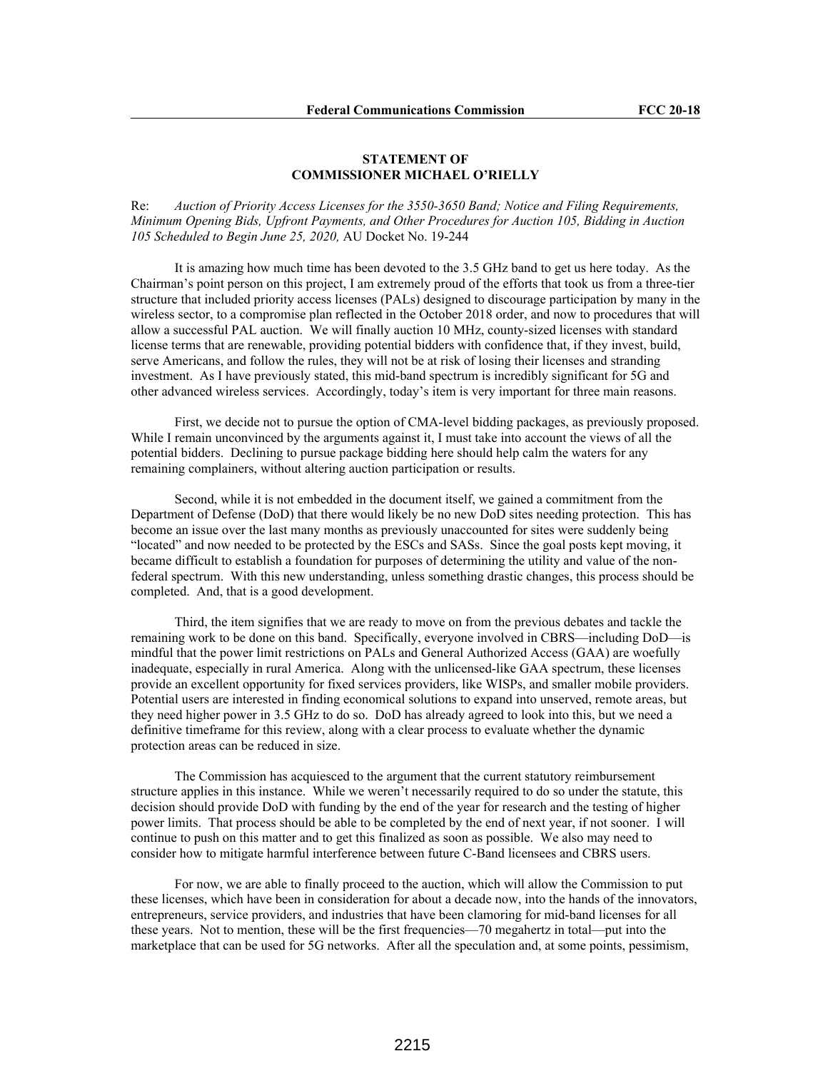**STATEMENT OF**
**COMMISSIONER MICHAEL O'RIELLY**

Re: *Auction of Priority Access Licenses for the 3550-3650 Band; Notice and Filing Requirements, Minimum Opening Bids, Upfront Payments, and Other Procedures for Auction 105, Bidding in Auction 105 Scheduled to Begin June 25, 2020,* AU Docket No. 19-244

It is amazing how much time has been devoted to the 3.5 GHz band to get us here today. As the Chairman's point person on this project, I am extremely proud of the efforts that took us from a three-tier structure that included priority access licenses (PALs) designed to discourage participation by many in the wireless sector, to a compromise plan reflected in the October 2018 order, and now to procedures that will allow a successful PAL auction. We will finally auction 10 MHz, county-sized licenses with standard license terms that are renewable, providing potential bidders with confidence that, if they invest, build, serve Americans, and follow the rules, they will not be at risk of losing their licenses and stranding investment. As I have previously stated, this mid-band spectrum is incredibly significant for 5G and other advanced wireless services. Accordingly, today's item is very important for three main reasons.

First, we decide not to pursue the option of CMA-level bidding packages, as previously proposed. While I remain unconvinced by the arguments against it, I must take into account the views of all the potential bidders. Declining to pursue package bidding here should help calm the waters for any remaining complainers, without altering auction participation or results.

Second, while it is not embedded in the document itself, we gained a commitment from the Department of Defense (DoD) that there would likely be no new DoD sites needing protection. This has become an issue over the last many months as previously unaccounted for sites were suddenly being "located" and now needed to be protected by the ESCs and SASs. Since the goal posts kept moving, it became difficult to establish a foundation for purposes of determining the utility and value of the non-federal spectrum. With this new understanding, unless something drastic changes, this process should be completed. And, that is a good development.

Third, the item signifies that we are ready to move on from the previous debates and tackle the remaining work to be done on this band. Specifically, everyone involved in CBRS—including DoD—is mindful that the power limit restrictions on PALs and General Authorized Access (GAA) are woefully inadequate, especially in rural America. Along with the unlicensed-like GAA spectrum, these licenses provide an excellent opportunity for fixed services providers, like WISPs, and smaller mobile providers. Potential users are interested in finding economical solutions to expand into unserved, remote areas, but they need higher power in 3.5 GHz to do so. DoD has already agreed to look into this, but we need a definitive timeframe for this review, along with a clear process to evaluate whether the dynamic protection areas can be reduced in size.

The Commission has acquiesced to the argument that the current statutory reimbursement structure applies in this instance. While we weren't necessarily required to do so under the statute, this decision should provide DoD with funding by the end of the year for research and the testing of higher power limits. That process should be able to be completed by the end of next year, if not sooner. I will continue to push on this matter and to get this finalized as soon as possible. We also may need to consider how to mitigate harmful interference between future C-Band licensees and CBRS users.

For now, we are able to finally proceed to the auction, which will allow the Commission to put these licenses, which have been in consideration for about a decade now, into the hands of the innovators, entrepreneurs, service providers, and industries that have been clamoring for mid-band licenses for all these years. Not to mention, these will be the first frequencies—70 megahertz in total—put into the marketplace that can be used for 5G networks. After all the speculation and, at some points, pessimism,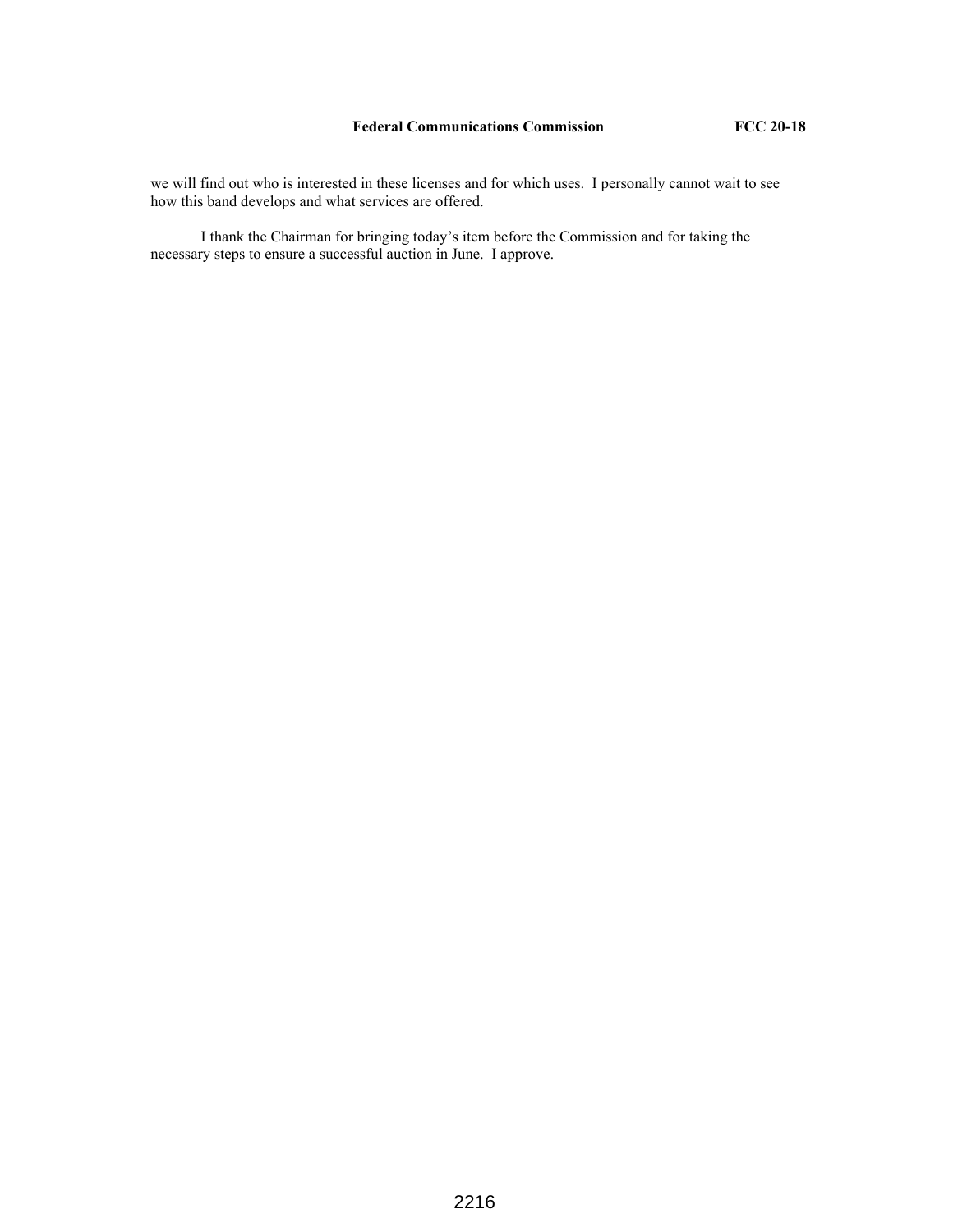we will find out who is interested in these licenses and for which uses. I personally cannot wait to see how this band develops and what services are offered.

I thank the Chairman for bringing today's item before the Commission and for taking the necessary steps to ensure a successful auction in June. I approve.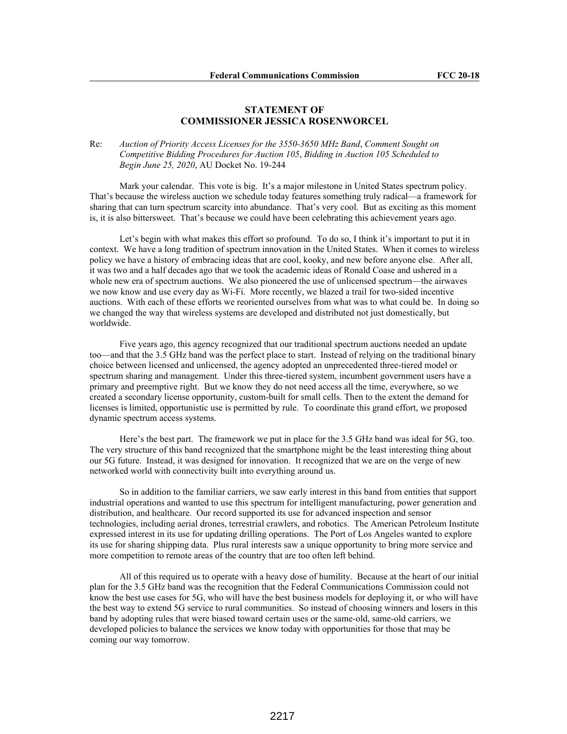## STATEMENT OF COMMISSIONER JESSICA ROSENWORCEL

Re: *Auction of Priority Access Licenses for the 3550-3650 MHz Band*, *Comment Sought on Competitive Bidding Procedures for Auction 105*, *Bidding in Auction 105 Scheduled to Begin June 25, 2020*, AU Docket No. 19-244

Mark your calendar. This vote is big. It's a major milestone in United States spectrum policy. That's because the wireless auction we schedule today features something truly radical—a framework for sharing that can turn spectrum scarcity into abundance. That's very cool. But as exciting as this moment is, it is also bittersweet. That's because we could have been celebrating this achievement years ago.

Let's begin with what makes this effort so profound. To do so, I think it's important to put it in context. We have a long tradition of spectrum innovation in the United States. When it comes to wireless policy we have a history of embracing ideas that are cool, kooky, and new before anyone else. After all, it was two and a half decades ago that we took the academic ideas of Ronald Coase and ushered in a whole new era of spectrum auctions. We also pioneered the use of unlicensed spectrum—the airwaves we now know and use every day as Wi-Fi. More recently, we blazed a trail for two-sided incentive auctions. With each of these efforts we reoriented ourselves from what was to what could be. In doing so we changed the way that wireless systems are developed and distributed not just domestically, but worldwide.

Five years ago, this agency recognized that our traditional spectrum auctions needed an update too—and that the 3.5 GHz band was the perfect place to start. Instead of relying on the traditional binary choice between licensed and unlicensed, the agency adopted an unprecedented three-tiered model or spectrum sharing and management. Under this three-tiered system, incumbent government users have a primary and preemptive right. But we know they do not need access all the time, everywhere, so we created a secondary license opportunity, custom-built for small cells. Then to the extent the demand for licenses is limited, opportunistic use is permitted by rule. To coordinate this grand effort, we proposed dynamic spectrum access systems.

Here's the best part. The framework we put in place for the 3.5 GHz band was ideal for 5G, too. The very structure of this band recognized that the smartphone might be the least interesting thing about our 5G future. Instead, it was designed for innovation. It recognized that we are on the verge of new networked world with connectivity built into everything around us.

So in addition to the familiar carriers, we saw early interest in this band from entities that support industrial operations and wanted to use this spectrum for intelligent manufacturing, power generation and distribution, and healthcare. Our record supported its use for advanced inspection and sensor technologies, including aerial drones, terrestrial crawlers, and robotics. The American Petroleum Institute expressed interest in its use for updating drilling operations. The Port of Los Angeles wanted to explore its use for sharing shipping data. Plus rural interests saw a unique opportunity to bring more service and more competition to remote areas of the country that are too often left behind.

All of this required us to operate with a heavy dose of humility. Because at the heart of our initial plan for the 3.5 GHz band was the recognition that the Federal Communications Commission could not know the best use cases for 5G, who will have the best business models for deploying it, or who will have the best way to extend 5G service to rural communities. So instead of choosing winners and losers in this band by adopting rules that were biased toward certain uses or the same-old, same-old carriers, we developed policies to balance the services we know today with opportunities for those that may be coming our way tomorrow.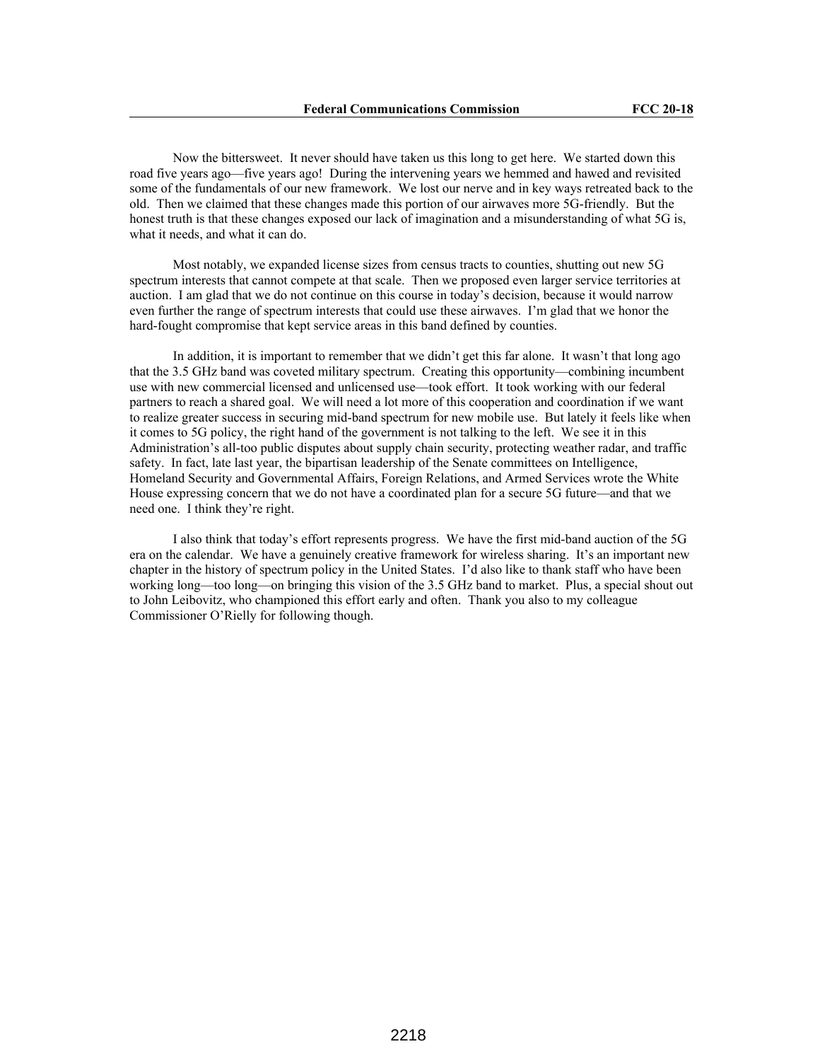Now the bittersweet. It never should have taken us this long to get here. We started down this road five years ago—five years ago! During the intervening years we hemmed and hawed and revisited some of the fundamentals of our new framework. We lost our nerve and in key ways retreated back to the old. Then we claimed that these changes made this portion of our airwaves more 5G-friendly. But the honest truth is that these changes exposed our lack of imagination and a misunderstanding of what 5G is, what it needs, and what it can do.

Most notably, we expanded license sizes from census tracts to counties, shutting out new 5G spectrum interests that cannot compete at that scale. Then we proposed even larger service territories at auction. I am glad that we do not continue on this course in today's decision, because it would narrow even further the range of spectrum interests that could use these airwaves. I'm glad that we honor the hard-fought compromise that kept service areas in this band defined by counties.

In addition, it is important to remember that we didn't get this far alone. It wasn't that long ago that the 3.5 GHz band was coveted military spectrum. Creating this opportunity—combining incumbent use with new commercial licensed and unlicensed use—took effort. It took working with our federal partners to reach a shared goal. We will need a lot more of this cooperation and coordination if we want to realize greater success in securing mid-band spectrum for new mobile use. But lately it feels like when it comes to 5G policy, the right hand of the government is not talking to the left. We see it in this Administration's all-too public disputes about supply chain security, protecting weather radar, and traffic safety. In fact, late last year, the bipartisan leadership of the Senate committees on Intelligence, Homeland Security and Governmental Affairs, Foreign Relations, and Armed Services wrote the White House expressing concern that we do not have a coordinated plan for a secure 5G future—and that we need one. I think they're right.

I also think that today's effort represents progress. We have the first mid-band auction of the 5G era on the calendar. We have a genuinely creative framework for wireless sharing. It's an important new chapter in the history of spectrum policy in the United States. I'd also like to thank staff who have been working long—too long—on bringing this vision of the 3.5 GHz band to market. Plus, a special shout out to John Leibovitz, who championed this effort early and often. Thank you also to my colleague Commissioner O'Rielly for following though.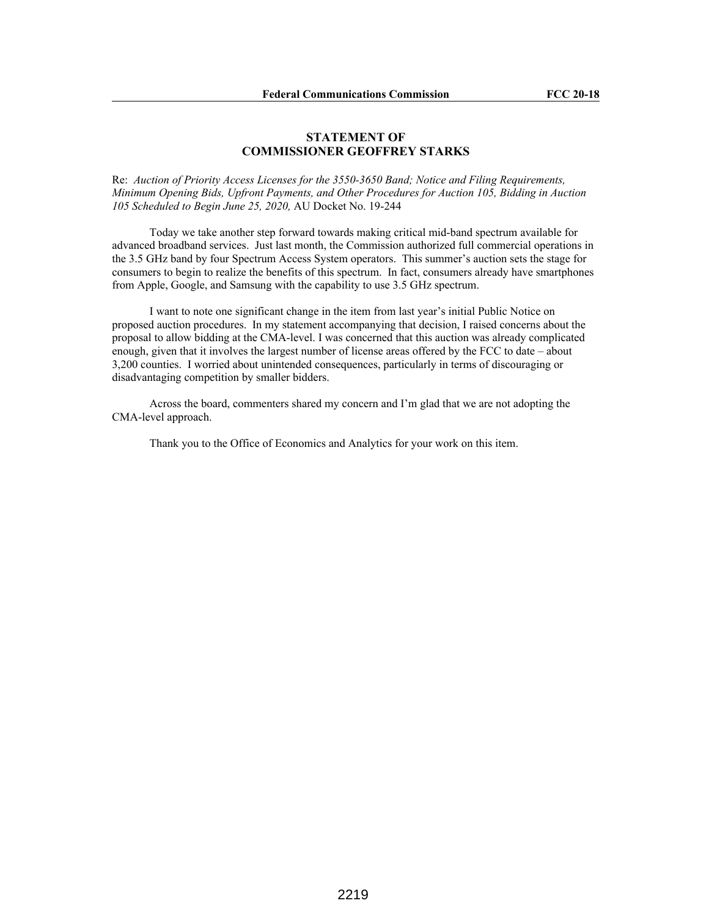## STATEMENT OF
## COMMISSIONER GEOFFREY STARKS

Re: *Auction of Priority Access Licenses for the 3550-3650 Band; Notice and Filing Requirements, Minimum Opening Bids, Upfront Payments, and Other Procedures for Auction 105, Bidding in Auction 105 Scheduled to Begin June 25, 2020,* AU Docket No. 19-244

Today we take another step forward towards making critical mid-band spectrum available for advanced broadband services. Just last month, the Commission authorized full commercial operations in the 3.5 GHz band by four Spectrum Access System operators. This summer's auction sets the stage for consumers to begin to realize the benefits of this spectrum. In fact, consumers already have smartphones from Apple, Google, and Samsung with the capability to use 3.5 GHz spectrum.

I want to note one significant change in the item from last year's initial Public Notice on proposed auction procedures. In my statement accompanying that decision, I raised concerns about the proposal to allow bidding at the CMA-level. I was concerned that this auction was already complicated enough, given that it involves the largest number of license areas offered by the FCC to date – about 3,200 counties. I worried about unintended consequences, particularly in terms of discouraging or disadvantaging competition by smaller bidders.

Across the board, commenters shared my concern and I'm glad that we are not adopting the CMA-level approach.

Thank you to the Office of Economics and Analytics for your work on this item.